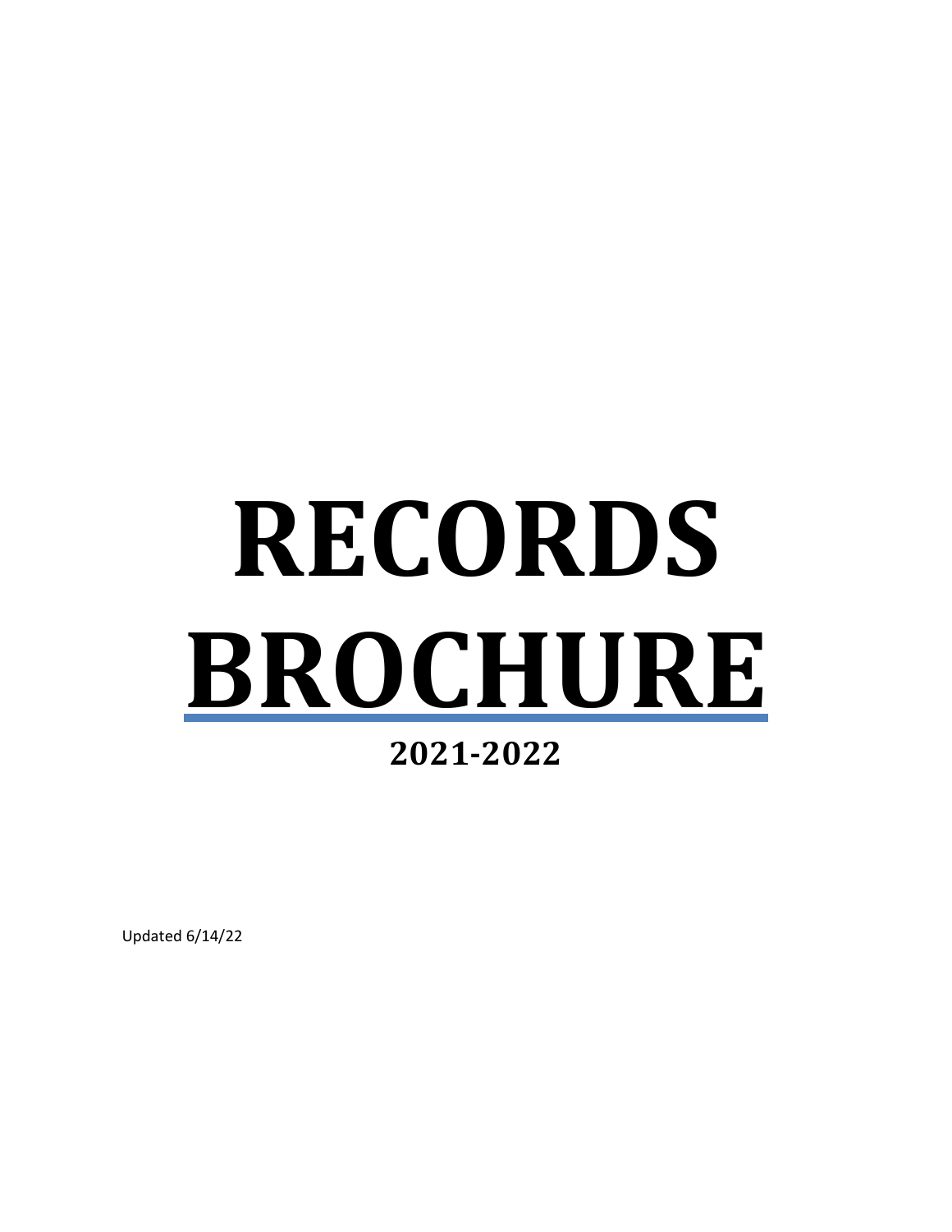# RECORDS BROCHURE

## 2021-2022

Updated 6/14/22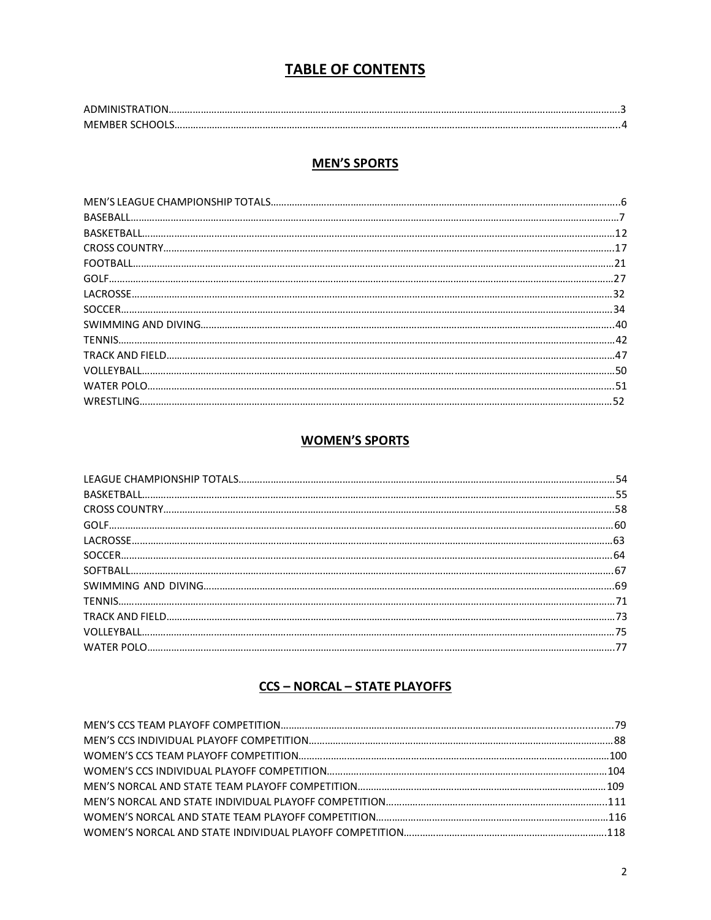# TABLE OF CONTENTS

ADMINISTRATION....................3
MEMBER SCHOOLS....................4

## MEN'S SPORTS

MEN'S LEAGUE CHAMPIONSHIP TOTALS....................6
BASEBALL....................7
BASKETBALL....................12
CROSS COUNTRY....................17
FOOTBALL....................21
GOLF....................27
LACROSSE....................32
SOCCER....................34
SWIMMING AND DIVING....................40
TENNIS....................42
TRACK AND FIELD....................47
VOLLEYBALL....................50
WATER POLO....................51
WRESTLING....................52

## WOMEN'S SPORTS

LEAGUE CHAMPIONSHIP TOTALS....................54
BASKETBALL....................55
CROSS COUNTRY....................58
GOLF....................60
LACROSSE....................63
SOCCER....................64
SOFTBALL....................67
SWIMMING AND DIVING....................69
TENNIS....................71
TRACK AND FIELD....................73
VOLLEYBALL....................75
WATER POLO....................77

## CCS – NORCAL – STATE PLAYOFFS

MEN'S CCS TEAM PLAYOFF COMPETITION....................79
MEN'S CCS INDIVIDUAL PLAYOFF COMPETITION....................88
WOMEN'S CCS TEAM PLAYOFF COMPETITION....................100
WOMEN'S CCS INDIVIDUAL PLAYOFF COMPETITION....................104
MEN'S NORCAL AND STATE TEAM PLAYOFF COMPETITION....................109
MEN'S NORCAL AND STATE INDIVIDUAL PLAYOFF COMPETITION....................111
WOMEN'S NORCAL AND STATE TEAM PLAYOFF COMPETITION....................116
WOMEN'S NORCAL AND STATE INDIVIDUAL PLAYOFF COMPETITION....................118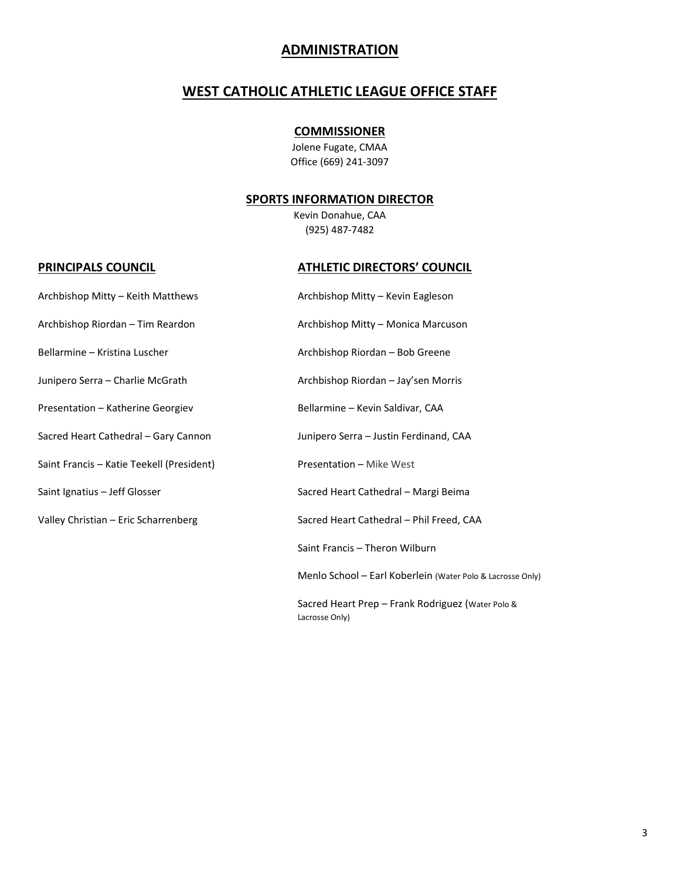# ADMINISTRATION

## WEST CATHOLIC ATHLETIC LEAGUE OFFICE STAFF

### COMMISSIONER

Jolene Fugate, CMAA
Office (669) 241-3097

### SPORTS INFORMATION DIRECTOR

Kevin Donahue, CAA
(925) 487-7482

### PRINCIPALS COUNCIL

Archbishop Mitty – Keith Matthews

Archbishop Riordan – Tim Reardon

Bellarmine – Kristina Luscher

Junipero Serra – Charlie McGrath

Presentation – Katherine Georgiev

Sacred Heart Cathedral – Gary Cannon

Saint Francis – Katie Teekell (President)

Saint Ignatius – Jeff Glosser

Valley Christian – Eric Scharrenberg

### ATHLETIC DIRECTORS' COUNCIL

Archbishop Mitty – Kevin Eagleson

Archbishop Mitty – Monica Marcuson

Archbishop Riordan – Bob Greene

Archbishop Riordan – Jay'sen Morris

Bellarmine – Kevin Saldivar, CAA

Junipero Serra – Justin Ferdinand, CAA

Presentation – Mike West

Sacred Heart Cathedral – Margi Beima

Sacred Heart Cathedral – Phil Freed, CAA

Saint Francis – Theron Wilburn

Menlo School – Earl Koberlein (Water Polo & Lacrosse Only)

Sacred Heart Prep – Frank Rodriguez (Water Polo & Lacrosse Only)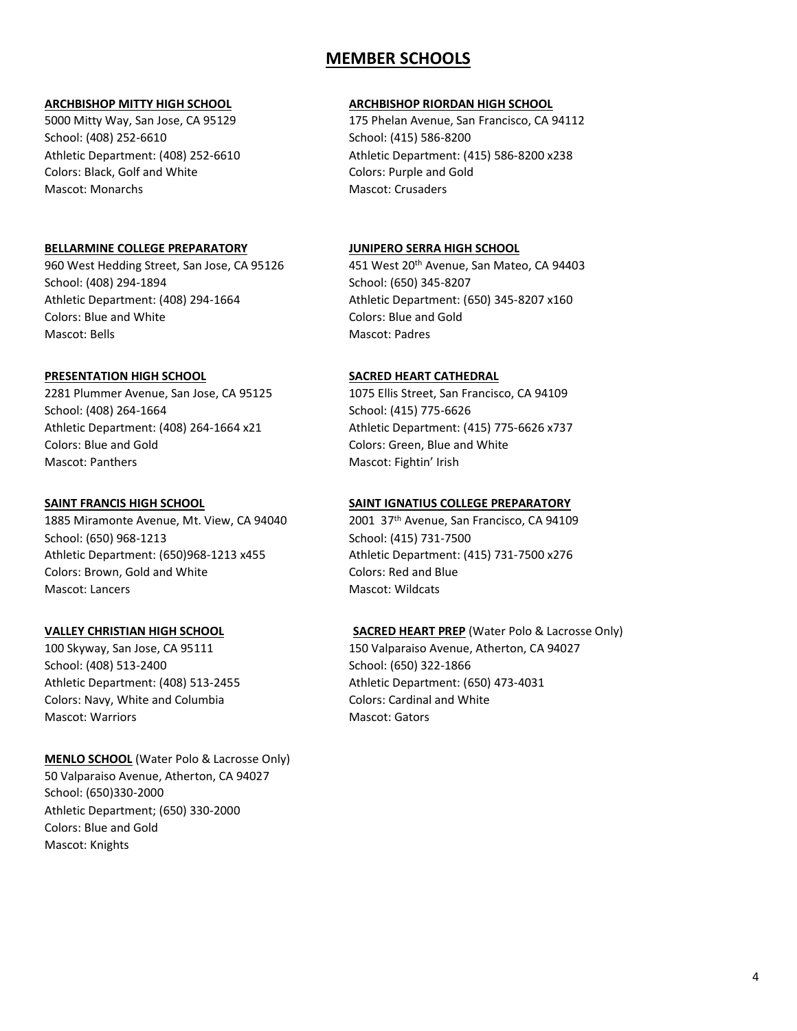# MEMBER SCHOOLS

**ARCHBISHOP MITTY HIGH SCHOOL**
5000 Mitty Way, San Jose, CA 95129
School: (408) 252-6610
Athletic Department: (408) 252-6610
Colors: Black, Golf and White
Mascot: Monarchs

**ARCHBISHOP RIORDAN HIGH SCHOOL**
175 Phelan Avenue, San Francisco, CA 94112
School: (415) 586-8200
Athletic Department: (415) 586-8200 x238
Colors: Purple and Gold
Mascot: Crusaders

**BELLARMINE COLLEGE PREPARATORY**
960 West Hedding Street, San Jose, CA 95126
School: (408) 294-1894
Athletic Department: (408) 294-1664
Colors: Blue and White
Mascot: Bells

**JUNIPERO SERRA HIGH SCHOOL**
451 West 20th Avenue, San Mateo, CA 94403
School: (650) 345-8207
Athletic Department: (650) 345-8207 x160
Colors: Blue and Gold
Mascot: Padres

**PRESENTATION HIGH SCHOOL**
2281 Plummer Avenue, San Jose, CA 95125
School: (408) 264-1664
Athletic Department: (408) 264-1664 x21
Colors: Blue and Gold
Mascot: Panthers

**SACRED HEART CATHEDRAL**
1075 Ellis Street, San Francisco, CA 94109
School: (415) 775-6626
Athletic Department: (415) 775-6626 x737
Colors: Green, Blue and White
Mascot: Fightin' Irish

**SAINT FRANCIS HIGH SCHOOL**
1885 Miramonte Avenue, Mt. View, CA 94040
School: (650) 968-1213
Athletic Department: (650)968-1213 x455
Colors: Brown, Gold and White
Mascot: Lancers

**SAINT IGNATIUS COLLEGE PREPARATORY**
2001 37th Avenue, San Francisco, CA 94109
School: (415) 731-7500
Athletic Department: (415) 731-7500 x276
Colors: Red and Blue
Mascot: Wildcats

**VALLEY CHRISTIAN HIGH SCHOOL**
100 Skyway, San Jose, CA 95111
School: (408) 513-2400
Athletic Department: (408) 513-2455
Colors: Navy, White and Columbia
Mascot: Warriors

**SACRED HEART PREP** (Water Polo & Lacrosse Only)
150 Valparaiso Avenue, Atherton, CA 94027
School: (650) 322-1866
Athletic Department: (650) 473-4031
Colors: Cardinal and White
Mascot: Gators

**MENLO SCHOOL** (Water Polo & Lacrosse Only)
50 Valparaiso Avenue, Atherton, CA 94027
School: (650)330-2000
Athletic Department; (650) 330-2000
Colors: Blue and Gold
Mascot: Knights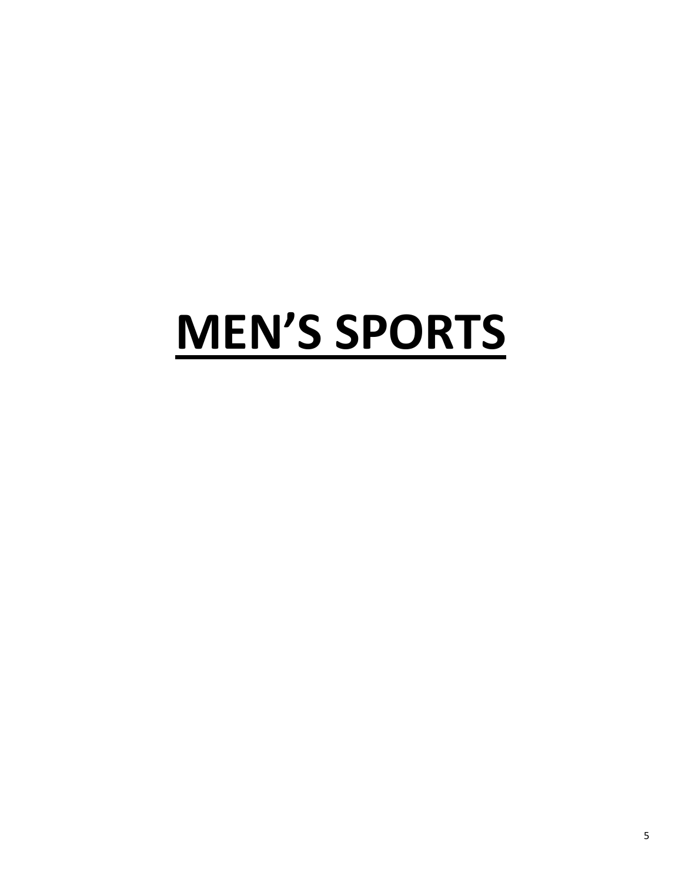# MEN’S SPORTS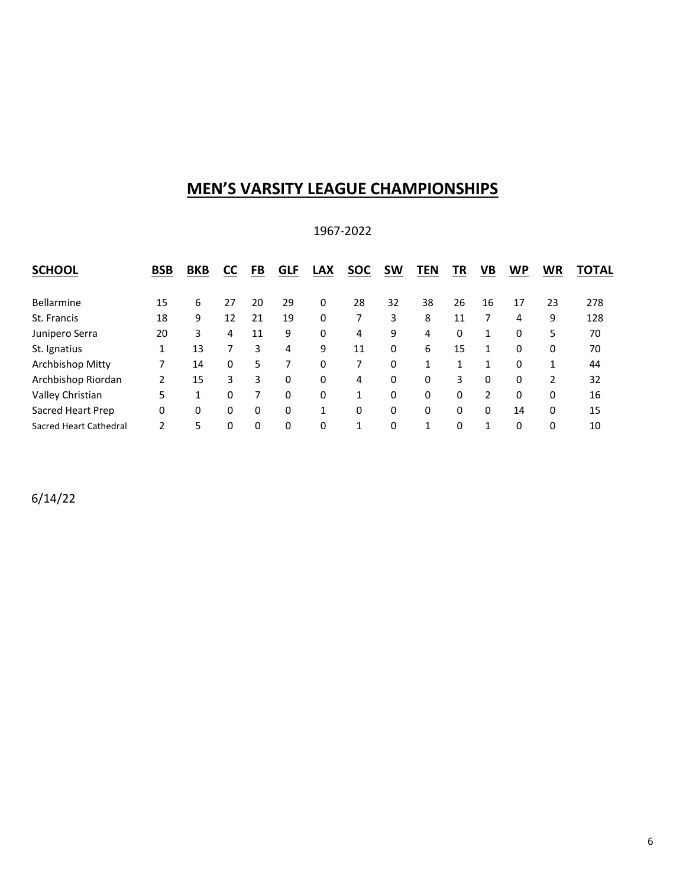# MEN'S VARSITY LEAGUE CHAMPIONSHIPS

1967-2022

| SCHOOL | BSB | BKB | CC | FB | GLF | LAX | SOC | SW | TEN | TR | VB | WP | WR | TOTAL |
|---|---|---|---|---|---|---|---|---|---|---|---|---|---|---|
| Bellarmine | 15 | 6 | 27 | 20 | 29 | 0 | 28 | 32 | 38 | 26 | 16 | 17 | 23 | 278 |
| St. Francis | 18 | 9 | 12 | 21 | 19 | 0 | 7 | 3 | 8 | 11 | 7 | 4 | 9 | 128 |
| Junipero Serra | 20 | 3 | 4 | 11 | 9 | 0 | 4 | 9 | 4 | 0 | 1 | 0 | 5 | 70 |
| St. Ignatius | 1 | 13 | 7 | 3 | 4 | 9 | 11 | 0 | 6 | 15 | 1 | 0 | 0 | 70 |
| Archbishop Mitty | 7 | 14 | 0 | 5 | 7 | 0 | 7 | 0 | 1 | 1 | 1 | 0 | 1 | 44 |
| Archbishop Riordan | 2 | 15 | 3 | 3 | 0 | 0 | 4 | 0 | 0 | 3 | 0 | 0 | 2 | 32 |
| Valley Christian | 5 | 1 | 0 | 7 | 0 | 0 | 1 | 0 | 0 | 0 | 2 | 0 | 0 | 16 |
| Sacred Heart Prep | 0 | 0 | 0 | 0 | 0 | 1 | 0 | 0 | 0 | 0 | 0 | 14 | 0 | 15 |
| Sacred Heart Cathedral | 2 | 5 | 0 | 0 | 0 | 0 | 1 | 0 | 1 | 0 | 1 | 0 | 0 | 10 |

6/14/22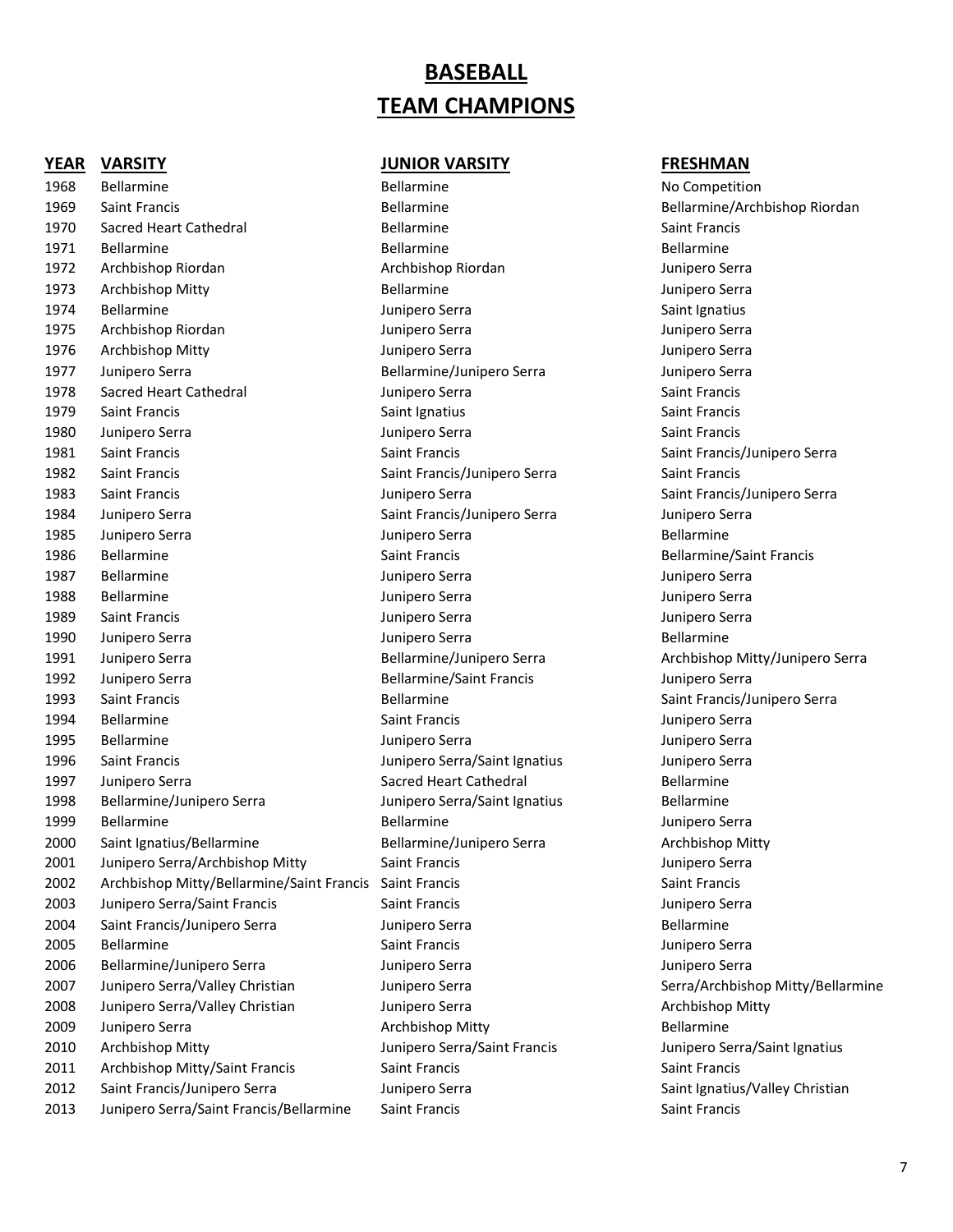# BASEBALL

# TEAM CHAMPIONS

| YEAR | VARSITY | JUNIOR VARSITY | FRESHMAN |
|---|---|---|---|
| 1968 | Bellarmine | Bellarmine | No Competition |
| 1969 | Saint Francis | Bellarmine | Bellarmine/Archbishop Riordan |
| 1970 | Sacred Heart Cathedral | Bellarmine | Saint Francis |
| 1971 | Bellarmine | Bellarmine | Bellarmine |
| 1972 | Archbishop Riordan | Archbishop Riordan | Junipero Serra |
| 1973 | Archbishop Mitty | Bellarmine | Junipero Serra |
| 1974 | Bellarmine | Junipero Serra | Saint Ignatius |
| 1975 | Archbishop Riordan | Junipero Serra | Junipero Serra |
| 1976 | Archbishop Mitty | Junipero Serra | Junipero Serra |
| 1977 | Junipero Serra | Bellarmine/Junipero Serra | Junipero Serra |
| 1978 | Sacred Heart Cathedral | Junipero Serra | Saint Francis |
| 1979 | Saint Francis | Saint Ignatius | Saint Francis |
| 1980 | Junipero Serra | Junipero Serra | Saint Francis |
| 1981 | Saint Francis | Saint Francis | Saint Francis/Junipero Serra |
| 1982 | Saint Francis | Saint Francis/Junipero Serra | Saint Francis |
| 1983 | Saint Francis | Junipero Serra | Saint Francis/Junipero Serra |
| 1984 | Junipero Serra | Saint Francis/Junipero Serra | Junipero Serra |
| 1985 | Junipero Serra | Junipero Serra | Bellarmine |
| 1986 | Bellarmine | Saint Francis | Bellarmine/Saint Francis |
| 1987 | Bellarmine | Junipero Serra | Junipero Serra |
| 1988 | Bellarmine | Junipero Serra | Junipero Serra |
| 1989 | Saint Francis | Junipero Serra | Junipero Serra |
| 1990 | Junipero Serra | Junipero Serra | Bellarmine |
| 1991 | Junipero Serra | Bellarmine/Junipero Serra | Archbishop Mitty/Junipero Serra |
| 1992 | Junipero Serra | Bellarmine/Saint Francis | Junipero Serra |
| 1993 | Saint Francis | Bellarmine | Saint Francis/Junipero Serra |
| 1994 | Bellarmine | Saint Francis | Junipero Serra |
| 1995 | Bellarmine | Junipero Serra | Junipero Serra |
| 1996 | Saint Francis | Junipero Serra/Saint Ignatius | Junipero Serra |
| 1997 | Junipero Serra | Sacred Heart Cathedral | Bellarmine |
| 1998 | Bellarmine/Junipero Serra | Junipero Serra/Saint Ignatius | Bellarmine |
| 1999 | Bellarmine | Bellarmine | Junipero Serra |
| 2000 | Saint Ignatius/Bellarmine | Bellarmine/Junipero Serra | Archbishop Mitty |
| 2001 | Junipero Serra/Archbishop Mitty | Saint Francis | Junipero Serra |
| 2002 | Archbishop Mitty/Bellarmine/Saint Francis | Saint Francis | Saint Francis |
| 2003 | Junipero Serra/Saint Francis | Saint Francis | Junipero Serra |
| 2004 | Saint Francis/Junipero Serra | Junipero Serra | Bellarmine |
| 2005 | Bellarmine | Saint Francis | Junipero Serra |
| 2006 | Bellarmine/Junipero Serra | Junipero Serra | Junipero Serra |
| 2007 | Junipero Serra/Valley Christian | Junipero Serra | Serra/Archbishop Mitty/Bellarmine |
| 2008 | Junipero Serra/Valley Christian | Junipero Serra | Archbishop Mitty |
| 2009 | Junipero Serra | Archbishop Mitty | Bellarmine |
| 2010 | Archbishop Mitty | Junipero Serra/Saint Francis | Junipero Serra/Saint Ignatius |
| 2011 | Archbishop Mitty/Saint Francis | Saint Francis | Saint Francis |
| 2012 | Saint Francis/Junipero Serra | Junipero Serra | Saint Ignatius/Valley Christian |
| 2013 | Junipero Serra/Saint Francis/Bellarmine | Saint Francis | Saint Francis |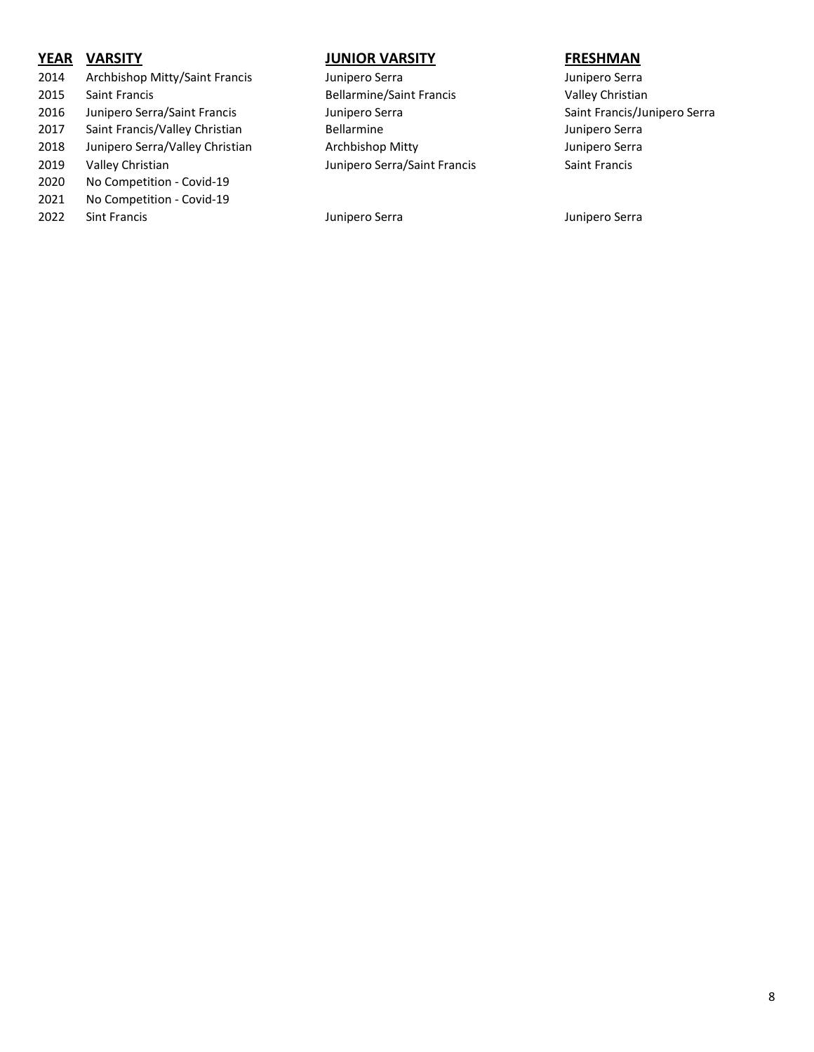| YEAR | VARSITY | JUNIOR VARSITY | FRESHMAN |
|---|---|---|---|
| 2014 | Archbishop Mitty/Saint Francis | Junipero Serra | Junipero Serra |
| 2015 | Saint Francis | Bellarmine/Saint Francis | Valley Christian |
| 2016 | Junipero Serra/Saint Francis | Junipero Serra | Saint Francis/Junipero Serra |
| 2017 | Saint Francis/Valley Christian | Bellarmine | Junipero Serra |
| 2018 | Junipero Serra/Valley Christian | Archbishop Mitty | Junipero Serra |
| 2019 | Valley Christian | Junipero Serra/Saint Francis | Saint Francis |
| 2020 | No Competition - Covid-19 | | |
| 2021 | No Competition - Covid-19 | | |
| 2022 | Sint Francis | Junipero Serra | Junipero Serra |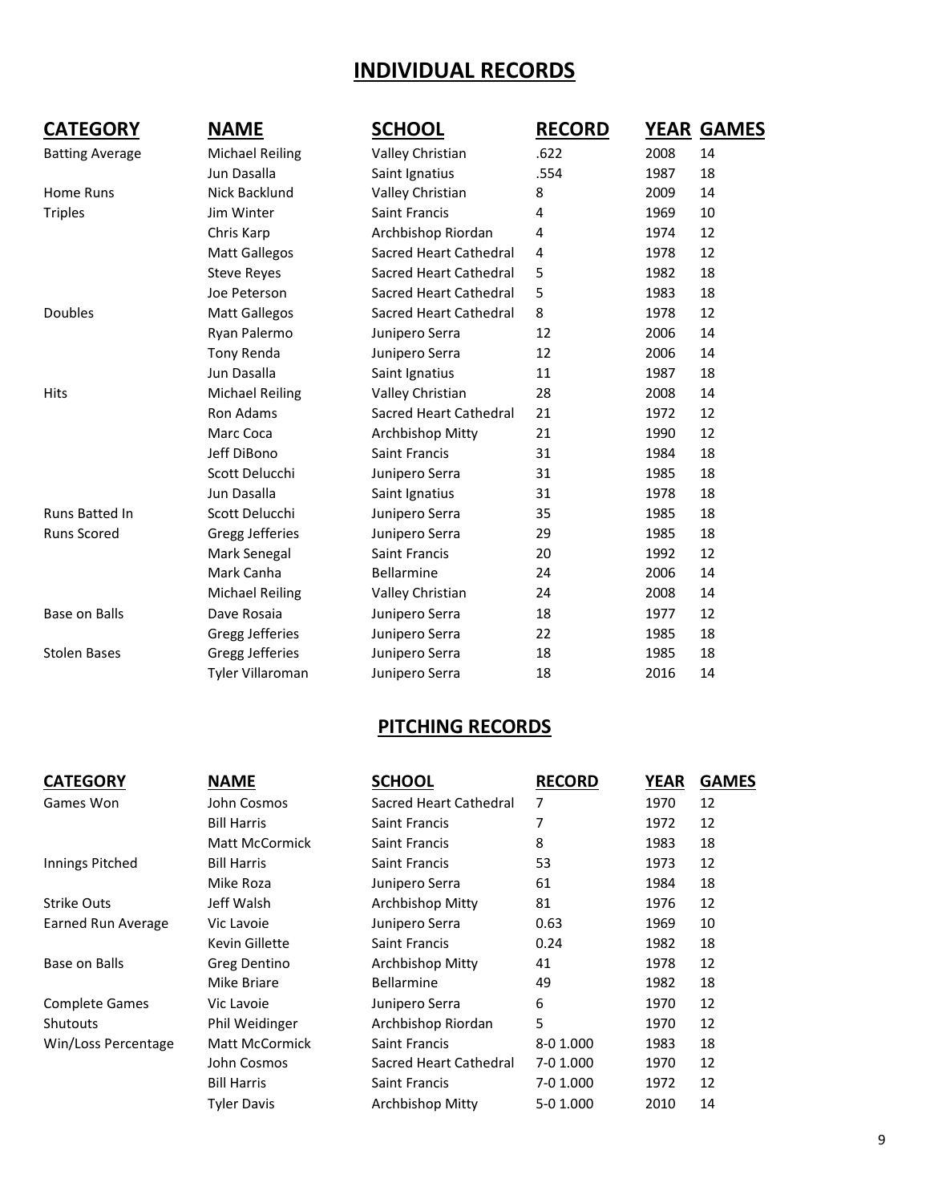# INDIVIDUAL RECORDS

| CATEGORY | NAME | SCHOOL | RECORD | YEAR | GAMES |
|---|---|---|---|---|---|
| Batting Average | Michael Reiling | Valley Christian | .622 | 2008 | 14 |
| | Jun Dasalla | Saint Ignatius | .554 | 1987 | 18 |
| Home Runs | Nick Backlund | Valley Christian | 8 | 2009 | 14 |
| Triples | Jim Winter | Saint Francis | 4 | 1969 | 10 |
| | Chris Karp | Archbishop Riordan | 4 | 1974 | 12 |
| | Matt Gallegos | Sacred Heart Cathedral | 4 | 1978 | 12 |
| | Steve Reyes | Sacred Heart Cathedral | 5 | 1982 | 18 |
| | Joe Peterson | Sacred Heart Cathedral | 5 | 1983 | 18 |
| Doubles | Matt Gallegos | Sacred Heart Cathedral | 8 | 1978 | 12 |
| | Ryan Palermo | Junipero Serra | 12 | 2006 | 14 |
| | Tony Renda | Junipero Serra | 12 | 2006 | 14 |
| | Jun Dasalla | Saint Ignatius | 11 | 1987 | 18 |
| Hits | Michael Reiling | Valley Christian | 28 | 2008 | 14 |
| | Ron Adams | Sacred Heart Cathedral | 21 | 1972 | 12 |
| | Marc Coca | Archbishop Mitty | 21 | 1990 | 12 |
| | Jeff DiBono | Saint Francis | 31 | 1984 | 18 |
| | Scott Delucchi | Junipero Serra | 31 | 1985 | 18 |
| | Jun Dasalla | Saint Ignatius | 31 | 1978 | 18 |
| Runs Batted In | Scott Delucchi | Junipero Serra | 35 | 1985 | 18 |
| Runs Scored | Gregg Jefferies | Junipero Serra | 29 | 1985 | 18 |
| | Mark Senegal | Saint Francis | 20 | 1992 | 12 |
| | Mark Canha | Bellarmine | 24 | 2006 | 14 |
| | Michael Reiling | Valley Christian | 24 | 2008 | 14 |
| Base on Balls | Dave Rosaia | Junipero Serra | 18 | 1977 | 12 |
| | Gregg Jefferies | Junipero Serra | 22 | 1985 | 18 |
| Stolen Bases | Gregg Jefferies | Junipero Serra | 18 | 1985 | 18 |
| | Tyler Villaroman | Junipero Serra | 18 | 2016 | 14 |

# PITCHING RECORDS

| CATEGORY | NAME | SCHOOL | RECORD | YEAR | GAMES |
|---|---|---|---|---|---|
| Games Won | John Cosmos | Sacred Heart Cathedral | 7 | 1970 | 12 |
| | Bill Harris | Saint Francis | 7 | 1972 | 12 |
| | Matt McCormick | Saint Francis | 8 | 1983 | 18 |
| Innings Pitched | Bill Harris | Saint Francis | 53 | 1973 | 12 |
| | Mike Roza | Junipero Serra | 61 | 1984 | 18 |
| Strike Outs | Jeff Walsh | Archbishop Mitty | 81 | 1976 | 12 |
| Earned Run Average | Vic Lavoie | Junipero Serra | 0.63 | 1969 | 10 |
| | Kevin Gillette | Saint Francis | 0.24 | 1982 | 18 |
| Base on Balls | Greg Dentino | Archbishop Mitty | 41 | 1978 | 12 |
| | Mike Briare | Bellarmine | 49 | 1982 | 18 |
| Complete Games | Vic Lavoie | Junipero Serra | 6 | 1970 | 12 |
| Shutouts | Phil Weidinger | Archbishop Riordan | 5 | 1970 | 12 |
| Win/Loss Percentage | Matt McCormick | Saint Francis | 8-0 1.000 | 1983 | 18 |
| | John Cosmos | Sacred Heart Cathedral | 7-0 1.000 | 1970 | 12 |
| | Bill Harris | Saint Francis | 7-0 1.000 | 1972 | 12 |
| | Tyler Davis | Archbishop Mitty | 5-0 1.000 | 2010 | 14 |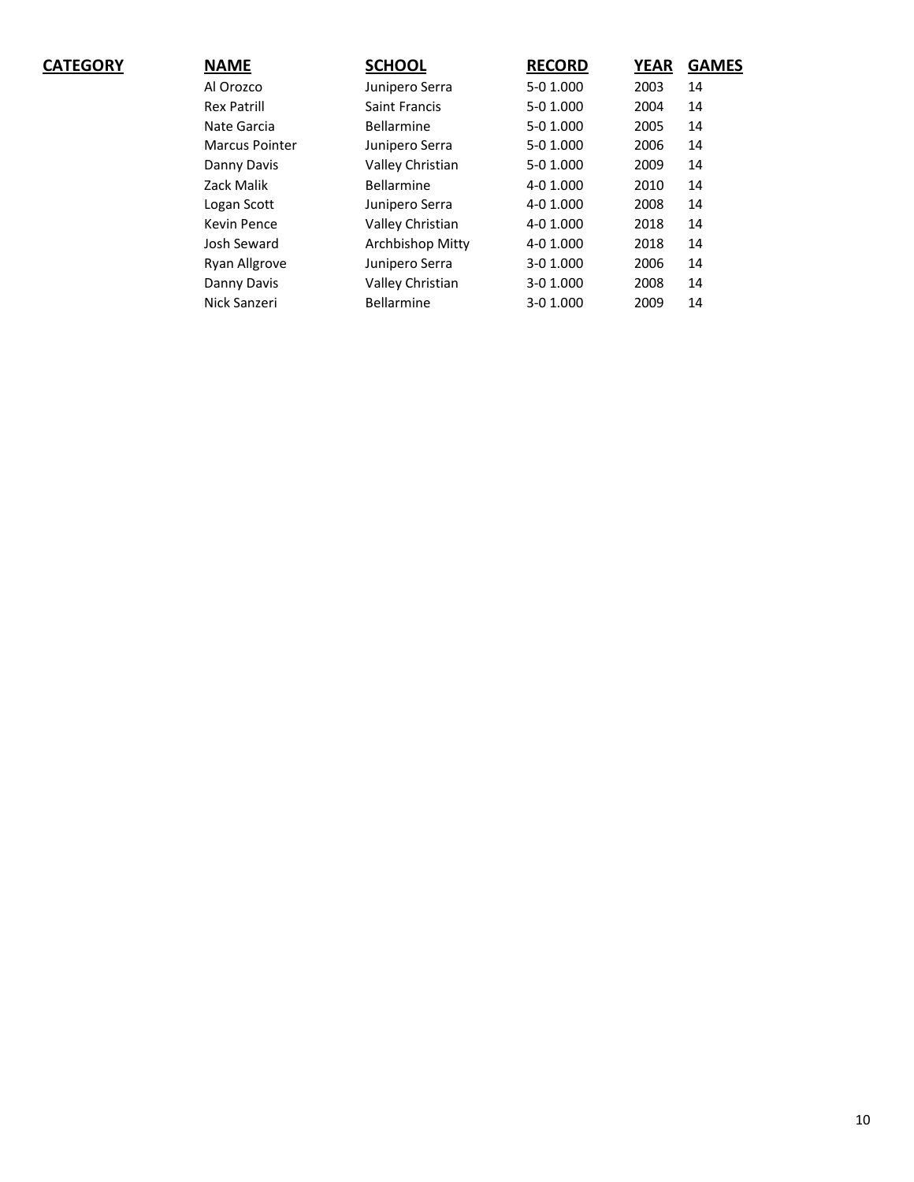| CATEGORY | NAME | SCHOOL | RECORD | YEAR | GAMES |
|---|---|---|---|---|---|
| | Al Orozco | Junipero Serra | 5-0 1.000 | 2003 | 14 |
| | Rex Patrill | Saint Francis | 5-0 1.000 | 2004 | 14 |
| | Nate Garcia | Bellarmine | 5-0 1.000 | 2005 | 14 |
| | Marcus Pointer | Junipero Serra | 5-0 1.000 | 2006 | 14 |
| | Danny Davis | Valley Christian | 5-0 1.000 | 2009 | 14 |
| | Zack Malik | Bellarmine | 4-0 1.000 | 2010 | 14 |
| | Logan Scott | Junipero Serra | 4-0 1.000 | 2008 | 14 |
| | Kevin Pence | Valley Christian | 4-0 1.000 | 2018 | 14 |
| | Josh Seward | Archbishop Mitty | 4-0 1.000 | 2018 | 14 |
| | Ryan Allgrove | Junipero Serra | 3-0 1.000 | 2006 | 14 |
| | Danny Davis | Valley Christian | 3-0 1.000 | 2008 | 14 |
| | Nick Sanzeri | Bellarmine | 3-0 1.000 | 2009 | 14 |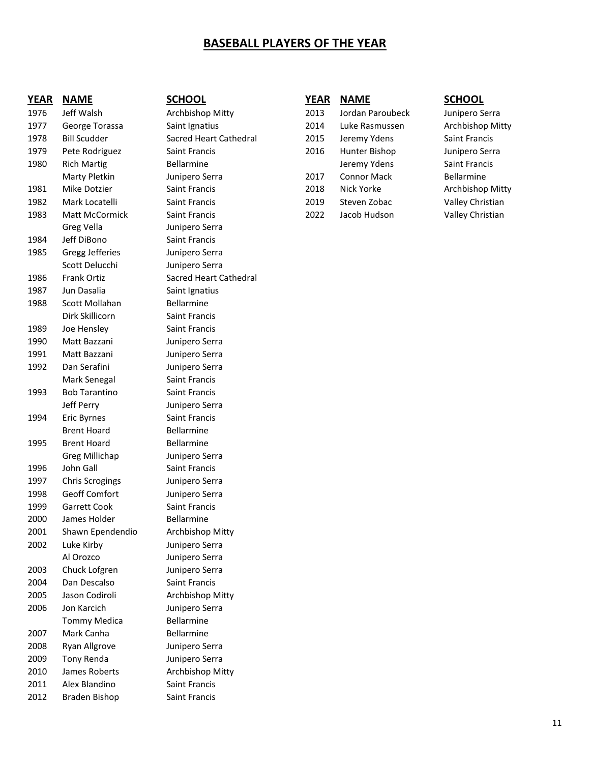# BASEBALL PLAYERS OF THE YEAR

| YEAR | NAME | SCHOOL |
|---|---|---|
| 1976 | Jeff Walsh | Archbishop Mitty |
| 1977 | George Torassa | Saint Ignatius |
| 1978 | Bill Scudder | Sacred Heart Cathedral |
| 1979 | Pete Rodriguez | Saint Francis |
| 1980 | Rich Martig | Bellarmine |
| | Marty Pletkin | Junipero Serra |
| 1981 | Mike Dotzier | Saint Francis |
| 1982 | Mark Locatelli | Saint Francis |
| 1983 | Matt McCormick | Saint Francis |
| | Greg Vella | Junipero Serra |
| 1984 | Jeff DiBono | Saint Francis |
| 1985 | Gregg Jefferies | Junipero Serra |
| | Scott Delucchi | Junipero Serra |
| 1986 | Frank Ortiz | Sacred Heart Cathedral |
| 1987 | Jun Dasalia | Saint Ignatius |
| 1988 | Scott Mollahan | Bellarmine |
| | Dirk Skillicorn | Saint Francis |
| 1989 | Joe Hensley | Saint Francis |
| 1990 | Matt Bazzani | Junipero Serra |
| 1991 | Matt Bazzani | Junipero Serra |
| 1992 | Dan Serafini | Junipero Serra |
| | Mark Senegal | Saint Francis |
| 1993 | Bob Tarantino | Saint Francis |
| | Jeff Perry | Junipero Serra |
| 1994 | Eric Byrnes | Saint Francis |
| | Brent Hoard | Bellarmine |
| 1995 | Brent Hoard | Bellarmine |
| | Greg Millichap | Junipero Serra |
| 1996 | John Gall | Saint Francis |
| 1997 | Chris Scrogings | Junipero Serra |
| 1998 | Geoff Comfort | Junipero Serra |
| 1999 | Garrett Cook | Saint Francis |
| 2000 | James Holder | Bellarmine |
| 2001 | Shawn Ependendio | Archbishop Mitty |
| 2002 | Luke Kirby | Junipero Serra |
| | Al Orozco | Junipero Serra |
| 2003 | Chuck Lofgren | Junipero Serra |
| 2004 | Dan Descalso | Saint Francis |
| 2005 | Jason Codiroli | Archbishop Mitty |
| 2006 | Jon Karcich | Junipero Serra |
| | Tommy Medica | Bellarmine |
| 2007 | Mark Canha | Bellarmine |
| 2008 | Ryan Allgrove | Junipero Serra |
| 2009 | Tony Renda | Junipero Serra |
| 2010 | James Roberts | Archbishop Mitty |
| 2011 | Alex Blandino | Saint Francis |
| 2012 | Braden Bishop | Saint Francis |
| 2013 | Jordan Paroubeck | Junipero Serra |
| 2014 | Luke Rasmussen | Archbishop Mitty |
| 2015 | Jeremy Ydens | Saint Francis |
| 2016 | Hunter Bishop | Junipero Serra |
| | Jeremy Ydens | Saint Francis |
| 2017 | Connor Mack | Bellarmine |
| 2018 | Nick Yorke | Archbishop Mitty |
| 2019 | Steven Zobac | Valley Christian |
| 2022 | Jacob Hudson | Valley Christian |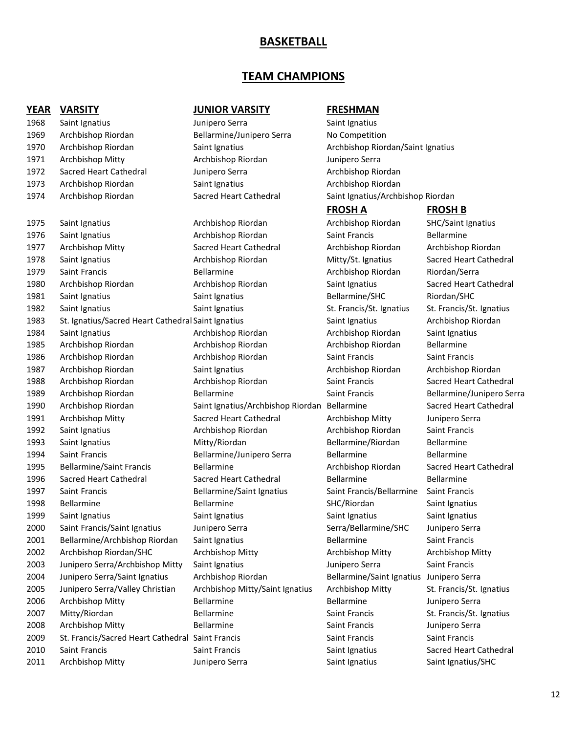# BASKETBALL

## TEAM CHAMPIONS

| YEAR | VARSITY | JUNIOR VARSITY | FRESHMAN | |
|---|---|---|---|---|
| 1968 | Saint Ignatius | Junipero Serra | Saint Ignatius | |
| 1969 | Archbishop Riordan | Bellarmine/Junipero Serra | No Competition | |
| 1970 | Archbishop Riordan | Saint Ignatius | Archbishop Riordan/Saint Ignatius | |
| 1971 | Archbishop Mitty | Archbishop Riordan | Junipero Serra | |
| 1972 | Sacred Heart Cathedral | Junipero Serra | Archbishop Riordan | |
| 1973 | Archbishop Riordan | Saint Ignatius | Archbishop Riordan | |
| 1974 | Archbishop Riordan | Sacred Heart Cathedral | Saint Ignatius/Archbishop Riordan | |
| | | | **FROSH A** | **FROSH B** |
| 1975 | Saint Ignatius | Archbishop Riordan | Archbishop Riordan | SHC/Saint Ignatius |
| 1976 | Saint Ignatius | Archbishop Riordan | Saint Francis | Bellarmine |
| 1977 | Archbishop Mitty | Sacred Heart Cathedral | Archbishop Riordan | Archbishop Riordan |
| 1978 | Saint Ignatius | Archbishop Riordan | Mitty/St. Ignatius | Sacred Heart Cathedral |
| 1979 | Saint Francis | Bellarmine | Archbishop Riordan | Riordan/Serra |
| 1980 | Archbishop Riordan | Archbishop Riordan | Saint Ignatius | Sacred Heart Cathedral |
| 1981 | Saint Ignatius | Saint Ignatius | Bellarmine/SHC | Riordan/SHC |
| 1982 | Saint Ignatius | Saint Ignatius | St. Francis/St. Ignatius | St. Francis/St. Ignatius |
| 1983 | St. Ignatius/Sacred Heart Cathedral | Saint Ignatius | Saint Ignatius | Archbishop Riordan |
| 1984 | Saint Ignatius | Archbishop Riordan | Archbishop Riordan | Saint Ignatius |
| 1985 | Archbishop Riordan | Archbishop Riordan | Archbishop Riordan | Bellarmine |
| 1986 | Archbishop Riordan | Archbishop Riordan | Saint Francis | Saint Francis |
| 1987 | Archbishop Riordan | Saint Ignatius | Archbishop Riordan | Archbishop Riordan |
| 1988 | Archbishop Riordan | Archbishop Riordan | Saint Francis | Sacred Heart Cathedral |
| 1989 | Archbishop Riordan | Bellarmine | Saint Francis | Bellarmine/Junipero Serra |
| 1990 | Archbishop Riordan | Saint Ignatius/Archbishop Riordan | Bellarmine | Sacred Heart Cathedral |
| 1991 | Archbishop Mitty | Sacred Heart Cathedral | Archbishop Mitty | Junipero Serra |
| 1992 | Saint Ignatius | Archbishop Riordan | Archbishop Riordan | Saint Francis |
| 1993 | Saint Ignatius | Mitty/Riordan | Bellarmine/Riordan | Bellarmine |
| 1994 | Saint Francis | Bellarmine/Junipero Serra | Bellarmine | Bellarmine |
| 1995 | Bellarmine/Saint Francis | Bellarmine | Archbishop Riordan | Sacred Heart Cathedral |
| 1996 | Sacred Heart Cathedral | Sacred Heart Cathedral | Bellarmine | Bellarmine |
| 1997 | Saint Francis | Bellarmine/Saint Ignatius | Saint Francis/Bellarmine | Saint Francis |
| 1998 | Bellarmine | Bellarmine | SHC/Riordan | Saint Ignatius |
| 1999 | Saint Ignatius | Saint Ignatius | Saint Ignatius | Saint Ignatius |
| 2000 | Saint Francis/Saint Ignatius | Junipero Serra | Serra/Bellarmine/SHC | Junipero Serra |
| 2001 | Bellarmine/Archbishop Riordan | Saint Ignatius | Bellarmine | Saint Francis |
| 2002 | Archbishop Riordan/SHC | Archbishop Mitty | Archbishop Mitty | Archbishop Mitty |
| 2003 | Junipero Serra/Archbishop Mitty | Saint Ignatius | Junipero Serra | Saint Francis |
| 2004 | Junipero Serra/Saint Ignatius | Archbishop Riordan | Bellarmine/Saint Ignatius | Junipero Serra |
| 2005 | Junipero Serra/Valley Christian | Archbishop Mitty/Saint Ignatius | Archbishop Mitty | St. Francis/St. Ignatius |
| 2006 | Archbishop Mitty | Bellarmine | Bellarmine | Junipero Serra |
| 2007 | Mitty/Riordan | Bellarmine | Saint Francis | St. Francis/St. Ignatius |
| 2008 | Archbishop Mitty | Bellarmine | Saint Francis | Junipero Serra |
| 2009 | St. Francis/Sacred Heart Cathedral | Saint Francis | Saint Francis | Saint Francis |
| 2010 | Saint Francis | Saint Francis | Saint Ignatius | Sacred Heart Cathedral |
| 2011 | Archbishop Mitty | Junipero Serra | Saint Ignatius | Saint Ignatius/SHC |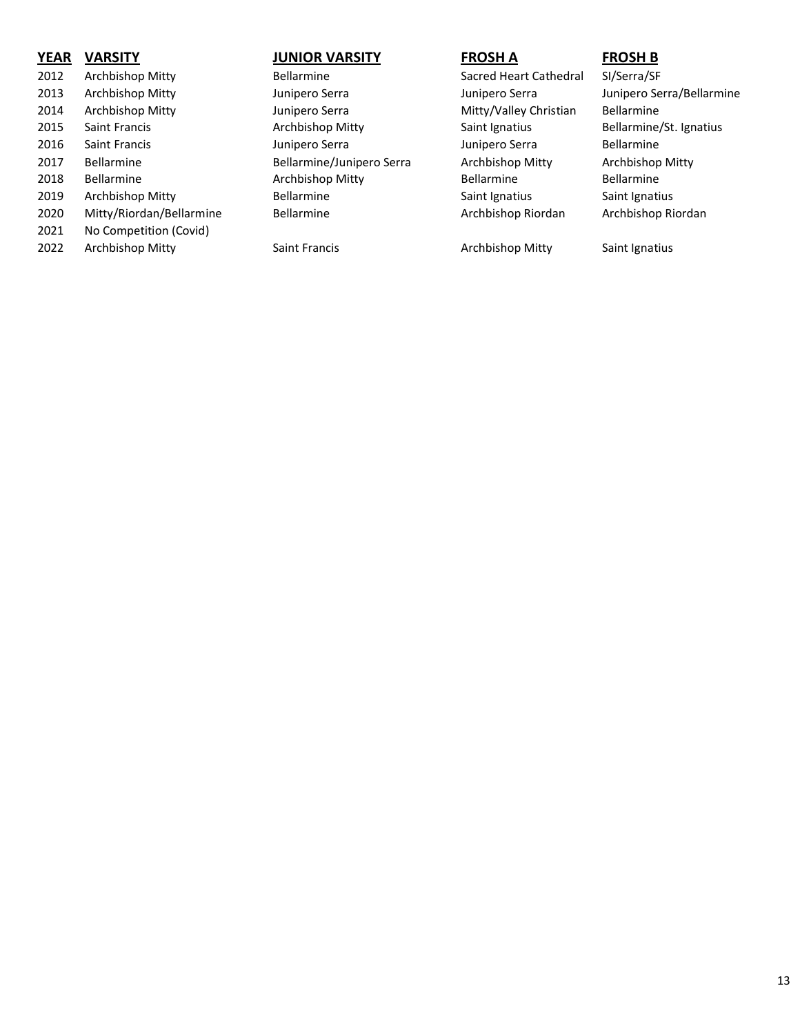| YEAR | VARSITY | JUNIOR VARSITY | FROSH A | FROSH B |
|---|---|---|---|---|
| 2012 | Archbishop Mitty | Bellarmine | Sacred Heart Cathedral | SI/Serra/SF |
| 2013 | Archbishop Mitty | Junipero Serra | Junipero Serra | Junipero Serra/Bellarmine |
| 2014 | Archbishop Mitty | Junipero Serra | Mitty/Valley Christian | Bellarmine |
| 2015 | Saint Francis | Archbishop Mitty | Saint Ignatius | Bellarmine/St. Ignatius |
| 2016 | Saint Francis | Junipero Serra | Junipero Serra | Bellarmine |
| 2017 | Bellarmine | Bellarmine/Junipero Serra | Archbishop Mitty | Archbishop Mitty |
| 2018 | Bellarmine | Archbishop Mitty | Bellarmine | Bellarmine |
| 2019 | Archbishop Mitty | Bellarmine | Saint Ignatius | Saint Ignatius |
| 2020 | Mitty/Riordan/Bellarmine | Bellarmine | Archbishop Riordan | Archbishop Riordan |
| 2021 | No Competition (Covid) | | | |
| 2022 | Archbishop Mitty | Saint Francis | Archbishop Mitty | Saint Ignatius |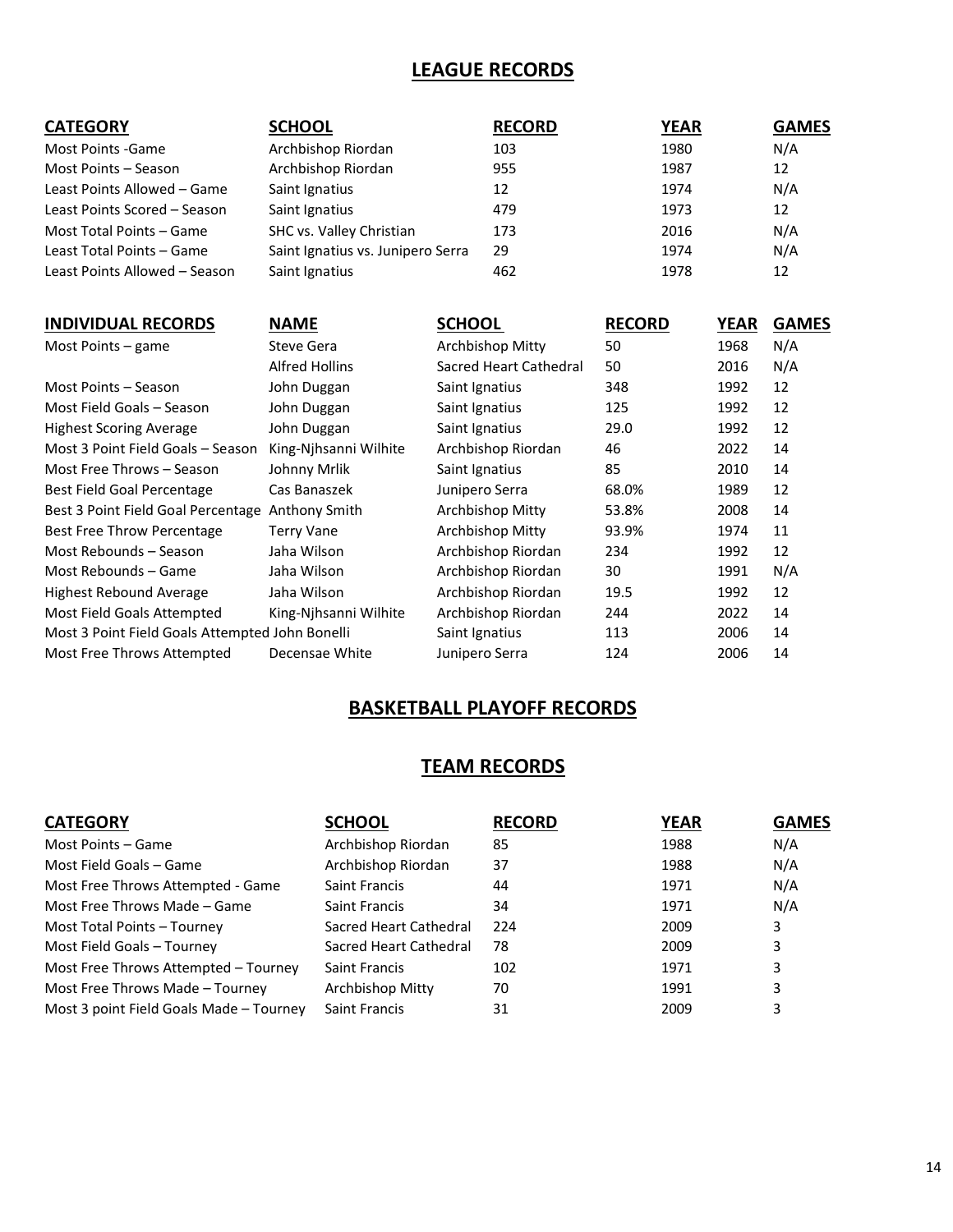## LEAGUE RECORDS

| CATEGORY | SCHOOL | RECORD | YEAR | GAMES |
|---|---|---|---|---|
| Most Points -Game | Archbishop Riordan | 103 | 1980 | N/A |
| Most Points – Season | Archbishop Riordan | 955 | 1987 | 12 |
| Least Points Allowed – Game | Saint Ignatius | 12 | 1974 | N/A |
| Least Points Scored – Season | Saint Ignatius | 479 | 1973 | 12 |
| Most Total Points – Game | SHC vs. Valley Christian | 173 | 2016 | N/A |
| Least Total Points – Game | Saint Ignatius vs. Junipero Serra | 29 | 1974 | N/A |
| Least Points Allowed – Season | Saint Ignatius | 462 | 1978 | 12 |

| INDIVIDUAL RECORDS | NAME | SCHOOL | RECORD | YEAR | GAMES |
|---|---|---|---|---|---|
| Most Points – game | Steve Gera | Archbishop Mitty | 50 | 1968 | N/A |
| | Alfred Hollins | Sacred Heart Cathedral | 50 | 2016 | N/A |
| Most Points – Season | John Duggan | Saint Ignatius | 348 | 1992 | 12 |
| Most Field Goals – Season | John Duggan | Saint Ignatius | 125 | 1992 | 12 |
| Highest Scoring Average | John Duggan | Saint Ignatius | 29.0 | 1992 | 12 |
| Most 3 Point Field Goals – Season | King-Njhsanni Wilhite | Archbishop Riordan | 46 | 2022 | 14 |
| Most Free Throws – Season | Johnny Mrlik | Saint Ignatius | 85 | 2010 | 14 |
| Best Field Goal Percentage | Cas Banaszek | Junipero Serra | 68.0% | 1989 | 12 |
| Best 3 Point Field Goal Percentage | Anthony Smith | Archbishop Mitty | 53.8% | 2008 | 14 |
| Best Free Throw Percentage | Terry Vane | Archbishop Mitty | 93.9% | 1974 | 11 |
| Most Rebounds – Season | Jaha Wilson | Archbishop Riordan | 234 | 1992 | 12 |
| Most Rebounds – Game | Jaha Wilson | Archbishop Riordan | 30 | 1991 | N/A |
| Highest Rebound Average | Jaha Wilson | Archbishop Riordan | 19.5 | 1992 | 12 |
| Most Field Goals Attempted | King-Njhsanni Wilhite | Archbishop Riordan | 244 | 2022 | 14 |
| Most 3 Point Field Goals Attempted | John Bonelli | Saint Ignatius | 113 | 2006 | 14 |
| Most Free Throws Attempted | Decensae White | Junipero Serra | 124 | 2006 | 14 |

## BASKETBALL PLAYOFF RECORDS

## TEAM RECORDS

| CATEGORY | SCHOOL | RECORD | YEAR | GAMES |
|---|---|---|---|---|
| Most Points – Game | Archbishop Riordan | 85 | 1988 | N/A |
| Most Field Goals – Game | Archbishop Riordan | 37 | 1988 | N/A |
| Most Free Throws Attempted - Game | Saint Francis | 44 | 1971 | N/A |
| Most Free Throws Made – Game | Saint Francis | 34 | 1971 | N/A |
| Most Total Points – Tourney | Sacred Heart Cathedral | 224 | 2009 | 3 |
| Most Field Goals – Tourney | Sacred Heart Cathedral | 78 | 2009 | 3 |
| Most Free Throws Attempted – Tourney | Saint Francis | 102 | 1971 | 3 |
| Most Free Throws Made – Tourney | Archbishop Mitty | 70 | 1991 | 3 |
| Most 3 point Field Goals Made – Tourney | Saint Francis | 31 | 2009 | 3 |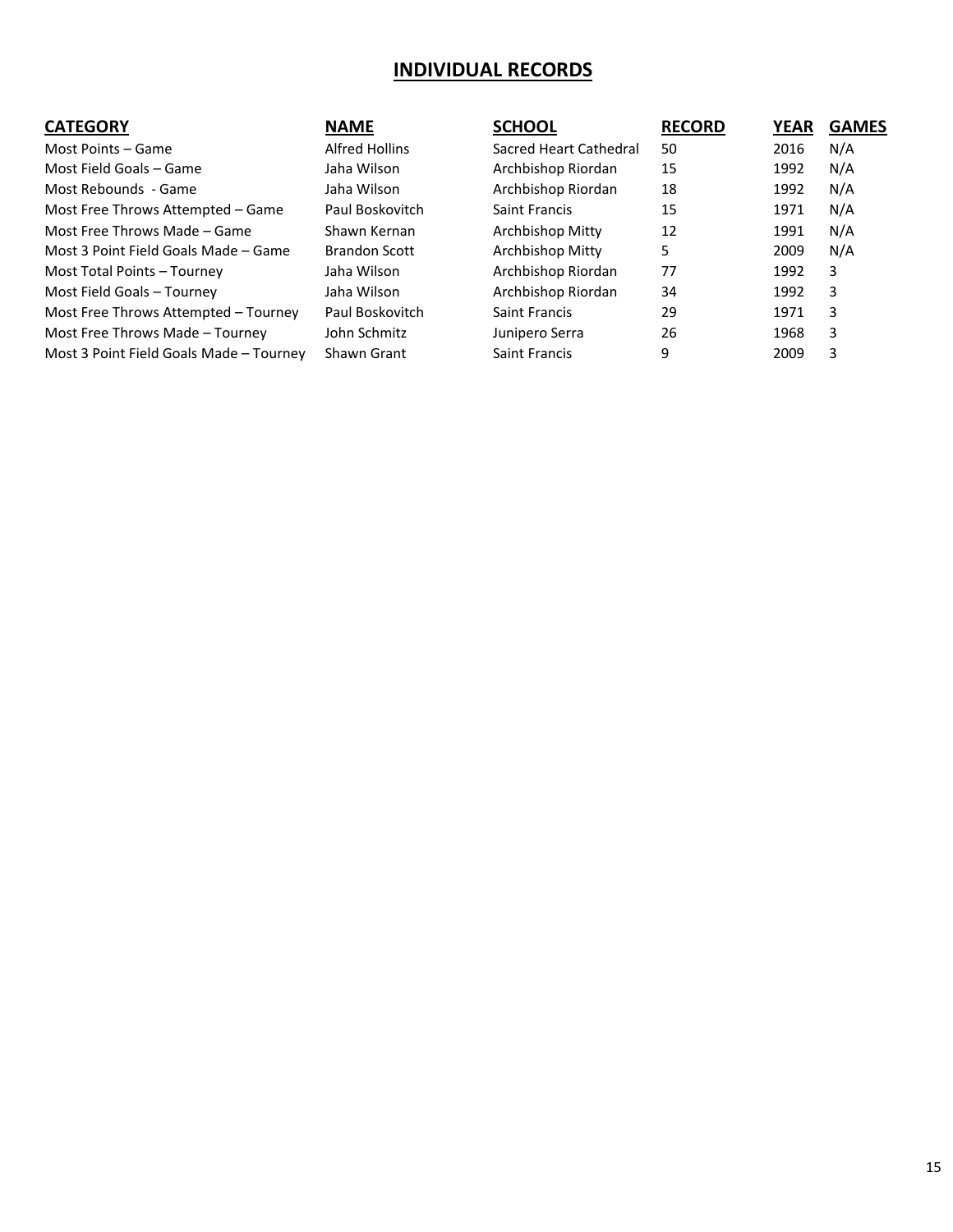# INDIVIDUAL RECORDS

| CATEGORY | NAME | SCHOOL | RECORD | YEAR | GAMES |
|---|---|---|---|---|---|
| Most Points – Game | Alfred Hollins | Sacred Heart Cathedral | 50 | 2016 | N/A |
| Most Field Goals – Game | Jaha Wilson | Archbishop Riordan | 15 | 1992 | N/A |
| Most Rebounds - Game | Jaha Wilson | Archbishop Riordan | 18 | 1992 | N/A |
| Most Free Throws Attempted – Game | Paul Boskovitch | Saint Francis | 15 | 1971 | N/A |
| Most Free Throws Made – Game | Shawn Kernan | Archbishop Mitty | 12 | 1991 | N/A |
| Most 3 Point Field Goals Made – Game | Brandon Scott | Archbishop Mitty | 5 | 2009 | N/A |
| Most Total Points – Tourney | Jaha Wilson | Archbishop Riordan | 77 | 1992 | 3 |
| Most Field Goals – Tourney | Jaha Wilson | Archbishop Riordan | 34 | 1992 | 3 |
| Most Free Throws Attempted – Tourney | Paul Boskovitch | Saint Francis | 29 | 1971 | 3 |
| Most Free Throws Made – Tourney | John Schmitz | Junipero Serra | 26 | 1968 | 3 |
| Most 3 Point Field Goals Made – Tourney | Shawn Grant | Saint Francis | 9 | 2009 | 3 |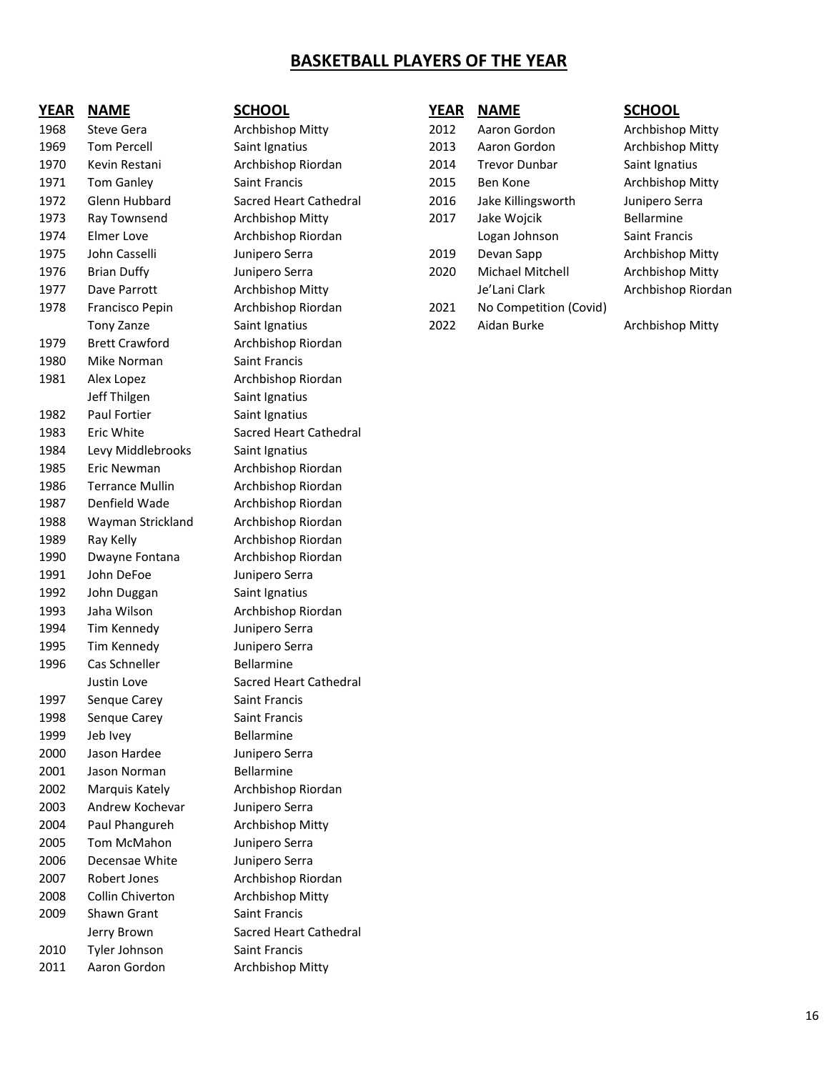## BASKETBALL PLAYERS OF THE YEAR

| YEAR | NAME | SCHOOL |
|---|---|---|
| 1968 | Steve Gera | Archbishop Mitty |
| 1969 | Tom Percell | Saint Ignatius |
| 1970 | Kevin Restani | Archbishop Riordan |
| 1971 | Tom Ganley | Saint Francis |
| 1972 | Glenn Hubbard | Sacred Heart Cathedral |
| 1973 | Ray Townsend | Archbishop Mitty |
| 1974 | Elmer Love | Archbishop Riordan |
| 1975 | John Casselli | Junipero Serra |
| 1976 | Brian Duffy | Junipero Serra |
| 1977 | Dave Parrott | Archbishop Mitty |
| 1978 | Francisco Pepin | Archbishop Riordan |
| | Tony Zanze | Saint Ignatius |
| 1979 | Brett Crawford | Archbishop Riordan |
| 1980 | Mike Norman | Saint Francis |
| 1981 | Alex Lopez | Archbishop Riordan |
| | Jeff Thilgen | Saint Ignatius |
| 1982 | Paul Fortier | Saint Ignatius |
| 1983 | Eric White | Sacred Heart Cathedral |
| 1984 | Levy Middlebrooks | Saint Ignatius |
| 1985 | Eric Newman | Archbishop Riordan |
| 1986 | Terrance Mullin | Archbishop Riordan |
| 1987 | Denfield Wade | Archbishop Riordan |
| 1988 | Wayman Strickland | Archbishop Riordan |
| 1989 | Ray Kelly | Archbishop Riordan |
| 1990 | Dwayne Fontana | Archbishop Riordan |
| 1991 | John DeFoe | Junipero Serra |
| 1992 | John Duggan | Saint Ignatius |
| 1993 | Jaha Wilson | Archbishop Riordan |
| 1994 | Tim Kennedy | Junipero Serra |
| 1995 | Tim Kennedy | Junipero Serra |
| 1996 | Cas Schneller | Bellarmine |
| | Justin Love | Sacred Heart Cathedral |
| 1997 | Senque Carey | Saint Francis |
| 1998 | Senque Carey | Saint Francis |
| 1999 | Jeb Ivey | Bellarmine |
| 2000 | Jason Hardee | Junipero Serra |
| 2001 | Jason Norman | Bellarmine |
| 2002 | Marquis Kately | Archbishop Riordan |
| 2003 | Andrew Kochevar | Junipero Serra |
| 2004 | Paul Phangureh | Archbishop Mitty |
| 2005 | Tom McMahon | Junipero Serra |
| 2006 | Decensae White | Junipero Serra |
| 2007 | Robert Jones | Archbishop Riordan |
| 2008 | Collin Chiverton | Archbishop Mitty |
| 2009 | Shawn Grant | Saint Francis |
| | Jerry Brown | Sacred Heart Cathedral |
| 2010 | Tyler Johnson | Saint Francis |
| 2011 | Aaron Gordon | Archbishop Mitty |
| 2012 | Aaron Gordon | Archbishop Mitty |
| 2013 | Aaron Gordon | Archbishop Mitty |
| 2014 | Trevor Dunbar | Saint Ignatius |
| 2015 | Ben Kone | Archbishop Mitty |
| 2016 | Jake Killingsworth | Junipero Serra |
| 2017 | Jake Wojcik | Bellarmine |
| | Logan Johnson | Saint Francis |
| 2019 | Devan Sapp | Archbishop Mitty |
| 2020 | Michael Mitchell | Archbishop Mitty |
| | Je'Lani Clark | Archbishop Riordan |
| 2021 | No Competition (Covid) | |
| 2022 | Aidan Burke | Archbishop Mitty |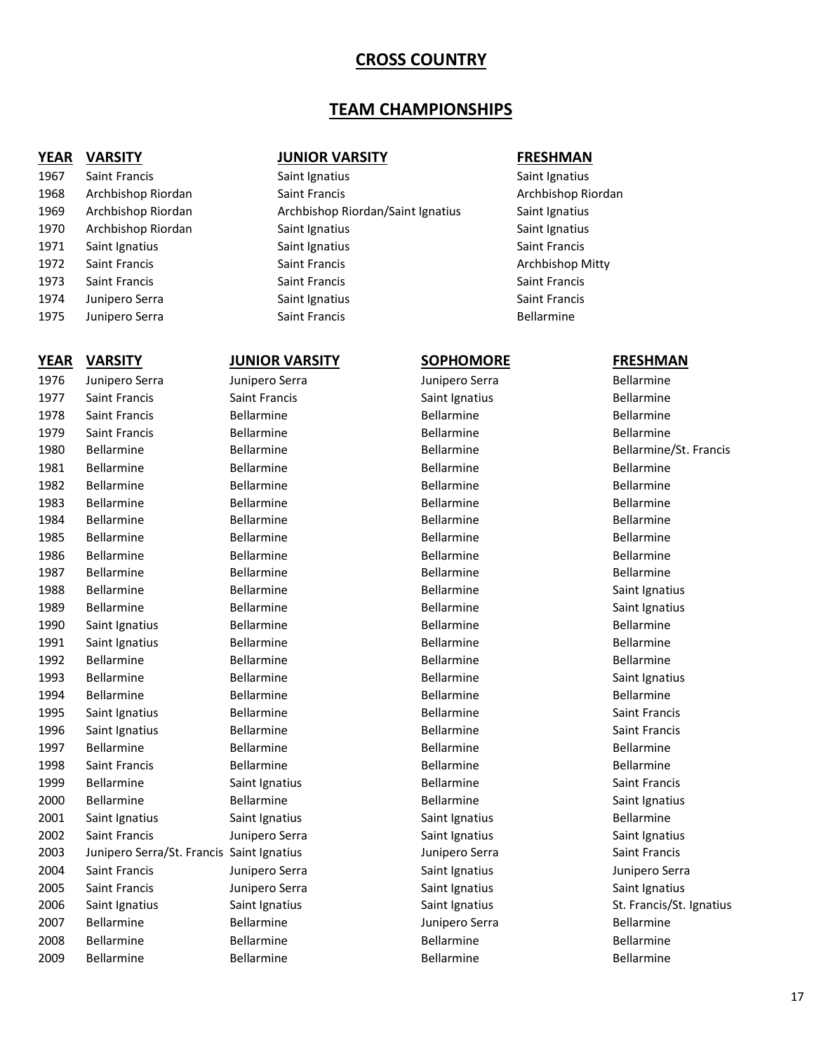# CROSS COUNTRY

## TEAM CHAMPIONSHIPS

| YEAR | VARSITY | JUNIOR VARSITY | FRESHMAN |
|---|---|---|---|
| 1967 | Saint Francis | Saint Ignatius | Saint Ignatius |
| 1968 | Archbishop Riordan | Saint Francis | Archbishop Riordan |
| 1969 | Archbishop Riordan | Archbishop Riordan/Saint Ignatius | Saint Ignatius |
| 1970 | Archbishop Riordan | Saint Ignatius | Saint Ignatius |
| 1971 | Saint Ignatius | Saint Ignatius | Saint Francis |
| 1972 | Saint Francis | Saint Francis | Archbishop Mitty |
| 1973 | Saint Francis | Saint Francis | Saint Francis |
| 1974 | Junipero Serra | Saint Ignatius | Saint Francis |
| 1975 | Junipero Serra | Saint Francis | Bellarmine |

| YEAR | VARSITY | JUNIOR VARSITY | SOPHOMORE | FRESHMAN |
|---|---|---|---|---|
| 1976 | Junipero Serra | Junipero Serra | Junipero Serra | Bellarmine |
| 1977 | Saint Francis | Saint Francis | Saint Ignatius | Bellarmine |
| 1978 | Saint Francis | Bellarmine | Bellarmine | Bellarmine |
| 1979 | Saint Francis | Bellarmine | Bellarmine | Bellarmine |
| 1980 | Bellarmine | Bellarmine | Bellarmine | Bellarmine/St. Francis |
| 1981 | Bellarmine | Bellarmine | Bellarmine | Bellarmine |
| 1982 | Bellarmine | Bellarmine | Bellarmine | Bellarmine |
| 1983 | Bellarmine | Bellarmine | Bellarmine | Bellarmine |
| 1984 | Bellarmine | Bellarmine | Bellarmine | Bellarmine |
| 1985 | Bellarmine | Bellarmine | Bellarmine | Bellarmine |
| 1986 | Bellarmine | Bellarmine | Bellarmine | Bellarmine |
| 1987 | Bellarmine | Bellarmine | Bellarmine | Bellarmine |
| 1988 | Bellarmine | Bellarmine | Bellarmine | Saint Ignatius |
| 1989 | Bellarmine | Bellarmine | Bellarmine | Saint Ignatius |
| 1990 | Saint Ignatius | Bellarmine | Bellarmine | Bellarmine |
| 1991 | Saint Ignatius | Bellarmine | Bellarmine | Bellarmine |
| 1992 | Bellarmine | Bellarmine | Bellarmine | Bellarmine |
| 1993 | Bellarmine | Bellarmine | Bellarmine | Saint Ignatius |
| 1994 | Bellarmine | Bellarmine | Bellarmine | Bellarmine |
| 1995 | Saint Ignatius | Bellarmine | Bellarmine | Saint Francis |
| 1996 | Saint Ignatius | Bellarmine | Bellarmine | Saint Francis |
| 1997 | Bellarmine | Bellarmine | Bellarmine | Bellarmine |
| 1998 | Saint Francis | Bellarmine | Bellarmine | Bellarmine |
| 1999 | Bellarmine | Saint Ignatius | Bellarmine | Saint Francis |
| 2000 | Bellarmine | Bellarmine | Bellarmine | Saint Ignatius |
| 2001 | Saint Ignatius | Saint Ignatius | Saint Ignatius | Bellarmine |
| 2002 | Saint Francis | Junipero Serra | Saint Ignatius | Saint Ignatius |
| 2003 | Junipero Serra/St. Francis | Saint Ignatius | Junipero Serra | Saint Francis |
| 2004 | Saint Francis | Junipero Serra | Saint Ignatius | Junipero Serra |
| 2005 | Saint Francis | Junipero Serra | Saint Ignatius | Saint Ignatius |
| 2006 | Saint Ignatius | Saint Ignatius | Saint Ignatius | St. Francis/St. Ignatius |
| 2007 | Bellarmine | Bellarmine | Junipero Serra | Bellarmine |
| 2008 | Bellarmine | Bellarmine | Bellarmine | Bellarmine |
| 2009 | Bellarmine | Bellarmine | Bellarmine | Bellarmine |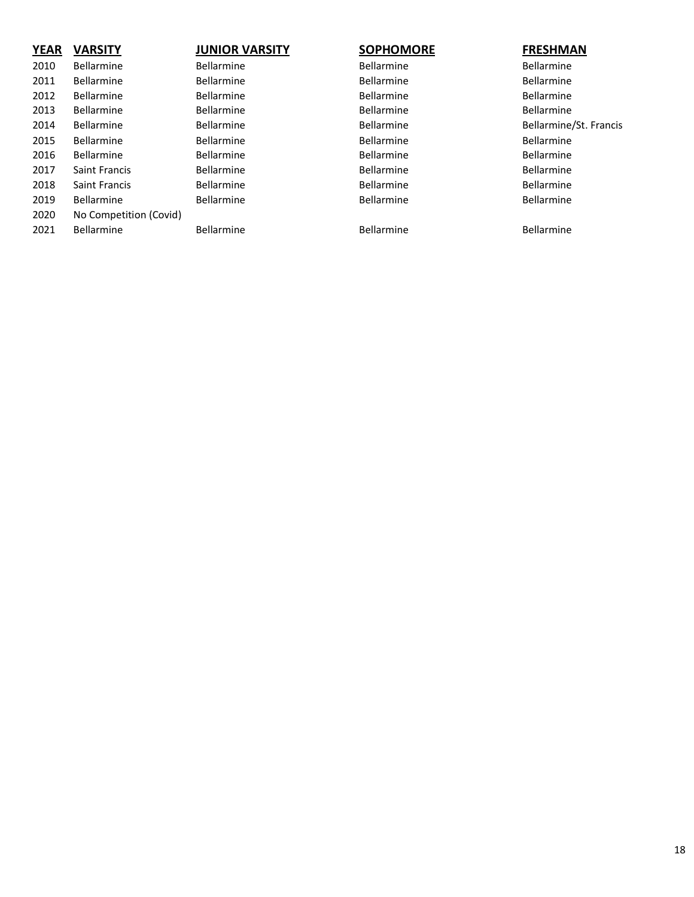| YEAR | VARSITY | JUNIOR VARSITY | SOPHOMORE | FRESHMAN |
| --- | --- | --- | --- | --- |
| 2010 | Bellarmine | Bellarmine | Bellarmine | Bellarmine |
| 2011 | Bellarmine | Bellarmine | Bellarmine | Bellarmine |
| 2012 | Bellarmine | Bellarmine | Bellarmine | Bellarmine |
| 2013 | Bellarmine | Bellarmine | Bellarmine | Bellarmine |
| 2014 | Bellarmine | Bellarmine | Bellarmine | Bellarmine/St. Francis |
| 2015 | Bellarmine | Bellarmine | Bellarmine | Bellarmine |
| 2016 | Bellarmine | Bellarmine | Bellarmine | Bellarmine |
| 2017 | Saint Francis | Bellarmine | Bellarmine | Bellarmine |
| 2018 | Saint Francis | Bellarmine | Bellarmine | Bellarmine |
| 2019 | Bellarmine | Bellarmine | Bellarmine | Bellarmine |
| 2020 | No Competition (Covid) | | | |
| 2021 | Bellarmine | Bellarmine | Bellarmine | Bellarmine |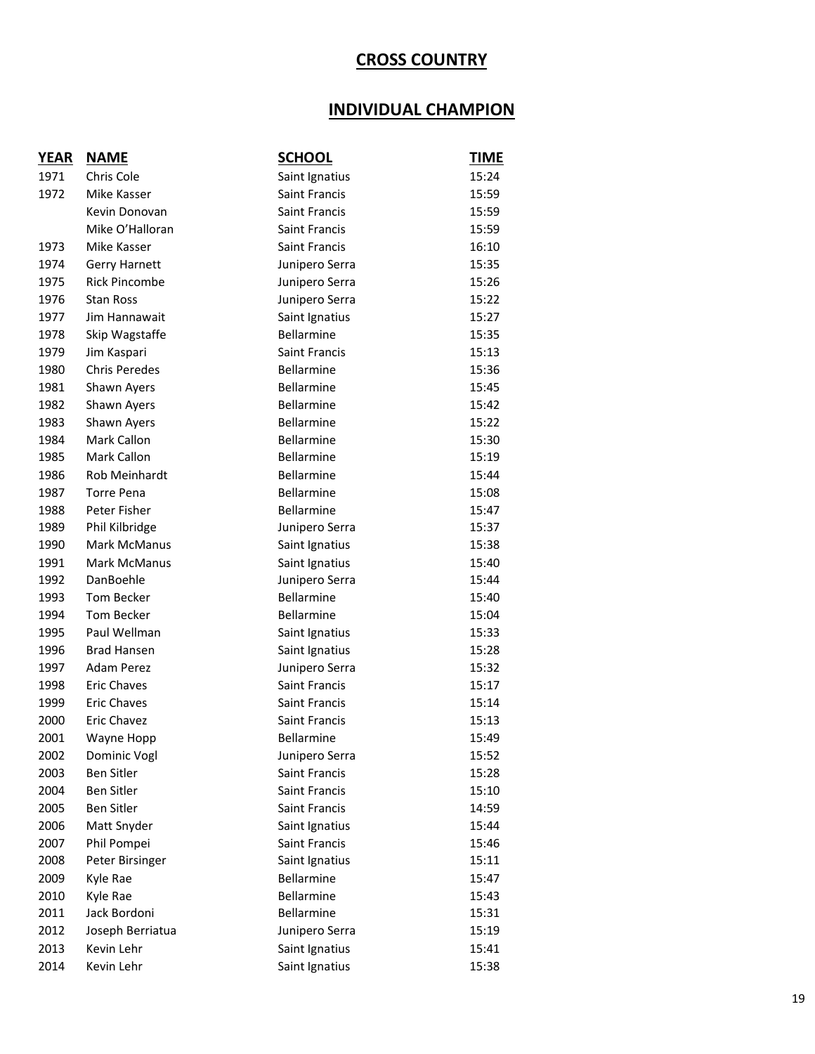# CROSS COUNTRY

## INDIVIDUAL CHAMPION

| YEAR | NAME | SCHOOL | TIME |
|---|---|---|---|
| 1971 | Chris Cole | Saint Ignatius | 15:24 |
| 1972 | Mike Kasser | Saint Francis | 15:59 |
| | Kevin Donovan | Saint Francis | 15:59 |
| | Mike O'Halloran | Saint Francis | 15:59 |
| 1973 | Mike Kasser | Saint Francis | 16:10 |
| 1974 | Gerry Harnett | Junipero Serra | 15:35 |
| 1975 | Rick Pincombe | Junipero Serra | 15:26 |
| 1976 | Stan Ross | Junipero Serra | 15:22 |
| 1977 | Jim Hannawait | Saint Ignatius | 15:27 |
| 1978 | Skip Wagstaffe | Bellarmine | 15:35 |
| 1979 | Jim Kaspari | Saint Francis | 15:13 |
| 1980 | Chris Peredes | Bellarmine | 15:36 |
| 1981 | Shawn Ayers | Bellarmine | 15:45 |
| 1982 | Shawn Ayers | Bellarmine | 15:42 |
| 1983 | Shawn Ayers | Bellarmine | 15:22 |
| 1984 | Mark Callon | Bellarmine | 15:30 |
| 1985 | Mark Callon | Bellarmine | 15:19 |
| 1986 | Rob Meinhardt | Bellarmine | 15:44 |
| 1987 | Torre Pena | Bellarmine | 15:08 |
| 1988 | Peter Fisher | Bellarmine | 15:47 |
| 1989 | Phil Kilbridge | Junipero Serra | 15:37 |
| 1990 | Mark McManus | Saint Ignatius | 15:38 |
| 1991 | Mark McManus | Saint Ignatius | 15:40 |
| 1992 | DanBoehle | Junipero Serra | 15:44 |
| 1993 | Tom Becker | Bellarmine | 15:40 |
| 1994 | Tom Becker | Bellarmine | 15:04 |
| 1995 | Paul Wellman | Saint Ignatius | 15:33 |
| 1996 | Brad Hansen | Saint Ignatius | 15:28 |
| 1997 | Adam Perez | Junipero Serra | 15:32 |
| 1998 | Eric Chaves | Saint Francis | 15:17 |
| 1999 | Eric Chaves | Saint Francis | 15:14 |
| 2000 | Eric Chavez | Saint Francis | 15:13 |
| 2001 | Wayne Hopp | Bellarmine | 15:49 |
| 2002 | Dominic Vogl | Junipero Serra | 15:52 |
| 2003 | Ben Sitler | Saint Francis | 15:28 |
| 2004 | Ben Sitler | Saint Francis | 15:10 |
| 2005 | Ben Sitler | Saint Francis | 14:59 |
| 2006 | Matt Snyder | Saint Ignatius | 15:44 |
| 2007 | Phil Pompei | Saint Francis | 15:46 |
| 2008 | Peter Birsinger | Saint Ignatius | 15:11 |
| 2009 | Kyle Rae | Bellarmine | 15:47 |
| 2010 | Kyle Rae | Bellarmine | 15:43 |
| 2011 | Jack Bordoni | Bellarmine | 15:31 |
| 2012 | Joseph Berriatua | Junipero Serra | 15:19 |
| 2013 | Kevin Lehr | Saint Ignatius | 15:41 |
| 2014 | Kevin Lehr | Saint Ignatius | 15:38 |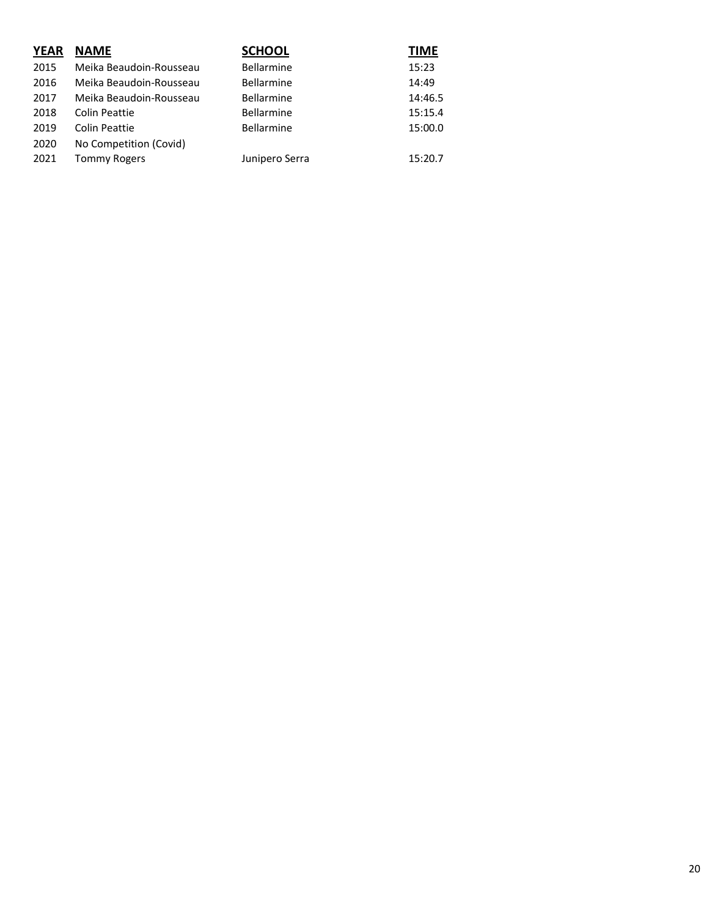| YEAR | NAME | SCHOOL | TIME |
|---|---|---|---|
| 2015 | Meika Beaudoin-Rousseau | Bellarmine | 15:23 |
| 2016 | Meika Beaudoin-Rousseau | Bellarmine | 14:49 |
| 2017 | Meika Beaudoin-Rousseau | Bellarmine | 14:46.5 |
| 2018 | Colin Peattie | Bellarmine | 15:15.4 |
| 2019 | Colin Peattie | Bellarmine | 15:00.0 |
| 2020 | No Competition (Covid) | | |
| 2021 | Tommy Rogers | Junipero Serra | 15:20.7 |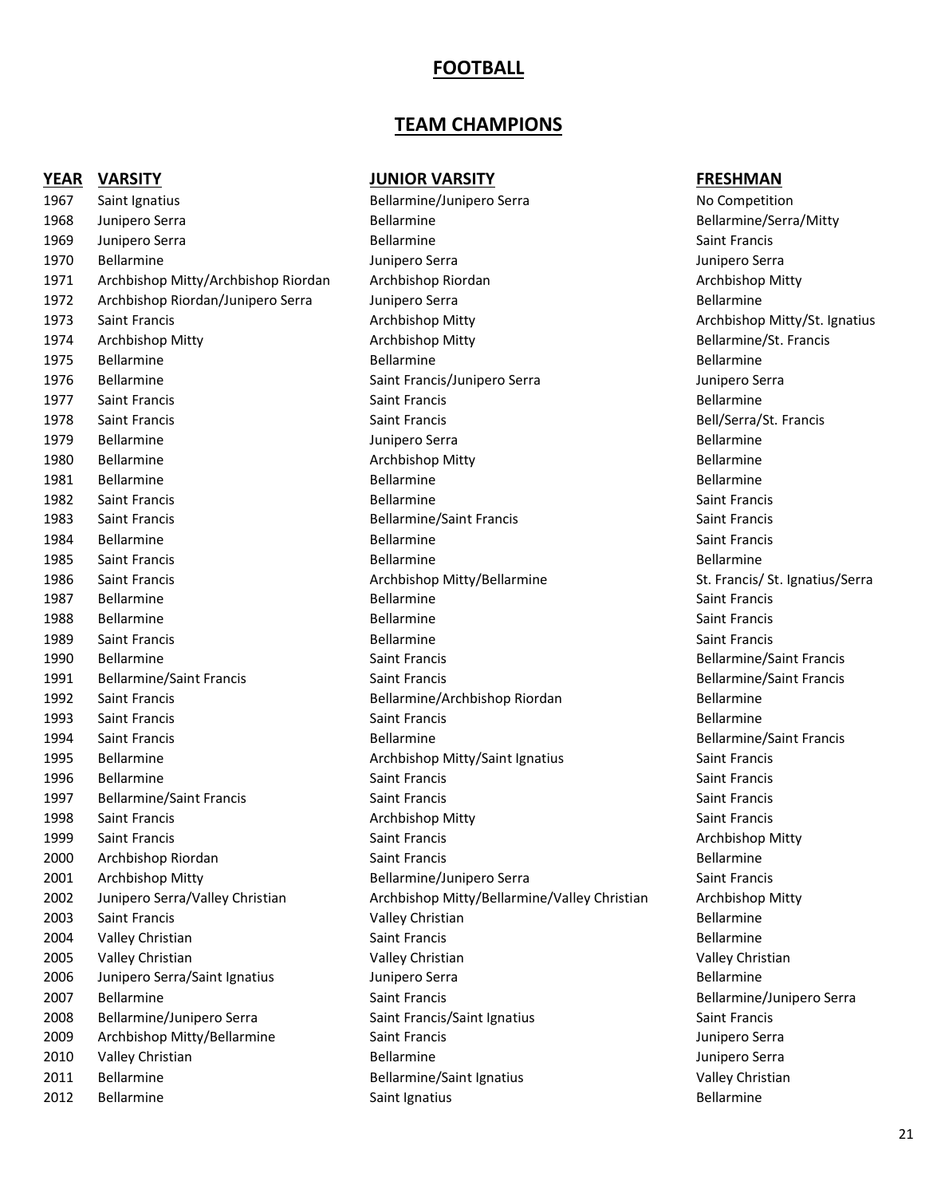# FOOTBALL

## TEAM CHAMPIONS

| YEAR | VARSITY | JUNIOR VARSITY | FRESHMAN |
|---|---|---|---|
| 1967 | Saint Ignatius | Bellarmine/Junipero Serra | No Competition |
| 1968 | Junipero Serra | Bellarmine | Bellarmine/Serra/Mitty |
| 1969 | Junipero Serra | Bellarmine | Saint Francis |
| 1970 | Bellarmine | Junipero Serra | Junipero Serra |
| 1971 | Archbishop Mitty/Archbishop Riordan | Archbishop Riordan | Archbishop Mitty |
| 1972 | Archbishop Riordan/Junipero Serra | Junipero Serra | Bellarmine |
| 1973 | Saint Francis | Archbishop Mitty | Archbishop Mitty/St. Ignatius |
| 1974 | Archbishop Mitty | Archbishop Mitty | Bellarmine/St. Francis |
| 1975 | Bellarmine | Bellarmine | Bellarmine |
| 1976 | Bellarmine | Saint Francis/Junipero Serra | Junipero Serra |
| 1977 | Saint Francis | Saint Francis | Bellarmine |
| 1978 | Saint Francis | Saint Francis | Bell/Serra/St. Francis |
| 1979 | Bellarmine | Junipero Serra | Bellarmine |
| 1980 | Bellarmine | Archbishop Mitty | Bellarmine |
| 1981 | Bellarmine | Bellarmine | Bellarmine |
| 1982 | Saint Francis | Bellarmine | Saint Francis |
| 1983 | Saint Francis | Bellarmine/Saint Francis | Saint Francis |
| 1984 | Bellarmine | Bellarmine | Saint Francis |
| 1985 | Saint Francis | Bellarmine | Bellarmine |
| 1986 | Saint Francis | Archbishop Mitty/Bellarmine | St. Francis/ St. Ignatius/Serra |
| 1987 | Bellarmine | Bellarmine | Saint Francis |
| 1988 | Bellarmine | Bellarmine | Saint Francis |
| 1989 | Saint Francis | Bellarmine | Saint Francis |
| 1990 | Bellarmine | Saint Francis | Bellarmine/Saint Francis |
| 1991 | Bellarmine/Saint Francis | Saint Francis | Bellarmine/Saint Francis |
| 1992 | Saint Francis | Bellarmine/Archbishop Riordan | Bellarmine |
| 1993 | Saint Francis | Saint Francis | Bellarmine |
| 1994 | Saint Francis | Bellarmine | Bellarmine/Saint Francis |
| 1995 | Bellarmine | Archbishop Mitty/Saint Ignatius | Saint Francis |
| 1996 | Bellarmine | Saint Francis | Saint Francis |
| 1997 | Bellarmine/Saint Francis | Saint Francis | Saint Francis |
| 1998 | Saint Francis | Archbishop Mitty | Saint Francis |
| 1999 | Saint Francis | Saint Francis | Archbishop Mitty |
| 2000 | Archbishop Riordan | Saint Francis | Bellarmine |
| 2001 | Archbishop Mitty | Bellarmine/Junipero Serra | Saint Francis |
| 2002 | Junipero Serra/Valley Christian | Archbishop Mitty/Bellarmine/Valley Christian | Archbishop Mitty |
| 2003 | Saint Francis | Valley Christian | Bellarmine |
| 2004 | Valley Christian | Saint Francis | Bellarmine |
| 2005 | Valley Christian | Valley Christian | Valley Christian |
| 2006 | Junipero Serra/Saint Ignatius | Junipero Serra | Bellarmine |
| 2007 | Bellarmine | Saint Francis | Bellarmine/Junipero Serra |
| 2008 | Bellarmine/Junipero Serra | Saint Francis/Saint Ignatius | Saint Francis |
| 2009 | Archbishop Mitty/Bellarmine | Saint Francis | Junipero Serra |
| 2010 | Valley Christian | Bellarmine | Junipero Serra |
| 2011 | Bellarmine | Bellarmine/Saint Ignatius | Valley Christian |
| 2012 | Bellarmine | Saint Ignatius | Bellarmine |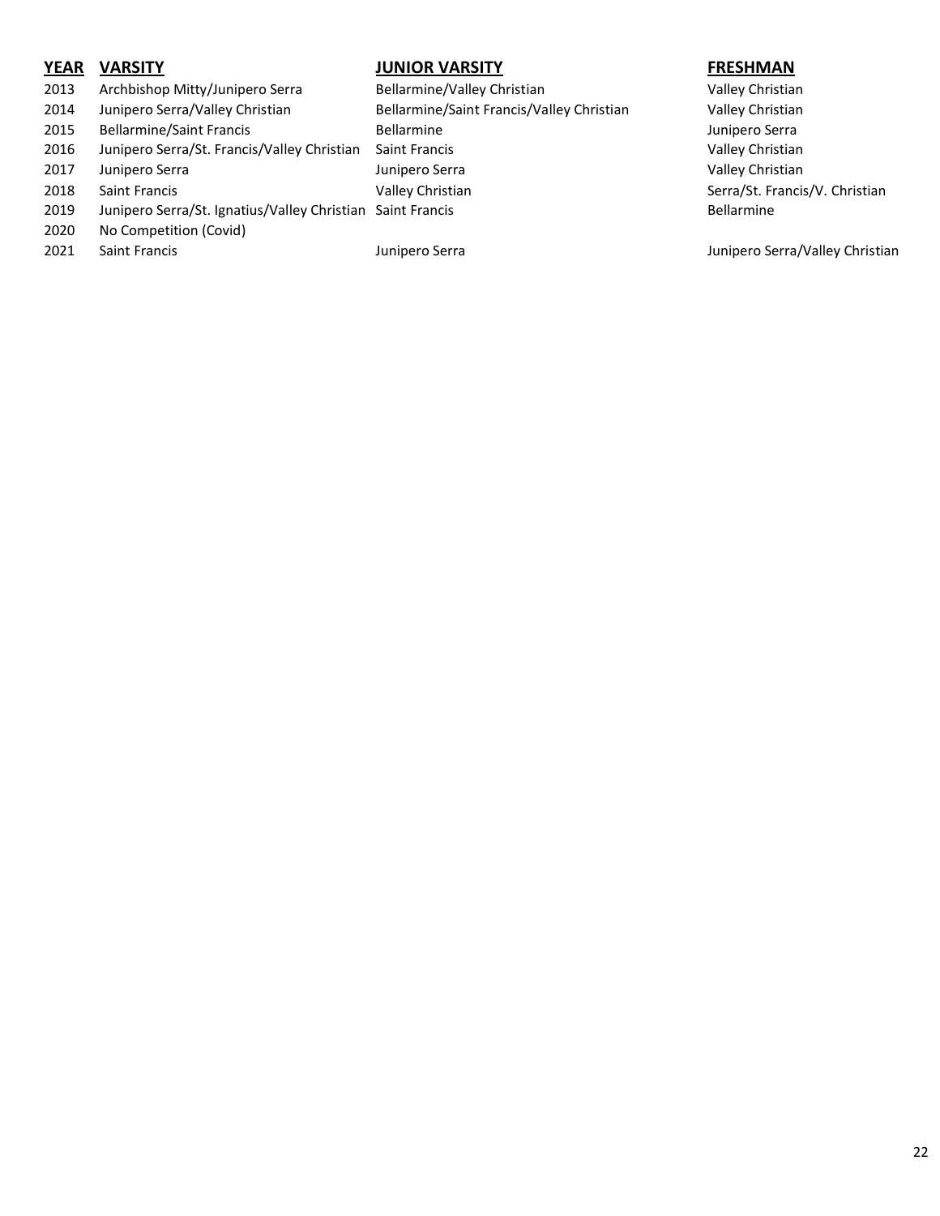| YEAR | VARSITY | JUNIOR VARSITY | FRESHMAN |
|---|---|---|---|
| 2013 | Archbishop Mitty/Junipero Serra | Bellarmine/Valley Christian | Valley Christian |
| 2014 | Junipero Serra/Valley Christian | Bellarmine/Saint Francis/Valley Christian | Valley Christian |
| 2015 | Bellarmine/Saint Francis | Bellarmine | Junipero Serra |
| 2016 | Junipero Serra/St. Francis/Valley Christian | Saint Francis | Valley Christian |
| 2017 | Junipero Serra | Junipero Serra | Valley Christian |
| 2018 | Saint Francis | Valley Christian | Serra/St. Francis/V. Christian |
| 2019 | Junipero Serra/St. Ignatius/Valley Christian | Saint Francis | Bellarmine |
| 2020 | No Competition (Covid) | | |
| 2021 | Saint Francis | Junipero Serra | Junipero Serra/Valley Christian |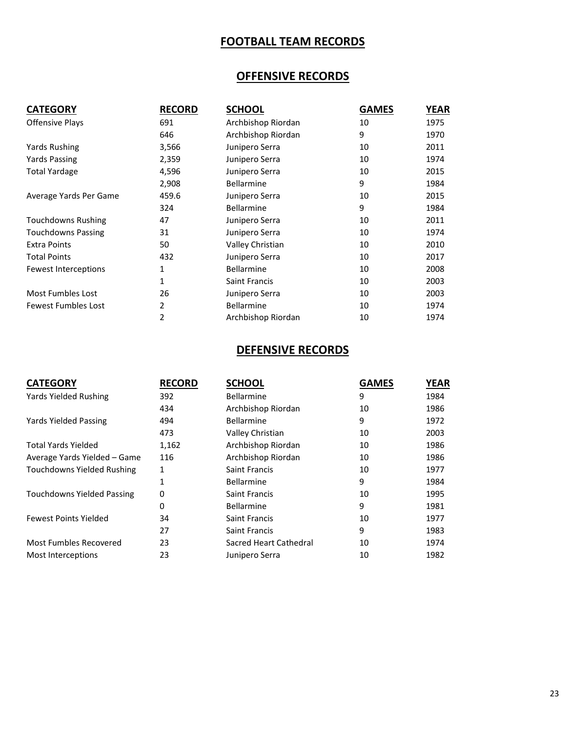# FOOTBALL TEAM RECORDS

## OFFENSIVE RECORDS

| CATEGORY | RECORD | SCHOOL | GAMES | YEAR |
|---|---|---|---|---|
| Offensive Plays | 691 | Archbishop Riordan | 10 | 1975 |
| | 646 | Archbishop Riordan | 9 | 1970 |
| Yards Rushing | 3,566 | Junipero Serra | 10 | 2011 |
| Yards Passing | 2,359 | Junipero Serra | 10 | 1974 |
| Total Yardage | 4,596 | Junipero Serra | 10 | 2015 |
| | 2,908 | Bellarmine | 9 | 1984 |
| Average Yards Per Game | 459.6 | Junipero Serra | 10 | 2015 |
| | 324 | Bellarmine | 9 | 1984 |
| Touchdowns Rushing | 47 | Junipero Serra | 10 | 2011 |
| Touchdowns Passing | 31 | Junipero Serra | 10 | 1974 |
| Extra Points | 50 | Valley Christian | 10 | 2010 |
| Total Points | 432 | Junipero Serra | 10 | 2017 |
| Fewest Interceptions | 1 | Bellarmine | 10 | 2008 |
| | 1 | Saint Francis | 10 | 2003 |
| Most Fumbles Lost | 26 | Junipero Serra | 10 | 2003 |
| Fewest Fumbles Lost | 2 | Bellarmine | 10 | 1974 |
| | 2 | Archbishop Riordan | 10 | 1974 |

## DEFENSIVE RECORDS

| CATEGORY | RECORD | SCHOOL | GAMES | YEAR |
|---|---|---|---|---|
| Yards Yielded Rushing | 392 | Bellarmine | 9 | 1984 |
| | 434 | Archbishop Riordan | 10 | 1986 |
| Yards Yielded Passing | 494 | Bellarmine | 9 | 1972 |
| | 473 | Valley Christian | 10 | 2003 |
| Total Yards Yielded | 1,162 | Archbishop Riordan | 10 | 1986 |
| Average Yards Yielded – Game | 116 | Archbishop Riordan | 10 | 1986 |
| Touchdowns Yielded Rushing | 1 | Saint Francis | 10 | 1977 |
| | 1 | Bellarmine | 9 | 1984 |
| Touchdowns Yielded Passing | 0 | Saint Francis | 10 | 1995 |
| | 0 | Bellarmine | 9 | 1981 |
| Fewest Points Yielded | 34 | Saint Francis | 10 | 1977 |
| | 27 | Saint Francis | 9 | 1983 |
| Most Fumbles Recovered | 23 | Sacred Heart Cathedral | 10 | 1974 |
| Most Interceptions | 23 | Junipero Serra | 10 | 1982 |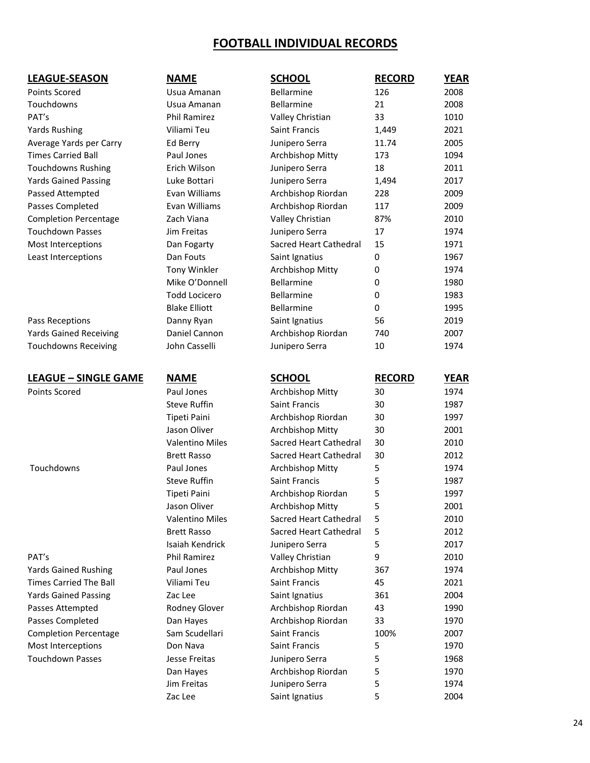# FOOTBALL INDIVIDUAL RECORDS

| LEAGUE-SEASON | NAME | SCHOOL | RECORD | YEAR |
|---|---|---|---|---|
| Points Scored | Usua Amanan | Bellarmine | 126 | 2008 |
| Touchdowns | Usua Amanan | Bellarmine | 21 | 2008 |
| PAT's | Phil Ramirez | Valley Christian | 33 | 1010 |
| Yards Rushing | Viliami Teu | Saint Francis | 1,449 | 2021 |
| Average Yards per Carry | Ed Berry | Junipero Serra | 11.74 | 2005 |
| Times Carried Ball | Paul Jones | Archbishop Mitty | 173 | 1094 |
| Touchdowns Rushing | Erich Wilson | Junipero Serra | 18 | 2011 |
| Yards Gained Passing | Luke Bottari | Junipero Serra | 1,494 | 2017 |
| Passed Attempted | Evan Williams | Archbishop Riordan | 228 | 2009 |
| Passes Completed | Evan Williams | Archbishop Riordan | 117 | 2009 |
| Completion Percentage | Zach Viana | Valley Christian | 87% | 2010 |
| Touchdown Passes | Jim Freitas | Junipero Serra | 17 | 1974 |
| Most Interceptions | Dan Fogarty | Sacred Heart Cathedral | 15 | 1971 |
| Least Interceptions | Dan Fouts | Saint Ignatius | 0 | 1967 |
| | Tony Winkler | Archbishop Mitty | 0 | 1974 |
| | Mike O'Donnell | Bellarmine | 0 | 1980 |
| | Todd Locicero | Bellarmine | 0 | 1983 |
| | Blake Elliott | Bellarmine | 0 | 1995 |
| Pass Receptions | Danny Ryan | Saint Ignatius | 56 | 2019 |
| Yards Gained Receiving | Daniel Cannon | Archbishop Riordan | 740 | 2007 |
| Touchdowns Receiving | John Casselli | Junipero Serra | 10 | 1974 |

| LEAGUE – SINGLE GAME | NAME | SCHOOL | RECORD | YEAR |
|---|---|---|---|---|
| Points Scored | Paul Jones | Archbishop Mitty | 30 | 1974 |
| | Steve Ruffin | Saint Francis | 30 | 1987 |
| | Tipeti Paini | Archbishop Riordan | 30 | 1997 |
| | Jason Oliver | Archbishop Mitty | 30 | 2001 |
| | Valentino Miles | Sacred Heart Cathedral | 30 | 2010 |
| | Brett Rasso | Sacred Heart Cathedral | 30 | 2012 |
| Touchdowns | Paul Jones | Archbishop Mitty | 5 | 1974 |
| | Steve Ruffin | Saint Francis | 5 | 1987 |
| | Tipeti Paini | Archbishop Riordan | 5 | 1997 |
| | Jason Oliver | Archbishop Mitty | 5 | 2001 |
| | Valentino Miles | Sacred Heart Cathedral | 5 | 2010 |
| | Brett Rasso | Sacred Heart Cathedral | 5 | 2012 |
| | Isaiah Kendrick | Junipero Serra | 5 | 2017 |
| PAT's | Phil Ramirez | Valley Christian | 9 | 2010 |
| Yards Gained Rushing | Paul Jones | Archbishop Mitty | 367 | 1974 |
| Times Carried The Ball | Viliami Teu | Saint Francis | 45 | 2021 |
| Yards Gained Passing | Zac Lee | Saint Ignatius | 361 | 2004 |
| Passes Attempted | Rodney Glover | Archbishop Riordan | 43 | 1990 |
| Passes Completed | Dan Hayes | Archbishop Riordan | 33 | 1970 |
| Completion Percentage | Sam Scudellari | Saint Francis | 100% | 2007 |
| Most Interceptions | Don Nava | Saint Francis | 5 | 1970 |
| Touchdown Passes | Jesse Freitas | Junipero Serra | 5 | 1968 |
| | Dan Hayes | Archbishop Riordan | 5 | 1970 |
| | Jim Freitas | Junipero Serra | 5 | 1974 |
| | Zac Lee | Saint Ignatius | 5 | 2004 |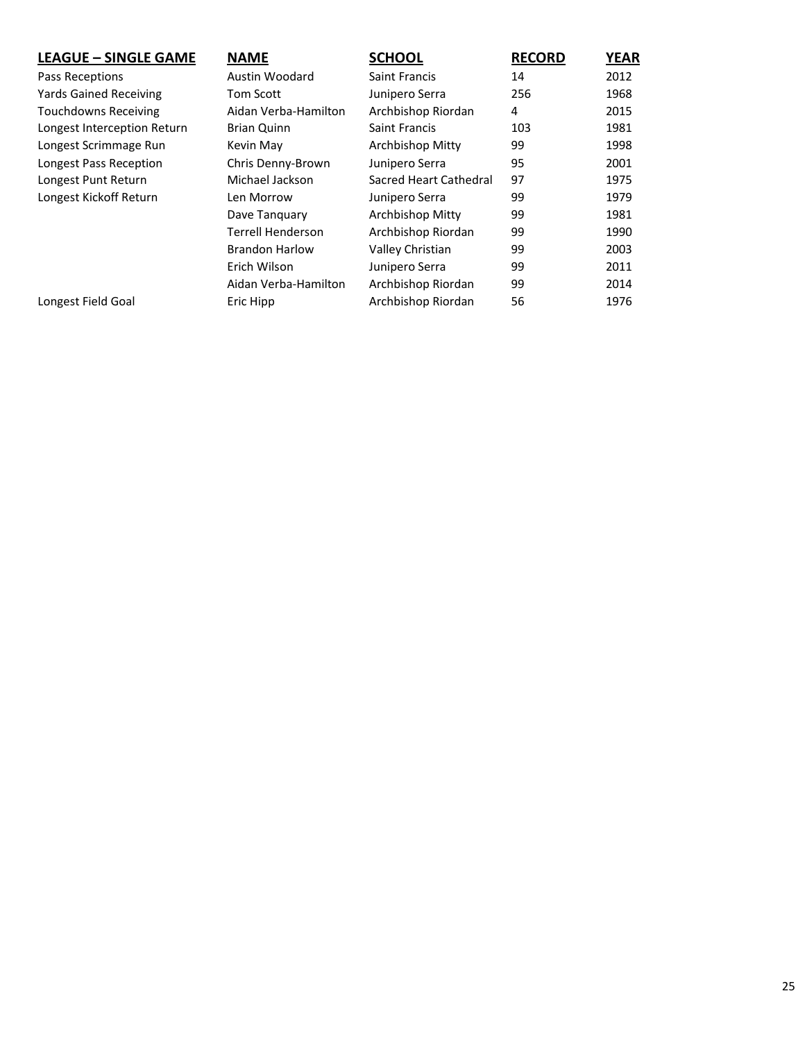| LEAGUE – SINGLE GAME | NAME | SCHOOL | RECORD | YEAR |
| --- | --- | --- | --- | --- |
| Pass Receptions | Austin Woodard | Saint Francis | 14 | 2012 |
| Yards Gained Receiving | Tom Scott | Junipero Serra | 256 | 1968 |
| Touchdowns Receiving | Aidan Verba-Hamilton | Archbishop Riordan | 4 | 2015 |
| Longest Interception Return | Brian Quinn | Saint Francis | 103 | 1981 |
| Longest Scrimmage Run | Kevin May | Archbishop Mitty | 99 | 1998 |
| Longest Pass Reception | Chris Denny-Brown | Junipero Serra | 95 | 2001 |
| Longest Punt Return | Michael Jackson | Sacred Heart Cathedral | 97 | 1975 |
| Longest Kickoff Return | Len Morrow | Junipero Serra | 99 | 1979 |
| | Dave Tanquary | Archbishop Mitty | 99 | 1981 |
| | Terrell Henderson | Archbishop Riordan | 99 | 1990 |
| | Brandon Harlow | Valley Christian | 99 | 2003 |
| | Erich Wilson | Junipero Serra | 99 | 2011 |
| | Aidan Verba-Hamilton | Archbishop Riordan | 99 | 2014 |
| Longest Field Goal | Eric Hipp | Archbishop Riordan | 56 | 1976 |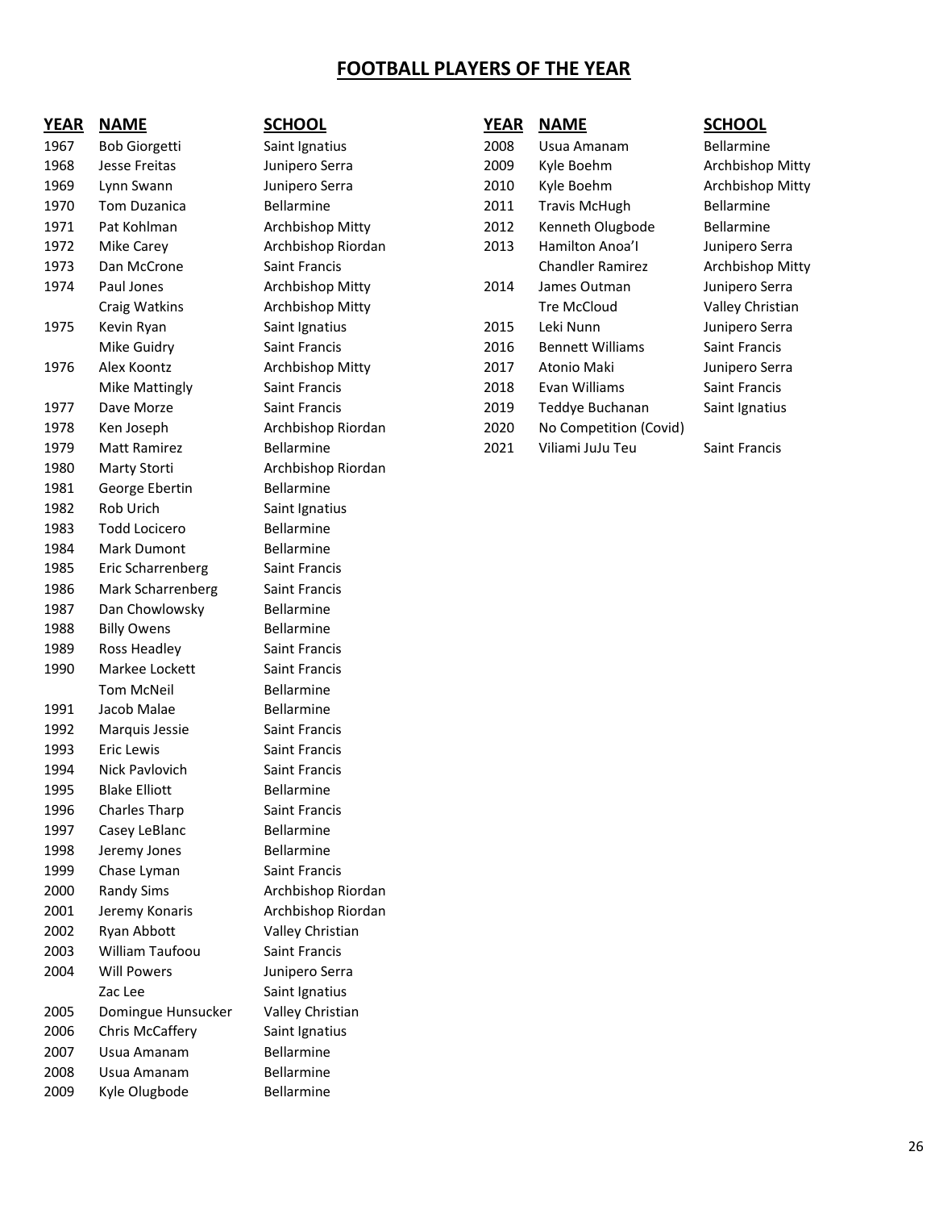# FOOTBALL PLAYERS OF THE YEAR

| YEAR | NAME | SCHOOL |
|---|---|---|
| 1967 | Bob Giorgetti | Saint Ignatius |
| 1968 | Jesse Freitas | Junipero Serra |
| 1969 | Lynn Swann | Junipero Serra |
| 1970 | Tom Duzanica | Bellarmine |
| 1971 | Pat Kohlman | Archbishop Mitty |
| 1972 | Mike Carey | Archbishop Riordan |
| 1973 | Dan McCrone | Saint Francis |
| 1974 | Paul Jones | Archbishop Mitty |
| | Craig Watkins | Archbishop Mitty |
| 1975 | Kevin Ryan | Saint Ignatius |
| | Mike Guidry | Saint Francis |
| 1976 | Alex Koontz | Archbishop Mitty |
| | Mike Mattingly | Saint Francis |
| 1977 | Dave Morze | Saint Francis |
| 1978 | Ken Joseph | Archbishop Riordan |
| 1979 | Matt Ramirez | Bellarmine |
| 1980 | Marty Storti | Archbishop Riordan |
| 1981 | George Ebertin | Bellarmine |
| 1982 | Rob Urich | Saint Ignatius |
| 1983 | Todd Locicero | Bellarmine |
| 1984 | Mark Dumont | Bellarmine |
| 1985 | Eric Scharrenberg | Saint Francis |
| 1986 | Mark Scharrenberg | Saint Francis |
| 1987 | Dan Chowlowsky | Bellarmine |
| 1988 | Billy Owens | Bellarmine |
| 1989 | Ross Headley | Saint Francis |
| 1990 | Markee Lockett | Saint Francis |
| | Tom McNeil | Bellarmine |
| 1991 | Jacob Malae | Bellarmine |
| 1992 | Marquis Jessie | Saint Francis |
| 1993 | Eric Lewis | Saint Francis |
| 1994 | Nick Pavlovich | Saint Francis |
| 1995 | Blake Elliott | Bellarmine |
| 1996 | Charles Tharp | Saint Francis |
| 1997 | Casey LeBlanc | Bellarmine |
| 1998 | Jeremy Jones | Bellarmine |
| 1999 | Chase Lyman | Saint Francis |
| 2000 | Randy Sims | Archbishop Riordan |
| 2001 | Jeremy Konaris | Archbishop Riordan |
| 2002 | Ryan Abbott | Valley Christian |
| 2003 | William Taufoou | Saint Francis |
| 2004 | Will Powers | Junipero Serra |
| | Zac Lee | Saint Ignatius |
| 2005 | Domingue Hunsucker | Valley Christian |
| 2006 | Chris McCaffery | Saint Ignatius |
| 2007 | Usua Amanam | Bellarmine |
| 2008 | Usua Amanam | Bellarmine |
| 2009 | Kyle Olugbode | Bellarmine |

| YEAR | NAME | SCHOOL |
|---|---|---|
| 2008 | Usua Amanam | Bellarmine |
| 2009 | Kyle Boehm | Archbishop Mitty |
| 2010 | Kyle Boehm | Archbishop Mitty |
| 2011 | Travis McHugh | Bellarmine |
| 2012 | Kenneth Olugbode | Bellarmine |
| 2013 | Hamilton Anoa'I | Junipero Serra |
| | Chandler Ramirez | Archbishop Mitty |
| 2014 | James Outman | Junipero Serra |
| | Tre McCloud | Valley Christian |
| 2015 | Leki Nunn | Junipero Serra |
| 2016 | Bennett Williams | Saint Francis |
| 2017 | Atonio Maki | Junipero Serra |
| 2018 | Evan Williams | Saint Francis |
| 2019 | Teddye Buchanan | Saint Ignatius |
| 2020 | No Competition (Covid) | |
| 2021 | Viliami JuJu Teu | Saint Francis |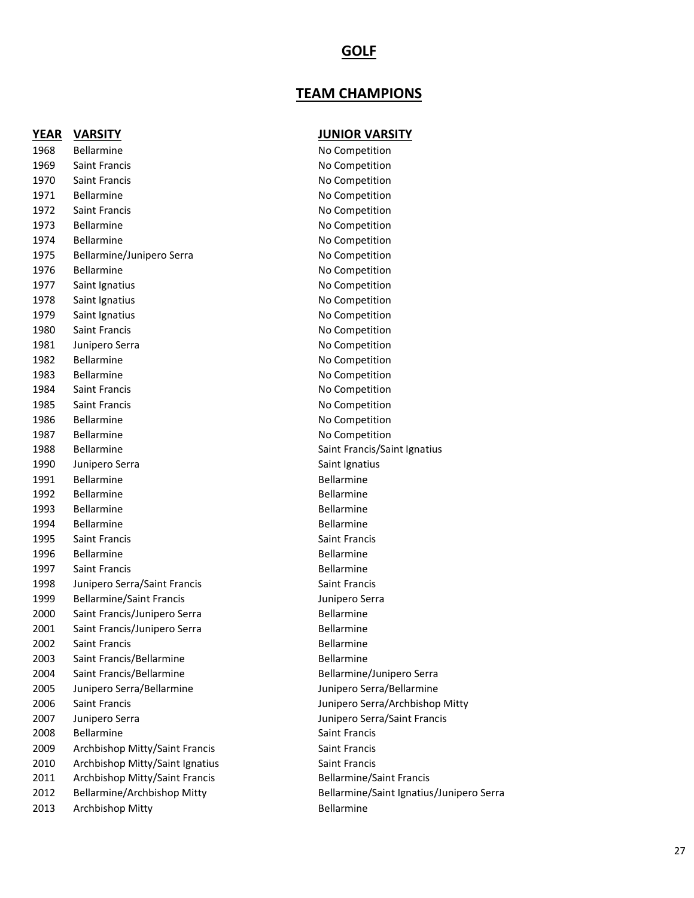# GOLF

## TEAM CHAMPIONS

| YEAR | VARSITY | JUNIOR VARSITY |
|---|---|---|
| 1968 | Bellarmine | No Competition |
| 1969 | Saint Francis | No Competition |
| 1970 | Saint Francis | No Competition |
| 1971 | Bellarmine | No Competition |
| 1972 | Saint Francis | No Competition |
| 1973 | Bellarmine | No Competition |
| 1974 | Bellarmine | No Competition |
| 1975 | Bellarmine/Junipero Serra | No Competition |
| 1976 | Bellarmine | No Competition |
| 1977 | Saint Ignatius | No Competition |
| 1978 | Saint Ignatius | No Competition |
| 1979 | Saint Ignatius | No Competition |
| 1980 | Saint Francis | No Competition |
| 1981 | Junipero Serra | No Competition |
| 1982 | Bellarmine | No Competition |
| 1983 | Bellarmine | No Competition |
| 1984 | Saint Francis | No Competition |
| 1985 | Saint Francis | No Competition |
| 1986 | Bellarmine | No Competition |
| 1987 | Bellarmine | No Competition |
| 1988 | Bellarmine | Saint Francis/Saint Ignatius |
| 1990 | Junipero Serra | Saint Ignatius |
| 1991 | Bellarmine | Bellarmine |
| 1992 | Bellarmine | Bellarmine |
| 1993 | Bellarmine | Bellarmine |
| 1994 | Bellarmine | Bellarmine |
| 1995 | Saint Francis | Saint Francis |
| 1996 | Bellarmine | Bellarmine |
| 1997 | Saint Francis | Bellarmine |
| 1998 | Junipero Serra/Saint Francis | Saint Francis |
| 1999 | Bellarmine/Saint Francis | Junipero Serra |
| 2000 | Saint Francis/Junipero Serra | Bellarmine |
| 2001 | Saint Francis/Junipero Serra | Bellarmine |
| 2002 | Saint Francis | Bellarmine |
| 2003 | Saint Francis/Bellarmine | Bellarmine |
| 2004 | Saint Francis/Bellarmine | Bellarmine/Junipero Serra |
| 2005 | Junipero Serra/Bellarmine | Junipero Serra/Bellarmine |
| 2006 | Saint Francis | Junipero Serra/Archbishop Mitty |
| 2007 | Junipero Serra | Junipero Serra/Saint Francis |
| 2008 | Bellarmine | Saint Francis |
| 2009 | Archbishop Mitty/Saint Francis | Saint Francis |
| 2010 | Archbishop Mitty/Saint Ignatius | Saint Francis |
| 2011 | Archbishop Mitty/Saint Francis | Bellarmine/Saint Francis |
| 2012 | Bellarmine/Archbishop Mitty | Bellarmine/Saint Ignatius/Junipero Serra |
| 2013 | Archbishop Mitty | Bellarmine |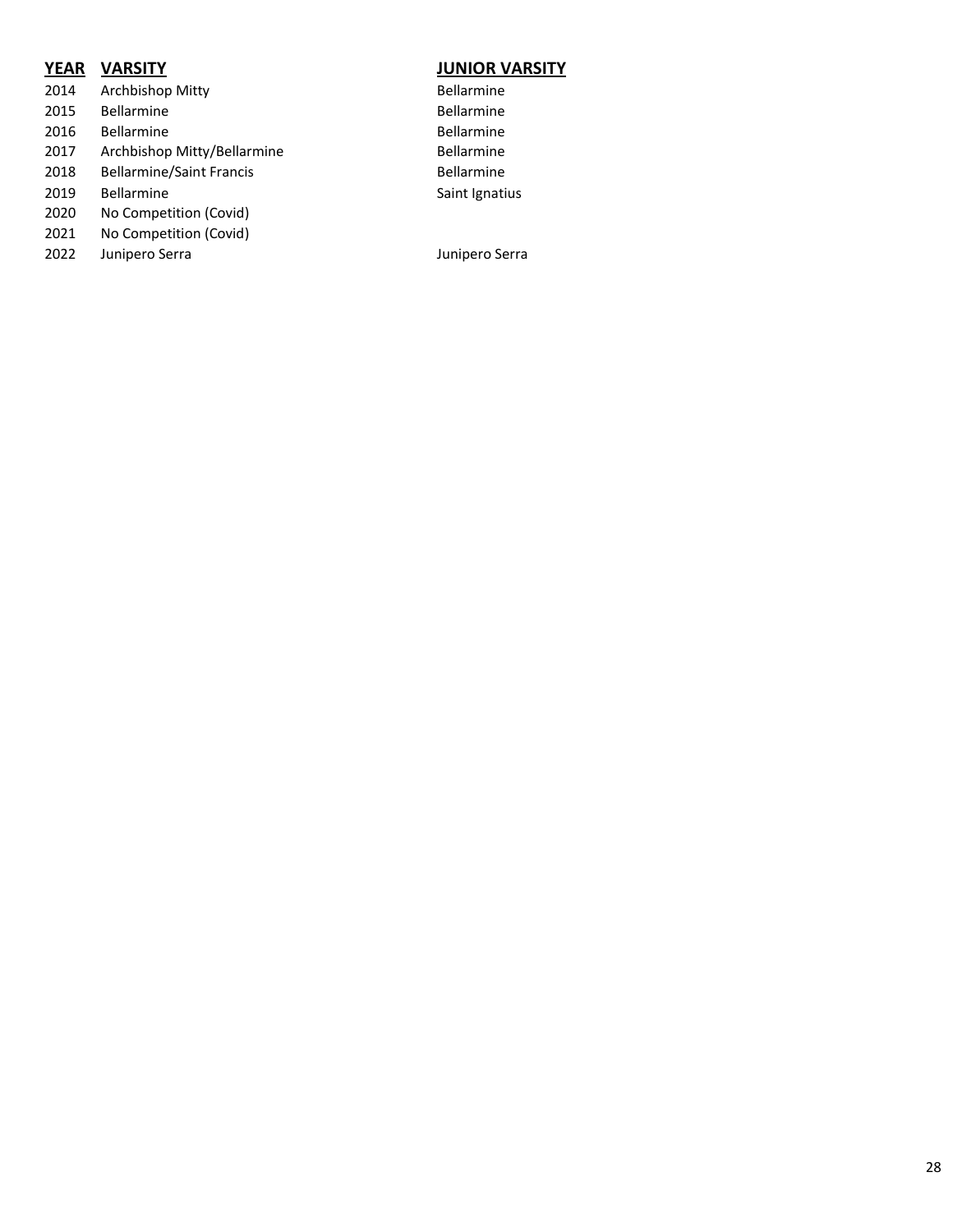| YEAR | VARSITY | JUNIOR VARSITY |
| --- | --- | --- |
| 2014 | Archbishop Mitty | Bellarmine |
| 2015 | Bellarmine | Bellarmine |
| 2016 | Bellarmine | Bellarmine |
| 2017 | Archbishop Mitty/Bellarmine | Bellarmine |
| 2018 | Bellarmine/Saint Francis | Bellarmine |
| 2019 | Bellarmine | Saint Ignatius |
| 2020 | No Competition (Covid) | |
| 2021 | No Competition (Covid) | |
| 2022 | Junipero Serra | Junipero Serra |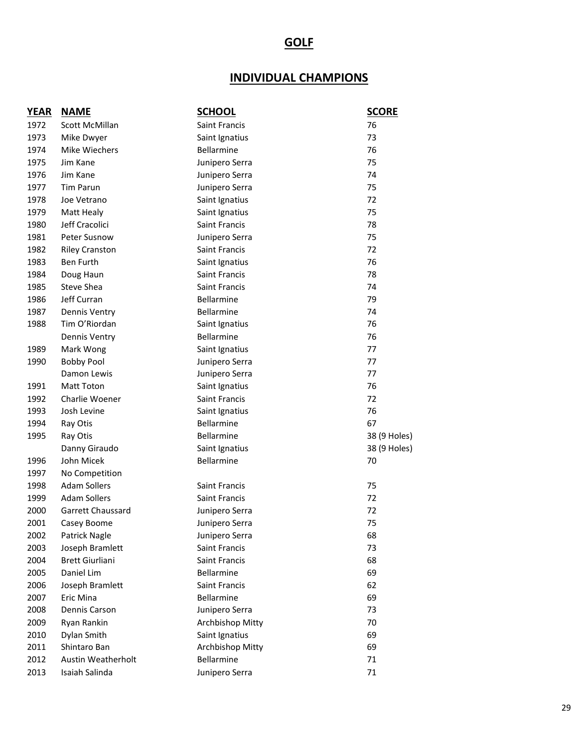# GOLF

## INDIVIDUAL CHAMPIONS

| YEAR | NAME | SCHOOL | SCORE |
|---|---|---|---|
| 1972 | Scott McMillan | Saint Francis | 76 |
| 1973 | Mike Dwyer | Saint Ignatius | 73 |
| 1974 | Mike Wiechers | Bellarmine | 76 |
| 1975 | Jim Kane | Junipero Serra | 75 |
| 1976 | Jim Kane | Junipero Serra | 74 |
| 1977 | Tim Parun | Junipero Serra | 75 |
| 1978 | Joe Vetrano | Saint Ignatius | 72 |
| 1979 | Matt Healy | Saint Ignatius | 75 |
| 1980 | Jeff Cracolici | Saint Francis | 78 |
| 1981 | Peter Susnow | Junipero Serra | 75 |
| 1982 | Riley Cranston | Saint Francis | 72 |
| 1983 | Ben Furth | Saint Ignatius | 76 |
| 1984 | Doug Haun | Saint Francis | 78 |
| 1985 | Steve Shea | Saint Francis | 74 |
| 1986 | Jeff Curran | Bellarmine | 79 |
| 1987 | Dennis Ventry | Bellarmine | 74 |
| 1988 | Tim O'Riordan | Saint Ignatius | 76 |
| | Dennis Ventry | Bellarmine | 76 |
| 1989 | Mark Wong | Saint Ignatius | 77 |
| 1990 | Bobby Pool | Junipero Serra | 77 |
| | Damon Lewis | Junipero Serra | 77 |
| 1991 | Matt Toton | Saint Ignatius | 76 |
| 1992 | Charlie Woener | Saint Francis | 72 |
| 1993 | Josh Levine | Saint Ignatius | 76 |
| 1994 | Ray Otis | Bellarmine | 67 |
| 1995 | Ray Otis | Bellarmine | 38 (9 Holes) |
| | Danny Giraudo | Saint Ignatius | 38 (9 Holes) |
| 1996 | John Micek | Bellarmine | 70 |
| 1997 | No Competition | | |
| 1998 | Adam Sollers | Saint Francis | 75 |
| 1999 | Adam Sollers | Saint Francis | 72 |
| 2000 | Garrett Chaussard | Junipero Serra | 72 |
| 2001 | Casey Boome | Junipero Serra | 75 |
| 2002 | Patrick Nagle | Junipero Serra | 68 |
| 2003 | Joseph Bramlett | Saint Francis | 73 |
| 2004 | Brett Giurliani | Saint Francis | 68 |
| 2005 | Daniel Lim | Bellarmine | 69 |
| 2006 | Joseph Bramlett | Saint Francis | 62 |
| 2007 | Eric Mina | Bellarmine | 69 |
| 2008 | Dennis Carson | Junipero Serra | 73 |
| 2009 | Ryan Rankin | Archbishop Mitty | 70 |
| 2010 | Dylan Smith | Saint Ignatius | 69 |
| 2011 | Shintaro Ban | Archbishop Mitty | 69 |
| 2012 | Austin Weatherholt | Bellarmine | 71 |
| 2013 | Isaiah Salinda | Junipero Serra | 71 |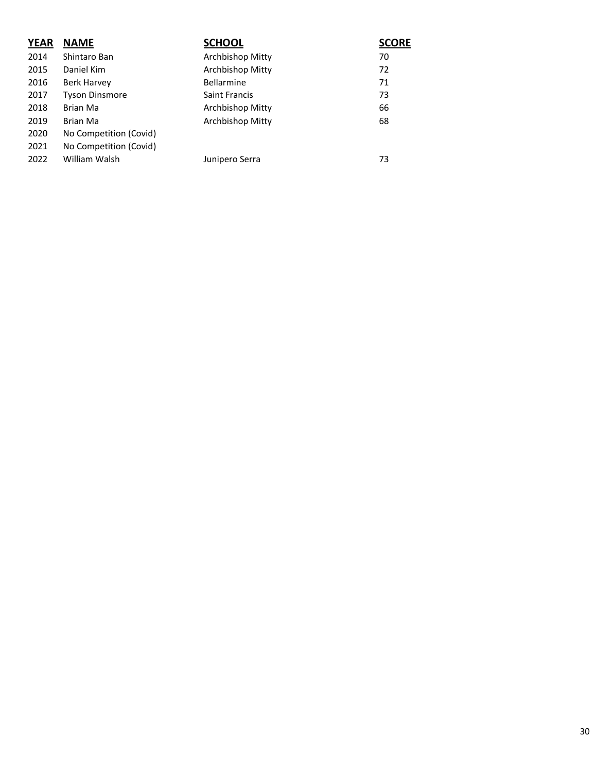| YEAR | NAME | SCHOOL | SCORE |
|---|---|---|---|
| 2014 | Shintaro Ban | Archbishop Mitty | 70 |
| 2015 | Daniel Kim | Archbishop Mitty | 72 |
| 2016 | Berk Harvey | Bellarmine | 71 |
| 2017 | Tyson Dinsmore | Saint Francis | 73 |
| 2018 | Brian Ma | Archbishop Mitty | 66 |
| 2019 | Brian Ma | Archbishop Mitty | 68 |
| 2020 | No Competition (Covid) | | |
| 2021 | No Competition (Covid) | | |
| 2022 | William Walsh | Junipero Serra | 73 |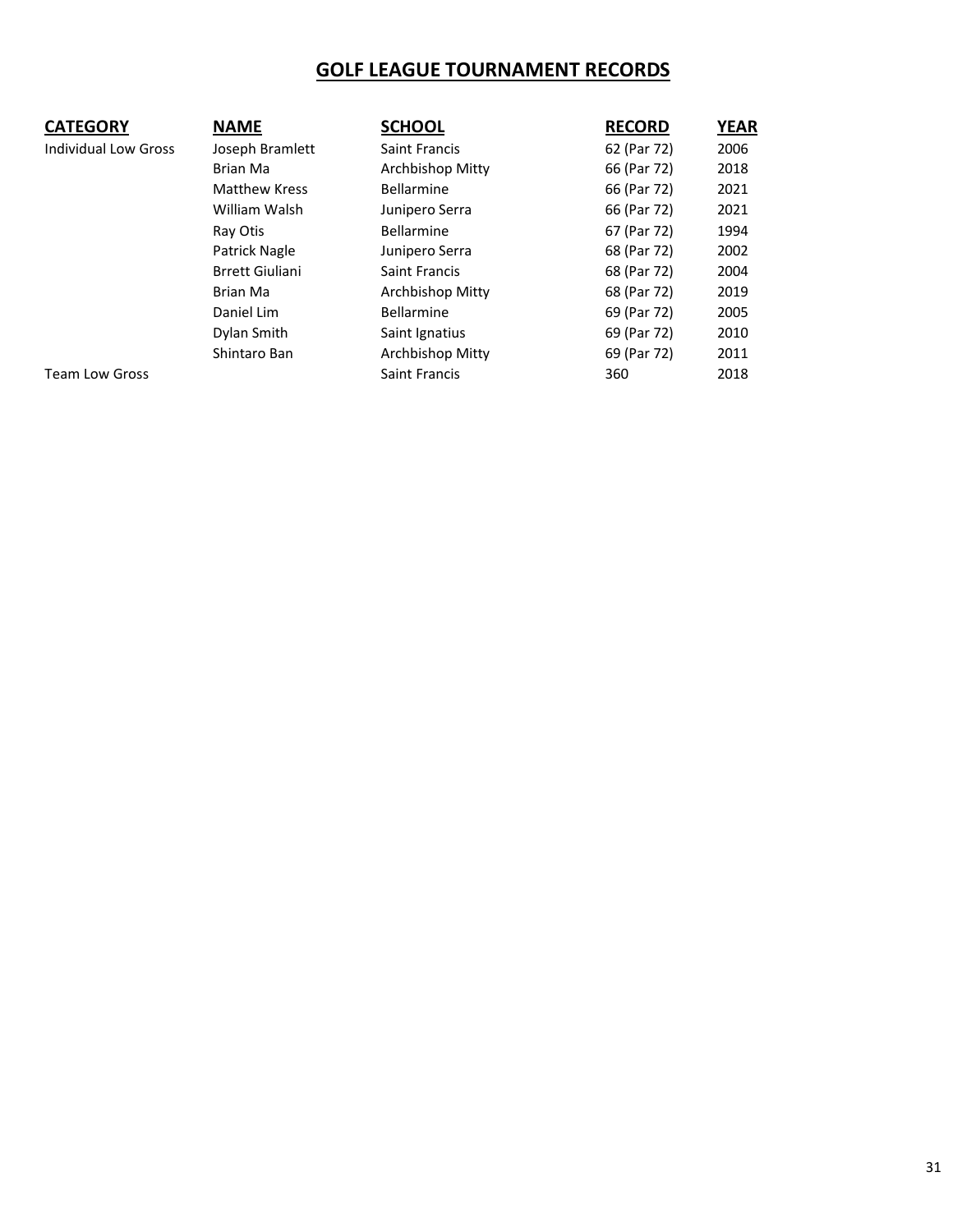# GOLF LEAGUE TOURNAMENT RECORDS

| CATEGORY | NAME | SCHOOL | RECORD | YEAR |
|---|---|---|---|---|
| Individual Low Gross | Joseph Bramlett | Saint Francis | 62 (Par 72) | 2006 |
| | Brian Ma | Archbishop Mitty | 66 (Par 72) | 2018 |
| | Matthew Kress | Bellarmine | 66 (Par 72) | 2021 |
| | William Walsh | Junipero Serra | 66 (Par 72) | 2021 |
| | Ray Otis | Bellarmine | 67 (Par 72) | 1994 |
| | Patrick Nagle | Junipero Serra | 68 (Par 72) | 2002 |
| | Brrett Giuliani | Saint Francis | 68 (Par 72) | 2004 |
| | Brian Ma | Archbishop Mitty | 68 (Par 72) | 2019 |
| | Daniel Lim | Bellarmine | 69 (Par 72) | 2005 |
| | Dylan Smith | Saint Ignatius | 69 (Par 72) | 2010 |
| | Shintaro Ban | Archbishop Mitty | 69 (Par 72) | 2011 |
| Team Low Gross | | Saint Francis | 360 | 2018 |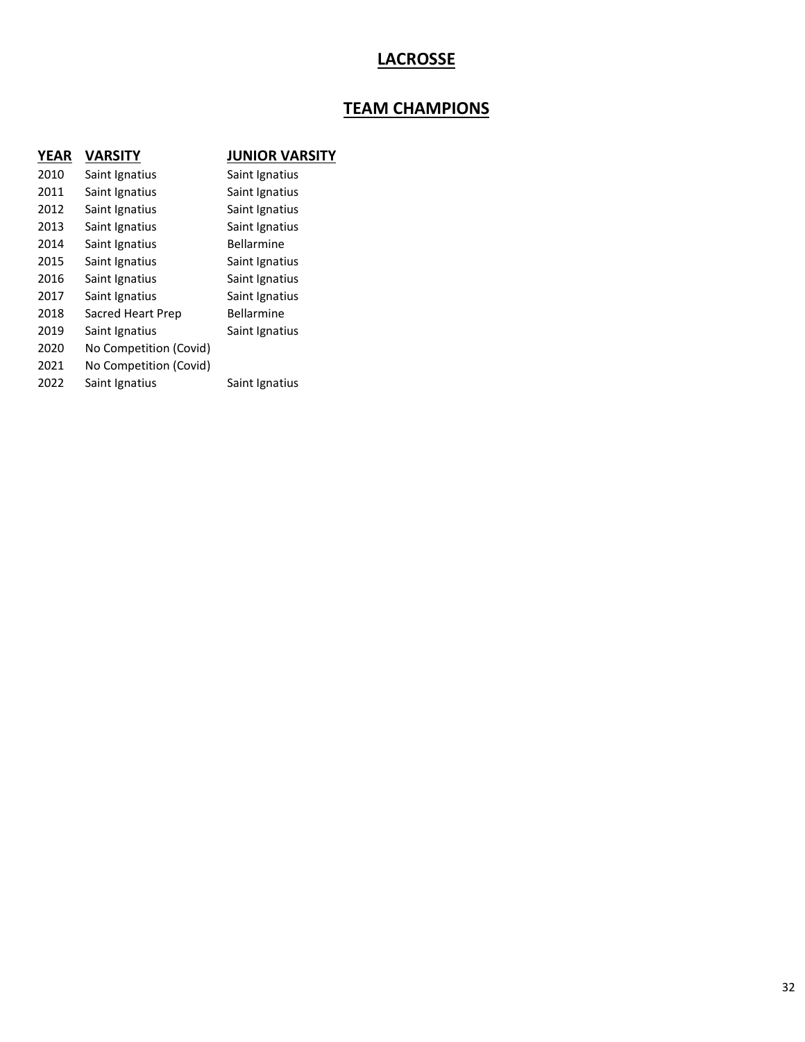# LACROSSE

## TEAM CHAMPIONS

| YEAR | VARSITY | JUNIOR VARSITY |
|---|---|---|
| 2010 | Saint Ignatius | Saint Ignatius |
| 2011 | Saint Ignatius | Saint Ignatius |
| 2012 | Saint Ignatius | Saint Ignatius |
| 2013 | Saint Ignatius | Saint Ignatius |
| 2014 | Saint Ignatius | Bellarmine |
| 2015 | Saint Ignatius | Saint Ignatius |
| 2016 | Saint Ignatius | Saint Ignatius |
| 2017 | Saint Ignatius | Saint Ignatius |
| 2018 | Sacred Heart Prep | Bellarmine |
| 2019 | Saint Ignatius | Saint Ignatius |
| 2020 | No Competition (Covid) | |
| 2021 | No Competition (Covid) | |
| 2022 | Saint Ignatius | Saint Ignatius |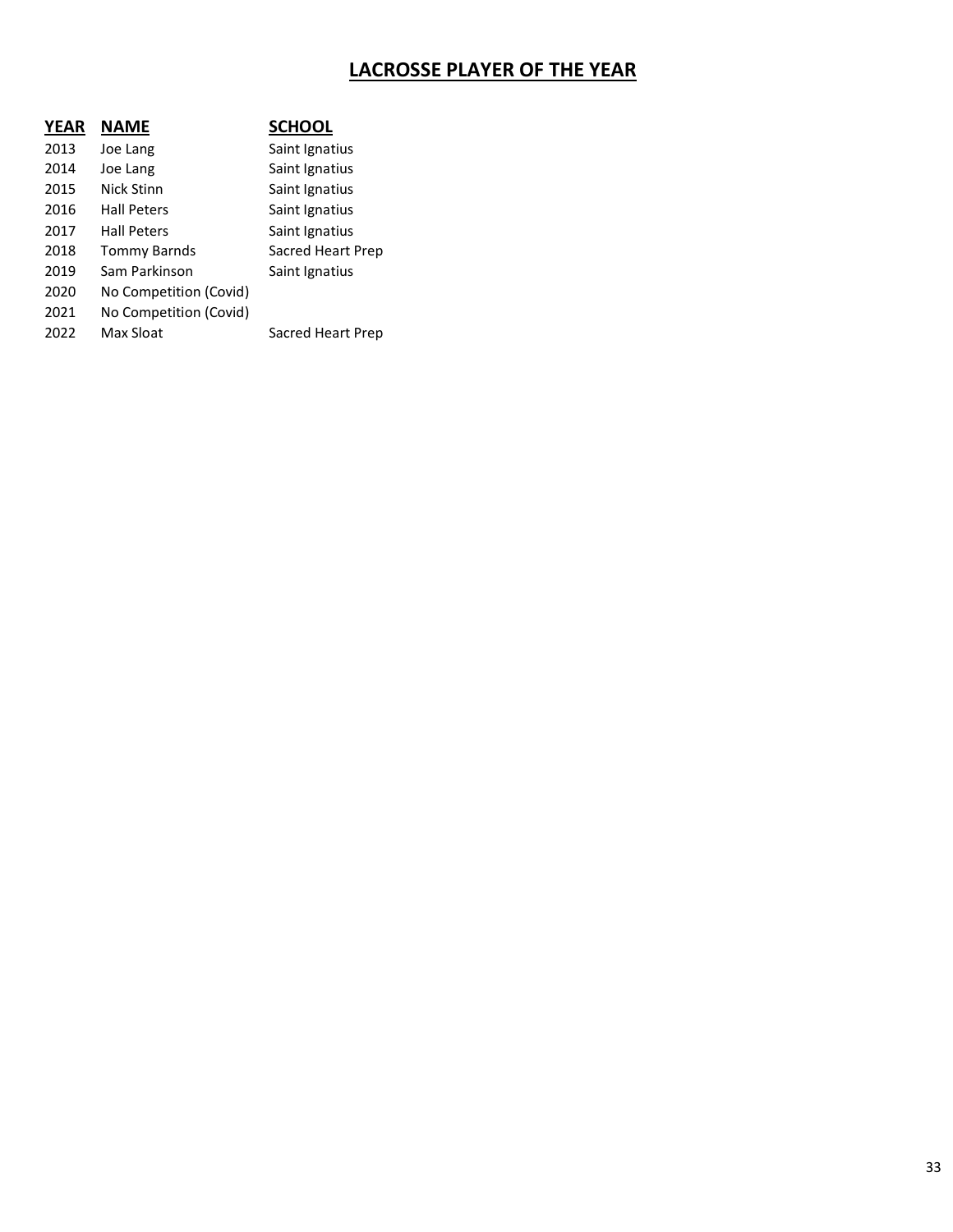# LACROSSE PLAYER OF THE YEAR

| YEAR | NAME | SCHOOL |
|---|---|---|
| 2013 | Joe Lang | Saint Ignatius |
| 2014 | Joe Lang | Saint Ignatius |
| 2015 | Nick Stinn | Saint Ignatius |
| 2016 | Hall Peters | Saint Ignatius |
| 2017 | Hall Peters | Saint Ignatius |
| 2018 | Tommy Barnds | Sacred Heart Prep |
| 2019 | Sam Parkinson | Saint Ignatius |
| 2020 | No Competition (Covid) | |
| 2021 | No Competition (Covid) | |
| 2022 | Max Sloat | Sacred Heart Prep |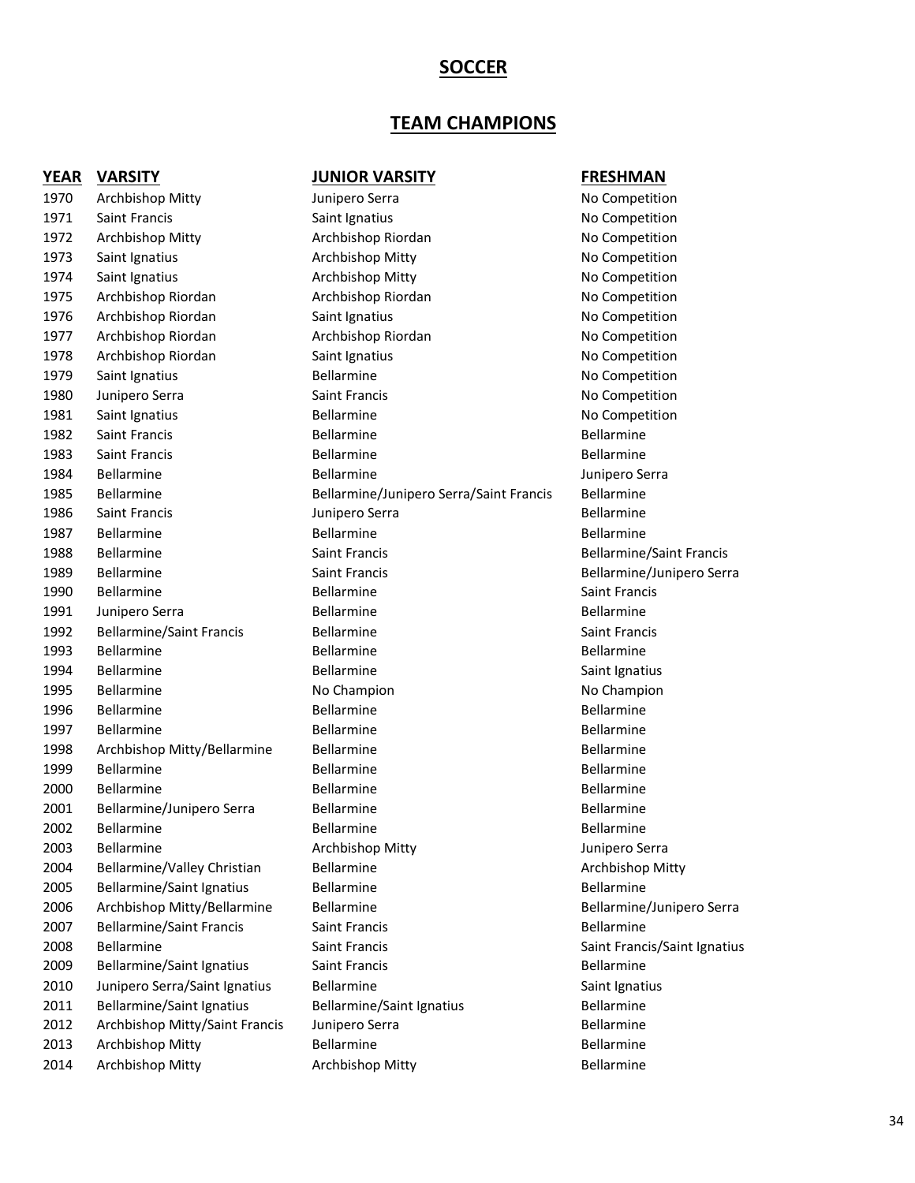# SOCCER

## TEAM CHAMPIONS

| YEAR | VARSITY | JUNIOR VARSITY | FRESHMAN |
|---|---|---|---|
| 1970 | Archbishop Mitty | Junipero Serra | No Competition |
| 1971 | Saint Francis | Saint Ignatius | No Competition |
| 1972 | Archbishop Mitty | Archbishop Riordan | No Competition |
| 1973 | Saint Ignatius | Archbishop Mitty | No Competition |
| 1974 | Saint Ignatius | Archbishop Mitty | No Competition |
| 1975 | Archbishop Riordan | Archbishop Riordan | No Competition |
| 1976 | Archbishop Riordan | Saint Ignatius | No Competition |
| 1977 | Archbishop Riordan | Archbishop Riordan | No Competition |
| 1978 | Archbishop Riordan | Saint Ignatius | No Competition |
| 1979 | Saint Ignatius | Bellarmine | No Competition |
| 1980 | Junipero Serra | Saint Francis | No Competition |
| 1981 | Saint Ignatius | Bellarmine | No Competition |
| 1982 | Saint Francis | Bellarmine | Bellarmine |
| 1983 | Saint Francis | Bellarmine | Bellarmine |
| 1984 | Bellarmine | Bellarmine | Junipero Serra |
| 1985 | Bellarmine | Bellarmine/Junipero Serra/Saint Francis | Bellarmine |
| 1986 | Saint Francis | Junipero Serra | Bellarmine |
| 1987 | Bellarmine | Bellarmine | Bellarmine |
| 1988 | Bellarmine | Saint Francis | Bellarmine/Saint Francis |
| 1989 | Bellarmine | Saint Francis | Bellarmine/Junipero Serra |
| 1990 | Bellarmine | Bellarmine | Saint Francis |
| 1991 | Junipero Serra | Bellarmine | Bellarmine |
| 1992 | Bellarmine/Saint Francis | Bellarmine | Saint Francis |
| 1993 | Bellarmine | Bellarmine | Bellarmine |
| 1994 | Bellarmine | Bellarmine | Saint Ignatius |
| 1995 | Bellarmine | No Champion | No Champion |
| 1996 | Bellarmine | Bellarmine | Bellarmine |
| 1997 | Bellarmine | Bellarmine | Bellarmine |
| 1998 | Archbishop Mitty/Bellarmine | Bellarmine | Bellarmine |
| 1999 | Bellarmine | Bellarmine | Bellarmine |
| 2000 | Bellarmine | Bellarmine | Bellarmine |
| 2001 | Bellarmine/Junipero Serra | Bellarmine | Bellarmine |
| 2002 | Bellarmine | Bellarmine | Bellarmine |
| 2003 | Bellarmine | Archbishop Mitty | Junipero Serra |
| 2004 | Bellarmine/Valley Christian | Bellarmine | Archbishop Mitty |
| 2005 | Bellarmine/Saint Ignatius | Bellarmine | Bellarmine |
| 2006 | Archbishop Mitty/Bellarmine | Bellarmine | Bellarmine/Junipero Serra |
| 2007 | Bellarmine/Saint Francis | Saint Francis | Bellarmine |
| 2008 | Bellarmine | Saint Francis | Saint Francis/Saint Ignatius |
| 2009 | Bellarmine/Saint Ignatius | Saint Francis | Bellarmine |
| 2010 | Junipero Serra/Saint Ignatius | Bellarmine | Saint Ignatius |
| 2011 | Bellarmine/Saint Ignatius | Bellarmine/Saint Ignatius | Bellarmine |
| 2012 | Archbishop Mitty/Saint Francis | Junipero Serra | Bellarmine |
| 2013 | Archbishop Mitty | Bellarmine | Bellarmine |
| 2014 | Archbishop Mitty | Archbishop Mitty | Bellarmine |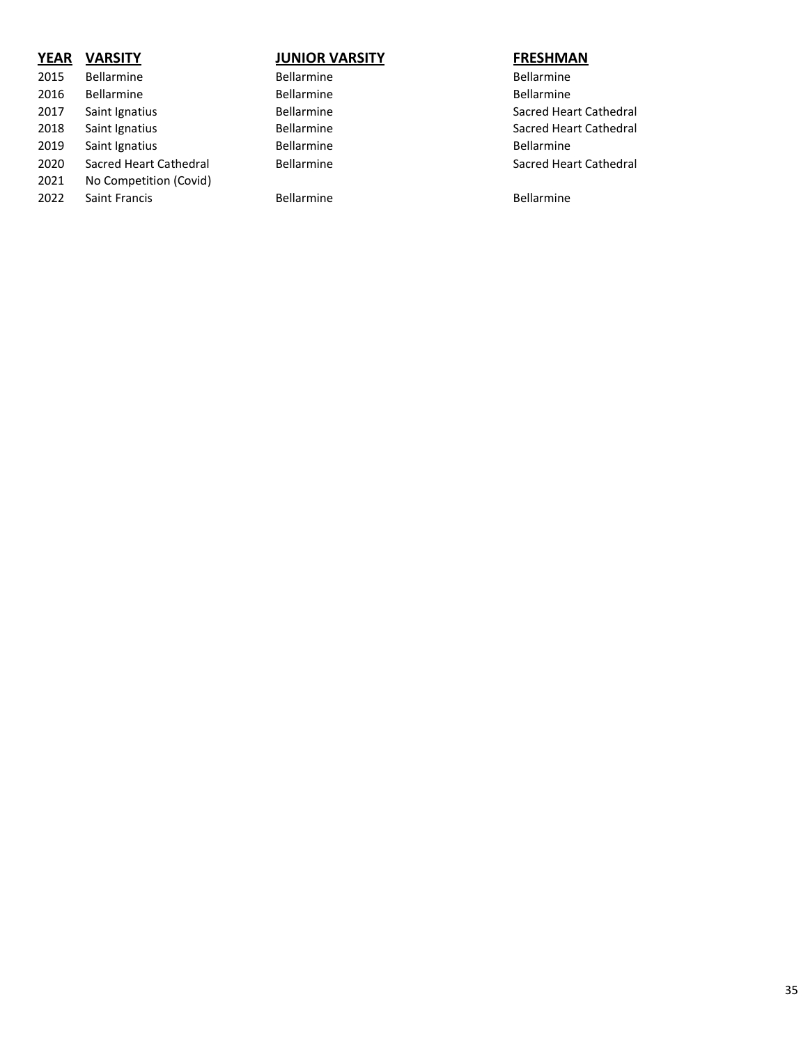| YEAR | VARSITY | JUNIOR VARSITY | FRESHMAN |
|---|---|---|---|
| 2015 | Bellarmine | Bellarmine | Bellarmine |
| 2016 | Bellarmine | Bellarmine | Bellarmine |
| 2017 | Saint Ignatius | Bellarmine | Sacred Heart Cathedral |
| 2018 | Saint Ignatius | Bellarmine | Sacred Heart Cathedral |
| 2019 | Saint Ignatius | Bellarmine | Bellarmine |
| 2020 | Sacred Heart Cathedral | Bellarmine | Sacred Heart Cathedral |
| 2021 | No Competition (Covid) | | |
| 2022 | Saint Francis | Bellarmine | Bellarmine |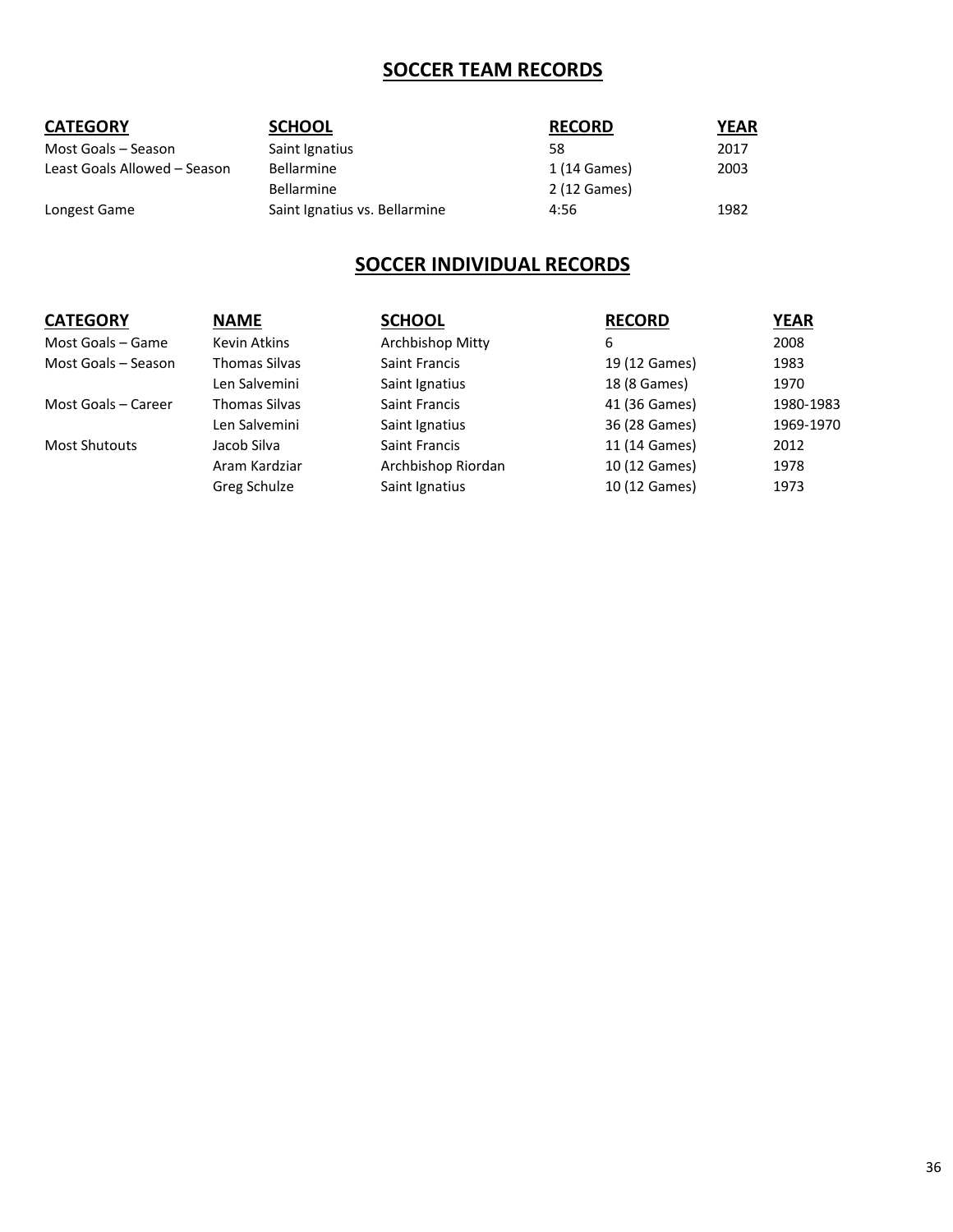## SOCCER TEAM RECORDS

| CATEGORY | SCHOOL | RECORD | YEAR |
|---|---|---|---|
| Most Goals – Season | Saint Ignatius | 58 | 2017 |
| Least Goals Allowed – Season | Bellarmine | 1 (14 Games) | 2003 |
| | Bellarmine | 2 (12 Games) | |
| Longest Game | Saint Ignatius vs. Bellarmine | 4:56 | 1982 |

## SOCCER INDIVIDUAL RECORDS

| CATEGORY | NAME | SCHOOL | RECORD | YEAR |
|---|---|---|---|---|
| Most Goals – Game | Kevin Atkins | Archbishop Mitty | 6 | 2008 |
| Most Goals – Season | Thomas Silvas | Saint Francis | 19 (12 Games) | 1983 |
| | Len Salvemini | Saint Ignatius | 18 (8 Games) | 1970 |
| Most Goals – Career | Thomas Silvas | Saint Francis | 41 (36 Games) | 1980-1983 |
| | Len Salvemini | Saint Ignatius | 36 (28 Games) | 1969-1970 |
| Most Shutouts | Jacob Silva | Saint Francis | 11 (14 Games) | 2012 |
| | Aram Kardziar | Archbishop Riordan | 10 (12 Games) | 1978 |
| | Greg Schulze | Saint Ignatius | 10 (12 Games) | 1973 |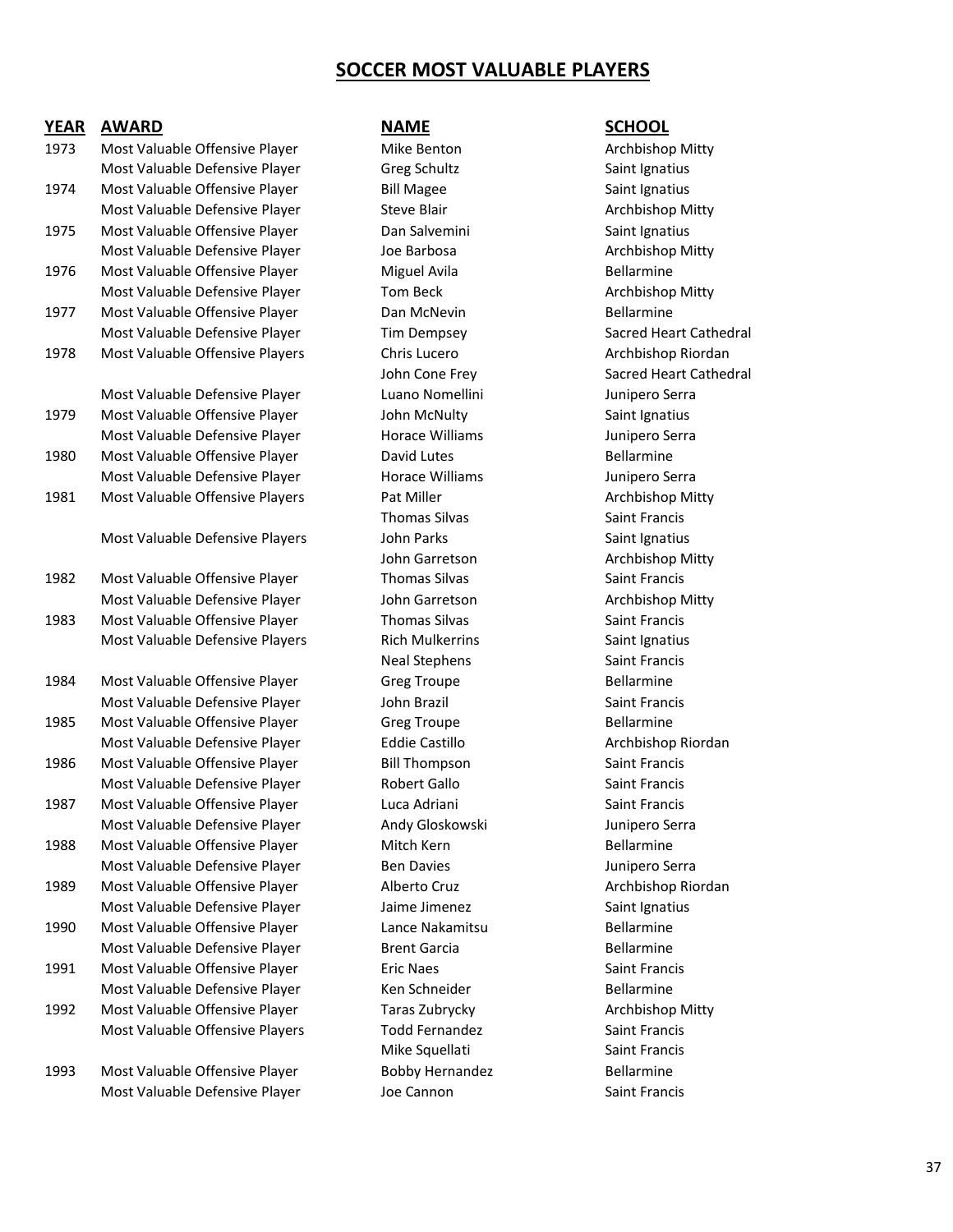# SOCCER MOST VALUABLE PLAYERS

| YEAR | AWARD | NAME | SCHOOL |
|---|---|---|---|
| 1973 | Most Valuable Offensive Player | Mike Benton | Archbishop Mitty |
| | Most Valuable Defensive Player | Greg Schultz | Saint Ignatius |
| 1974 | Most Valuable Offensive Player | Bill Magee | Saint Ignatius |
| | Most Valuable Defensive Player | Steve Blair | Archbishop Mitty |
| 1975 | Most Valuable Offensive Player | Dan Salvemini | Saint Ignatius |
| | Most Valuable Defensive Player | Joe Barbosa | Archbishop Mitty |
| 1976 | Most Valuable Offensive Player | Miguel Avila | Bellarmine |
| | Most Valuable Defensive Player | Tom Beck | Archbishop Mitty |
| 1977 | Most Valuable Offensive Player | Dan McNevin | Bellarmine |
| | Most Valuable Defensive Player | Tim Dempsey | Sacred Heart Cathedral |
| 1978 | Most Valuable Offensive Players | Chris Lucero | Archbishop Riordan |
| | | John Cone Frey | Sacred Heart Cathedral |
| | Most Valuable Defensive Player | Luano Nomellini | Junipero Serra |
| 1979 | Most Valuable Offensive Player | John McNulty | Saint Ignatius |
| | Most Valuable Defensive Player | Horace Williams | Junipero Serra |
| 1980 | Most Valuable Offensive Player | David Lutes | Bellarmine |
| | Most Valuable Defensive Player | Horace Williams | Junipero Serra |
| 1981 | Most Valuable Offensive Players | Pat Miller | Archbishop Mitty |
| | | Thomas Silvas | Saint Francis |
| | Most Valuable Defensive Players | John Parks | Saint Ignatius |
| | | John Garretson | Archbishop Mitty |
| 1982 | Most Valuable Offensive Player | Thomas Silvas | Saint Francis |
| | Most Valuable Defensive Player | John Garretson | Archbishop Mitty |
| 1983 | Most Valuable Offensive Player | Thomas Silvas | Saint Francis |
| | Most Valuable Defensive Players | Rich Mulkerrins | Saint Ignatius |
| | | Neal Stephens | Saint Francis |
| 1984 | Most Valuable Offensive Player | Greg Troupe | Bellarmine |
| | Most Valuable Defensive Player | John Brazil | Saint Francis |
| 1985 | Most Valuable Offensive Player | Greg Troupe | Bellarmine |
| | Most Valuable Defensive Player | Eddie Castillo | Archbishop Riordan |
| 1986 | Most Valuable Offensive Player | Bill Thompson | Saint Francis |
| | Most Valuable Defensive Player | Robert Gallo | Saint Francis |
| 1987 | Most Valuable Offensive Player | Luca Adriani | Saint Francis |
| | Most Valuable Defensive Player | Andy Gloskowski | Junipero Serra |
| 1988 | Most Valuable Offensive Player | Mitch Kern | Bellarmine |
| | Most Valuable Defensive Player | Ben Davies | Junipero Serra |
| 1989 | Most Valuable Offensive Player | Alberto Cruz | Archbishop Riordan |
| | Most Valuable Defensive Player | Jaime Jimenez | Saint Ignatius |
| 1990 | Most Valuable Offensive Player | Lance Nakamitsu | Bellarmine |
| | Most Valuable Defensive Player | Brent Garcia | Bellarmine |
| 1991 | Most Valuable Offensive Player | Eric Naes | Saint Francis |
| | Most Valuable Defensive Player | Ken Schneider | Bellarmine |
| 1992 | Most Valuable Offensive Player | Taras Zubrycky | Archbishop Mitty |
| | Most Valuable Offensive Players | Todd Fernandez | Saint Francis |
| | | Mike Squellati | Saint Francis |
| 1993 | Most Valuable Offensive Player | Bobby Hernandez | Bellarmine |
| | Most Valuable Defensive Player | Joe Cannon | Saint Francis |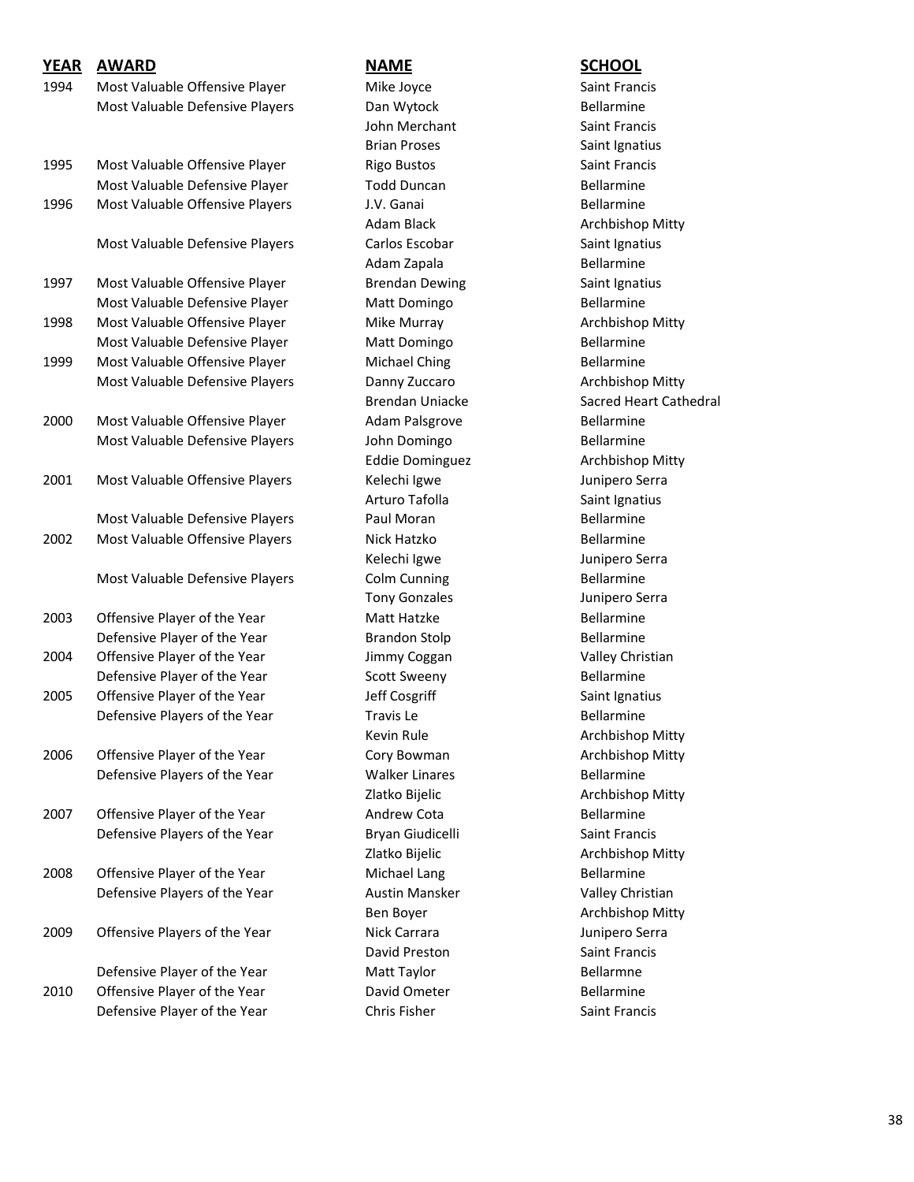| YEAR | AWARD | NAME | SCHOOL |
|---|---|---|---|
| 1994 | Most Valuable Offensive Player | Mike Joyce | Saint Francis |
| | Most Valuable Defensive Players | Dan Wytock | Bellarmine |
| | | John Merchant | Saint Francis |
| | | Brian Proses | Saint Ignatius |
| 1995 | Most Valuable Offensive Player | Rigo Bustos | Saint Francis |
| | Most Valuable Defensive Player | Todd Duncan | Bellarmine |
| 1996 | Most Valuable Offensive Players | J.V. Ganai | Bellarmine |
| | | Adam Black | Archbishop Mitty |
| | Most Valuable Defensive Players | Carlos Escobar | Saint Ignatius |
| | | Adam Zapala | Bellarmine |
| 1997 | Most Valuable Offensive Player | Brendan Dewing | Saint Ignatius |
| | Most Valuable Defensive Player | Matt Domingo | Bellarmine |
| 1998 | Most Valuable Offensive Player | Mike Murray | Archbishop Mitty |
| | Most Valuable Defensive Player | Matt Domingo | Bellarmine |
| 1999 | Most Valuable Offensive Player | Michael Ching | Bellarmine |
| | Most Valuable Defensive Players | Danny Zuccaro | Archbishop Mitty |
| | | Brendan Uniacke | Sacred Heart Cathedral |
| 2000 | Most Valuable Offensive Player | Adam Palsgrove | Bellarmine |
| | Most Valuable Defensive Players | John Domingo | Bellarmine |
| | | Eddie Dominguez | Archbishop Mitty |
| 2001 | Most Valuable Offensive Players | Kelechi Igwe | Junipero Serra |
| | | Arturo Tafolla | Saint Ignatius |
| | Most Valuable Defensive Players | Paul Moran | Bellarmine |
| 2002 | Most Valuable Offensive Players | Nick Hatzko | Bellarmine |
| | | Kelechi Igwe | Junipero Serra |
| | Most Valuable Defensive Players | Colm Cunning | Bellarmine |
| | | Tony Gonzales | Junipero Serra |
| 2003 | Offensive Player of the Year | Matt Hatzke | Bellarmine |
| | Defensive Player of the Year | Brandon Stolp | Bellarmine |
| 2004 | Offensive Player of the Year | Jimmy Coggan | Valley Christian |
| | Defensive Player of the Year | Scott Sweeny | Bellarmine |
| 2005 | Offensive Player of the Year | Jeff Cosgriff | Saint Ignatius |
| | Defensive Players of the Year | Travis Le | Bellarmine |
| | | Kevin Rule | Archbishop Mitty |
| 2006 | Offensive Player of the Year | Cory Bowman | Archbishop Mitty |
| | Defensive Players of the Year | Walker Linares | Bellarmine |
| | | Zlatko Bijelic | Archbishop Mitty |
| 2007 | Offensive Player of the Year | Andrew Cota | Bellarmine |
| | Defensive Players of the Year | Bryan Giudicelli | Saint Francis |
| | | Zlatko Bijelic | Archbishop Mitty |
| 2008 | Offensive Player of the Year | Michael Lang | Bellarmine |
| | Defensive Players of the Year | Austin Mansker | Valley Christian |
| | | Ben Boyer | Archbishop Mitty |
| 2009 | Offensive Players of the Year | Nick Carrara | Junipero Serra |
| | | David Preston | Saint Francis |
| | Defensive Player of the Year | Matt Taylor | Bellarmne |
| 2010 | Offensive Player of the Year | David Ometer | Bellarmine |
| | Defensive Player of the Year | Chris Fisher | Saint Francis |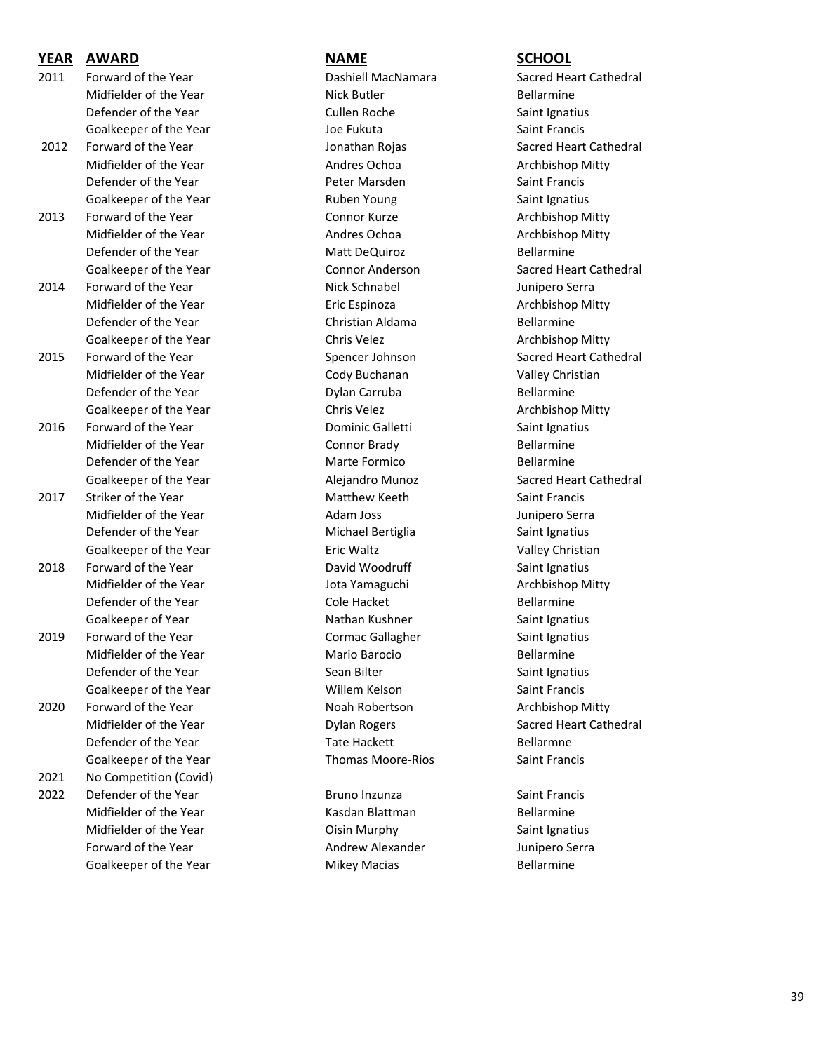| YEAR | AWARD | NAME | SCHOOL |
|---|---|---|---|
| 2011 | Forward of the Year | Dashiell MacNamara | Sacred Heart Cathedral |
| | Midfielder of the Year | Nick Butler | Bellarmine |
| | Defender of the Year | Cullen Roche | Saint Ignatius |
| | Goalkeeper of the Year | Joe Fukuta | Saint Francis |
| 2012 | Forward of the Year | Jonathan Rojas | Sacred Heart Cathedral |
| | Midfielder of the Year | Andres Ochoa | Archbishop Mitty |
| | Defender of the Year | Peter Marsden | Saint Francis |
| | Goalkeeper of the Year | Ruben Young | Saint Ignatius |
| 2013 | Forward of the Year | Connor Kurze | Archbishop Mitty |
| | Midfielder of the Year | Andres Ochoa | Archbishop Mitty |
| | Defender of the Year | Matt DeQuiroz | Bellarmine |
| | Goalkeeper of the Year | Connor Anderson | Sacred Heart Cathedral |
| 2014 | Forward of the Year | Nick Schnabel | Junipero Serra |
| | Midfielder of the Year | Eric Espinoza | Archbishop Mitty |
| | Defender of the Year | Christian Aldama | Bellarmine |
| | Goalkeeper of the Year | Chris Velez | Archbishop Mitty |
| 2015 | Forward of the Year | Spencer Johnson | Sacred Heart Cathedral |
| | Midfielder of the Year | Cody Buchanan | Valley Christian |
| | Defender of the Year | Dylan Carruba | Bellarmine |
| | Goalkeeper of the Year | Chris Velez | Archbishop Mitty |
| 2016 | Forward of the Year | Dominic Galletti | Saint Ignatius |
| | Midfielder of the Year | Connor Brady | Bellarmine |
| | Defender of the Year | Marte Formico | Bellarmine |
| | Goalkeeper of the Year | Alejandro Munoz | Sacred Heart Cathedral |
| 2017 | Striker of the Year | Matthew Keeth | Saint Francis |
| | Midfielder of the Year | Adam Joss | Junipero Serra |
| | Defender of the Year | Michael Bertiglia | Saint Ignatius |
| | Goalkeeper of the Year | Eric Waltz | Valley Christian |
| 2018 | Forward of the Year | David Woodruff | Saint Ignatius |
| | Midfielder of the Year | Jota Yamaguchi | Archbishop Mitty |
| | Defender of the Year | Cole Hacket | Bellarmine |
| | Goalkeeper of Year | Nathan Kushner | Saint Ignatius |
| 2019 | Forward of the Year | Cormac Gallagher | Saint Ignatius |
| | Midfielder of the Year | Mario Barocio | Bellarmine |
| | Defender of the Year | Sean Bilter | Saint Ignatius |
| | Goalkeeper of the Year | Willem Kelson | Saint Francis |
| 2020 | Forward of the Year | Noah Robertson | Archbishop Mitty |
| | Midfielder of the Year | Dylan Rogers | Sacred Heart Cathedral |
| | Defender of the Year | Tate Hackett | Bellarmne |
| | Goalkeeper of the Year | Thomas Moore-Rios | Saint Francis |
| 2021 | No Competition (Covid) | | |
| 2022 | Defender of the Year | Bruno Inzunza | Saint Francis |
| | Midfielder of the Year | Kasdan Blattman | Bellarmine |
| | Midfielder of the Year | Oisin Murphy | Saint Ignatius |
| | Forward of the Year | Andrew Alexander | Junipero Serra |
| | Goalkeeper of the Year | Mikey Macias | Bellarmine |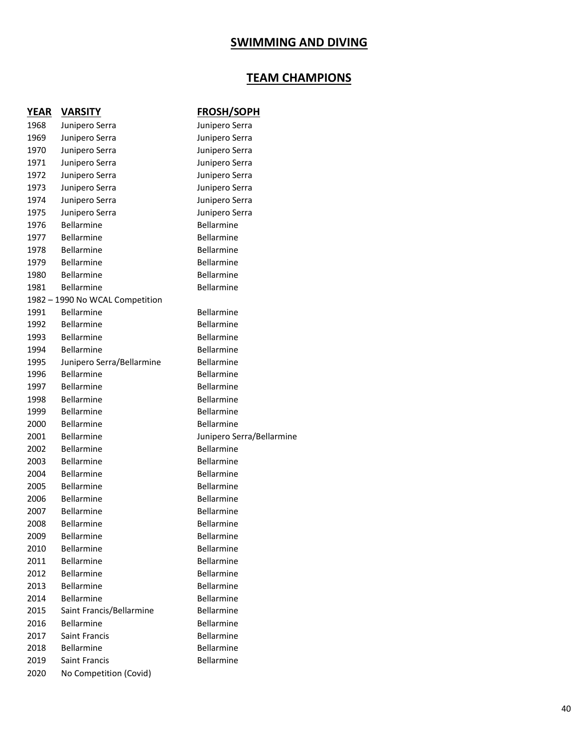# SWIMMING AND DIVING

## TEAM CHAMPIONS

| YEAR | VARSITY | FROSH/SOPH |
|---|---|---|
| 1968 | Junipero Serra | Junipero Serra |
| 1969 | Junipero Serra | Junipero Serra |
| 1970 | Junipero Serra | Junipero Serra |
| 1971 | Junipero Serra | Junipero Serra |
| 1972 | Junipero Serra | Junipero Serra |
| 1973 | Junipero Serra | Junipero Serra |
| 1974 | Junipero Serra | Junipero Serra |
| 1975 | Junipero Serra | Junipero Serra |
| 1976 | Bellarmine | Bellarmine |
| 1977 | Bellarmine | Bellarmine |
| 1978 | Bellarmine | Bellarmine |
| 1979 | Bellarmine | Bellarmine |
| 1980 | Bellarmine | Bellarmine |
| 1981 | Bellarmine | Bellarmine |
| 1982 – 1990 No WCAL Competition | | |
| 1991 | Bellarmine | Bellarmine |
| 1992 | Bellarmine | Bellarmine |
| 1993 | Bellarmine | Bellarmine |
| 1994 | Bellarmine | Bellarmine |
| 1995 | Junipero Serra/Bellarmine | Bellarmine |
| 1996 | Bellarmine | Bellarmine |
| 1997 | Bellarmine | Bellarmine |
| 1998 | Bellarmine | Bellarmine |
| 1999 | Bellarmine | Bellarmine |
| 2000 | Bellarmine | Bellarmine |
| 2001 | Bellarmine | Junipero Serra/Bellarmine |
| 2002 | Bellarmine | Bellarmine |
| 2003 | Bellarmine | Bellarmine |
| 2004 | Bellarmine | Bellarmine |
| 2005 | Bellarmine | Bellarmine |
| 2006 | Bellarmine | Bellarmine |
| 2007 | Bellarmine | Bellarmine |
| 2008 | Bellarmine | Bellarmine |
| 2009 | Bellarmine | Bellarmine |
| 2010 | Bellarmine | Bellarmine |
| 2011 | Bellarmine | Bellarmine |
| 2012 | Bellarmine | Bellarmine |
| 2013 | Bellarmine | Bellarmine |
| 2014 | Bellarmine | Bellarmine |
| 2015 | Saint Francis/Bellarmine | Bellarmine |
| 2016 | Bellarmine | Bellarmine |
| 2017 | Saint Francis | Bellarmine |
| 2018 | Bellarmine | Bellarmine |
| 2019 | Saint Francis | Bellarmine |
| 2020 | No Competition (Covid) | |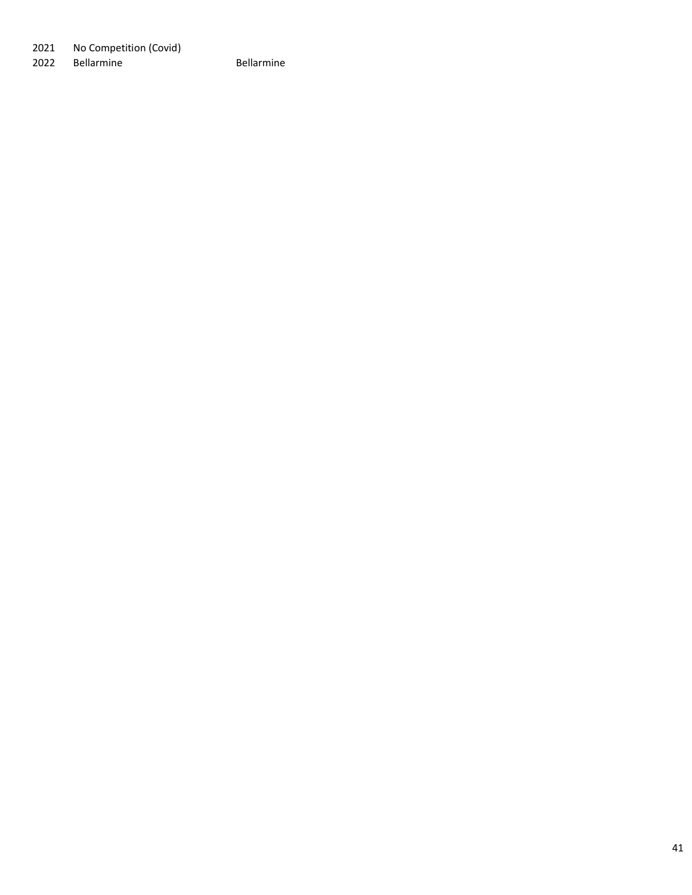| | | |
|---|---|---|
| 2021 | No Competition (Covid) | |
| 2022 | Bellarmine | Bellarmine |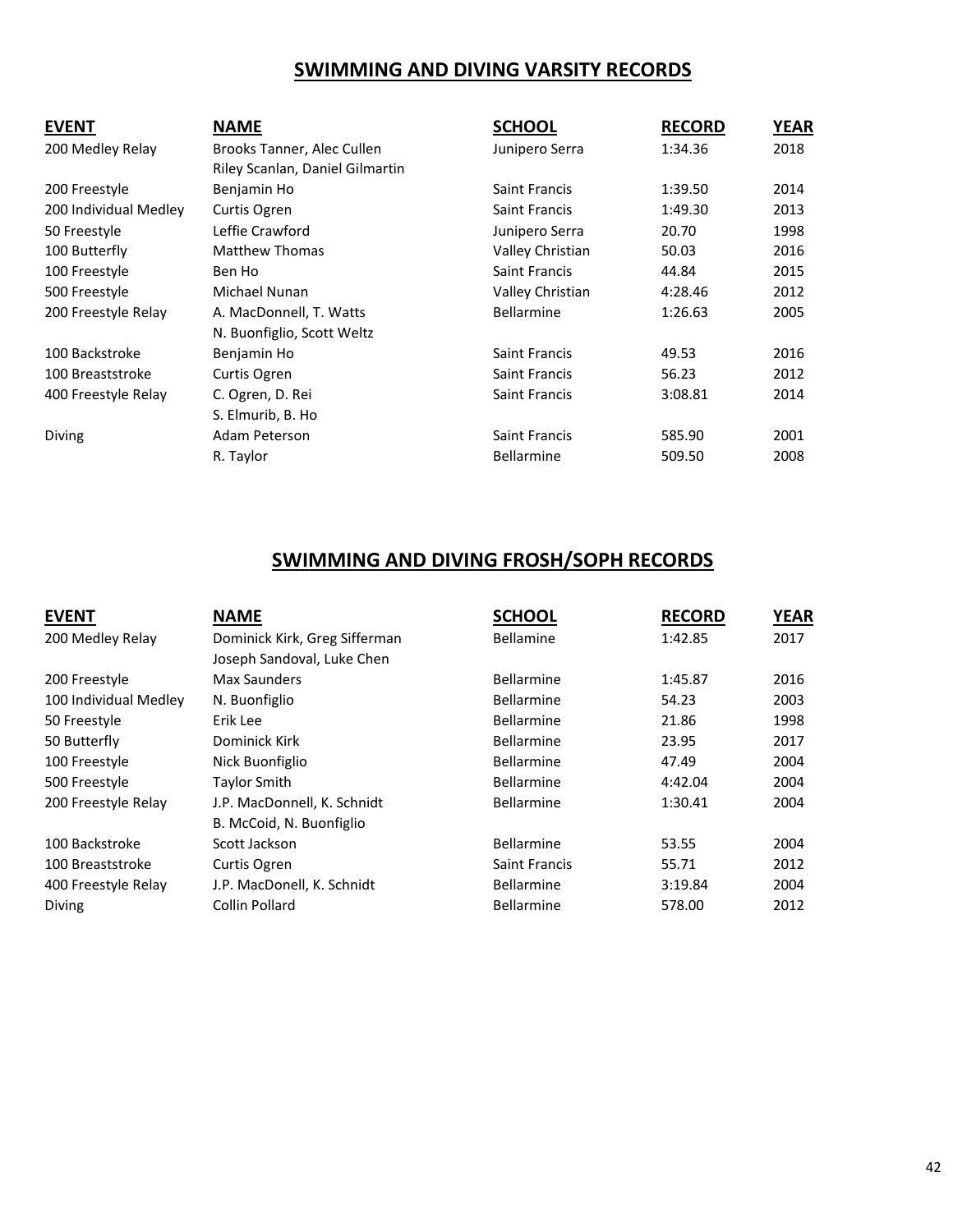## SWIMMING AND DIVING VARSITY RECORDS

| EVENT | NAME | SCHOOL | RECORD | YEAR |
|---|---|---|---|---|
| 200 Medley Relay | Brooks Tanner, Alec Cullen<br>Riley Scanlan, Daniel Gilmartin | Junipero Serra | 1:34.36 | 2018 |
| 200 Freestyle | Benjamin Ho | Saint Francis | 1:39.50 | 2014 |
| 200 Individual Medley | Curtis Ogren | Saint Francis | 1:49.30 | 2013 |
| 50 Freestyle | Leffie Crawford | Junipero Serra | 20.70 | 1998 |
| 100 Butterfly | Matthew Thomas | Valley Christian | 50.03 | 2016 |
| 100 Freestyle | Ben Ho | Saint Francis | 44.84 | 2015 |
| 500 Freestyle | Michael Nunan | Valley Christian | 4:28.46 | 2012 |
| 200 Freestyle Relay | A. MacDonnell, T. Watts<br>N. Buonfiglio, Scott Weltz | Bellarmine | 1:26.63 | 2005 |
| 100 Backstroke | Benjamin Ho | Saint Francis | 49.53 | 2016 |
| 100 Breaststroke | Curtis Ogren | Saint Francis | 56.23 | 2012 |
| 400 Freestyle Relay | C. Ogren, D. Rei<br>S. Elmurib, B. Ho | Saint Francis | 3:08.81 | 2014 |
| Diving | Adam Peterson | Saint Francis | 585.90 | 2001 |
| | R. Taylor | Bellarmine | 509.50 | 2008 |

## SWIMMING AND DIVING FROSH/SOPH RECORDS

| EVENT | NAME | SCHOOL | RECORD | YEAR |
|---|---|---|---|---|
| 200 Medley Relay | Dominick Kirk, Greg Sifferman<br>Joseph Sandoval, Luke Chen | Bellamine | 1:42.85 | 2017 |
| 200 Freestyle | Max Saunders | Bellarmine | 1:45.87 | 2016 |
| 100 Individual Medley | N. Buonfiglio | Bellarmine | 54.23 | 2003 |
| 50 Freestyle | Erik Lee | Bellarmine | 21.86 | 1998 |
| 50 Butterfly | Dominick Kirk | Bellarmine | 23.95 | 2017 |
| 100 Freestyle | Nick Buonfiglio | Bellarmine | 47.49 | 2004 |
| 500 Freestyle | Taylor Smith | Bellarmine | 4:42.04 | 2004 |
| 200 Freestyle Relay | J.P. MacDonnell, K. Schnidt<br>B. McCoid, N. Buonfiglio | Bellarmine | 1:30.41 | 2004 |
| 100 Backstroke | Scott Jackson | Bellarmine | 53.55 | 2004 |
| 100 Breaststroke | Curtis Ogren | Saint Francis | 55.71 | 2012 |
| 400 Freestyle Relay | J.P. MacDonell, K. Schnidt | Bellarmine | 3:19.84 | 2004 |
| Diving | Collin Pollard | Bellarmine | 578.00 | 2012 |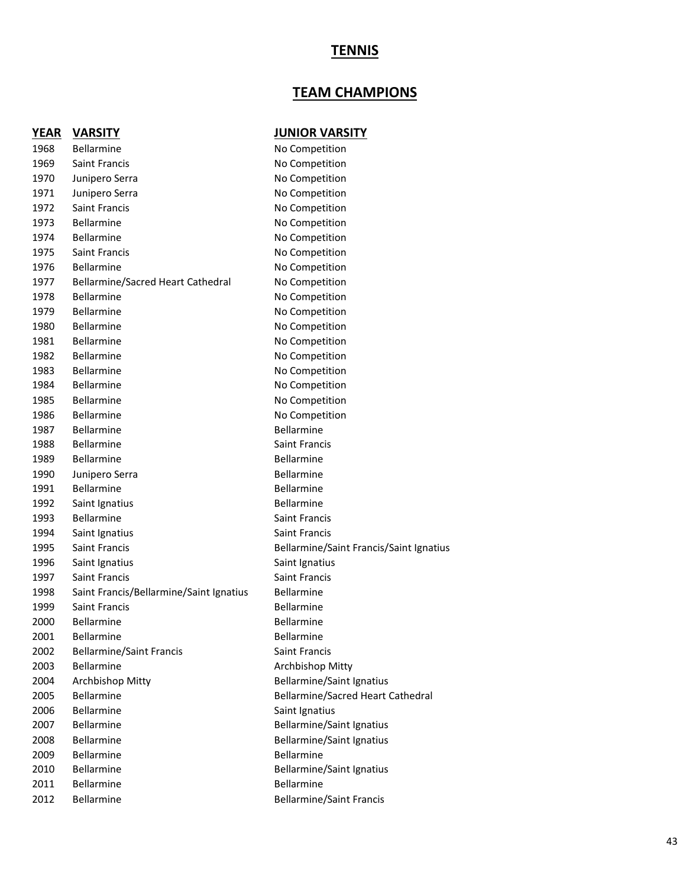# TENNIS

## TEAM CHAMPIONS

| YEAR | VARSITY | JUNIOR VARSITY |
|---|---|---|
| 1968 | Bellarmine | No Competition |
| 1969 | Saint Francis | No Competition |
| 1970 | Junipero Serra | No Competition |
| 1971 | Junipero Serra | No Competition |
| 1972 | Saint Francis | No Competition |
| 1973 | Bellarmine | No Competition |
| 1974 | Bellarmine | No Competition |
| 1975 | Saint Francis | No Competition |
| 1976 | Bellarmine | No Competition |
| 1977 | Bellarmine/Sacred Heart Cathedral | No Competition |
| 1978 | Bellarmine | No Competition |
| 1979 | Bellarmine | No Competition |
| 1980 | Bellarmine | No Competition |
| 1981 | Bellarmine | No Competition |
| 1982 | Bellarmine | No Competition |
| 1983 | Bellarmine | No Competition |
| 1984 | Bellarmine | No Competition |
| 1985 | Bellarmine | No Competition |
| 1986 | Bellarmine | No Competition |
| 1987 | Bellarmine | Bellarmine |
| 1988 | Bellarmine | Saint Francis |
| 1989 | Bellarmine | Bellarmine |
| 1990 | Junipero Serra | Bellarmine |
| 1991 | Bellarmine | Bellarmine |
| 1992 | Saint Ignatius | Bellarmine |
| 1993 | Bellarmine | Saint Francis |
| 1994 | Saint Ignatius | Saint Francis |
| 1995 | Saint Francis | Bellarmine/Saint Francis/Saint Ignatius |
| 1996 | Saint Ignatius | Saint Ignatius |
| 1997 | Saint Francis | Saint Francis |
| 1998 | Saint Francis/Bellarmine/Saint Ignatius | Bellarmine |
| 1999 | Saint Francis | Bellarmine |
| 2000 | Bellarmine | Bellarmine |
| 2001 | Bellarmine | Bellarmine |
| 2002 | Bellarmine/Saint Francis | Saint Francis |
| 2003 | Bellarmine | Archbishop Mitty |
| 2004 | Archbishop Mitty | Bellarmine/Saint Ignatius |
| 2005 | Bellarmine | Bellarmine/Sacred Heart Cathedral |
| 2006 | Bellarmine | Saint Ignatius |
| 2007 | Bellarmine | Bellarmine/Saint Ignatius |
| 2008 | Bellarmine | Bellarmine/Saint Ignatius |
| 2009 | Bellarmine | Bellarmine |
| 2010 | Bellarmine | Bellarmine/Saint Ignatius |
| 2011 | Bellarmine | Bellarmine |
| 2012 | Bellarmine | Bellarmine/Saint Francis |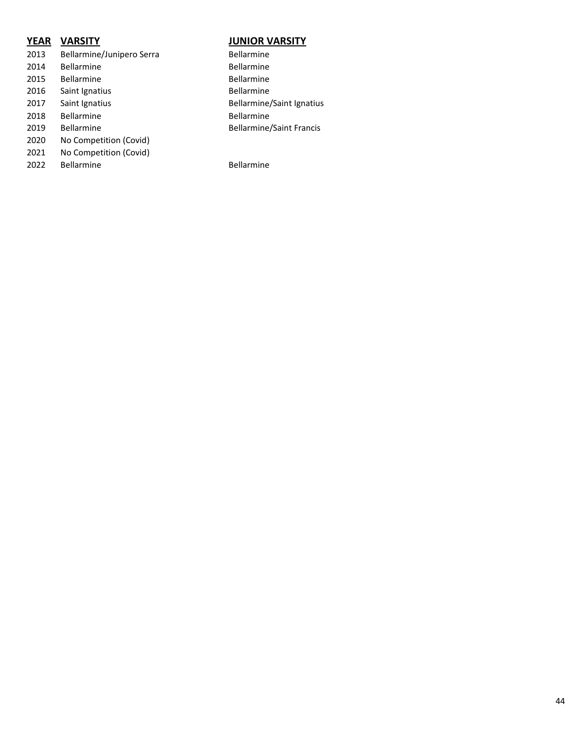| YEAR | VARSITY | JUNIOR VARSITY |
| --- | --- | --- |
| 2013 | Bellarmine/Junipero Serra | Bellarmine |
| 2014 | Bellarmine | Bellarmine |
| 2015 | Bellarmine | Bellarmine |
| 2016 | Saint Ignatius | Bellarmine |
| 2017 | Saint Ignatius | Bellarmine/Saint Ignatius |
| 2018 | Bellarmine | Bellarmine |
| 2019 | Bellarmine | Bellarmine/Saint Francis |
| 2020 | No Competition (Covid) | |
| 2021 | No Competition (Covid) | |
| 2022 | Bellarmine | Bellarmine |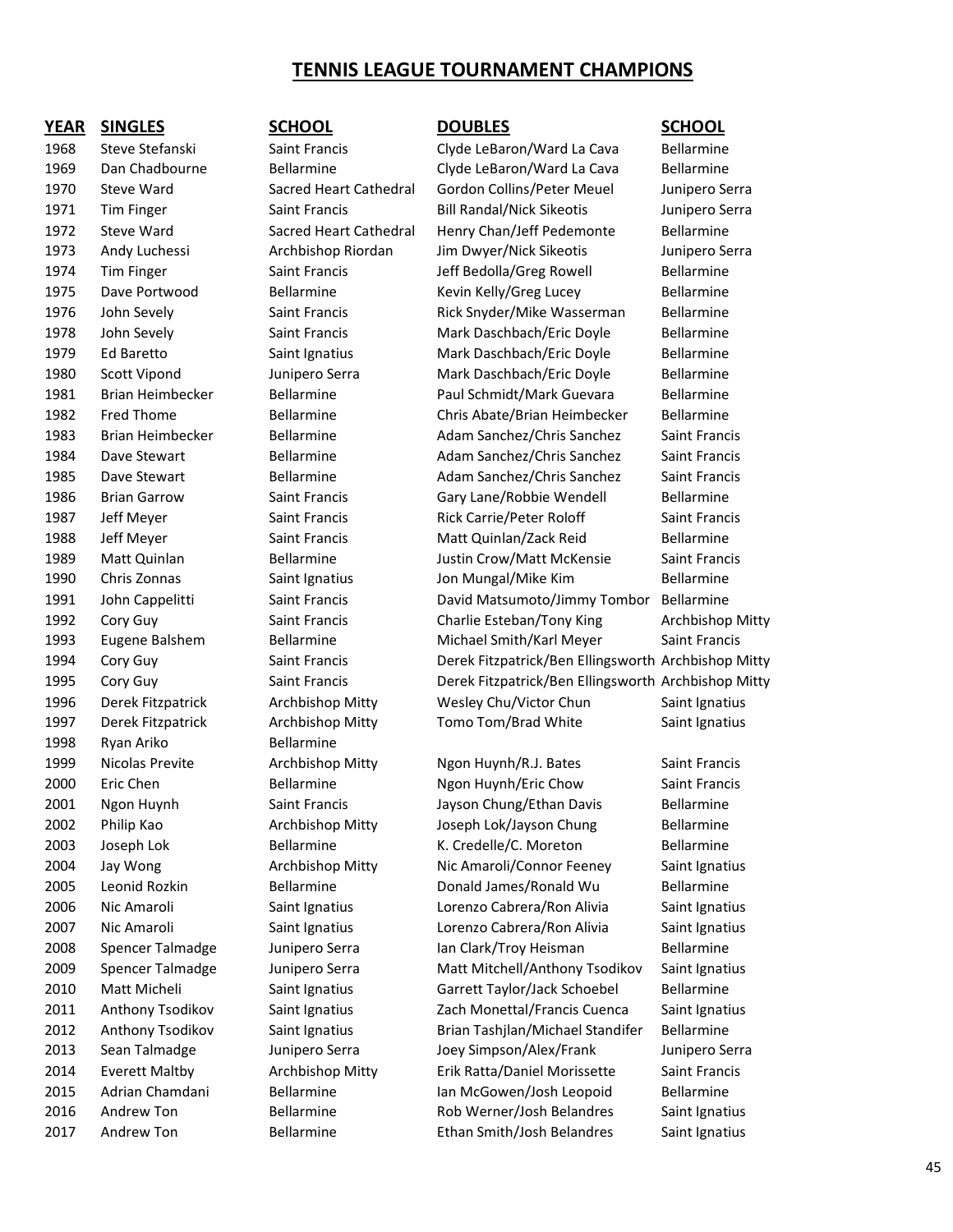# TENNIS LEAGUE TOURNAMENT CHAMPIONS

| YEAR | SINGLES | SCHOOL | DOUBLES | SCHOOL |
|---|---|---|---|---|
| 1968 | Steve Stefanski | Saint Francis | Clyde LeBaron/Ward La Cava | Bellarmine |
| 1969 | Dan Chadbourne | Bellarmine | Clyde LeBaron/Ward La Cava | Bellarmine |
| 1970 | Steve Ward | Sacred Heart Cathedral | Gordon Collins/Peter Meuel | Junipero Serra |
| 1971 | Tim Finger | Saint Francis | Bill Randal/Nick Sikeotis | Junipero Serra |
| 1972 | Steve Ward | Sacred Heart Cathedral | Henry Chan/Jeff Pedemonte | Bellarmine |
| 1973 | Andy Luchessi | Archbishop Riordan | Jim Dwyer/Nick Sikeotis | Junipero Serra |
| 1974 | Tim Finger | Saint Francis | Jeff Bedolla/Greg Rowell | Bellarmine |
| 1975 | Dave Portwood | Bellarmine | Kevin Kelly/Greg Lucey | Bellarmine |
| 1976 | John Sevely | Saint Francis | Rick Snyder/Mike Wasserman | Bellarmine |
| 1978 | John Sevely | Saint Francis | Mark Daschbach/Eric Doyle | Bellarmine |
| 1979 | Ed Baretto | Saint Ignatius | Mark Daschbach/Eric Doyle | Bellarmine |
| 1980 | Scott Vipond | Junipero Serra | Mark Daschbach/Eric Doyle | Bellarmine |
| 1981 | Brian Heimbecker | Bellarmine | Paul Schmidt/Mark Guevara | Bellarmine |
| 1982 | Fred Thome | Bellarmine | Chris Abate/Brian Heimbecker | Bellarmine |
| 1983 | Brian Heimbecker | Bellarmine | Adam Sanchez/Chris Sanchez | Saint Francis |
| 1984 | Dave Stewart | Bellarmine | Adam Sanchez/Chris Sanchez | Saint Francis |
| 1985 | Dave Stewart | Bellarmine | Adam Sanchez/Chris Sanchez | Saint Francis |
| 1986 | Brian Garrow | Saint Francis | Gary Lane/Robbie Wendell | Bellarmine |
| 1987 | Jeff Meyer | Saint Francis | Rick Carrie/Peter Roloff | Saint Francis |
| 1988 | Jeff Meyer | Saint Francis | Matt Quinlan/Zack Reid | Bellarmine |
| 1989 | Matt Quinlan | Bellarmine | Justin Crow/Matt McKensie | Saint Francis |
| 1990 | Chris Zonnas | Saint Ignatius | Jon Mungal/Mike Kim | Bellarmine |
| 1991 | John Cappelitti | Saint Francis | David Matsumoto/Jimmy Tombor | Bellarmine |
| 1992 | Cory Guy | Saint Francis | Charlie Esteban/Tony King | Archbishop Mitty |
| 1993 | Eugene Balshem | Bellarmine | Michael Smith/Karl Meyer | Saint Francis |
| 1994 | Cory Guy | Saint Francis | Derek Fitzpatrick/Ben Ellingsworth | Archbishop Mitty |
| 1995 | Cory Guy | Saint Francis | Derek Fitzpatrick/Ben Ellingsworth | Archbishop Mitty |
| 1996 | Derek Fitzpatrick | Archbishop Mitty | Wesley Chu/Victor Chun | Saint Ignatius |
| 1997 | Derek Fitzpatrick | Archbishop Mitty | Tomo Tom/Brad White | Saint Ignatius |
| 1998 | Ryan Ariko | Bellarmine | | |
| 1999 | Nicolas Previte | Archbishop Mitty | Ngon Huynh/R.J. Bates | Saint Francis |
| 2000 | Eric Chen | Bellarmine | Ngon Huynh/Eric Chow | Saint Francis |
| 2001 | Ngon Huynh | Saint Francis | Jayson Chung/Ethan Davis | Bellarmine |
| 2002 | Philip Kao | Archbishop Mitty | Joseph Lok/Jayson Chung | Bellarmine |
| 2003 | Joseph Lok | Bellarmine | K. Credelle/C. Moreton | Bellarmine |
| 2004 | Jay Wong | Archbishop Mitty | Nic Amaroli/Connor Feeney | Saint Ignatius |
| 2005 | Leonid Rozkin | Bellarmine | Donald James/Ronald Wu | Bellarmine |
| 2006 | Nic Amaroli | Saint Ignatius | Lorenzo Cabrera/Ron Alivia | Saint Ignatius |
| 2007 | Nic Amaroli | Saint Ignatius | Lorenzo Cabrera/Ron Alivia | Saint Ignatius |
| 2008 | Spencer Talmadge | Junipero Serra | Ian Clark/Troy Heisman | Bellarmine |
| 2009 | Spencer Talmadge | Junipero Serra | Matt Mitchell/Anthony Tsodikov | Saint Ignatius |
| 2010 | Matt Micheli | Saint Ignatius | Garrett Taylor/Jack Schoebel | Bellarmine |
| 2011 | Anthony Tsodikov | Saint Ignatius | Zach Monettal/Francis Cuenca | Saint Ignatius |
| 2012 | Anthony Tsodikov | Saint Ignatius | Brian Tashjlan/Michael Standifer | Bellarmine |
| 2013 | Sean Talmadge | Junipero Serra | Joey Simpson/Alex/Frank | Junipero Serra |
| 2014 | Everett Maltby | Archbishop Mitty | Erik Ratta/Daniel Morissette | Saint Francis |
| 2015 | Adrian Chamdani | Bellarmine | Ian McGowen/Josh Leopoid | Bellarmine |
| 2016 | Andrew Ton | Bellarmine | Rob Werner/Josh Belandres | Saint Ignatius |
| 2017 | Andrew Ton | Bellarmine | Ethan Smith/Josh Belandres | Saint Ignatius |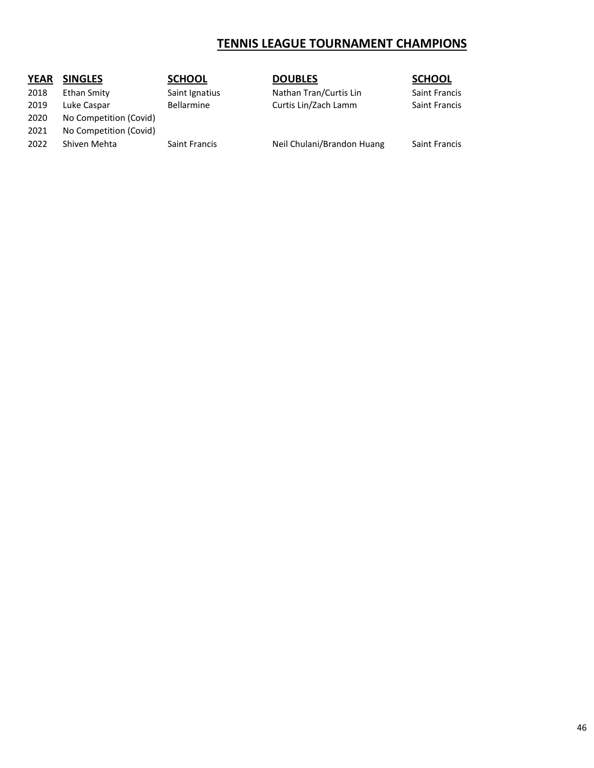# TENNIS LEAGUE TOURNAMENT CHAMPIONS

| YEAR | SINGLES | SCHOOL | DOUBLES | SCHOOL |
|---|---|---|---|---|
| 2018 | Ethan Smity | Saint Ignatius | Nathan Tran/Curtis Lin | Saint Francis |
| 2019 | Luke Caspar | Bellarmine | Curtis Lin/Zach Lamm | Saint Francis |
| 2020 | No Competition (Covid) | | | |
| 2021 | No Competition (Covid) | | | |
| 2022 | Shiven Mehta | Saint Francis | Neil Chulani/Brandon Huang | Saint Francis |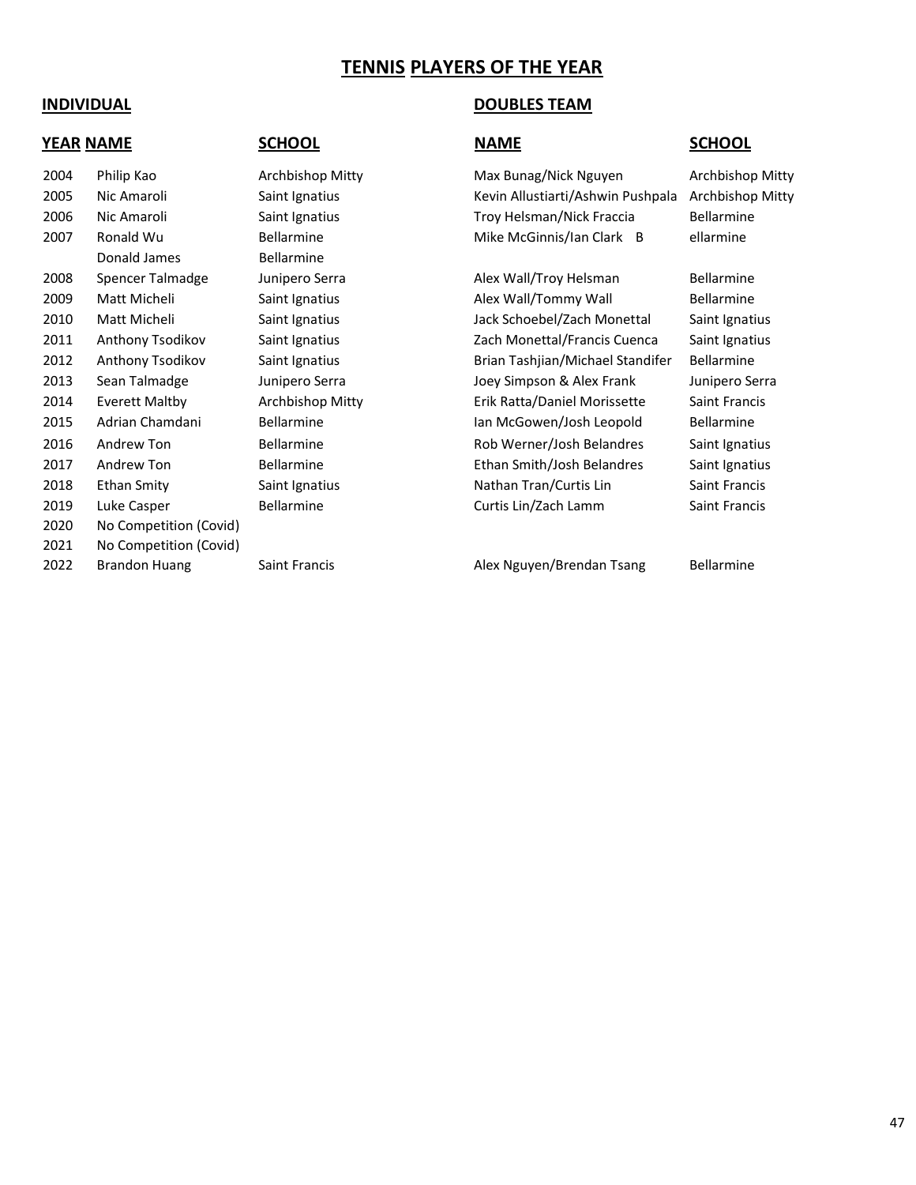# TENNIS PLAYERS OF THE YEAR

| INDIVIDUAL | | | DOUBLES TEAM | |
|---|---|---|---|---|
| **YEAR** | **NAME** | **SCHOOL** | **NAME** | **SCHOOL** |
| 2004 | Philip Kao | Archbishop Mitty | Max Bunag/Nick Nguyen | Archbishop Mitty |
| 2005 | Nic Amaroli | Saint Ignatius | Kevin Allustiarti/Ashwin Pushpala | Archbishop Mitty |
| 2006 | Nic Amaroli | Saint Ignatius | Troy Helsman/Nick Fraccia | Bellarmine |
| 2007 | Ronald Wu | Bellarmine | Mike McGinnis/Ian Clark | Bellarmine |
| | Donald James | Bellarmine | | |
| 2008 | Spencer Talmadge | Junipero Serra | Alex Wall/Troy Helsman | Bellarmine |
| 2009 | Matt Micheli | Saint Ignatius | Alex Wall/Tommy Wall | Bellarmine |
| 2010 | Matt Micheli | Saint Ignatius | Jack Schoebel/Zach Monettal | Saint Ignatius |
| 2011 | Anthony Tsodikov | Saint Ignatius | Zach Monettal/Francis Cuenca | Saint Ignatius |
| 2012 | Anthony Tsodikov | Saint Ignatius | Brian Tashjian/Michael Standifer | Bellarmine |
| 2013 | Sean Talmadge | Junipero Serra | Joey Simpson & Alex Frank | Junipero Serra |
| 2014 | Everett Maltby | Archbishop Mitty | Erik Ratta/Daniel Morissette | Saint Francis |
| 2015 | Adrian Chamdani | Bellarmine | Ian McGowen/Josh Leopold | Bellarmine |
| 2016 | Andrew Ton | Bellarmine | Rob Werner/Josh Belandres | Saint Ignatius |
| 2017 | Andrew Ton | Bellarmine | Ethan Smith/Josh Belandres | Saint Ignatius |
| 2018 | Ethan Smity | Saint Ignatius | Nathan Tran/Curtis Lin | Saint Francis |
| 2019 | Luke Casper | Bellarmine | Curtis Lin/Zach Lamm | Saint Francis |
| 2020 | No Competition (Covid) | | | |
| 2021 | No Competition (Covid) | | | |
| 2022 | Brandon Huang | Saint Francis | Alex Nguyen/Brendan Tsang | Bellarmine |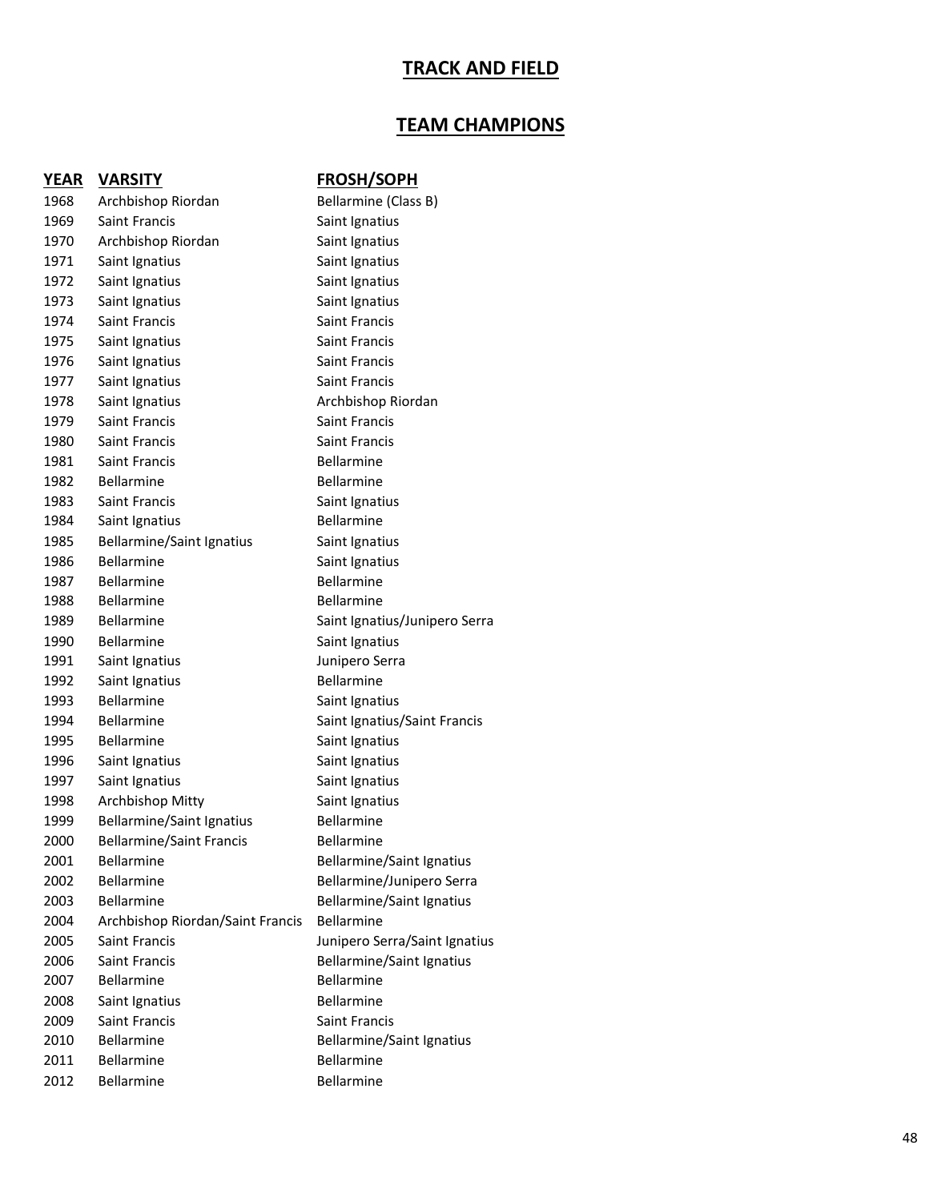## TRACK AND FIELD

## TEAM CHAMPIONS

| YEAR | VARSITY | FROSH/SOPH |
|---|---|---|
| 1968 | Archbishop Riordan | Bellarmine (Class B) |
| 1969 | Saint Francis | Saint Ignatius |
| 1970 | Archbishop Riordan | Saint Ignatius |
| 1971 | Saint Ignatius | Saint Ignatius |
| 1972 | Saint Ignatius | Saint Ignatius |
| 1973 | Saint Ignatius | Saint Ignatius |
| 1974 | Saint Francis | Saint Francis |
| 1975 | Saint Ignatius | Saint Francis |
| 1976 | Saint Ignatius | Saint Francis |
| 1977 | Saint Ignatius | Saint Francis |
| 1978 | Saint Ignatius | Archbishop Riordan |
| 1979 | Saint Francis | Saint Francis |
| 1980 | Saint Francis | Saint Francis |
| 1981 | Saint Francis | Bellarmine |
| 1982 | Bellarmine | Bellarmine |
| 1983 | Saint Francis | Saint Ignatius |
| 1984 | Saint Ignatius | Bellarmine |
| 1985 | Bellarmine/Saint Ignatius | Saint Ignatius |
| 1986 | Bellarmine | Saint Ignatius |
| 1987 | Bellarmine | Bellarmine |
| 1988 | Bellarmine | Bellarmine |
| 1989 | Bellarmine | Saint Ignatius/Junipero Serra |
| 1990 | Bellarmine | Saint Ignatius |
| 1991 | Saint Ignatius | Junipero Serra |
| 1992 | Saint Ignatius | Bellarmine |
| 1993 | Bellarmine | Saint Ignatius |
| 1994 | Bellarmine | Saint Ignatius/Saint Francis |
| 1995 | Bellarmine | Saint Ignatius |
| 1996 | Saint Ignatius | Saint Ignatius |
| 1997 | Saint Ignatius | Saint Ignatius |
| 1998 | Archbishop Mitty | Saint Ignatius |
| 1999 | Bellarmine/Saint Ignatius | Bellarmine |
| 2000 | Bellarmine/Saint Francis | Bellarmine |
| 2001 | Bellarmine | Bellarmine/Saint Ignatius |
| 2002 | Bellarmine | Bellarmine/Junipero Serra |
| 2003 | Bellarmine | Bellarmine/Saint Ignatius |
| 2004 | Archbishop Riordan/Saint Francis | Bellarmine |
| 2005 | Saint Francis | Junipero Serra/Saint Ignatius |
| 2006 | Saint Francis | Bellarmine/Saint Ignatius |
| 2007 | Bellarmine | Bellarmine |
| 2008 | Saint Ignatius | Bellarmine |
| 2009 | Saint Francis | Saint Francis |
| 2010 | Bellarmine | Bellarmine/Saint Ignatius |
| 2011 | Bellarmine | Bellarmine |
| 2012 | Bellarmine | Bellarmine |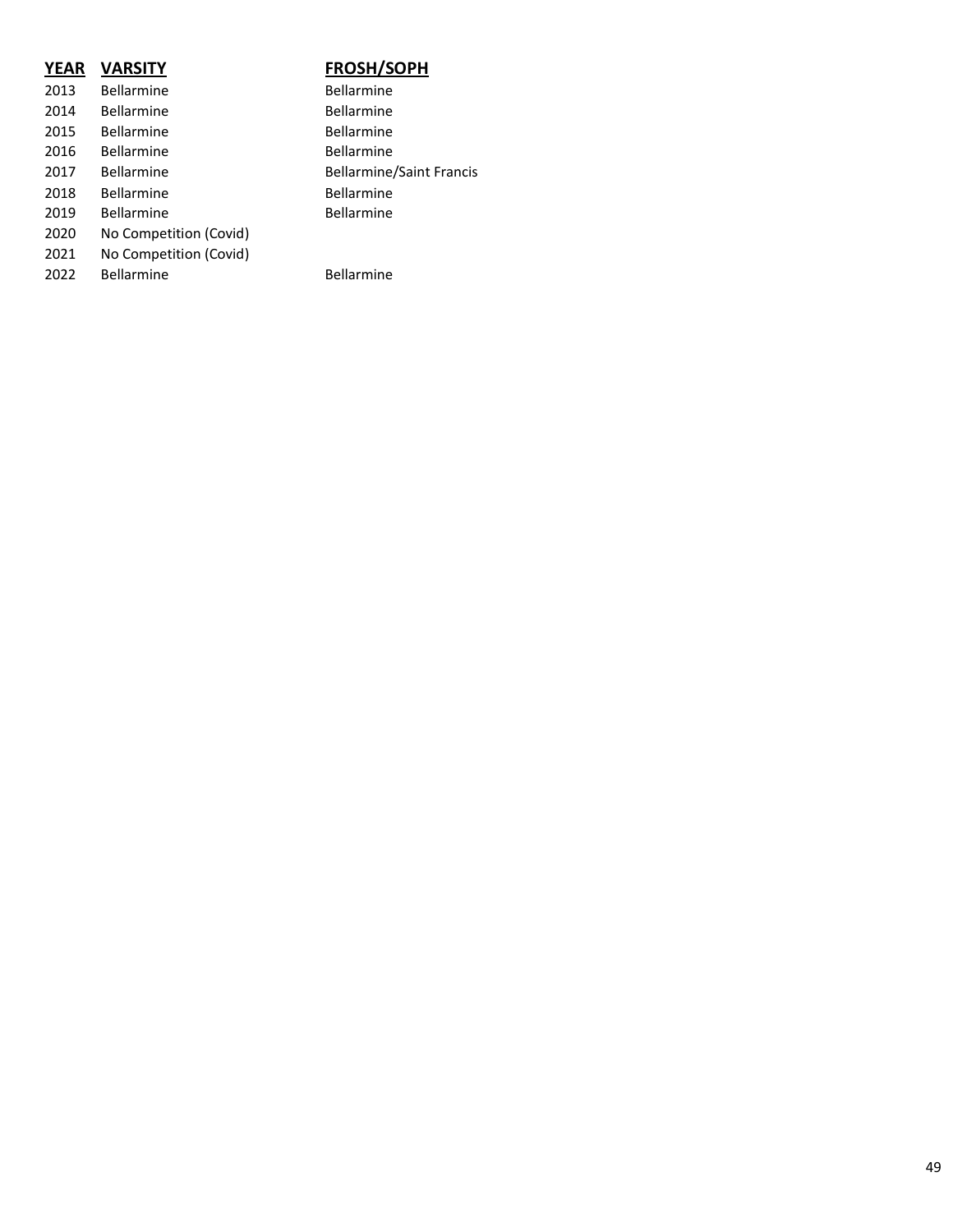| YEAR | VARSITY | FROSH/SOPH |
|---|---|---|
| 2013 | Bellarmine | Bellarmine |
| 2014 | Bellarmine | Bellarmine |
| 2015 | Bellarmine | Bellarmine |
| 2016 | Bellarmine | Bellarmine |
| 2017 | Bellarmine | Bellarmine/Saint Francis |
| 2018 | Bellarmine | Bellarmine |
| 2019 | Bellarmine | Bellarmine |
| 2020 | No Competition (Covid) | |
| 2021 | No Competition (Covid) | |
| 2022 | Bellarmine | Bellarmine |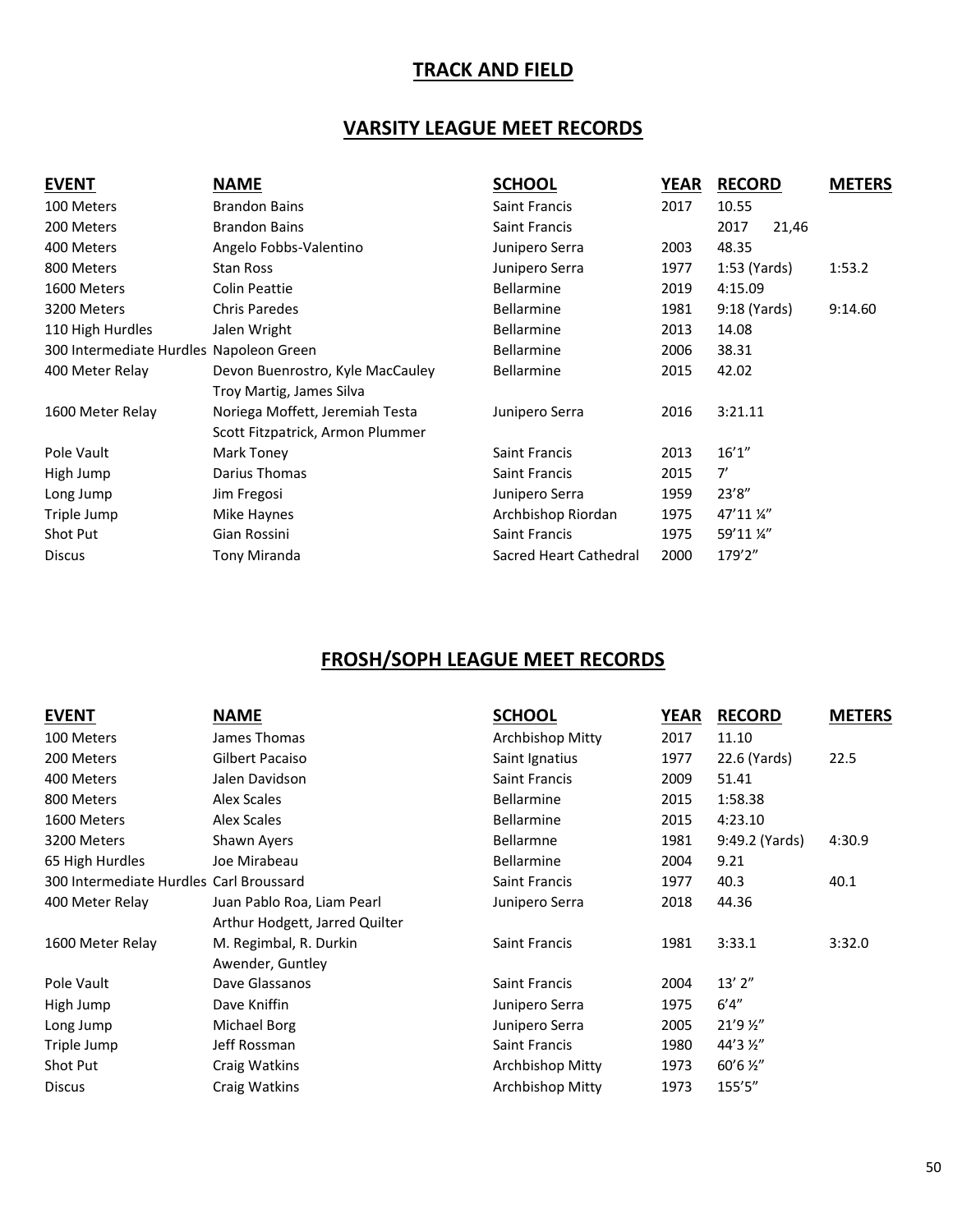# TRACK AND FIELD

## VARSITY LEAGUE MEET RECORDS

| EVENT | NAME | SCHOOL | YEAR | RECORD | METERS |
|---|---|---|---|---|---|
| 100 Meters | Brandon Bains | Saint Francis | 2017 | 10.55 | |
| 200 Meters | Brandon Bains | Saint Francis | | 2017 21,46 | |
| 400 Meters | Angelo Fobbs-Valentino | Junipero Serra | 2003 | 48.35 | |
| 800 Meters | Stan Ross | Junipero Serra | 1977 | 1:53 (Yards) | 1:53.2 |
| 1600 Meters | Colin Peattie | Bellarmine | 2019 | 4:15.09 | |
| 3200 Meters | Chris Paredes | Bellarmine | 1981 | 9:18 (Yards) | 9:14.60 |
| 110 High Hurdles | Jalen Wright | Bellarmine | 2013 | 14.08 | |
| 300 Intermediate Hurdles | Napoleon Green | Bellarmine | 2006 | 38.31 | |
| 400 Meter Relay | Devon Buenrostro, Kyle MacCauley Troy Martig, James Silva | Bellarmine | 2015 | 42.02 | |
| 1600 Meter Relay | Noriega Moffett, Jeremiah Testa Scott Fitzpatrick, Armon Plummer | Junipero Serra | 2016 | 3:21.11 | |
| Pole Vault | Mark Toney | Saint Francis | 2013 | 16'1" | |
| High Jump | Darius Thomas | Saint Francis | 2015 | 7' | |
| Long Jump | Jim Fregosi | Junipero Serra | 1959 | 23'8" | |
| Triple Jump | Mike Haynes | Archbishop Riordan | 1975 | 47'11 ¼" | |
| Shot Put | Gian Rossini | Saint Francis | 1975 | 59'11 ¼" | |
| Discus | Tony Miranda | Sacred Heart Cathedral | 2000 | 179'2" | |

## FROSH/SOPH LEAGUE MEET RECORDS

| EVENT | NAME | SCHOOL | YEAR | RECORD | METERS |
|---|---|---|---|---|---|
| 100 Meters | James Thomas | Archbishop Mitty | 2017 | 11.10 | |
| 200 Meters | Gilbert Pacaiso | Saint Ignatius | 1977 | 22.6 (Yards) | 22.5 |
| 400 Meters | Jalen Davidson | Saint Francis | 2009 | 51.41 | |
| 800 Meters | Alex Scales | Bellarmine | 2015 | 1:58.38 | |
| 1600 Meters | Alex Scales | Bellarmine | 2015 | 4:23.10 | |
| 3200 Meters | Shawn Ayers | Bellarmne | 1981 | 9:49.2 (Yards) | 4:30.9 |
| 65 High Hurdles | Joe Mirabeau | Bellarmine | 2004 | 9.21 | |
| 300 Intermediate Hurdles | Carl Broussard | Saint Francis | 1977 | 40.3 | 40.1 |
| 400 Meter Relay | Juan Pablo Roa, Liam Pearl Arthur Hodgett, Jarred Quilter | Junipero Serra | 2018 | 44.36 | |
| 1600 Meter Relay | M. Regimbal, R. Durkin Awender, Guntley | Saint Francis | 1981 | 3:33.1 | 3:32.0 |
| Pole Vault | Dave Glassanos | Saint Francis | 2004 | 13' 2" | |
| High Jump | Dave Kniffin | Junipero Serra | 1975 | 6'4" | |
| Long Jump | Michael Borg | Junipero Serra | 2005 | 21'9 ½" | |
| Triple Jump | Jeff Rossman | Saint Francis | 1980 | 44'3 ½" | |
| Shot Put | Craig Watkins | Archbishop Mitty | 1973 | 60'6 ½" | |
| Discus | Craig Watkins | Archbishop Mitty | 1973 | 155'5" | |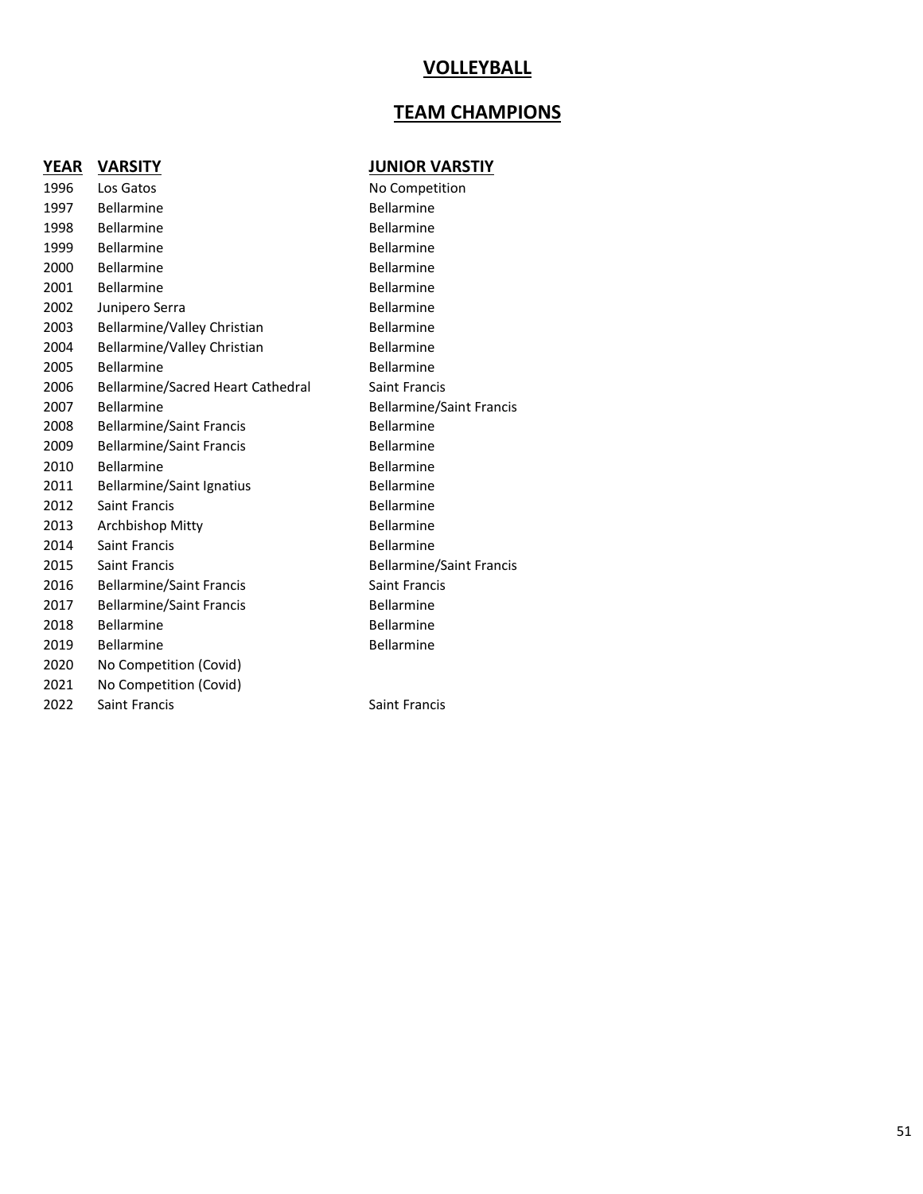# VOLLEYBALL

## TEAM CHAMPIONS

| YEAR | VARSITY | JUNIOR VARSTIY |
|---|---|---|
| 1996 | Los Gatos | No Competition |
| 1997 | Bellarmine | Bellarmine |
| 1998 | Bellarmine | Bellarmine |
| 1999 | Bellarmine | Bellarmine |
| 2000 | Bellarmine | Bellarmine |
| 2001 | Bellarmine | Bellarmine |
| 2002 | Junipero Serra | Bellarmine |
| 2003 | Bellarmine/Valley Christian | Bellarmine |
| 2004 | Bellarmine/Valley Christian | Bellarmine |
| 2005 | Bellarmine | Bellarmine |
| 2006 | Bellarmine/Sacred Heart Cathedral | Saint Francis |
| 2007 | Bellarmine | Bellarmine/Saint Francis |
| 2008 | Bellarmine/Saint Francis | Bellarmine |
| 2009 | Bellarmine/Saint Francis | Bellarmine |
| 2010 | Bellarmine | Bellarmine |
| 2011 | Bellarmine/Saint Ignatius | Bellarmine |
| 2012 | Saint Francis | Bellarmine |
| 2013 | Archbishop Mitty | Bellarmine |
| 2014 | Saint Francis | Bellarmine |
| 2015 | Saint Francis | Bellarmine/Saint Francis |
| 2016 | Bellarmine/Saint Francis | Saint Francis |
| 2017 | Bellarmine/Saint Francis | Bellarmine |
| 2018 | Bellarmine | Bellarmine |
| 2019 | Bellarmine | Bellarmine |
| 2020 | No Competition (Covid) | |
| 2021 | No Competition (Covid) | |
| 2022 | Saint Francis | Saint Francis |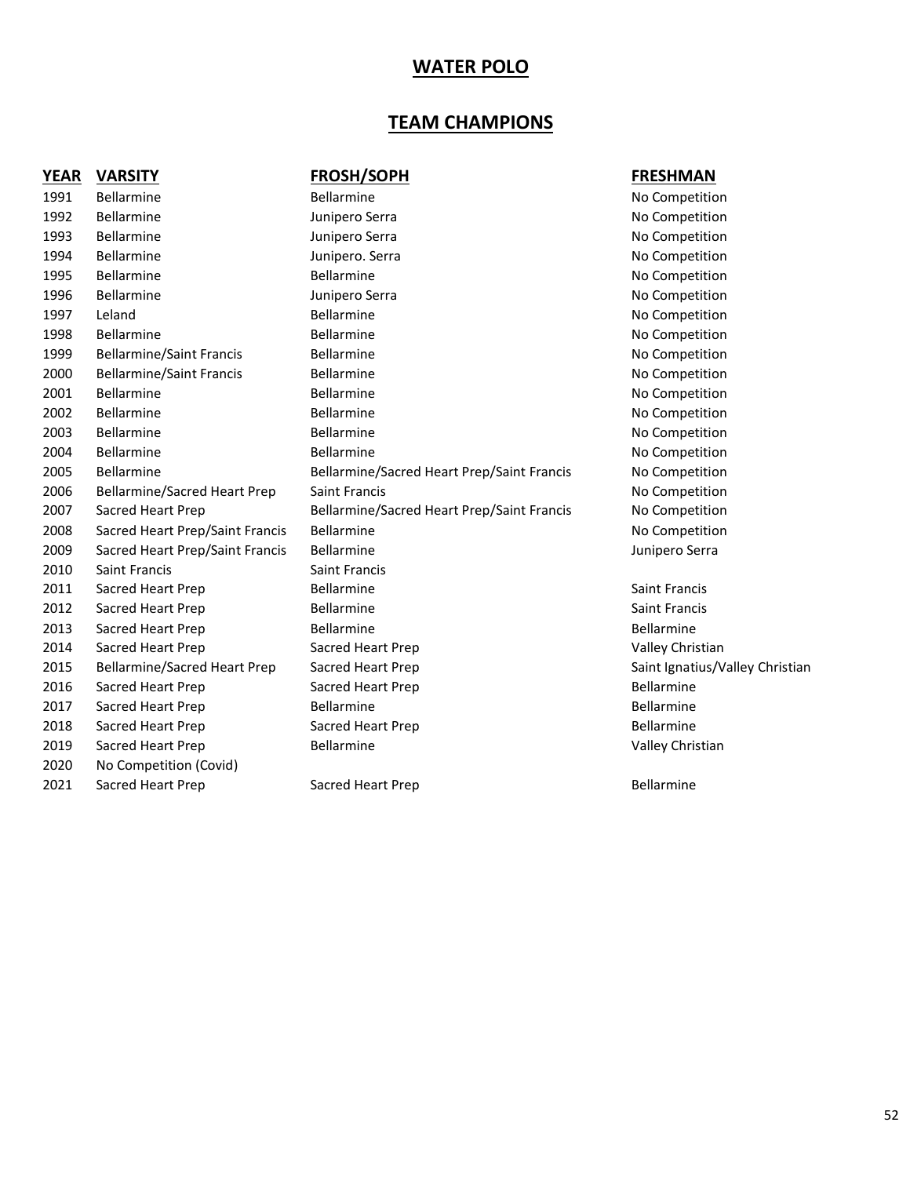# WATER POLO

## TEAM CHAMPIONS

| YEAR | VARSITY | FROSH/SOPH | FRESHMAN |
|---|---|---|---|
| 1991 | Bellarmine | Bellarmine | No Competition |
| 1992 | Bellarmine | Junipero Serra | No Competition |
| 1993 | Bellarmine | Junipero Serra | No Competition |
| 1994 | Bellarmine | Junipero. Serra | No Competition |
| 1995 | Bellarmine | Bellarmine | No Competition |
| 1996 | Bellarmine | Junipero Serra | No Competition |
| 1997 | Leland | Bellarmine | No Competition |
| 1998 | Bellarmine | Bellarmine | No Competition |
| 1999 | Bellarmine/Saint Francis | Bellarmine | No Competition |
| 2000 | Bellarmine/Saint Francis | Bellarmine | No Competition |
| 2001 | Bellarmine | Bellarmine | No Competition |
| 2002 | Bellarmine | Bellarmine | No Competition |
| 2003 | Bellarmine | Bellarmine | No Competition |
| 2004 | Bellarmine | Bellarmine | No Competition |
| 2005 | Bellarmine | Bellarmine/Sacred Heart Prep/Saint Francis | No Competition |
| 2006 | Bellarmine/Sacred Heart Prep | Saint Francis | No Competition |
| 2007 | Sacred Heart Prep | Bellarmine/Sacred Heart Prep/Saint Francis | No Competition |
| 2008 | Sacred Heart Prep/Saint Francis | Bellarmine | No Competition |
| 2009 | Sacred Heart Prep/Saint Francis | Bellarmine | Junipero Serra |
| 2010 | Saint Francis | Saint Francis | |
| 2011 | Sacred Heart Prep | Bellarmine | Saint Francis |
| 2012 | Sacred Heart Prep | Bellarmine | Saint Francis |
| 2013 | Sacred Heart Prep | Bellarmine | Bellarmine |
| 2014 | Sacred Heart Prep | Sacred Heart Prep | Valley Christian |
| 2015 | Bellarmine/Sacred Heart Prep | Sacred Heart Prep | Saint Ignatius/Valley Christian |
| 2016 | Sacred Heart Prep | Sacred Heart Prep | Bellarmine |
| 2017 | Sacred Heart Prep | Bellarmine | Bellarmine |
| 2018 | Sacred Heart Prep | Sacred Heart Prep | Bellarmine |
| 2019 | Sacred Heart Prep | Bellarmine | Valley Christian |
| 2020 | No Competition (Covid) | | |
| 2021 | Sacred Heart Prep | Sacred Heart Prep | Bellarmine |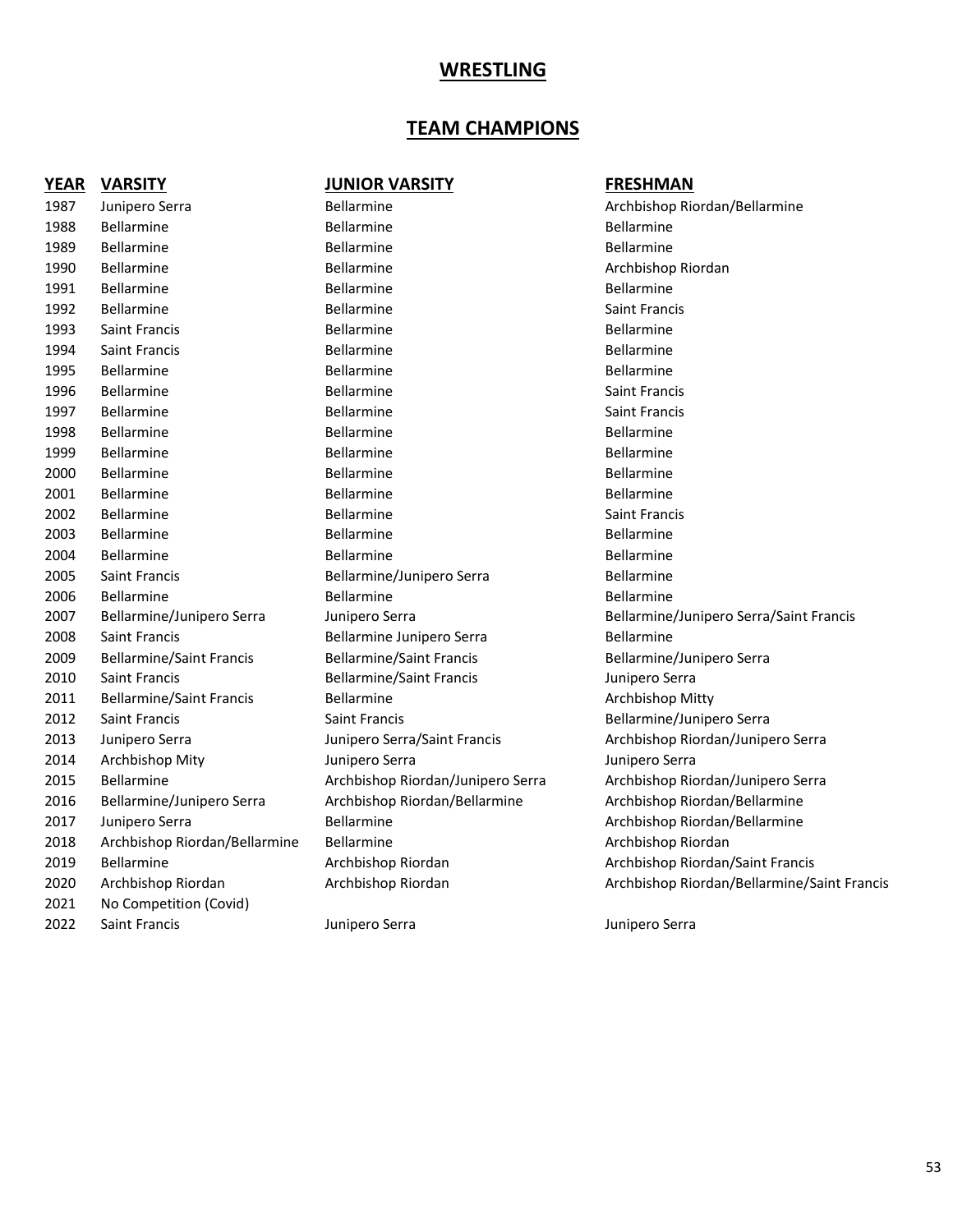# WRESTLING

## TEAM CHAMPIONS

| YEAR | VARSITY | JUNIOR VARSITY | FRESHMAN |
|---|---|---|---|
| 1987 | Junipero Serra | Bellarmine | Archbishop Riordan/Bellarmine |
| 1988 | Bellarmine | Bellarmine | Bellarmine |
| 1989 | Bellarmine | Bellarmine | Bellarmine |
| 1990 | Bellarmine | Bellarmine | Archbishop Riordan |
| 1991 | Bellarmine | Bellarmine | Bellarmine |
| 1992 | Bellarmine | Bellarmine | Saint Francis |
| 1993 | Saint Francis | Bellarmine | Bellarmine |
| 1994 | Saint Francis | Bellarmine | Bellarmine |
| 1995 | Bellarmine | Bellarmine | Bellarmine |
| 1996 | Bellarmine | Bellarmine | Saint Francis |
| 1997 | Bellarmine | Bellarmine | Saint Francis |
| 1998 | Bellarmine | Bellarmine | Bellarmine |
| 1999 | Bellarmine | Bellarmine | Bellarmine |
| 2000 | Bellarmine | Bellarmine | Bellarmine |
| 2001 | Bellarmine | Bellarmine | Bellarmine |
| 2002 | Bellarmine | Bellarmine | Saint Francis |
| 2003 | Bellarmine | Bellarmine | Bellarmine |
| 2004 | Bellarmine | Bellarmine | Bellarmine |
| 2005 | Saint Francis | Bellarmine/Junipero Serra | Bellarmine |
| 2006 | Bellarmine | Bellarmine | Bellarmine |
| 2007 | Bellarmine/Junipero Serra | Junipero Serra | Bellarmine/Junipero Serra/Saint Francis |
| 2008 | Saint Francis | Bellarmine Junipero Serra | Bellarmine |
| 2009 | Bellarmine/Saint Francis | Bellarmine/Saint Francis | Bellarmine/Junipero Serra |
| 2010 | Saint Francis | Bellarmine/Saint Francis | Junipero Serra |
| 2011 | Bellarmine/Saint Francis | Bellarmine | Archbishop Mitty |
| 2012 | Saint Francis | Saint Francis | Bellarmine/Junipero Serra |
| 2013 | Junipero Serra | Junipero Serra/Saint Francis | Archbishop Riordan/Junipero Serra |
| 2014 | Archbishop Mity | Junipero Serra | Junipero Serra |
| 2015 | Bellarmine | Archbishop Riordan/Junipero Serra | Archbishop Riordan/Junipero Serra |
| 2016 | Bellarmine/Junipero Serra | Archbishop Riordan/Bellarmine | Archbishop Riordan/Bellarmine |
| 2017 | Junipero Serra | Bellarmine | Archbishop Riordan/Bellarmine |
| 2018 | Archbishop Riordan/Bellarmine | Bellarmine | Archbishop Riordan |
| 2019 | Bellarmine | Archbishop Riordan | Archbishop Riordan/Saint Francis |
| 2020 | Archbishop Riordan | Archbishop Riordan | Archbishop Riordan/Bellarmine/Saint Francis |
| 2021 | No Competition (Covid) | | |
| 2022 | Saint Francis | Junipero Serra | Junipero Serra |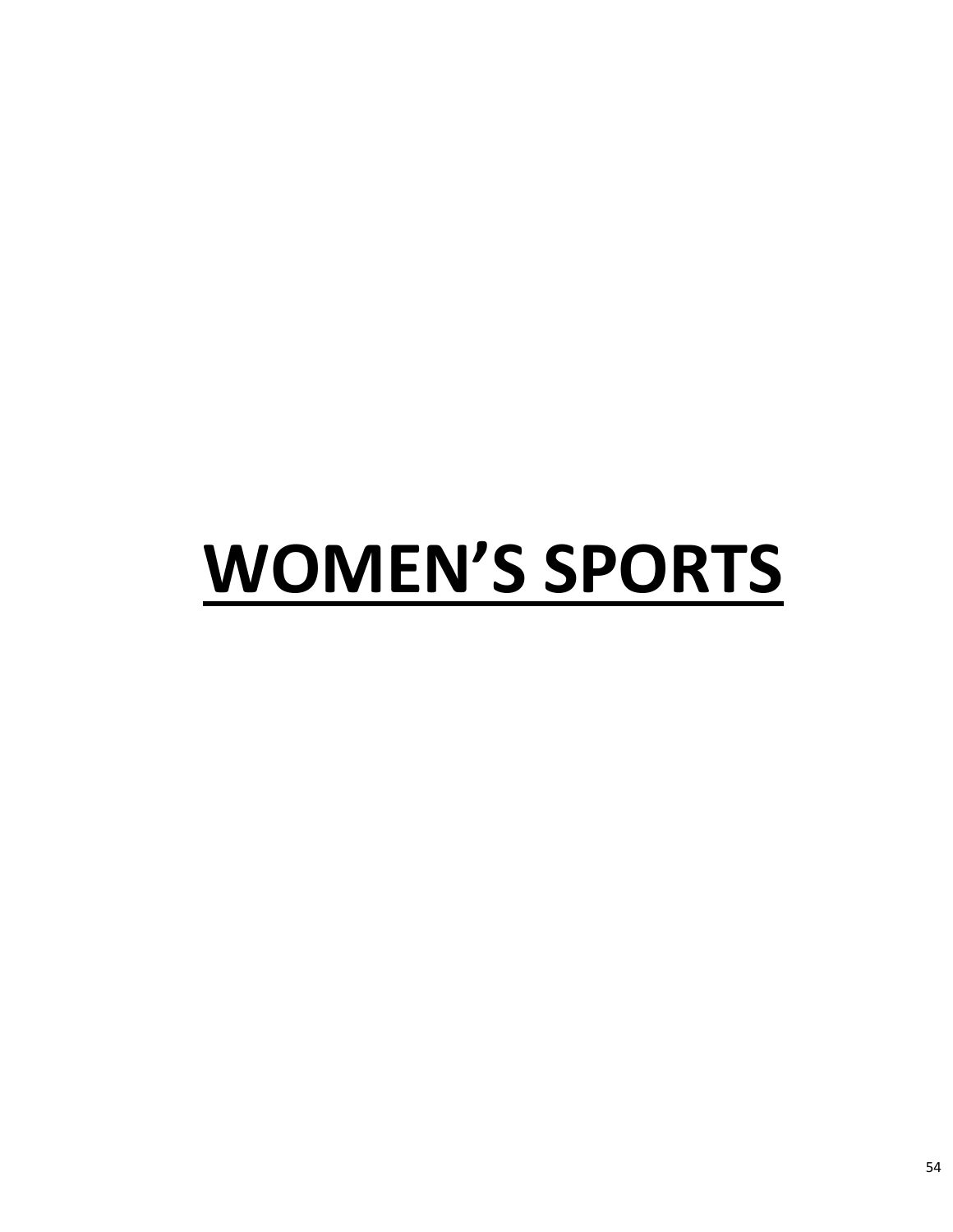# WOMEN’S SPORTS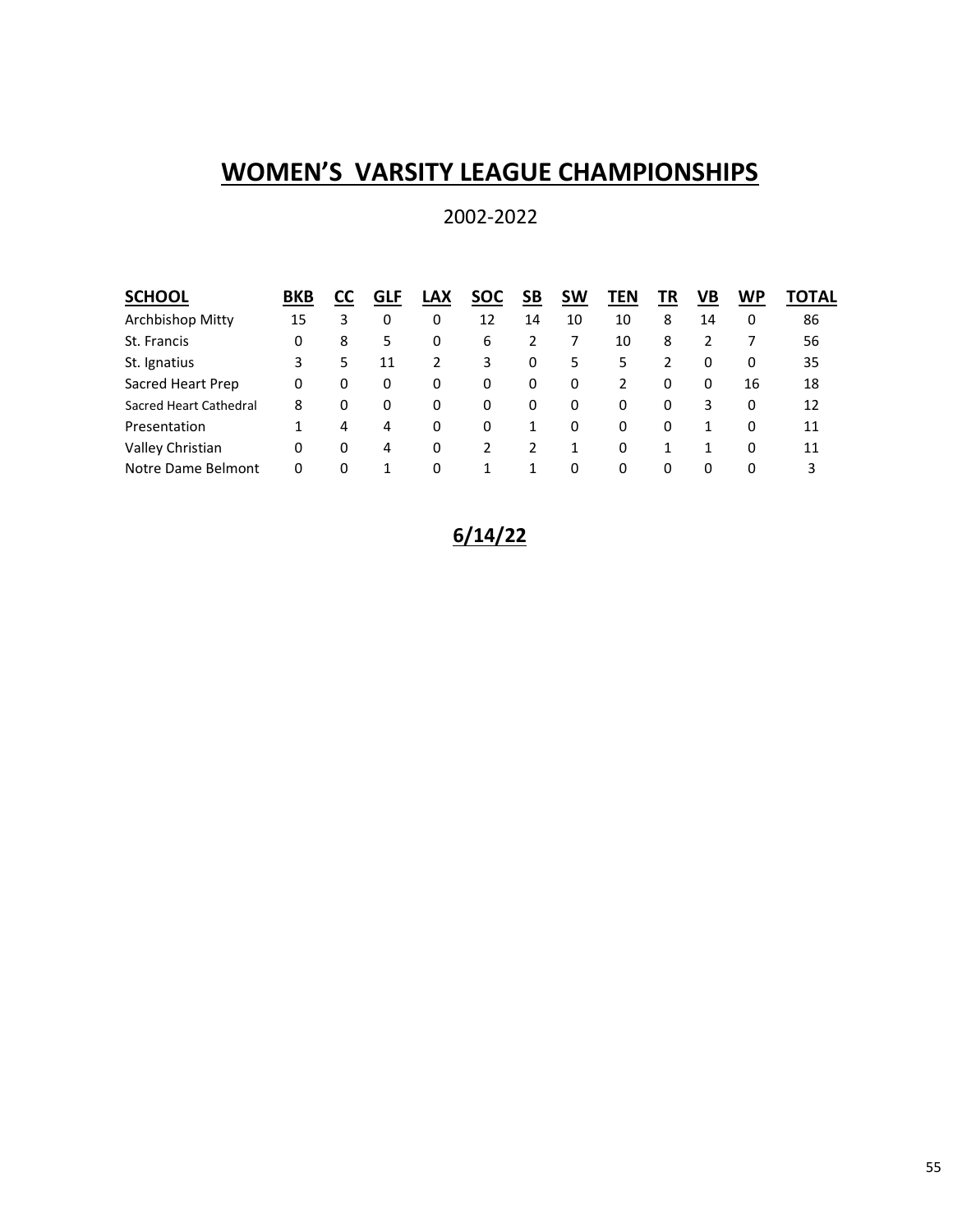# WOMEN'S VARSITY LEAGUE CHAMPIONSHIPS

2002-2022

| SCHOOL | BKB | CC | GLF | LAX | SOC | SB | SW | TEN | TR | VB | WP | TOTAL |
|---|---|---|---|---|---|---|---|---|---|---|---|---|
| Archbishop Mitty | 15 | 3 | 0 | 0 | 12 | 14 | 10 | 10 | 8 | 14 | 0 | 86 |
| St. Francis | 0 | 8 | 5 | 0 | 6 | 2 | 7 | 10 | 8 | 2 | 7 | 56 |
| St. Ignatius | 3 | 5 | 11 | 2 | 3 | 0 | 5 | 5 | 2 | 0 | 0 | 35 |
| Sacred Heart Prep | 0 | 0 | 0 | 0 | 0 | 0 | 0 | 2 | 0 | 0 | 16 | 18 |
| Sacred Heart Cathedral | 8 | 0 | 0 | 0 | 0 | 0 | 0 | 0 | 0 | 3 | 0 | 12 |
| Presentation | 1 | 4 | 4 | 0 | 0 | 1 | 0 | 0 | 0 | 1 | 0 | 11 |
| Valley Christian | 0 | 0 | 4 | 0 | 2 | 2 | 1 | 0 | 1 | 1 | 0 | 11 |
| Notre Dame Belmont | 0 | 0 | 1 | 0 | 1 | 1 | 0 | 0 | 0 | 0 | 0 | 3 |

**6/14/22**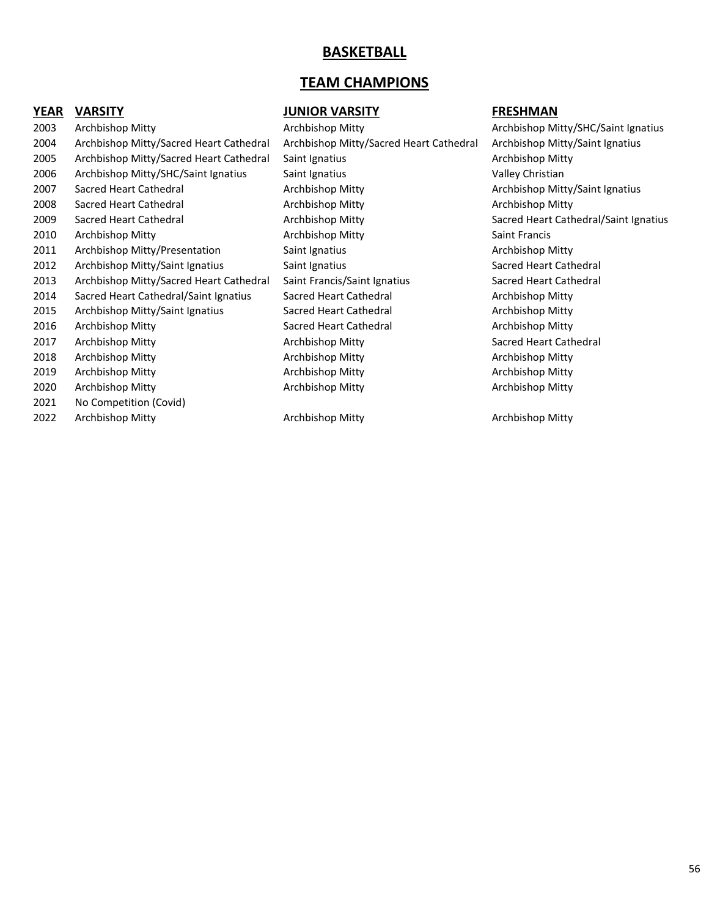# BASKETBALL

## TEAM CHAMPIONS

| YEAR | VARSITY | JUNIOR VARSITY | FRESHMAN |
|---|---|---|---|
| 2003 | Archbishop Mitty | Archbishop Mitty | Archbishop Mitty/SHC/Saint Ignatius |
| 2004 | Archbishop Mitty/Sacred Heart Cathedral | Archbishop Mitty/Sacred Heart Cathedral | Archbishop Mitty/Saint Ignatius |
| 2005 | Archbishop Mitty/Sacred Heart Cathedral | Saint Ignatius | Archbishop Mitty |
| 2006 | Archbishop Mitty/SHC/Saint Ignatius | Saint Ignatius | Valley Christian |
| 2007 | Sacred Heart Cathedral | Archbishop Mitty | Archbishop Mitty/Saint Ignatius |
| 2008 | Sacred Heart Cathedral | Archbishop Mitty | Archbishop Mitty |
| 2009 | Sacred Heart Cathedral | Archbishop Mitty | Sacred Heart Cathedral/Saint Ignatius |
| 2010 | Archbishop Mitty | Archbishop Mitty | Saint Francis |
| 2011 | Archbishop Mitty/Presentation | Saint Ignatius | Archbishop Mitty |
| 2012 | Archbishop Mitty/Saint Ignatius | Saint Ignatius | Sacred Heart Cathedral |
| 2013 | Archbishop Mitty/Sacred Heart Cathedral | Saint Francis/Saint Ignatius | Sacred Heart Cathedral |
| 2014 | Sacred Heart Cathedral/Saint Ignatius | Sacred Heart Cathedral | Archbishop Mitty |
| 2015 | Archbishop Mitty/Saint Ignatius | Sacred Heart Cathedral | Archbishop Mitty |
| 2016 | Archbishop Mitty | Sacred Heart Cathedral | Archbishop Mitty |
| 2017 | Archbishop Mitty | Archbishop Mitty | Sacred Heart Cathedral |
| 2018 | Archbishop Mitty | Archbishop Mitty | Archbishop Mitty |
| 2019 | Archbishop Mitty | Archbishop Mitty | Archbishop Mitty |
| 2020 | Archbishop Mitty | Archbishop Mitty | Archbishop Mitty |
| 2021 | No Competition (Covid) | | |
| 2022 | Archbishop Mitty | Archbishop Mitty | Archbishop Mitty |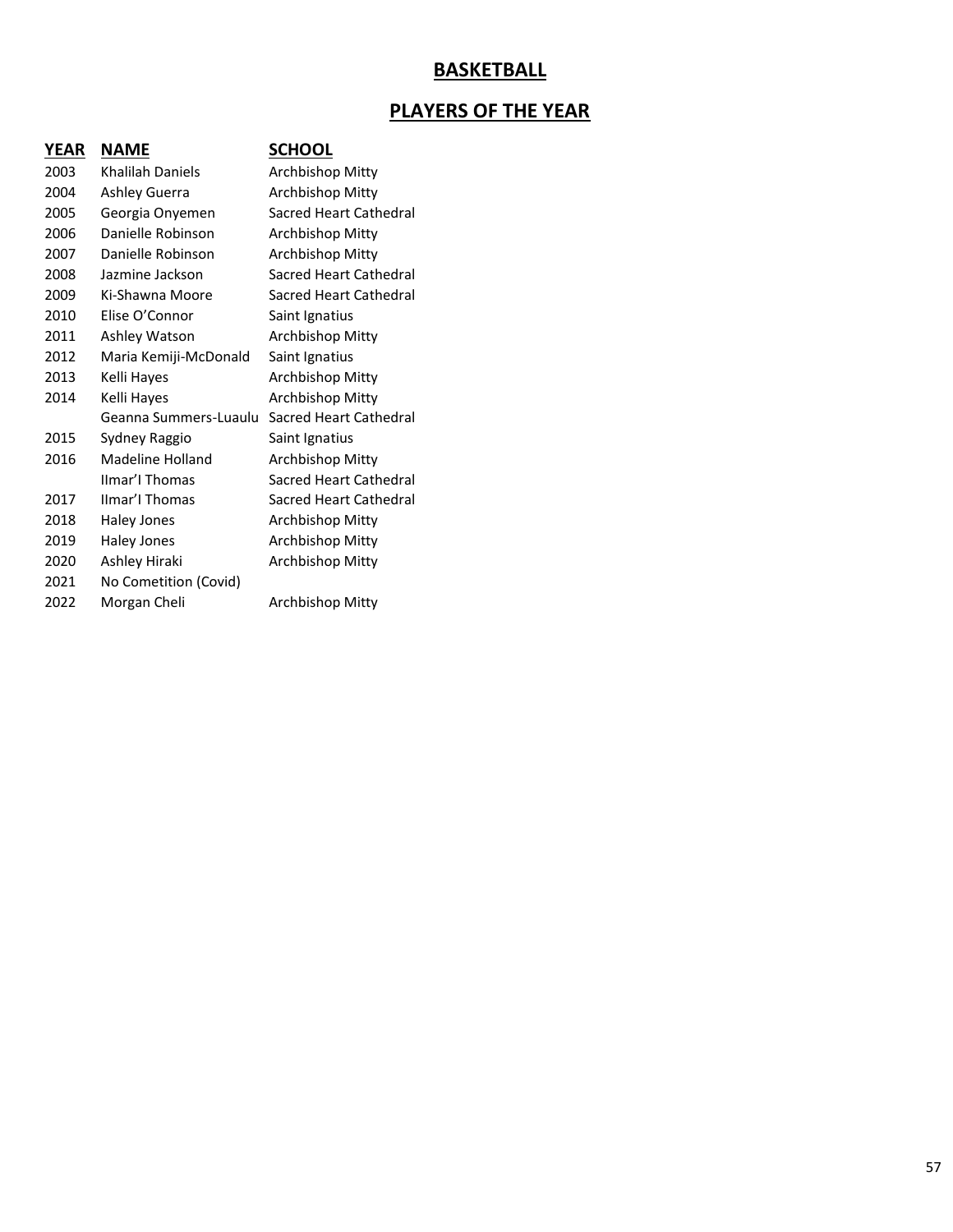## BASKETBALL

## PLAYERS OF THE YEAR

| YEAR | NAME | SCHOOL |
|---|---|---|
| 2003 | Khalilah Daniels | Archbishop Mitty |
| 2004 | Ashley Guerra | Archbishop Mitty |
| 2005 | Georgia Onyemen | Sacred Heart Cathedral |
| 2006 | Danielle Robinson | Archbishop Mitty |
| 2007 | Danielle Robinson | Archbishop Mitty |
| 2008 | Jazmine Jackson | Sacred Heart Cathedral |
| 2009 | Ki-Shawna Moore | Sacred Heart Cathedral |
| 2010 | Elise O'Connor | Saint Ignatius |
| 2011 | Ashley Watson | Archbishop Mitty |
| 2012 | Maria Kemiji-McDonald | Saint Ignatius |
| 2013 | Kelli Hayes | Archbishop Mitty |
| 2014 | Kelli Hayes | Archbishop Mitty |
| | Geanna Summers-Luaulu | Sacred Heart Cathedral |
| 2015 | Sydney Raggio | Saint Ignatius |
| 2016 | Madeline Holland | Archbishop Mitty |
| | IImar'I Thomas | Sacred Heart Cathedral |
| 2017 | IImar'I Thomas | Sacred Heart Cathedral |
| 2018 | Haley Jones | Archbishop Mitty |
| 2019 | Haley Jones | Archbishop Mitty |
| 2020 | Ashley Hiraki | Archbishop Mitty |
| 2021 | No Cometition (Covid) | |
| 2022 | Morgan Cheli | Archbishop Mitty |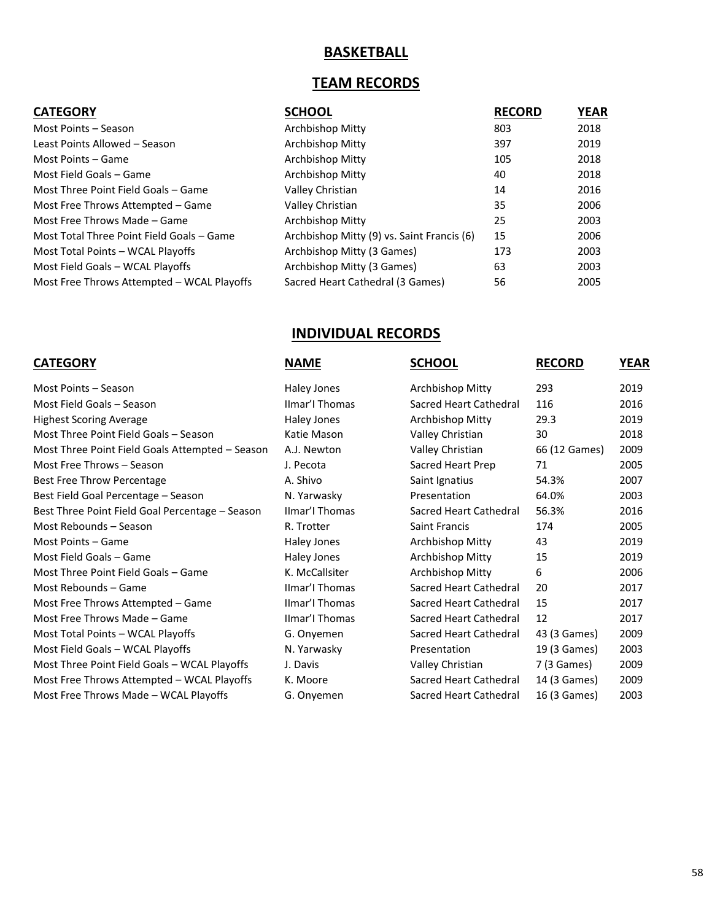## BASKETBALL

## TEAM RECORDS

| CATEGORY | SCHOOL | RECORD | YEAR |
|---|---|---|---|
| Most Points – Season | Archbishop Mitty | 803 | 2018 |
| Least Points Allowed – Season | Archbishop Mitty | 397 | 2019 |
| Most Points – Game | Archbishop Mitty | 105 | 2018 |
| Most Field Goals – Game | Archbishop Mitty | 40 | 2018 |
| Most Three Point Field Goals – Game | Valley Christian | 14 | 2016 |
| Most Free Throws Attempted – Game | Valley Christian | 35 | 2006 |
| Most Free Throws Made – Game | Archbishop Mitty | 25 | 2003 |
| Most Total Three Point Field Goals – Game | Archbishop Mitty (9) vs. Saint Francis (6) | 15 | 2006 |
| Most Total Points – WCAL Playoffs | Archbishop Mitty (3 Games) | 173 | 2003 |
| Most Field Goals – WCAL Playoffs | Archbishop Mitty (3 Games) | 63 | 2003 |
| Most Free Throws Attempted – WCAL Playoffs | Sacred Heart Cathedral (3 Games) | 56 | 2005 |

## INDIVIDUAL RECORDS

| CATEGORY | NAME | SCHOOL | RECORD | YEAR |
|---|---|---|---|---|
| Most Points – Season | Haley Jones | Archbishop Mitty | 293 | 2019 |
| Most Field Goals – Season | IImar'I Thomas | Sacred Heart Cathedral | 116 | 2016 |
| Highest Scoring Average | Haley Jones | Archbishop Mitty | 29.3 | 2019 |
| Most Three Point Field Goals – Season | Katie Mason | Valley Christian | 30 | 2018 |
| Most Three Point Field Goals Attempted – Season | A.J. Newton | Valley Christian | 66 (12 Games) | 2009 |
| Most Free Throws – Season | J. Pecota | Sacred Heart Prep | 71 | 2005 |
| Best Free Throw Percentage | A. Shivo | Saint Ignatius | 54.3% | 2007 |
| Best Field Goal Percentage – Season | N. Yarwasky | Presentation | 64.0% | 2003 |
| Best Three Point Field Goal Percentage – Season | IImar'I Thomas | Sacred Heart Cathedral | 56.3% | 2016 |
| Most Rebounds – Season | R. Trotter | Saint Francis | 174 | 2005 |
| Most Points – Game | Haley Jones | Archbishop Mitty | 43 | 2019 |
| Most Field Goals – Game | Haley Jones | Archbishop Mitty | 15 | 2019 |
| Most Three Point Field Goals – Game | K. McCallsiter | Archbishop Mitty | 6 | 2006 |
| Most Rebounds – Game | IImar'I Thomas | Sacred Heart Cathedral | 20 | 2017 |
| Most Free Throws Attempted – Game | IImar'I Thomas | Sacred Heart Cathedral | 15 | 2017 |
| Most Free Throws Made – Game | IImar'I Thomas | Sacred Heart Cathedral | 12 | 2017 |
| Most Total Points – WCAL Playoffs | G. Onyemen | Sacred Heart Cathedral | 43 (3 Games) | 2009 |
| Most Field Goals – WCAL Playoffs | N. Yarwasky | Presentation | 19 (3 Games) | 2003 |
| Most Three Point Field Goals – WCAL Playoffs | J. Davis | Valley Christian | 7 (3 Games) | 2009 |
| Most Free Throws Attempted – WCAL Playoffs | K. Moore | Sacred Heart Cathedral | 14 (3 Games) | 2009 |
| Most Free Throws Made – WCAL Playoffs | G. Onyemen | Sacred Heart Cathedral | 16 (3 Games) | 2003 |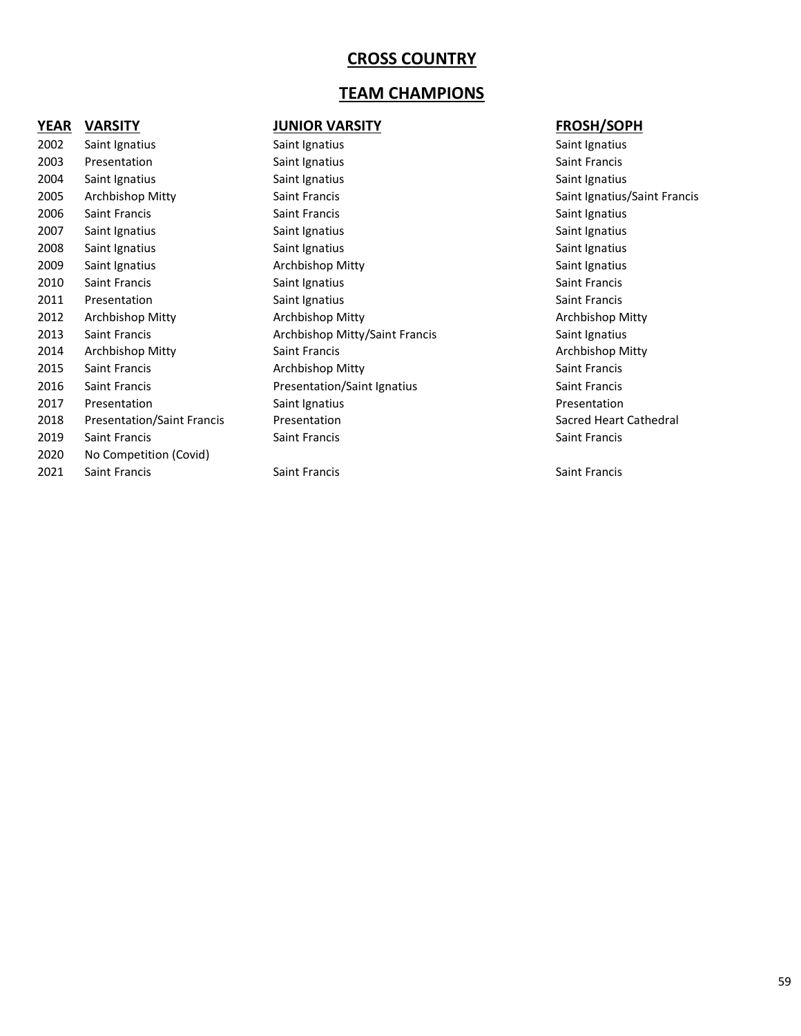# CROSS COUNTRY

## TEAM CHAMPIONS

| YEAR | VARSITY | JUNIOR VARSITY | FROSH/SOPH |
|---|---|---|---|
| 2002 | Saint Ignatius | Saint Ignatius | Saint Ignatius |
| 2003 | Presentation | Saint Ignatius | Saint Francis |
| 2004 | Saint Ignatius | Saint Ignatius | Saint Ignatius |
| 2005 | Archbishop Mitty | Saint Francis | Saint Ignatius/Saint Francis |
| 2006 | Saint Francis | Saint Francis | Saint Ignatius |
| 2007 | Saint Ignatius | Saint Ignatius | Saint Ignatius |
| 2008 | Saint Ignatius | Saint Ignatius | Saint Ignatius |
| 2009 | Saint Ignatius | Archbishop Mitty | Saint Ignatius |
| 2010 | Saint Francis | Saint Ignatius | Saint Francis |
| 2011 | Presentation | Saint Ignatius | Saint Francis |
| 2012 | Archbishop Mitty | Archbishop Mitty | Archbishop Mitty |
| 2013 | Saint Francis | Archbishop Mitty/Saint Francis | Saint Ignatius |
| 2014 | Archbishop Mitty | Saint Francis | Archbishop Mitty |
| 2015 | Saint Francis | Archbishop Mitty | Saint Francis |
| 2016 | Saint Francis | Presentation/Saint Ignatius | Saint Francis |
| 2017 | Presentation | Saint Ignatius | Presentation |
| 2018 | Presentation/Saint Francis | Presentation | Sacred Heart Cathedral |
| 2019 | Saint Francis | Saint Francis | Saint Francis |
| 2020 | No Competition (Covid) | | |
| 2021 | Saint Francis | Saint Francis | Saint Francis |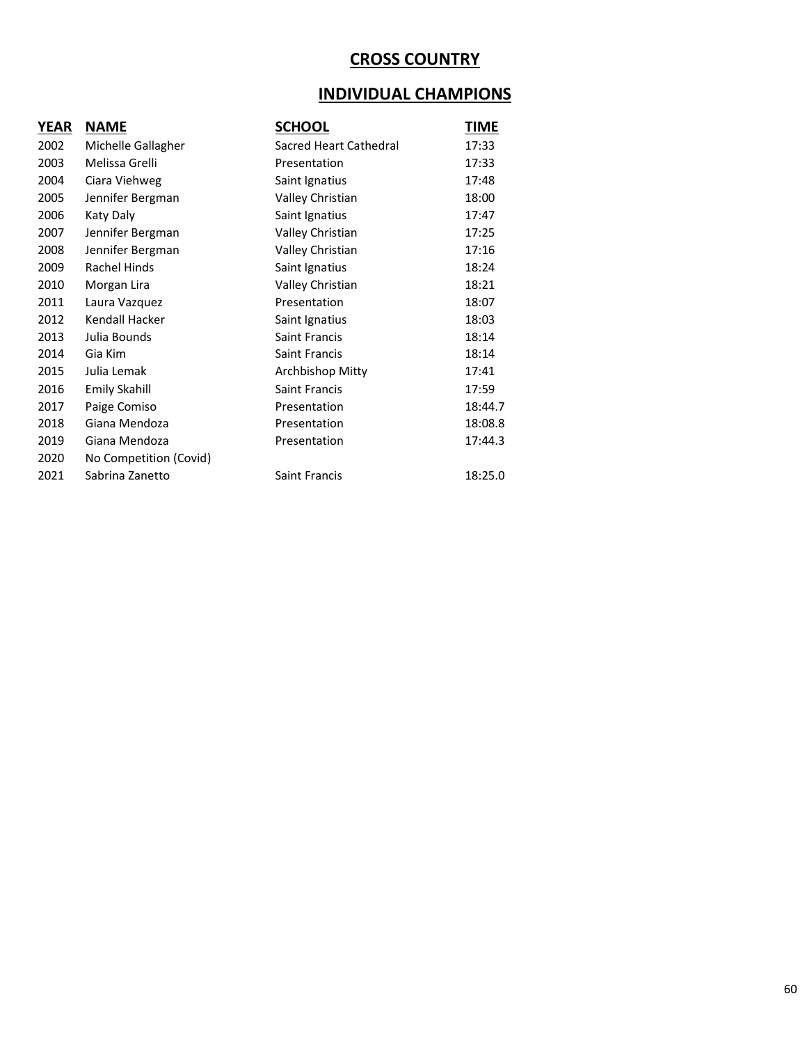# CROSS COUNTRY

## INDIVIDUAL CHAMPIONS

| YEAR | NAME | SCHOOL | TIME |
|---|---|---|---|
| 2002 | Michelle Gallagher | Sacred Heart Cathedral | 17:33 |
| 2003 | Melissa Grelli | Presentation | 17:33 |
| 2004 | Ciara Viehweg | Saint Ignatius | 17:48 |
| 2005 | Jennifer Bergman | Valley Christian | 18:00 |
| 2006 | Katy Daly | Saint Ignatius | 17:47 |
| 2007 | Jennifer Bergman | Valley Christian | 17:25 |
| 2008 | Jennifer Bergman | Valley Christian | 17:16 |
| 2009 | Rachel Hinds | Saint Ignatius | 18:24 |
| 2010 | Morgan Lira | Valley Christian | 18:21 |
| 2011 | Laura Vazquez | Presentation | 18:07 |
| 2012 | Kendall Hacker | Saint Ignatius | 18:03 |
| 2013 | Julia Bounds | Saint Francis | 18:14 |
| 2014 | Gia Kim | Saint Francis | 18:14 |
| 2015 | Julia Lemak | Archbishop Mitty | 17:41 |
| 2016 | Emily Skahill | Saint Francis | 17:59 |
| 2017 | Paige Comiso | Presentation | 18:44.7 |
| 2018 | Giana Mendoza | Presentation | 18:08.8 |
| 2019 | Giana Mendoza | Presentation | 17:44.3 |
| 2020 | No Competition (Covid) | | |
| 2021 | Sabrina Zanetto | Saint Francis | 18:25.0 |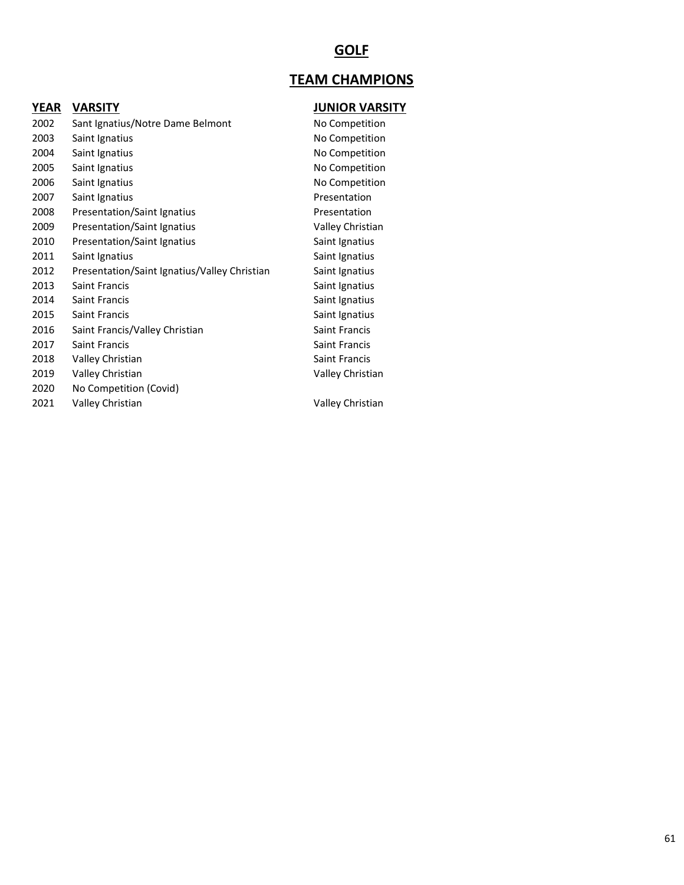# GOLF

## TEAM CHAMPIONS

| YEAR | VARSITY | JUNIOR VARSITY |
|---|---|---|
| 2002 | Sant Ignatius/Notre Dame Belmont | No Competition |
| 2003 | Saint Ignatius | No Competition |
| 2004 | Saint Ignatius | No Competition |
| 2005 | Saint Ignatius | No Competition |
| 2006 | Saint Ignatius | No Competition |
| 2007 | Saint Ignatius | Presentation |
| 2008 | Presentation/Saint Ignatius | Presentation |
| 2009 | Presentation/Saint Ignatius | Valley Christian |
| 2010 | Presentation/Saint Ignatius | Saint Ignatius |
| 2011 | Saint Ignatius | Saint Ignatius |
| 2012 | Presentation/Saint Ignatius/Valley Christian | Saint Ignatius |
| 2013 | Saint Francis | Saint Ignatius |
| 2014 | Saint Francis | Saint Ignatius |
| 2015 | Saint Francis | Saint Ignatius |
| 2016 | Saint Francis/Valley Christian | Saint Francis |
| 2017 | Saint Francis | Saint Francis |
| 2018 | Valley Christian | Saint Francis |
| 2019 | Valley Christian | Valley Christian |
| 2020 | No Competition (Covid) | |
| 2021 | Valley Christian | Valley Christian |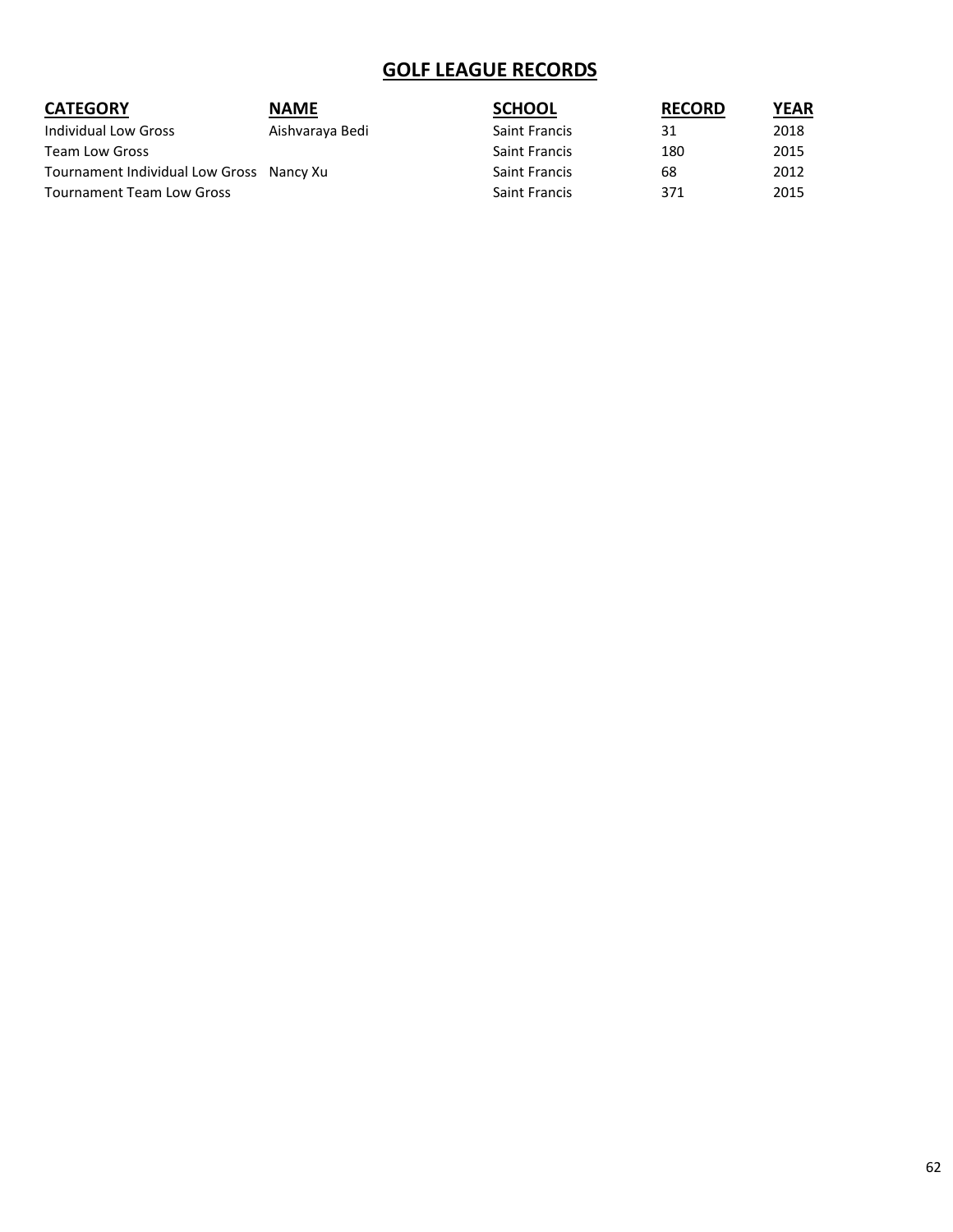# GOLF LEAGUE RECORDS

| CATEGORY | NAME | SCHOOL | RECORD | YEAR |
|---|---|---|---|---|
| Individual Low Gross | Aishvaraya Bedi | Saint Francis | 31 | 2018 |
| Team Low Gross | | Saint Francis | 180 | 2015 |
| Tournament Individual Low Gross | Nancy Xu | Saint Francis | 68 | 2012 |
| Tournament Team Low Gross | | Saint Francis | 371 | 2015 |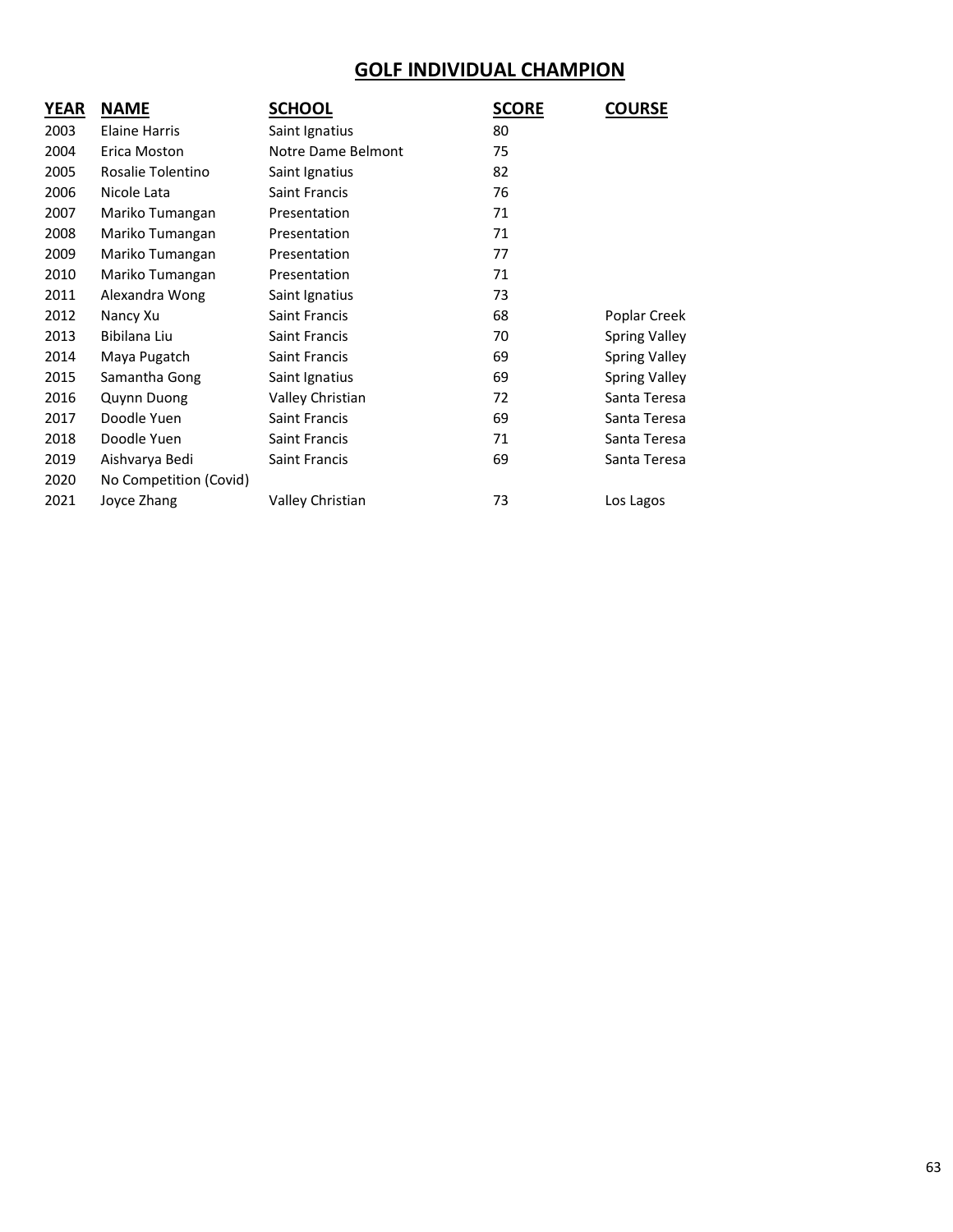# GOLF INDIVIDUAL CHAMPION

| YEAR | NAME | SCHOOL | SCORE | COURSE |
|---|---|---|---|---|
| 2003 | Elaine Harris | Saint Ignatius | 80 | |
| 2004 | Erica Moston | Notre Dame Belmont | 75 | |
| 2005 | Rosalie Tolentino | Saint Ignatius | 82 | |
| 2006 | Nicole Lata | Saint Francis | 76 | |
| 2007 | Mariko Tumangan | Presentation | 71 | |
| 2008 | Mariko Tumangan | Presentation | 71 | |
| 2009 | Mariko Tumangan | Presentation | 77 | |
| 2010 | Mariko Tumangan | Presentation | 71 | |
| 2011 | Alexandra Wong | Saint Ignatius | 73 | |
| 2012 | Nancy Xu | Saint Francis | 68 | Poplar Creek |
| 2013 | Bibilana Liu | Saint Francis | 70 | Spring Valley |
| 2014 | Maya Pugatch | Saint Francis | 69 | Spring Valley |
| 2015 | Samantha Gong | Saint Ignatius | 69 | Spring Valley |
| 2016 | Quynn Duong | Valley Christian | 72 | Santa Teresa |
| 2017 | Doodle Yuen | Saint Francis | 69 | Santa Teresa |
| 2018 | Doodle Yuen | Saint Francis | 71 | Santa Teresa |
| 2019 | Aishvarya Bedi | Saint Francis | 69 | Santa Teresa |
| 2020 | No Competition (Covid) | | | |
| 2021 | Joyce Zhang | Valley Christian | 73 | Los Lagos |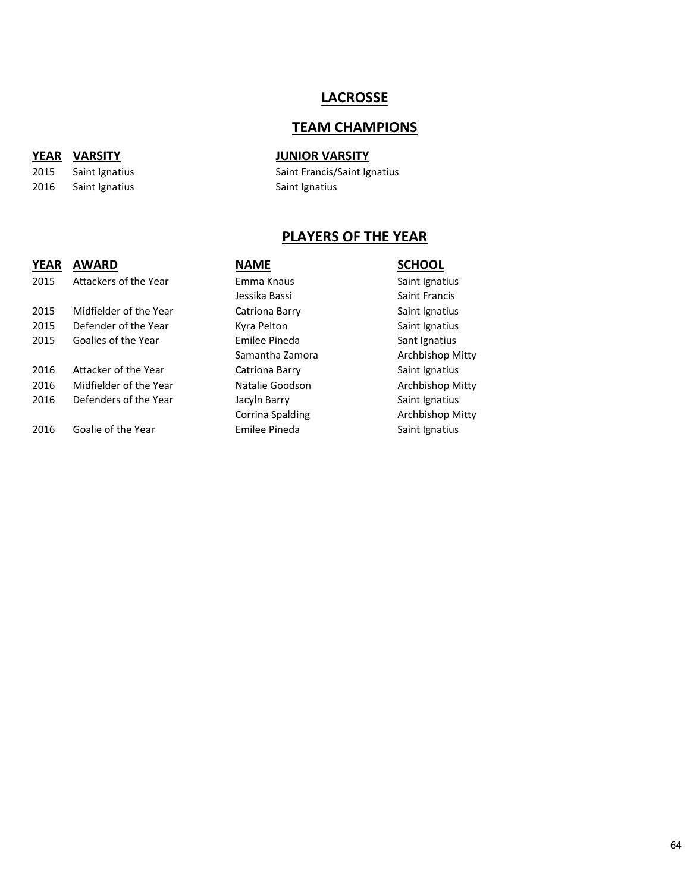# LACROSSE

## TEAM CHAMPIONS

| YEAR | VARSITY | JUNIOR VARSITY |
|---|---|---|
| 2015 | Saint Ignatius | Saint Francis/Saint Ignatius |
| 2016 | Saint Ignatius | Saint Ignatius |

## PLAYERS OF THE YEAR

| YEAR | AWARD | NAME | SCHOOL |
|---|---|---|---|
| 2015 | Attackers of the Year | Emma Knaus | Saint Ignatius |
| | | Jessika Bassi | Saint Francis |
| 2015 | Midfielder of the Year | Catriona Barry | Saint Ignatius |
| 2015 | Defender of the Year | Kyra Pelton | Saint Ignatius |
| 2015 | Goalies of the Year | Emilee Pineda | Sant Ignatius |
| | | Samantha Zamora | Archbishop Mitty |
| 2016 | Attacker of the Year | Catriona Barry | Saint Ignatius |
| 2016 | Midfielder of the Year | Natalie Goodson | Archbishop Mitty |
| 2016 | Defenders of the Year | Jacyln Barry | Saint Ignatius |
| | | Corrina Spalding | Archbishop Mitty |
| 2016 | Goalie of the Year | Emilee Pineda | Saint Ignatius |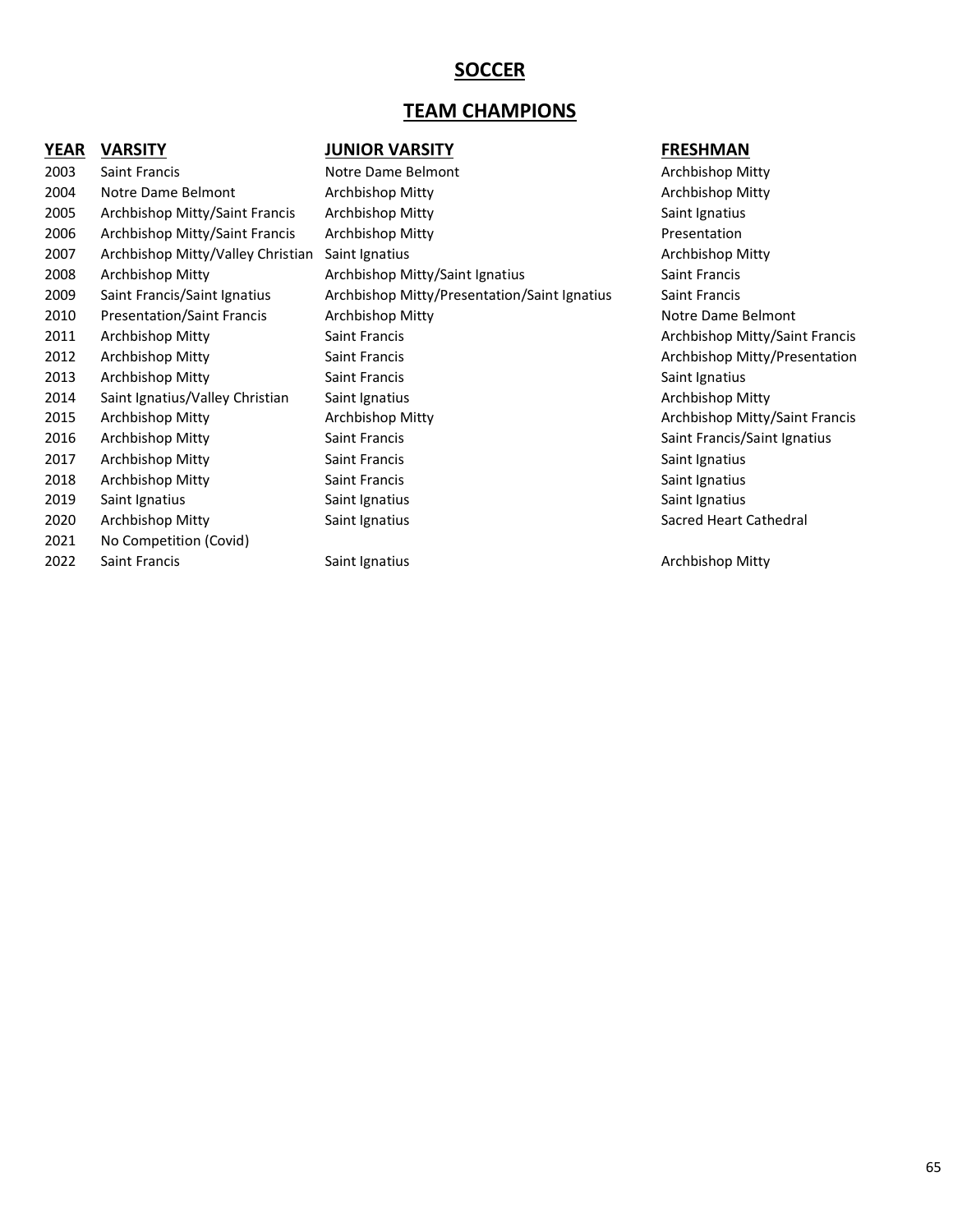# SOCCER

## TEAM CHAMPIONS

| YEAR | VARSITY | JUNIOR VARSITY | FRESHMAN |
|---|---|---|---|
| 2003 | Saint Francis | Notre Dame Belmont | Archbishop Mitty |
| 2004 | Notre Dame Belmont | Archbishop Mitty | Archbishop Mitty |
| 2005 | Archbishop Mitty/Saint Francis | Archbishop Mitty | Saint Ignatius |
| 2006 | Archbishop Mitty/Saint Francis | Archbishop Mitty | Presentation |
| 2007 | Archbishop Mitty/Valley Christian | Saint Ignatius | Archbishop Mitty |
| 2008 | Archbishop Mitty | Archbishop Mitty/Saint Ignatius | Saint Francis |
| 2009 | Saint Francis/Saint Ignatius | Archbishop Mitty/Presentation/Saint Ignatius | Saint Francis |
| 2010 | Presentation/Saint Francis | Archbishop Mitty | Notre Dame Belmont |
| 2011 | Archbishop Mitty | Saint Francis | Archbishop Mitty/Saint Francis |
| 2012 | Archbishop Mitty | Saint Francis | Archbishop Mitty/Presentation |
| 2013 | Archbishop Mitty | Saint Francis | Saint Ignatius |
| 2014 | Saint Ignatius/Valley Christian | Saint Ignatius | Archbishop Mitty |
| 2015 | Archbishop Mitty | Archbishop Mitty | Archbishop Mitty/Saint Francis |
| 2016 | Archbishop Mitty | Saint Francis | Saint Francis/Saint Ignatius |
| 2017 | Archbishop Mitty | Saint Francis | Saint Ignatius |
| 2018 | Archbishop Mitty | Saint Francis | Saint Ignatius |
| 2019 | Saint Ignatius | Saint Ignatius | Saint Ignatius |
| 2020 | Archbishop Mitty | Saint Ignatius | Sacred Heart Cathedral |
| 2021 | No Competition (Covid) | | |
| 2022 | Saint Francis | Saint Ignatius | Archbishop Mitty |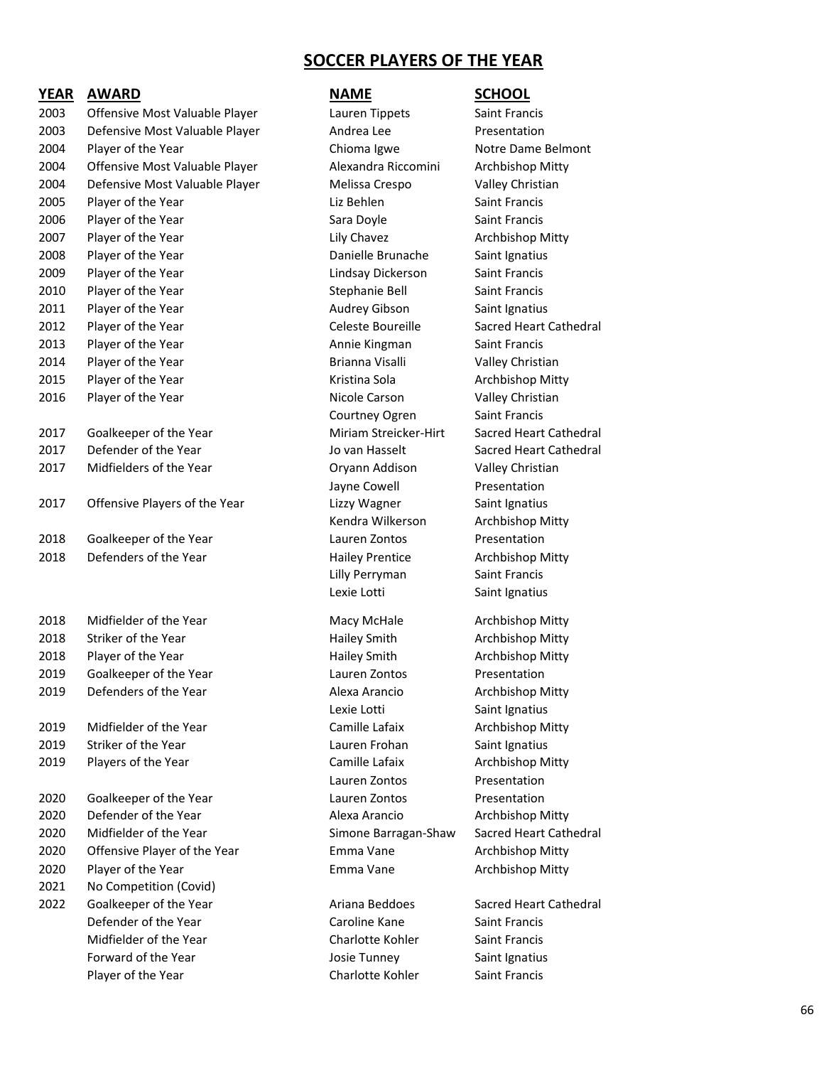# SOCCER PLAYERS OF THE YEAR

| YEAR | AWARD | NAME | SCHOOL |
|---|---|---|---|
| 2003 | Offensive Most Valuable Player | Lauren Tippets | Saint Francis |
| 2003 | Defensive Most Valuable Player | Andrea Lee | Presentation |
| 2004 | Player of the Year | Chioma Igwe | Notre Dame Belmont |
| 2004 | Offensive Most Valuable Player | Alexandra Riccomini | Archbishop Mitty |
| 2004 | Defensive Most Valuable Player | Melissa Crespo | Valley Christian |
| 2005 | Player of the Year | Liz Behlen | Saint Francis |
| 2006 | Player of the Year | Sara Doyle | Saint Francis |
| 2007 | Player of the Year | Lily Chavez | Archbishop Mitty |
| 2008 | Player of the Year | Danielle Brunache | Saint Ignatius |
| 2009 | Player of the Year | Lindsay Dickerson | Saint Francis |
| 2010 | Player of the Year | Stephanie Bell | Saint Francis |
| 2011 | Player of the Year | Audrey Gibson | Saint Ignatius |
| 2012 | Player of the Year | Celeste Boureille | Sacred Heart Cathedral |
| 2013 | Player of the Year | Annie Kingman | Saint Francis |
| 2014 | Player of the Year | Brianna Visalli | Valley Christian |
| 2015 | Player of the Year | Kristina Sola | Archbishop Mitty |
| 2016 | Player of the Year | Nicole Carson | Valley Christian |
| | | Courtney Ogren | Saint Francis |
| 2017 | Goalkeeper of the Year | Miriam Streicker-Hirt | Sacred Heart Cathedral |
| 2017 | Defender of the Year | Jo van Hasselt | Sacred Heart Cathedral |
| 2017 | Midfielders of the Year | Oryann Addison | Valley Christian |
| | | Jayne Cowell | Presentation |
| 2017 | Offensive Players of the Year | Lizzy Wagner | Saint Ignatius |
| | | Kendra Wilkerson | Archbishop Mitty |
| 2018 | Goalkeeper of the Year | Lauren Zontos | Presentation |
| 2018 | Defenders of the Year | Hailey Prentice | Archbishop Mitty |
| | | Lilly Perryman | Saint Francis |
| | | Lexie Lotti | Saint Ignatius |
| 2018 | Midfielder of the Year | Macy McHale | Archbishop Mitty |
| 2018 | Striker of the Year | Hailey Smith | Archbishop Mitty |
| 2018 | Player of the Year | Hailey Smith | Archbishop Mitty |
| 2019 | Goalkeeper of the Year | Lauren Zontos | Presentation |
| 2019 | Defenders of the Year | Alexa Arancio | Archbishop Mitty |
| | | Lexie Lotti | Saint Ignatius |
| 2019 | Midfielder of the Year | Camille Lafaix | Archbishop Mitty |
| 2019 | Striker of the Year | Lauren Frohan | Saint Ignatius |
| 2019 | Players of the Year | Camille Lafaix | Archbishop Mitty |
| | | Lauren Zontos | Presentation |
| 2020 | Goalkeeper of the Year | Lauren Zontos | Presentation |
| 2020 | Defender of the Year | Alexa Arancio | Archbishop Mitty |
| 2020 | Midfielder of the Year | Simone Barragan-Shaw | Sacred Heart Cathedral |
| 2020 | Offensive Player of the Year | Emma Vane | Archbishop Mitty |
| 2020 | Player of the Year | Emma Vane | Archbishop Mitty |
| 2021 | No Competition (Covid) | | |
| 2022 | Goalkeeper of the Year | Ariana Beddoes | Sacred Heart Cathedral |
| | Defender of the Year | Caroline Kane | Saint Francis |
| | Midfielder of the Year | Charlotte Kohler | Saint Francis |
| | Forward of the Year | Josie Tunney | Saint Ignatius |
| | Player of the Year | Charlotte Kohler | Saint Francis |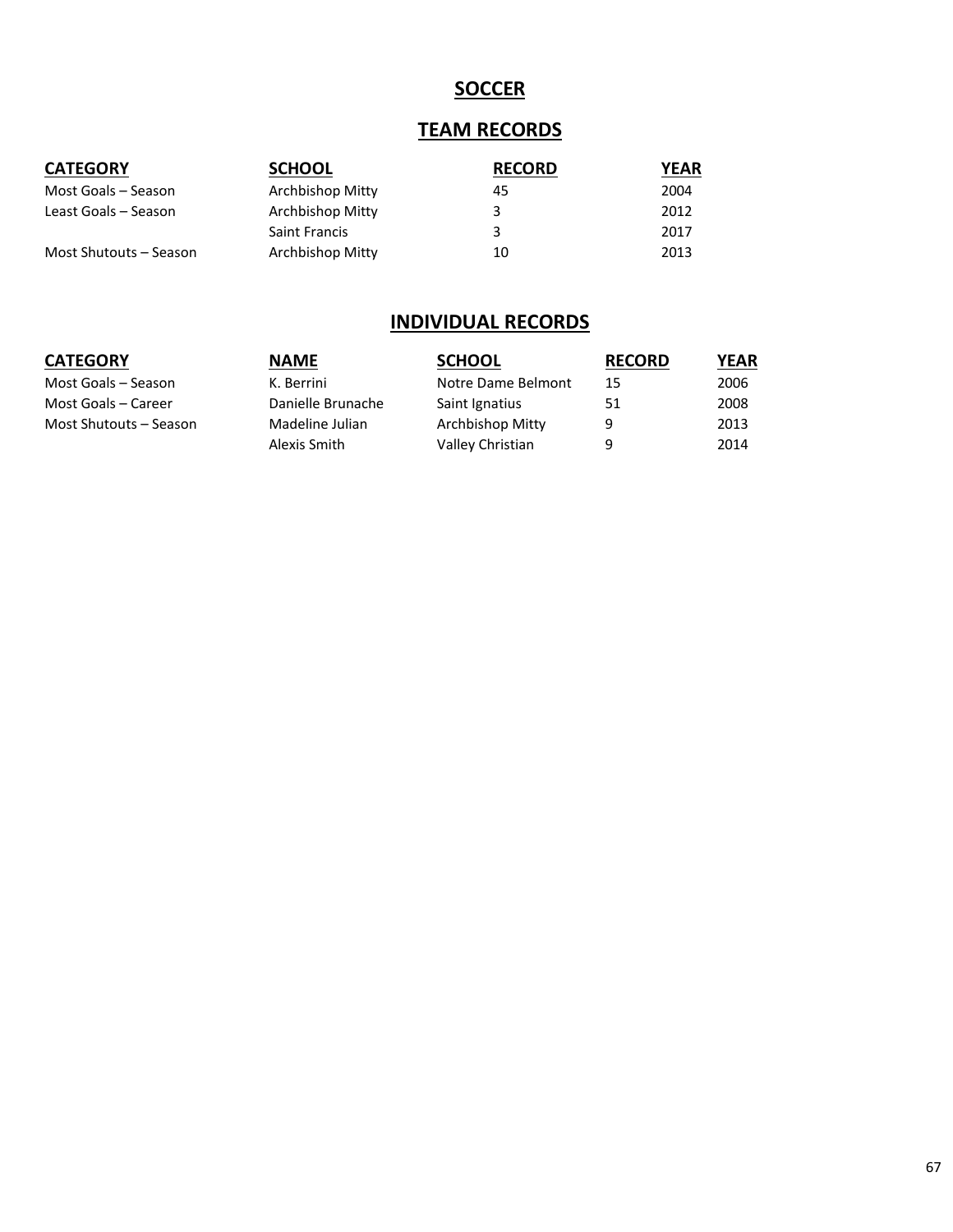# SOCCER

## TEAM RECORDS

| CATEGORY | SCHOOL | RECORD | YEAR |
|---|---|---|---|
| Most Goals – Season | Archbishop Mitty | 45 | 2004 |
| Least Goals – Season | Archbishop Mitty | 3 | 2012 |
| | Saint Francis | 3 | 2017 |
| Most Shutouts – Season | Archbishop Mitty | 10 | 2013 |

## INDIVIDUAL RECORDS

| CATEGORY | NAME | SCHOOL | RECORD | YEAR |
|---|---|---|---|---|
| Most Goals – Season | K. Berrini | Notre Dame Belmont | 15 | 2006 |
| Most Goals – Career | Danielle Brunache | Saint Ignatius | 51 | 2008 |
| Most Shutouts – Season | Madeline Julian | Archbishop Mitty | 9 | 2013 |
| | Alexis Smith | Valley Christian | 9 | 2014 |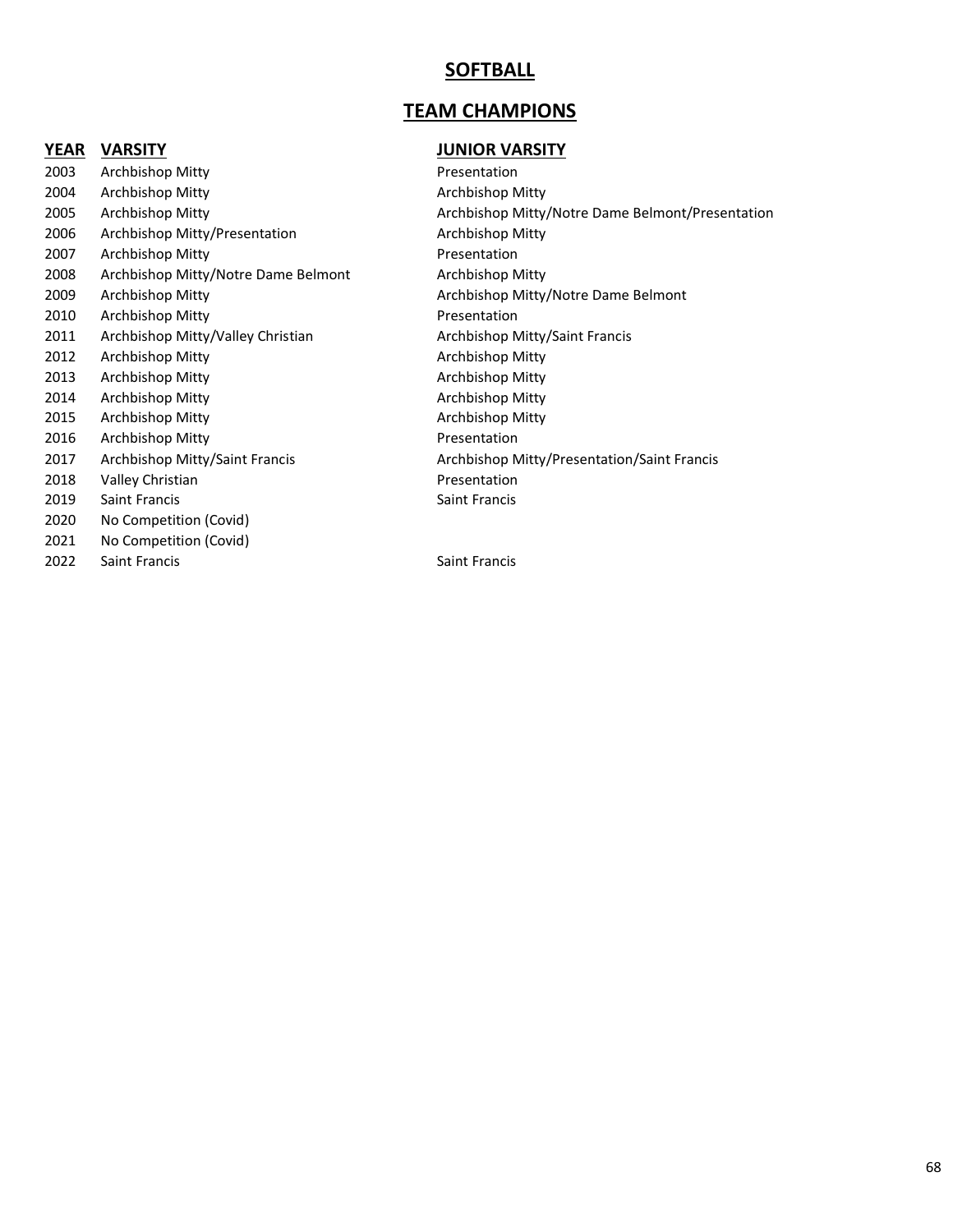# SOFTBALL

## TEAM CHAMPIONS

| YEAR | VARSITY | JUNIOR VARSITY |
|---|---|---|
| 2003 | Archbishop Mitty | Presentation |
| 2004 | Archbishop Mitty | Archbishop Mitty |
| 2005 | Archbishop Mitty | Archbishop Mitty/Notre Dame Belmont/Presentation |
| 2006 | Archbishop Mitty/Presentation | Archbishop Mitty |
| 2007 | Archbishop Mitty | Presentation |
| 2008 | Archbishop Mitty/Notre Dame Belmont | Archbishop Mitty |
| 2009 | Archbishop Mitty | Archbishop Mitty/Notre Dame Belmont |
| 2010 | Archbishop Mitty | Presentation |
| 2011 | Archbishop Mitty/Valley Christian | Archbishop Mitty/Saint Francis |
| 2012 | Archbishop Mitty | Archbishop Mitty |
| 2013 | Archbishop Mitty | Archbishop Mitty |
| 2014 | Archbishop Mitty | Archbishop Mitty |
| 2015 | Archbishop Mitty | Archbishop Mitty |
| 2016 | Archbishop Mitty | Presentation |
| 2017 | Archbishop Mitty/Saint Francis | Archbishop Mitty/Presentation/Saint Francis |
| 2018 | Valley Christian | Presentation |
| 2019 | Saint Francis | Saint Francis |
| 2020 | No Competition (Covid) | |
| 2021 | No Competition (Covid) | |
| 2022 | Saint Francis | Saint Francis |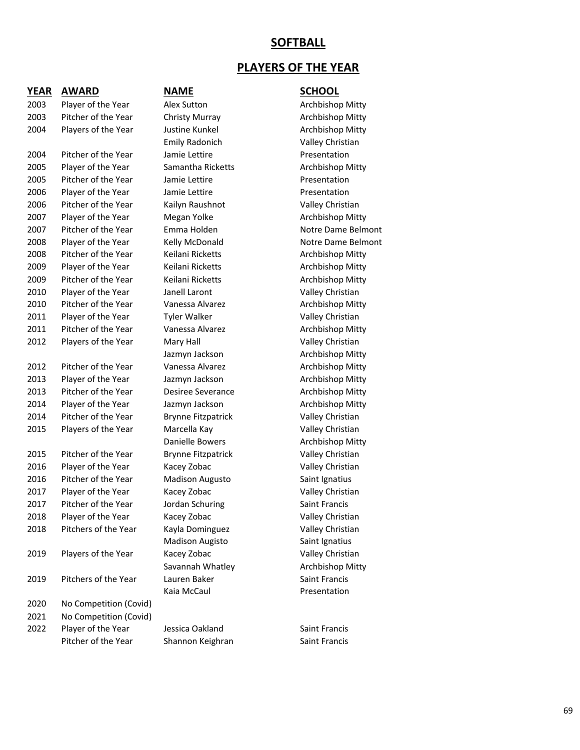# SOFTBALL

## PLAYERS OF THE YEAR

| YEAR | AWARD | NAME | SCHOOL |
|---|---|---|---|
| 2003 | Player of the Year | Alex Sutton | Archbishop Mitty |
| 2003 | Pitcher of the Year | Christy Murray | Archbishop Mitty |
| 2004 | Players of the Year | Justine Kunkel | Archbishop Mitty |
| | | Emily Radonich | Valley Christian |
| 2004 | Pitcher of the Year | Jamie Lettire | Presentation |
| 2005 | Player of the Year | Samantha Ricketts | Archbishop Mitty |
| 2005 | Pitcher of the Year | Jamie Lettire | Presentation |
| 2006 | Player of the Year | Jamie Lettire | Presentation |
| 2006 | Pitcher of the Year | Kailyn Raushnot | Valley Christian |
| 2007 | Player of the Year | Megan Yolke | Archbishop Mitty |
| 2007 | Pitcher of the Year | Emma Holden | Notre Dame Belmont |
| 2008 | Player of the Year | Kelly McDonald | Notre Dame Belmont |
| 2008 | Pitcher of the Year | Keilani Ricketts | Archbishop Mitty |
| 2009 | Player of the Year | Keilani Ricketts | Archbishop Mitty |
| 2009 | Pitcher of the Year | Keilani Ricketts | Archbishop Mitty |
| 2010 | Player of the Year | Janell Laront | Valley Christian |
| 2010 | Pitcher of the Year | Vanessa Alvarez | Archbishop Mitty |
| 2011 | Player of the Year | Tyler Walker | Valley Christian |
| 2011 | Pitcher of the Year | Vanessa Alvarez | Archbishop Mitty |
| 2012 | Players of the Year | Mary Hall | Valley Christian |
| | | Jazmyn Jackson | Archbishop Mitty |
| 2012 | Pitcher of the Year | Vanessa Alvarez | Archbishop Mitty |
| 2013 | Player of the Year | Jazmyn Jackson | Archbishop Mitty |
| 2013 | Pitcher of the Year | Desiree Severance | Archbishop Mitty |
| 2014 | Player of the Year | Jazmyn Jackson | Archbishop Mitty |
| 2014 | Pitcher of the Year | Brynne Fitzpatrick | Valley Christian |
| 2015 | Players of the Year | Marcella Kay | Valley Christian |
| | | Danielle Bowers | Archbishop Mitty |
| 2015 | Pitcher of the Year | Brynne Fitzpatrick | Valley Christian |
| 2016 | Player of the Year | Kacey Zobac | Valley Christian |
| 2016 | Pitcher of the Year | Madison Augusto | Saint Ignatius |
| 2017 | Player of the Year | Kacey Zobac | Valley Christian |
| 2017 | Pitcher of the Year | Jordan Schuring | Saint Francis |
| 2018 | Player of the Year | Kacey Zobac | Valley Christian |
| 2018 | Pitchers of the Year | Kayla Dominguez | Valley Christian |
| | | Madison Augisto | Saint Ignatius |
| 2019 | Players of the Year | Kacey Zobac | Valley Christian |
| | | Savannah Whatley | Archbishop Mitty |
| 2019 | Pitchers of the Year | Lauren Baker | Saint Francis |
| | | Kaia McCaul | Presentation |
| 2020 | No Competition (Covid) | | |
| 2021 | No Competition (Covid) | | |
| 2022 | Player of the Year | Jessica Oakland | Saint Francis |
| | Pitcher of the Year | Shannon Keighran | Saint Francis |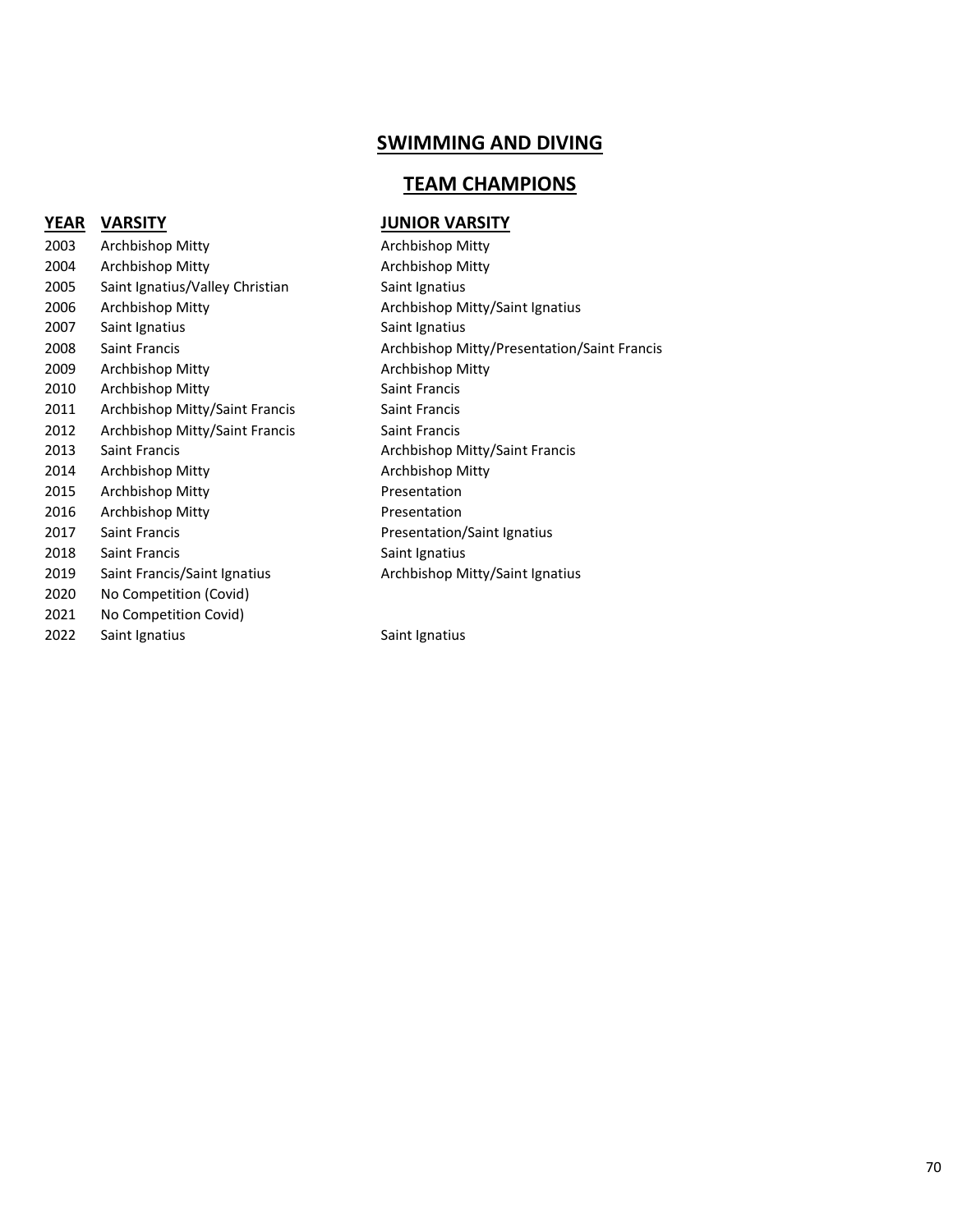## SWIMMING AND DIVING

## TEAM CHAMPIONS

| YEAR | VARSITY | JUNIOR VARSITY |
|---|---|---|
| 2003 | Archbishop Mitty | Archbishop Mitty |
| 2004 | Archbishop Mitty | Archbishop Mitty |
| 2005 | Saint Ignatius/Valley Christian | Saint Ignatius |
| 2006 | Archbishop Mitty | Archbishop Mitty/Saint Ignatius |
| 2007 | Saint Ignatius | Saint Ignatius |
| 2008 | Saint Francis | Archbishop Mitty/Presentation/Saint Francis |
| 2009 | Archbishop Mitty | Archbishop Mitty |
| 2010 | Archbishop Mitty | Saint Francis |
| 2011 | Archbishop Mitty/Saint Francis | Saint Francis |
| 2012 | Archbishop Mitty/Saint Francis | Saint Francis |
| 2013 | Saint Francis | Archbishop Mitty/Saint Francis |
| 2014 | Archbishop Mitty | Archbishop Mitty |
| 2015 | Archbishop Mitty | Presentation |
| 2016 | Archbishop Mitty | Presentation |
| 2017 | Saint Francis | Presentation/Saint Ignatius |
| 2018 | Saint Francis | Saint Ignatius |
| 2019 | Saint Francis/Saint Ignatius | Archbishop Mitty/Saint Ignatius |
| 2020 | No Competition (Covid) | |
| 2021 | No Competition Covid) | |
| 2022 | Saint Ignatius | Saint Ignatius |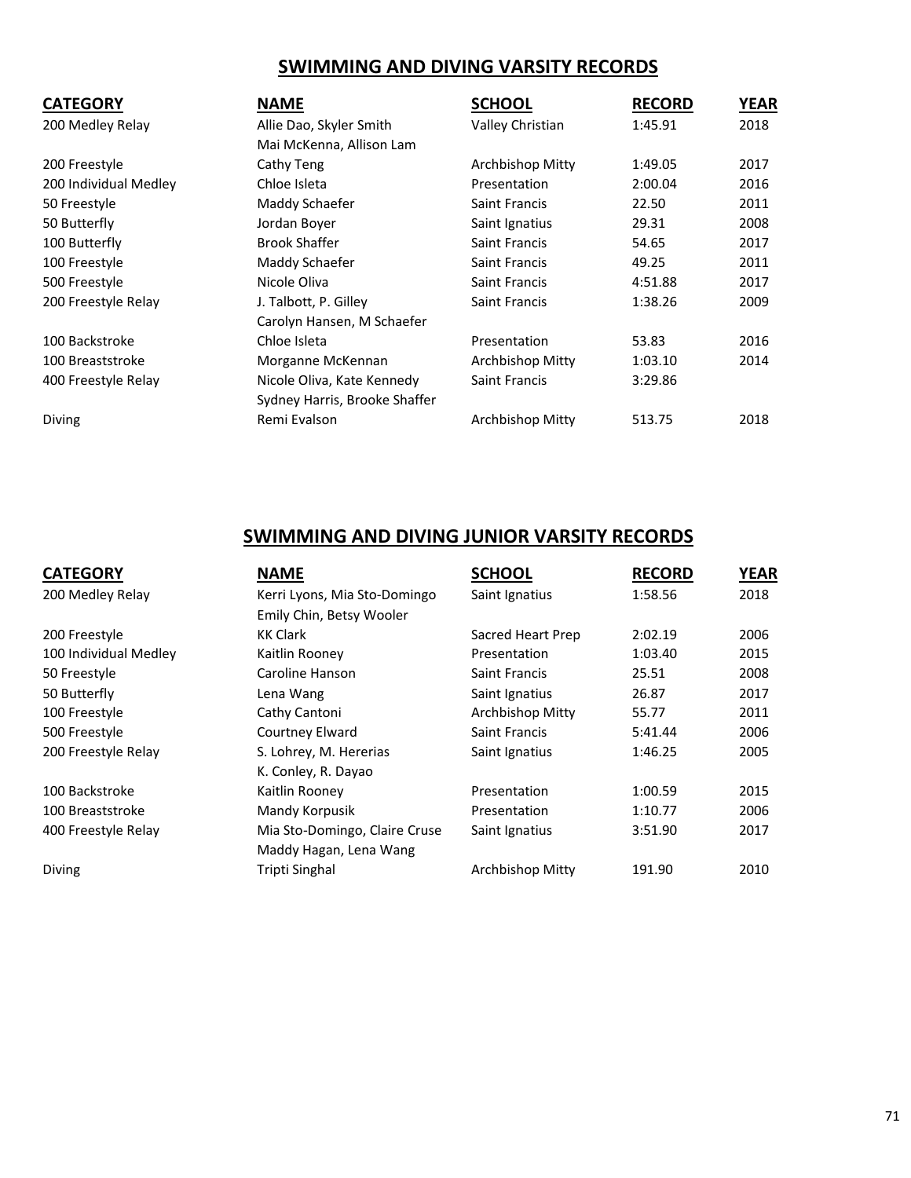## SWIMMING AND DIVING VARSITY RECORDS

| CATEGORY | NAME | SCHOOL | RECORD | YEAR |
|---|---|---|---|---|
| 200 Medley Relay | Allie Dao, Skyler Smith<br>Mai McKenna, Allison Lam | Valley Christian | 1:45.91 | 2018 |
| 200 Freestyle | Cathy Teng | Archbishop Mitty | 1:49.05 | 2017 |
| 200 Individual Medley | Chloe Isleta | Presentation | 2:00.04 | 2016 |
| 50 Freestyle | Maddy Schaefer | Saint Francis | 22.50 | 2011 |
| 50 Butterfly | Jordan Boyer | Saint Ignatius | 29.31 | 2008 |
| 100 Butterfly | Brook Shaffer | Saint Francis | 54.65 | 2017 |
| 100 Freestyle | Maddy Schaefer | Saint Francis | 49.25 | 2011 |
| 500 Freestyle | Nicole Oliva | Saint Francis | 4:51.88 | 2017 |
| 200 Freestyle Relay | J. Talbott, P. Gilley<br>Carolyn Hansen, M Schaefer | Saint Francis | 1:38.26 | 2009 |
| 100 Backstroke | Chloe Isleta | Presentation | 53.83 | 2016 |
| 100 Breaststroke | Morganne McKennan | Archbishop Mitty | 1:03.10 | 2014 |
| 400 Freestyle Relay | Nicole Oliva, Kate Kennedy<br>Sydney Harris, Brooke Shaffer | Saint Francis | 3:29.86 | |
| Diving | Remi Evalson | Archbishop Mitty | 513.75 | 2018 |

## SWIMMING AND DIVING JUNIOR VARSITY RECORDS

| CATEGORY | NAME | SCHOOL | RECORD | YEAR |
|---|---|---|---|---|
| 200 Medley Relay | Kerri Lyons, Mia Sto-Domingo<br>Emily Chin, Betsy Wooler | Saint Ignatius | 1:58.56 | 2018 |
| 200 Freestyle | KK Clark | Sacred Heart Prep | 2:02.19 | 2006 |
| 100 Individual Medley | Kaitlin Rooney | Presentation | 1:03.40 | 2015 |
| 50 Freestyle | Caroline Hanson | Saint Francis | 25.51 | 2008 |
| 50 Butterfly | Lena Wang | Saint Ignatius | 26.87 | 2017 |
| 100 Freestyle | Cathy Cantoni | Archbishop Mitty | 55.77 | 2011 |
| 500 Freestyle | Courtney Elward | Saint Francis | 5:41.44 | 2006 |
| 200 Freestyle Relay | S. Lohrey, M. Hererias<br>K. Conley, R. Dayao | Saint Ignatius | 1:46.25 | 2005 |
| 100 Backstroke | Kaitlin Rooney | Presentation | 1:00.59 | 2015 |
| 100 Breaststroke | Mandy Korpusik | Presentation | 1:10.77 | 2006 |
| 400 Freestyle Relay | Mia Sto-Domingo, Claire Cruse<br>Maddy Hagan, Lena Wang | Saint Ignatius | 3:51.90 | 2017 |
| Diving | Tripti Singhal | Archbishop Mitty | 191.90 | 2010 |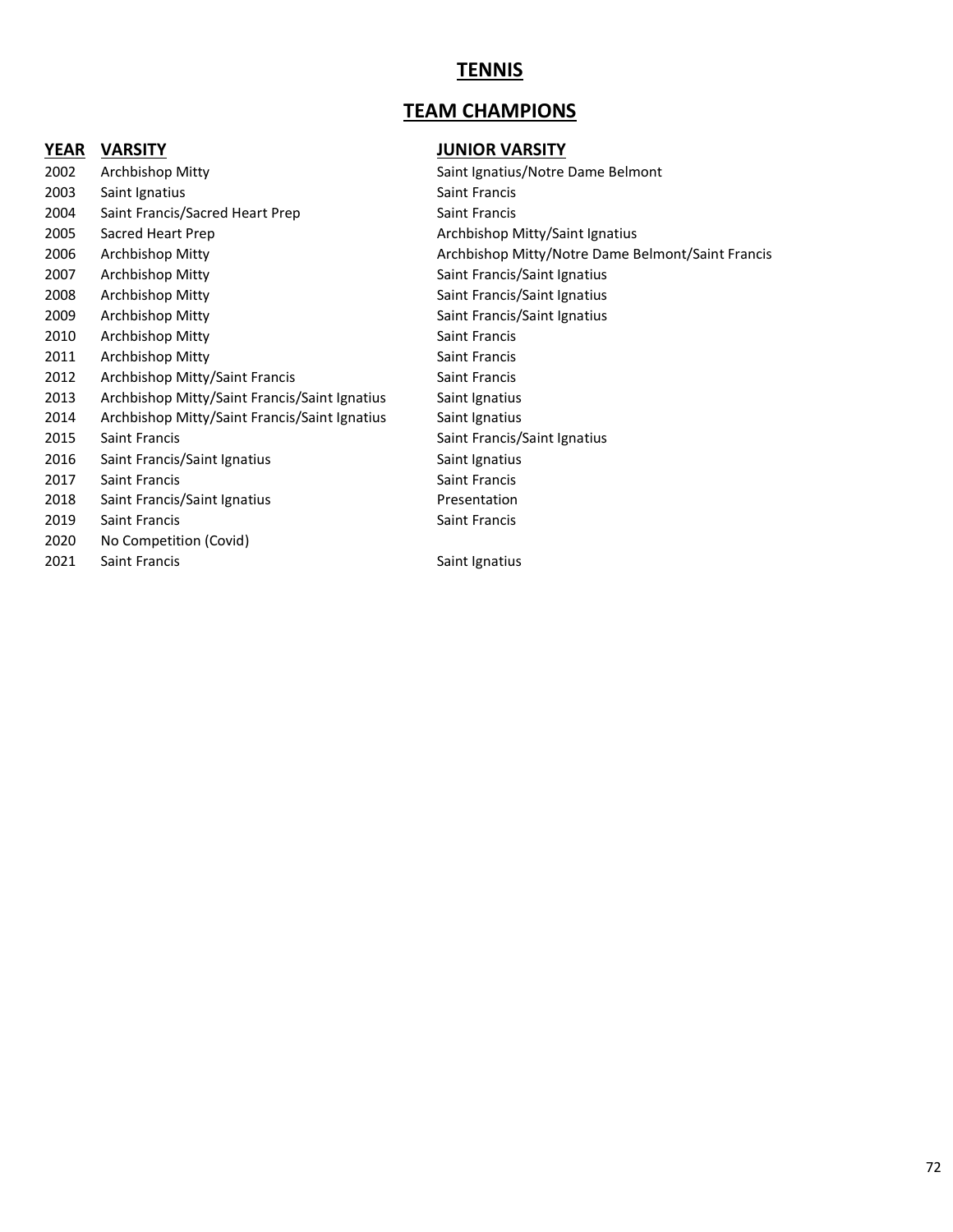# TENNIS

## TEAM CHAMPIONS

| YEAR | VARSITY | JUNIOR VARSITY |
|---|---|---|
| 2002 | Archbishop Mitty | Saint Ignatius/Notre Dame Belmont |
| 2003 | Saint Ignatius | Saint Francis |
| 2004 | Saint Francis/Sacred Heart Prep | Saint Francis |
| 2005 | Sacred Heart Prep | Archbishop Mitty/Saint Ignatius |
| 2006 | Archbishop Mitty | Archbishop Mitty/Notre Dame Belmont/Saint Francis |
| 2007 | Archbishop Mitty | Saint Francis/Saint Ignatius |
| 2008 | Archbishop Mitty | Saint Francis/Saint Ignatius |
| 2009 | Archbishop Mitty | Saint Francis/Saint Ignatius |
| 2010 | Archbishop Mitty | Saint Francis |
| 2011 | Archbishop Mitty | Saint Francis |
| 2012 | Archbishop Mitty/Saint Francis | Saint Francis |
| 2013 | Archbishop Mitty/Saint Francis/Saint Ignatius | Saint Ignatius |
| 2014 | Archbishop Mitty/Saint Francis/Saint Ignatius | Saint Ignatius |
| 2015 | Saint Francis | Saint Francis/Saint Ignatius |
| 2016 | Saint Francis/Saint Ignatius | Saint Ignatius |
| 2017 | Saint Francis | Saint Francis |
| 2018 | Saint Francis/Saint Ignatius | Presentation |
| 2019 | Saint Francis | Saint Francis |
| 2020 | No Competition (Covid) | |
| 2021 | Saint Francis | Saint Ignatius |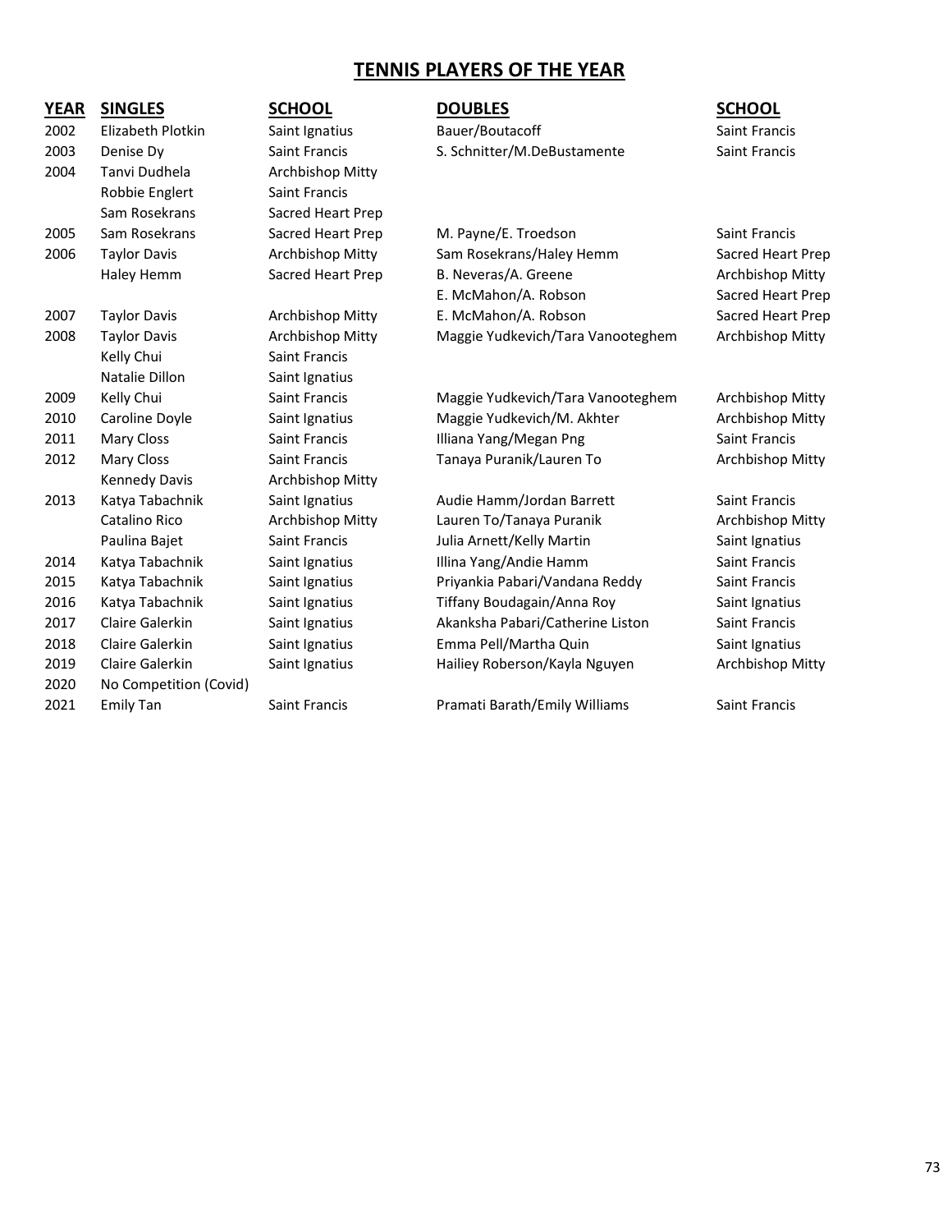# TENNIS PLAYERS OF THE YEAR

| YEAR | SINGLES | SCHOOL | DOUBLES | SCHOOL |
|---|---|---|---|---|
| 2002 | Elizabeth Plotkin | Saint Ignatius | Bauer/Boutacoff | Saint Francis |
| 2003 | Denise Dy | Saint Francis | S. Schnitter/M.DeBustamente | Saint Francis |
| 2004 | Tanvi Dudhela | Archbishop Mitty | | |
| | Robbie Englert | Saint Francis | | |
| | Sam Rosekrans | Sacred Heart Prep | | |
| 2005 | Sam Rosekrans | Sacred Heart Prep | M. Payne/E. Troedson | Saint Francis |
| 2006 | Taylor Davis | Archbishop Mitty | Sam Rosekrans/Haley Hemm | Sacred Heart Prep |
| | Haley Hemm | Sacred Heart Prep | B. Neveras/A. Greene | Archbishop Mitty |
| | | | E. McMahon/A. Robson | Sacred Heart Prep |
| 2007 | Taylor Davis | Archbishop Mitty | E. McMahon/A. Robson | Sacred Heart Prep |
| 2008 | Taylor Davis | Archbishop Mitty | Maggie Yudkevich/Tara Vanooteghem | Archbishop Mitty |
| | Kelly Chui | Saint Francis | | |
| | Natalie Dillon | Saint Ignatius | | |
| 2009 | Kelly Chui | Saint Francis | Maggie Yudkevich/Tara Vanooteghem | Archbishop Mitty |
| 2010 | Caroline Doyle | Saint Ignatius | Maggie Yudkevich/M. Akhter | Archbishop Mitty |
| 2011 | Mary Closs | Saint Francis | Illiana Yang/Megan Png | Saint Francis |
| 2012 | Mary Closs | Saint Francis | Tanaya Puranik/Lauren To | Archbishop Mitty |
| | Kennedy Davis | Archbishop Mitty | | |
| 2013 | Katya Tabachnik | Saint Ignatius | Audie Hamm/Jordan Barrett | Saint Francis |
| | Catalino Rico | Archbishop Mitty | Lauren To/Tanaya Puranik | Archbishop Mitty |
| | Paulina Bajet | Saint Francis | Julia Arnett/Kelly Martin | Saint Ignatius |
| 2014 | Katya Tabachnik | Saint Ignatius | Illina Yang/Andie Hamm | Saint Francis |
| 2015 | Katya Tabachnik | Saint Ignatius | Priyankia Pabari/Vandana Reddy | Saint Francis |
| 2016 | Katya Tabachnik | Saint Ignatius | Tiffany Boudagain/Anna Roy | Saint Ignatius |
| 2017 | Claire Galerkin | Saint Ignatius | Akanksha Pabari/Catherine Liston | Saint Francis |
| 2018 | Claire Galerkin | Saint Ignatius | Emma Pell/Martha Quin | Saint Ignatius |
| 2019 | Claire Galerkin | Saint Ignatius | Hailiey Roberson/Kayla Nguyen | Archbishop Mitty |
| 2020 | No Competition (Covid) | | | |
| 2021 | Emily Tan | Saint Francis | Pramati Barath/Emily Williams | Saint Francis |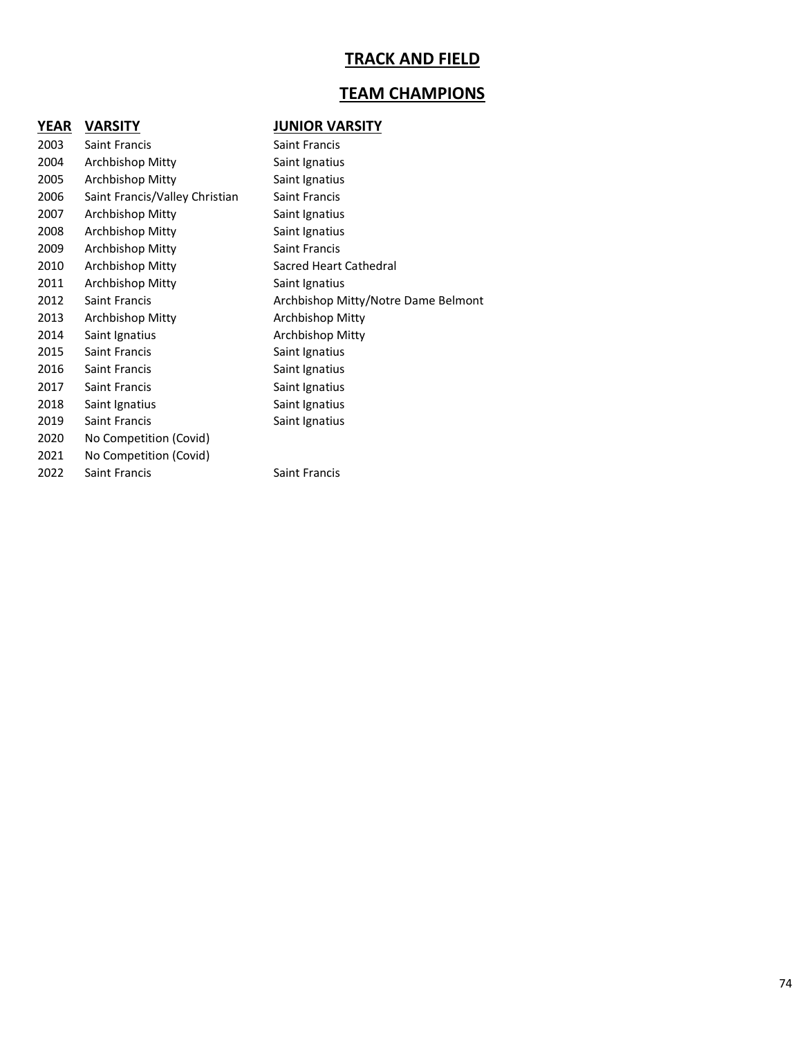# TRACK AND FIELD

## TEAM CHAMPIONS

| YEAR | VARSITY | JUNIOR VARSITY |
|---|---|---|
| 2003 | Saint Francis | Saint Francis |
| 2004 | Archbishop Mitty | Saint Ignatius |
| 2005 | Archbishop Mitty | Saint Ignatius |
| 2006 | Saint Francis/Valley Christian | Saint Francis |
| 2007 | Archbishop Mitty | Saint Ignatius |
| 2008 | Archbishop Mitty | Saint Ignatius |
| 2009 | Archbishop Mitty | Saint Francis |
| 2010 | Archbishop Mitty | Sacred Heart Cathedral |
| 2011 | Archbishop Mitty | Saint Ignatius |
| 2012 | Saint Francis | Archbishop Mitty/Notre Dame Belmont |
| 2013 | Archbishop Mitty | Archbishop Mitty |
| 2014 | Saint Ignatius | Archbishop Mitty |
| 2015 | Saint Francis | Saint Ignatius |
| 2016 | Saint Francis | Saint Ignatius |
| 2017 | Saint Francis | Saint Ignatius |
| 2018 | Saint Ignatius | Saint Ignatius |
| 2019 | Saint Francis | Saint Ignatius |
| 2020 | No Competition (Covid) | |
| 2021 | No Competition (Covid) | |
| 2022 | Saint Francis | Saint Francis |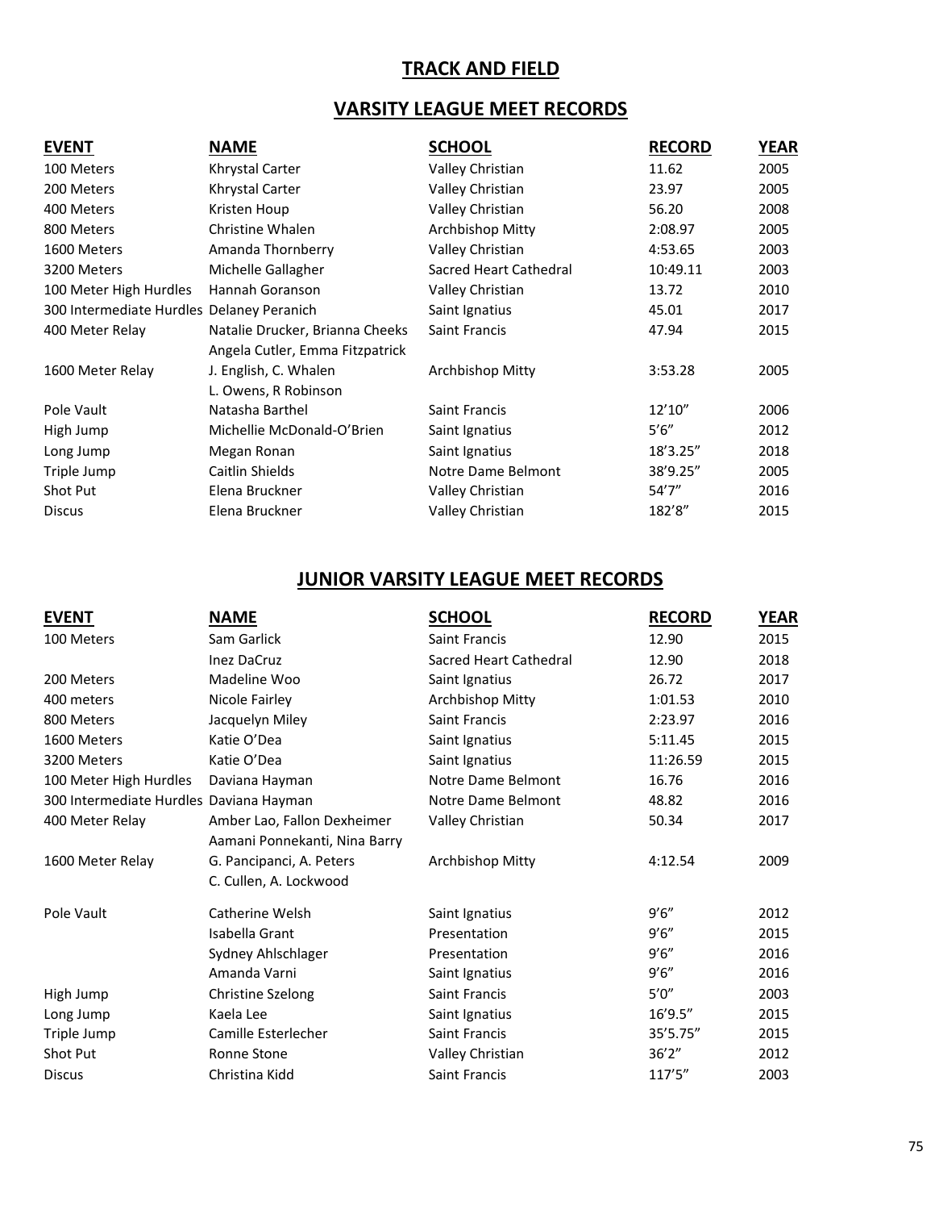# TRACK AND FIELD

## VARSITY LEAGUE MEET RECORDS

| EVENT | NAME | SCHOOL | RECORD | YEAR |
|---|---|---|---|---|
| 100 Meters | Khrystal Carter | Valley Christian | 11.62 | 2005 |
| 200 Meters | Khrystal Carter | Valley Christian | 23.97 | 2005 |
| 400 Meters | Kristen Houp | Valley Christian | 56.20 | 2008 |
| 800 Meters | Christine Whalen | Archbishop Mitty | 2:08.97 | 2005 |
| 1600 Meters | Amanda Thornberry | Valley Christian | 4:53.65 | 2003 |
| 3200 Meters | Michelle Gallagher | Sacred Heart Cathedral | 10:49.11 | 2003 |
| 100 Meter High Hurdles | Hannah Goranson | Valley Christian | 13.72 | 2010 |
| 300 Intermediate Hurdles | Delaney Peranich | Saint Ignatius | 45.01 | 2017 |
| 400 Meter Relay | Natalie Drucker, Brianna Cheeks Angela Cutler, Emma Fitzpatrick | Saint Francis | 47.94 | 2015 |
| 1600 Meter Relay | J. English, C. Whalen L. Owens, R Robinson | Archbishop Mitty | 3:53.28 | 2005 |
| Pole Vault | Natasha Barthel | Saint Francis | 12’10” | 2006 |
| High Jump | Michellie McDonald-O’Brien | Saint Ignatius | 5’6” | 2012 |
| Long Jump | Megan Ronan | Saint Ignatius | 18’3.25” | 2018 |
| Triple Jump | Caitlin Shields | Notre Dame Belmont | 38’9.25” | 2005 |
| Shot Put | Elena Bruckner | Valley Christian | 54’7” | 2016 |
| Discus | Elena Bruckner | Valley Christian | 182’8” | 2015 |

## JUNIOR VARSITY LEAGUE MEET RECORDS

| EVENT | NAME | SCHOOL | RECORD | YEAR |
|---|---|---|---|---|
| 100 Meters | Sam Garlick | Saint Francis | 12.90 | 2015 |
| | Inez DaCruz | Sacred Heart Cathedral | 12.90 | 2018 |
| 200 Meters | Madeline Woo | Saint Ignatius | 26.72 | 2017 |
| 400 meters | Nicole Fairley | Archbishop Mitty | 1:01.53 | 2010 |
| 800 Meters | Jacquelyn Miley | Saint Francis | 2:23.97 | 2016 |
| 1600 Meters | Katie O’Dea | Saint Ignatius | 5:11.45 | 2015 |
| 3200 Meters | Katie O’Dea | Saint Ignatius | 11:26.59 | 2015 |
| 100 Meter High Hurdles | Daviana Hayman | Notre Dame Belmont | 16.76 | 2016 |
| 300 Intermediate Hurdles | Daviana Hayman | Notre Dame Belmont | 48.82 | 2016 |
| 400 Meter Relay | Amber Lao, Fallon Dexheimer Aamani Ponnekanti, Nina Barry | Valley Christian | 50.34 | 2017 |
| 1600 Meter Relay | G. Pancipanci, A. Peters C. Cullen, A. Lockwood | Archbishop Mitty | 4:12.54 | 2009 |
| Pole Vault | Catherine Welsh | Saint Ignatius | 9’6” | 2012 |
| | Isabella Grant | Presentation | 9’6” | 2015 |
| | Sydney Ahlschlager | Presentation | 9’6” | 2016 |
| | Amanda Varni | Saint Ignatius | 9’6” | 2016 |
| High Jump | Christine Szelong | Saint Francis | 5’0” | 2003 |
| Long Jump | Kaela Lee | Saint Ignatius | 16’9.5” | 2015 |
| Triple Jump | Camille Esterlecher | Saint Francis | 35’5.75” | 2015 |
| Shot Put | Ronne Stone | Valley Christian | 36’2” | 2012 |
| Discus | Christina Kidd | Saint Francis | 117’5” | 2003 |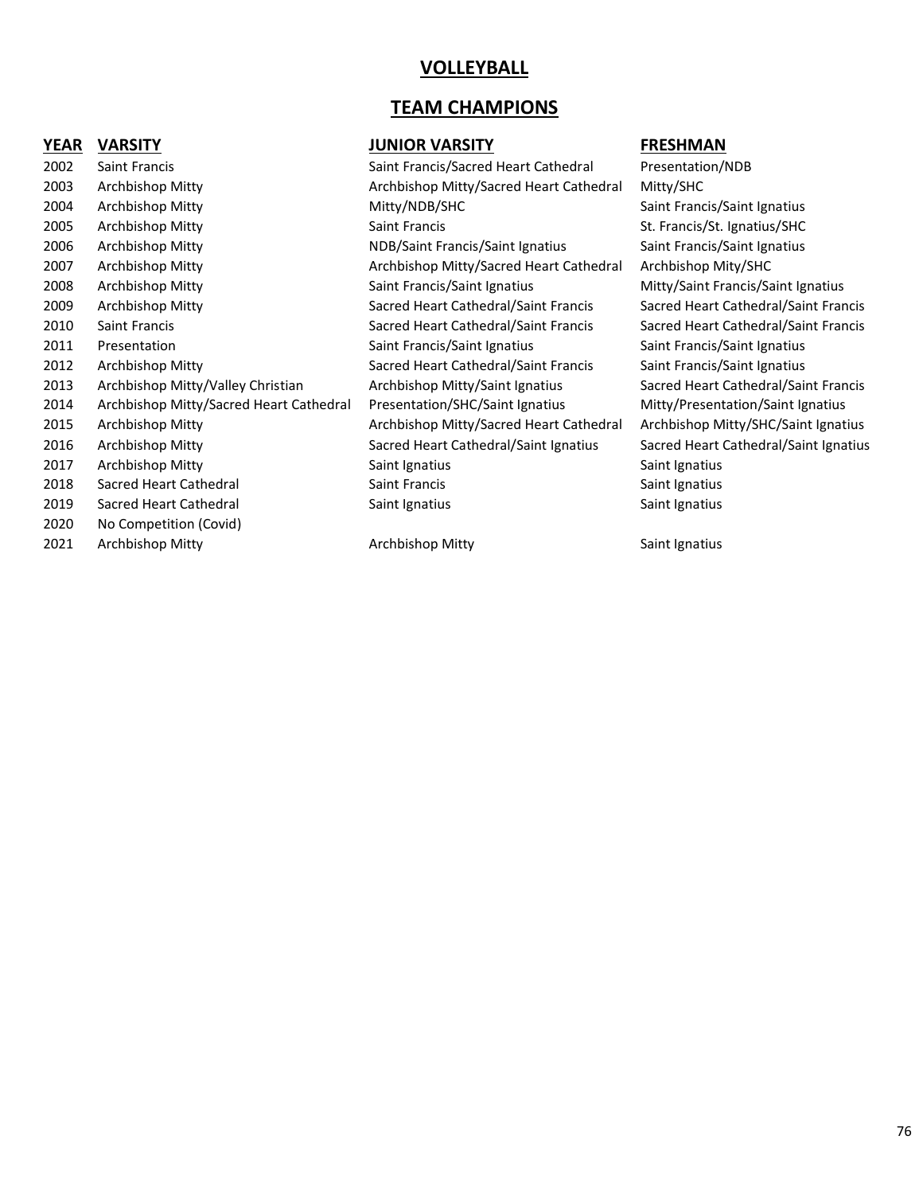# VOLLEYBALL

## TEAM CHAMPIONS

| YEAR | VARSITY | JUNIOR VARSITY | FRESHMAN |
|---|---|---|---|
| 2002 | Saint Francis | Saint Francis/Sacred Heart Cathedral | Presentation/NDB |
| 2003 | Archbishop Mitty | Archbishop Mitty/Sacred Heart Cathedral | Mitty/SHC |
| 2004 | Archbishop Mitty | Mitty/NDB/SHC | Saint Francis/Saint Ignatius |
| 2005 | Archbishop Mitty | Saint Francis | St. Francis/St. Ignatius/SHC |
| 2006 | Archbishop Mitty | NDB/Saint Francis/Saint Ignatius | Saint Francis/Saint Ignatius |
| 2007 | Archbishop Mitty | Archbishop Mitty/Sacred Heart Cathedral | Archbishop Mity/SHC |
| 2008 | Archbishop Mitty | Saint Francis/Saint Ignatius | Mitty/Saint Francis/Saint Ignatius |
| 2009 | Archbishop Mitty | Sacred Heart Cathedral/Saint Francis | Sacred Heart Cathedral/Saint Francis |
| 2010 | Saint Francis | Sacred Heart Cathedral/Saint Francis | Sacred Heart Cathedral/Saint Francis |
| 2011 | Presentation | Saint Francis/Saint Ignatius | Saint Francis/Saint Ignatius |
| 2012 | Archbishop Mitty | Sacred Heart Cathedral/Saint Francis | Saint Francis/Saint Ignatius |
| 2013 | Archbishop Mitty/Valley Christian | Archbishop Mitty/Saint Ignatius | Sacred Heart Cathedral/Saint Francis |
| 2014 | Archbishop Mitty/Sacred Heart Cathedral | Presentation/SHC/Saint Ignatius | Mitty/Presentation/Saint Ignatius |
| 2015 | Archbishop Mitty | Archbishop Mitty/Sacred Heart Cathedral | Archbishop Mitty/SHC/Saint Ignatius |
| 2016 | Archbishop Mitty | Sacred Heart Cathedral/Saint Ignatius | Sacred Heart Cathedral/Saint Ignatius |
| 2017 | Archbishop Mitty | Saint Ignatius | Saint Ignatius |
| 2018 | Sacred Heart Cathedral | Saint Francis | Saint Ignatius |
| 2019 | Sacred Heart Cathedral | Saint Ignatius | Saint Ignatius |
| 2020 | No Competition (Covid) | | |
| 2021 | Archbishop Mitty | Archbishop Mitty | Saint Ignatius |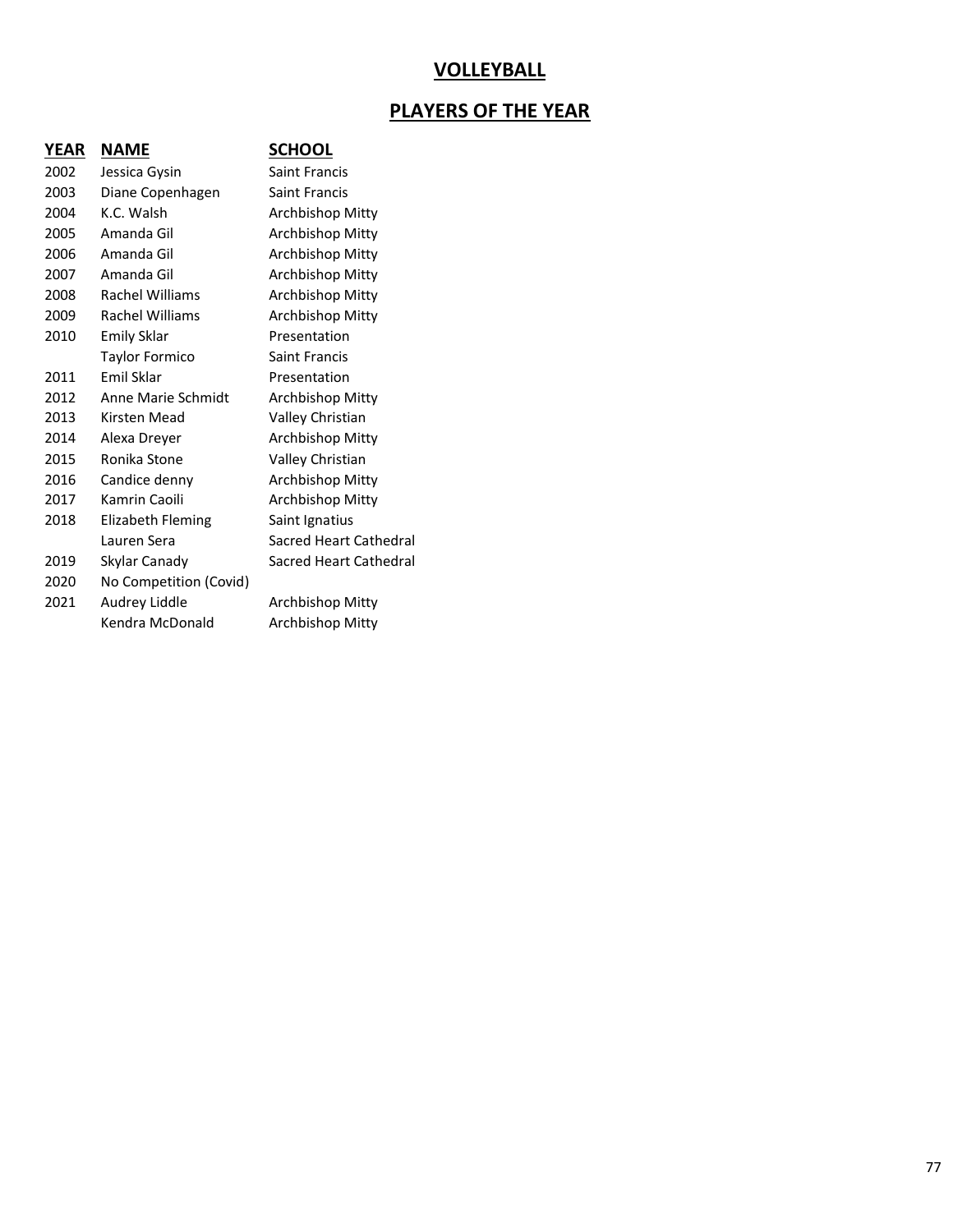## VOLLEYBALL

## PLAYERS OF THE YEAR

| YEAR | NAME | SCHOOL |
|---|---|---|
| 2002 | Jessica Gysin | Saint Francis |
| 2003 | Diane Copenhagen | Saint Francis |
| 2004 | K.C. Walsh | Archbishop Mitty |
| 2005 | Amanda Gil | Archbishop Mitty |
| 2006 | Amanda Gil | Archbishop Mitty |
| 2007 | Amanda Gil | Archbishop Mitty |
| 2008 | Rachel Williams | Archbishop Mitty |
| 2009 | Rachel Williams | Archbishop Mitty |
| 2010 | Emily Sklar | Presentation |
| | Taylor Formico | Saint Francis |
| 2011 | Emil Sklar | Presentation |
| 2012 | Anne Marie Schmidt | Archbishop Mitty |
| 2013 | Kirsten Mead | Valley Christian |
| 2014 | Alexa Dreyer | Archbishop Mitty |
| 2015 | Ronika Stone | Valley Christian |
| 2016 | Candice denny | Archbishop Mitty |
| 2017 | Kamrin Caoili | Archbishop Mitty |
| 2018 | Elizabeth Fleming | Saint Ignatius |
| | Lauren Sera | Sacred Heart Cathedral |
| 2019 | Skylar Canady | Sacred Heart Cathedral |
| 2020 | No Competition (Covid) | |
| 2021 | Audrey Liddle | Archbishop Mitty |
| | Kendra McDonald | Archbishop Mitty |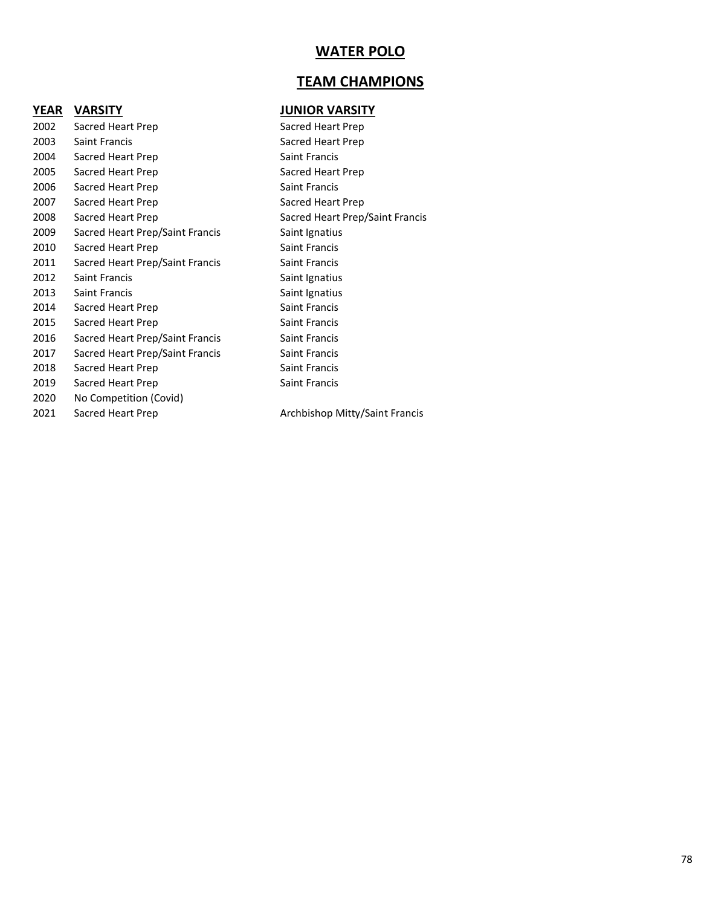# WATER POLO

## TEAM CHAMPIONS

| YEAR | VARSITY | JUNIOR VARSITY |
| --- | --- | --- |
| 2002 | Sacred Heart Prep | Sacred Heart Prep |
| 2003 | Saint Francis | Sacred Heart Prep |
| 2004 | Sacred Heart Prep | Saint Francis |
| 2005 | Sacred Heart Prep | Sacred Heart Prep |
| 2006 | Sacred Heart Prep | Saint Francis |
| 2007 | Sacred Heart Prep | Sacred Heart Prep |
| 2008 | Sacred Heart Prep | Sacred Heart Prep/Saint Francis |
| 2009 | Sacred Heart Prep/Saint Francis | Saint Ignatius |
| 2010 | Sacred Heart Prep | Saint Francis |
| 2011 | Sacred Heart Prep/Saint Francis | Saint Francis |
| 2012 | Saint Francis | Saint Ignatius |
| 2013 | Saint Francis | Saint Ignatius |
| 2014 | Sacred Heart Prep | Saint Francis |
| 2015 | Sacred Heart Prep | Saint Francis |
| 2016 | Sacred Heart Prep/Saint Francis | Saint Francis |
| 2017 | Sacred Heart Prep/Saint Francis | Saint Francis |
| 2018 | Sacred Heart Prep | Saint Francis |
| 2019 | Sacred Heart Prep | Saint Francis |
| 2020 | No Competition (Covid) | |
| 2021 | Sacred Heart Prep | Archbishop Mitty/Saint Francis |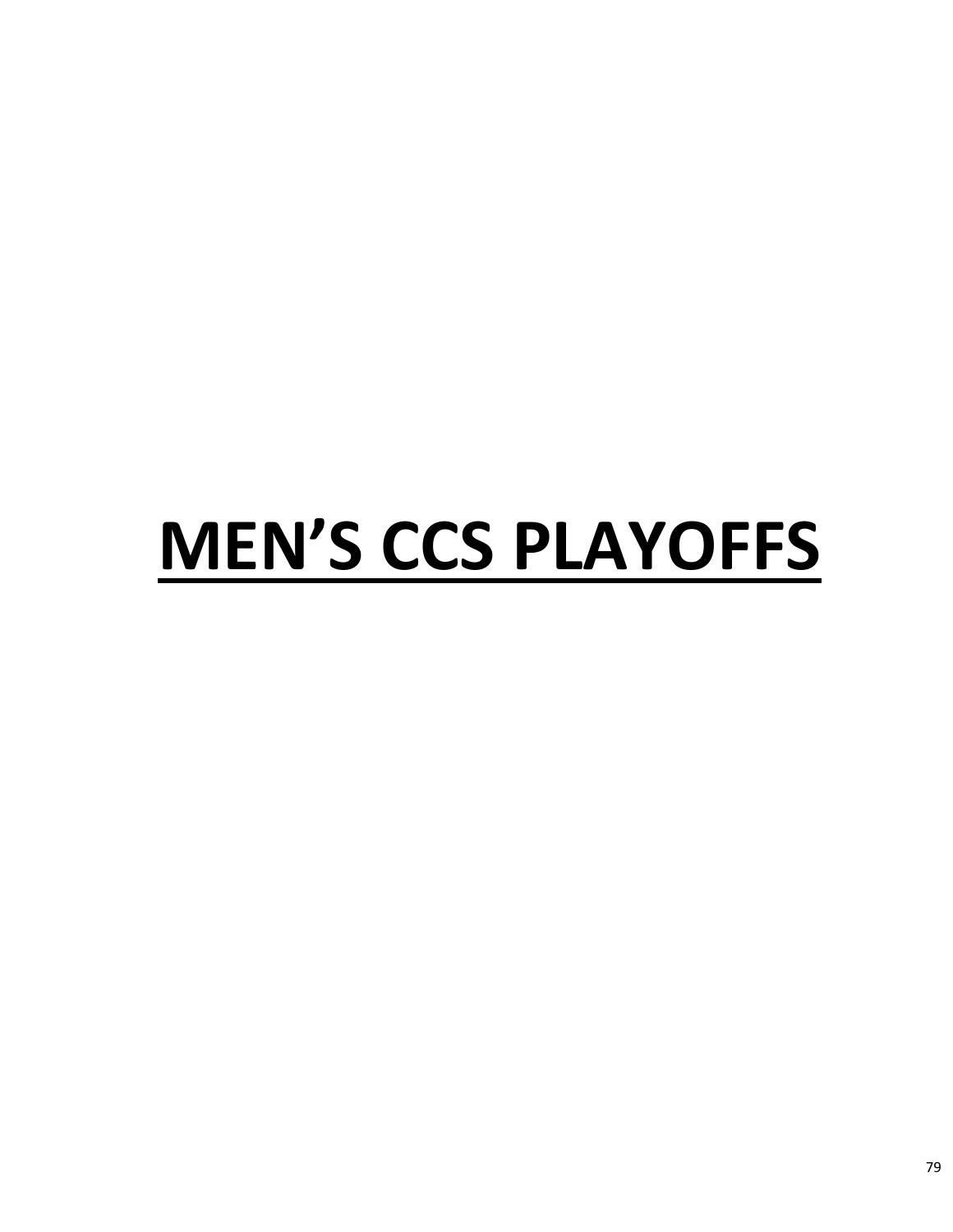# MEN’S CCS PLAYOFFS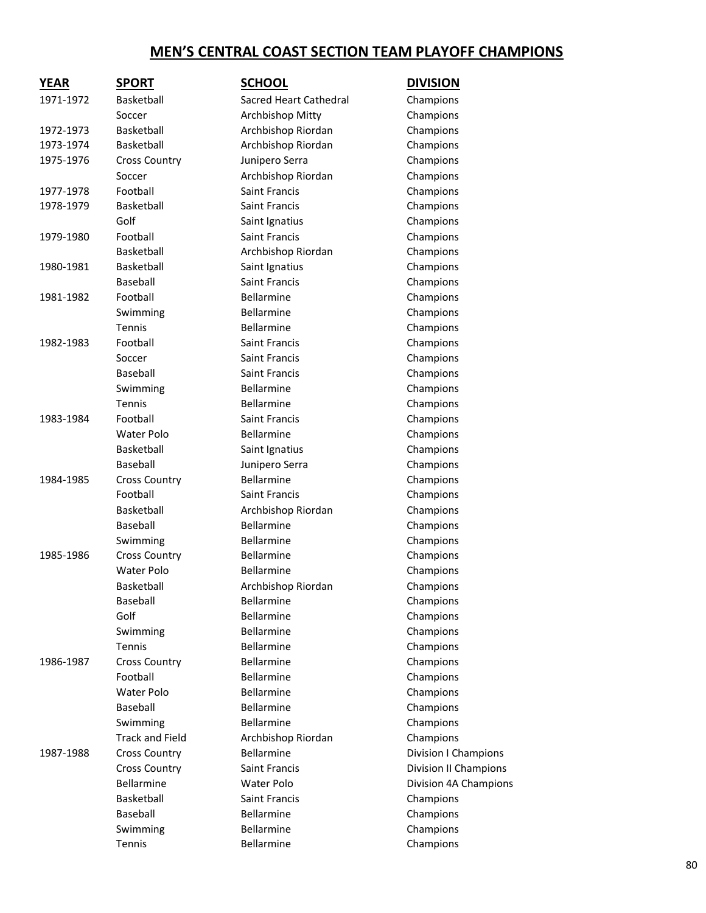## MEN'S CENTRAL COAST SECTION TEAM PLAYOFF CHAMPIONS

| YEAR | SPORT | SCHOOL | DIVISION |
|---|---|---|---|
| 1971-1972 | Basketball | Sacred Heart Cathedral | Champions |
| | Soccer | Archbishop Mitty | Champions |
| 1972-1973 | Basketball | Archbishop Riordan | Champions |
| 1973-1974 | Basketball | Archbishop Riordan | Champions |
| 1975-1976 | Cross Country | Junipero Serra | Champions |
| | Soccer | Archbishop Riordan | Champions |
| 1977-1978 | Football | Saint Francis | Champions |
| 1978-1979 | Basketball | Saint Francis | Champions |
| | Golf | Saint Ignatius | Champions |
| 1979-1980 | Football | Saint Francis | Champions |
| | Basketball | Archbishop Riordan | Champions |
| 1980-1981 | Basketball | Saint Ignatius | Champions |
| | Baseball | Saint Francis | Champions |
| 1981-1982 | Football | Bellarmine | Champions |
| | Swimming | Bellarmine | Champions |
| | Tennis | Bellarmine | Champions |
| 1982-1983 | Football | Saint Francis | Champions |
| | Soccer | Saint Francis | Champions |
| | Baseball | Saint Francis | Champions |
| | Swimming | Bellarmine | Champions |
| | Tennis | Bellarmine | Champions |
| 1983-1984 | Football | Saint Francis | Champions |
| | Water Polo | Bellarmine | Champions |
| | Basketball | Saint Ignatius | Champions |
| | Baseball | Junipero Serra | Champions |
| 1984-1985 | Cross Country | Bellarmine | Champions |
| | Football | Saint Francis | Champions |
| | Basketball | Archbishop Riordan | Champions |
| | Baseball | Bellarmine | Champions |
| | Swimming | Bellarmine | Champions |
| 1985-1986 | Cross Country | Bellarmine | Champions |
| | Water Polo | Bellarmine | Champions |
| | Basketball | Archbishop Riordan | Champions |
| | Baseball | Bellarmine | Champions |
| | Golf | Bellarmine | Champions |
| | Swimming | Bellarmine | Champions |
| | Tennis | Bellarmine | Champions |
| 1986-1987 | Cross Country | Bellarmine | Champions |
| | Football | Bellarmine | Champions |
| | Water Polo | Bellarmine | Champions |
| | Baseball | Bellarmine | Champions |
| | Swimming | Bellarmine | Champions |
| | Track and Field | Archbishop Riordan | Champions |
| 1987-1988 | Cross Country | Bellarmine | Division I Champions |
| | Cross Country | Saint Francis | Division II Champions |
| | Bellarmine | Water Polo | Division 4A Champions |
| | Basketball | Saint Francis | Champions |
| | Baseball | Bellarmine | Champions |
| | Swimming | Bellarmine | Champions |
| | Tennis | Bellarmine | Champions |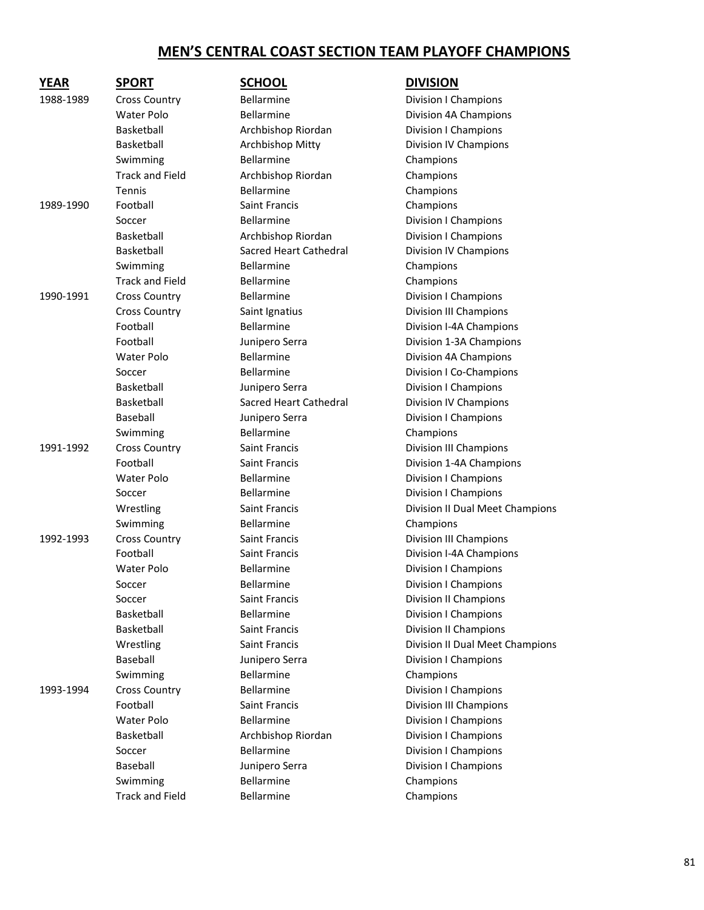# MEN'S CENTRAL COAST SECTION TEAM PLAYOFF CHAMPIONS

| YEAR | SPORT | SCHOOL | DIVISION |
|---|---|---|---|
| 1988-1989 | Cross Country | Bellarmine | Division I Champions |
| | Water Polo | Bellarmine | Division 4A Champions |
| | Basketball | Archbishop Riordan | Division I Champions |
| | Basketball | Archbishop Mitty | Division IV Champions |
| | Swimming | Bellarmine | Champions |
| | Track and Field | Archbishop Riordan | Champions |
| | Tennis | Bellarmine | Champions |
| 1989-1990 | Football | Saint Francis | Champions |
| | Soccer | Bellarmine | Division I Champions |
| | Basketball | Archbishop Riordan | Division I Champions |
| | Basketball | Sacred Heart Cathedral | Division IV Champions |
| | Swimming | Bellarmine | Champions |
| | Track and Field | Bellarmine | Champions |
| 1990-1991 | Cross Country | Bellarmine | Division I Champions |
| | Cross Country | Saint Ignatius | Division III Champions |
| | Football | Bellarmine | Division I-4A Champions |
| | Football | Junipero Serra | Division 1-3A Champions |
| | Water Polo | Bellarmine | Division 4A Champions |
| | Soccer | Bellarmine | Division I Co-Champions |
| | Basketball | Junipero Serra | Division I Champions |
| | Basketball | Sacred Heart Cathedral | Division IV Champions |
| | Baseball | Junipero Serra | Division I Champions |
| | Swimming | Bellarmine | Champions |
| 1991-1992 | Cross Country | Saint Francis | Division III Champions |
| | Football | Saint Francis | Division 1-4A Champions |
| | Water Polo | Bellarmine | Division I Champions |
| | Soccer | Bellarmine | Division I Champions |
| | Wrestling | Saint Francis | Division II Dual Meet Champions |
| | Swimming | Bellarmine | Champions |
| 1992-1993 | Cross Country | Saint Francis | Division III Champions |
| | Football | Saint Francis | Division I-4A Champions |
| | Water Polo | Bellarmine | Division I Champions |
| | Soccer | Bellarmine | Division I Champions |
| | Soccer | Saint Francis | Division II Champions |
| | Basketball | Bellarmine | Division I Champions |
| | Basketball | Saint Francis | Division II Champions |
| | Wrestling | Saint Francis | Division II Dual Meet Champions |
| | Baseball | Junipero Serra | Division I Champions |
| | Swimming | Bellarmine | Champions |
| 1993-1994 | Cross Country | Bellarmine | Division I Champions |
| | Football | Saint Francis | Division III Champions |
| | Water Polo | Bellarmine | Division I Champions |
| | Basketball | Archbishop Riordan | Division I Champions |
| | Soccer | Bellarmine | Division I Champions |
| | Baseball | Junipero Serra | Division I Champions |
| | Swimming | Bellarmine | Champions |
| | Track and Field | Bellarmine | Champions |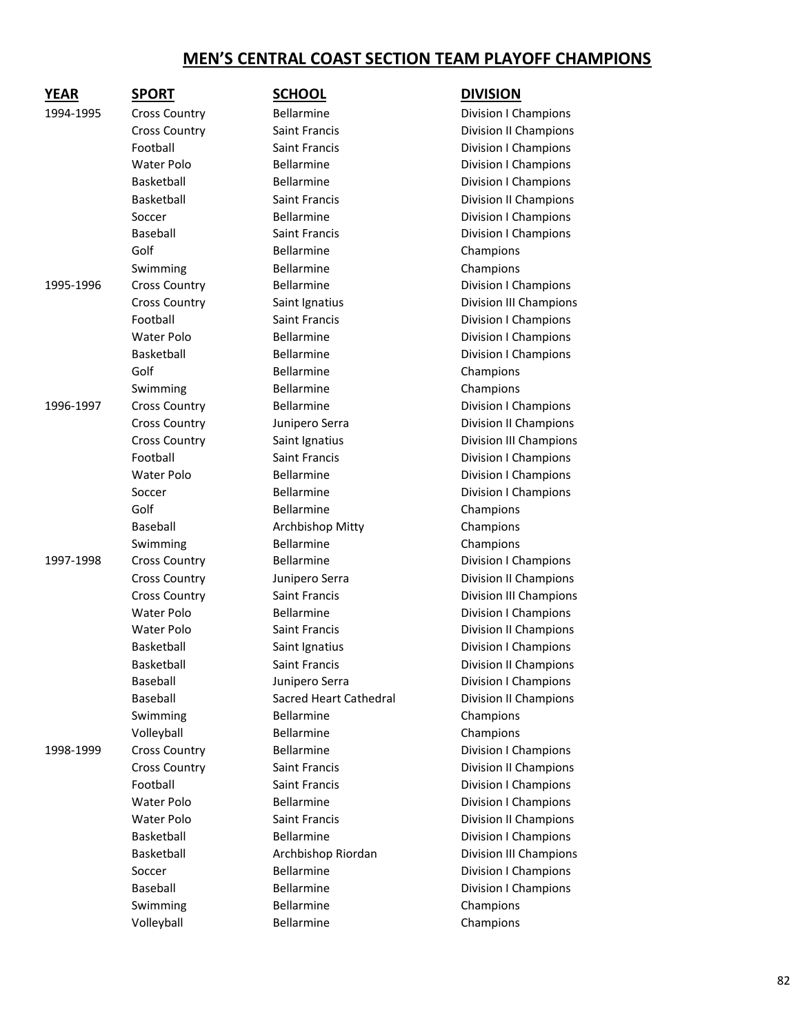# MEN'S CENTRAL COAST SECTION TEAM PLAYOFF CHAMPIONS

| YEAR | SPORT | SCHOOL | DIVISION |
|---|---|---|---|
| 1994-1995 | Cross Country | Bellarmine | Division I Champions |
| | Cross Country | Saint Francis | Division II Champions |
| | Football | Saint Francis | Division I Champions |
| | Water Polo | Bellarmine | Division I Champions |
| | Basketball | Bellarmine | Division I Champions |
| | Basketball | Saint Francis | Division II Champions |
| | Soccer | Bellarmine | Division I Champions |
| | Baseball | Saint Francis | Division I Champions |
| | Golf | Bellarmine | Champions |
| | Swimming | Bellarmine | Champions |
| 1995-1996 | Cross Country | Bellarmine | Division I Champions |
| | Cross Country | Saint Ignatius | Division III Champions |
| | Football | Saint Francis | Division I Champions |
| | Water Polo | Bellarmine | Division I Champions |
| | Basketball | Bellarmine | Division I Champions |
| | Golf | Bellarmine | Champions |
| | Swimming | Bellarmine | Champions |
| 1996-1997 | Cross Country | Bellarmine | Division I Champions |
| | Cross Country | Junipero Serra | Division II Champions |
| | Cross Country | Saint Ignatius | Division III Champions |
| | Football | Saint Francis | Division I Champions |
| | Water Polo | Bellarmine | Division I Champions |
| | Soccer | Bellarmine | Division I Champions |
| | Golf | Bellarmine | Champions |
| | Baseball | Archbishop Mitty | Champions |
| | Swimming | Bellarmine | Champions |
| 1997-1998 | Cross Country | Bellarmine | Division I Champions |
| | Cross Country | Junipero Serra | Division II Champions |
| | Cross Country | Saint Francis | Division III Champions |
| | Water Polo | Bellarmine | Division I Champions |
| | Water Polo | Saint Francis | Division II Champions |
| | Basketball | Saint Ignatius | Division I Champions |
| | Basketball | Saint Francis | Division II Champions |
| | Baseball | Junipero Serra | Division I Champions |
| | Baseball | Sacred Heart Cathedral | Division II Champions |
| | Swimming | Bellarmine | Champions |
| | Volleyball | Bellarmine | Champions |
| 1998-1999 | Cross Country | Bellarmine | Division I Champions |
| | Cross Country | Saint Francis | Division II Champions |
| | Football | Saint Francis | Division I Champions |
| | Water Polo | Bellarmine | Division I Champions |
| | Water Polo | Saint Francis | Division II Champions |
| | Basketball | Bellarmine | Division I Champions |
| | Basketball | Archbishop Riordan | Division III Champions |
| | Soccer | Bellarmine | Division I Champions |
| | Baseball | Bellarmine | Division I Champions |
| | Swimming | Bellarmine | Champions |
| | Volleyball | Bellarmine | Champions |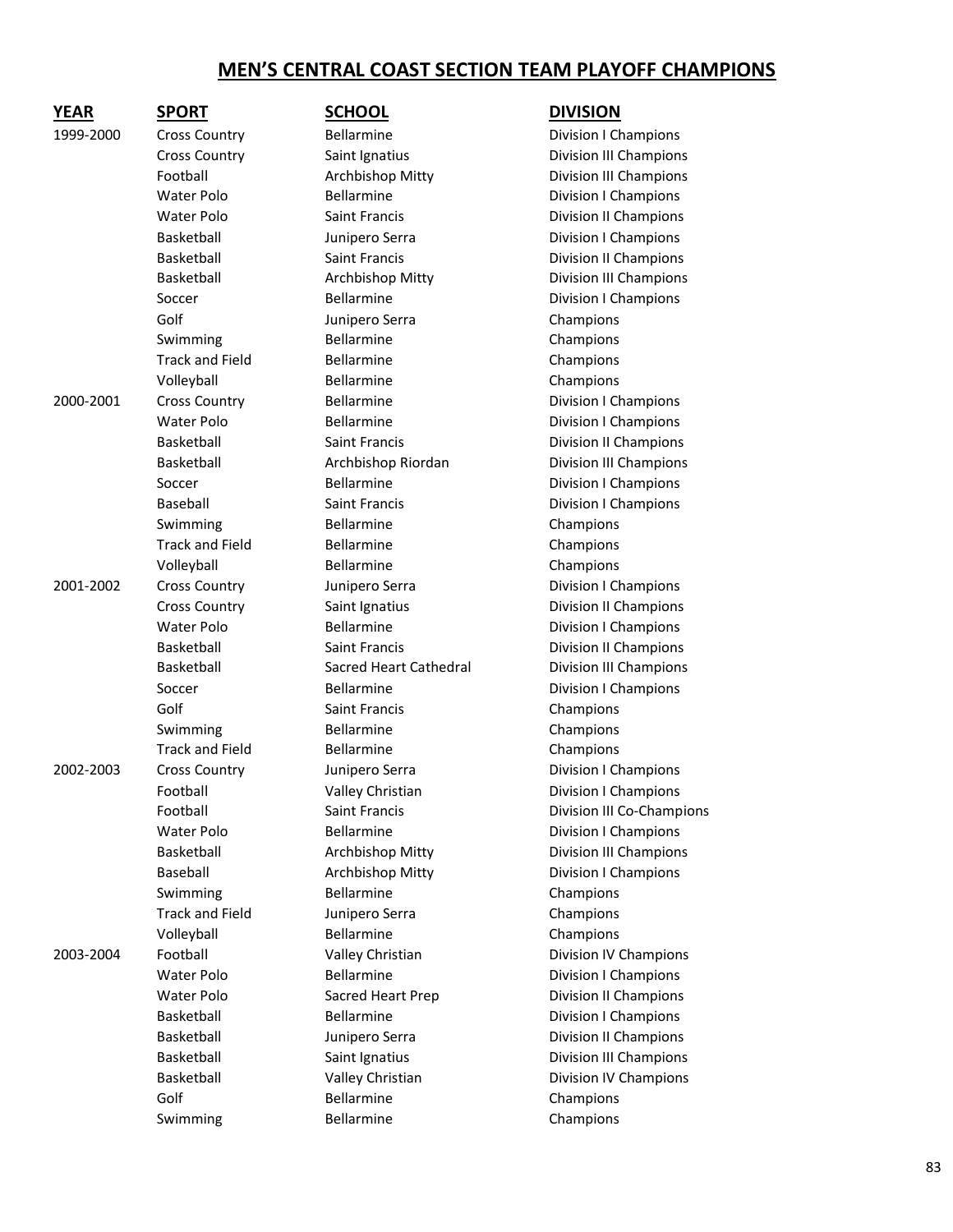## MEN'S CENTRAL COAST SECTION TEAM PLAYOFF CHAMPIONS

| YEAR | SPORT | SCHOOL | DIVISION |
|---|---|---|---|
| 1999-2000 | Cross Country | Bellarmine | Division I Champions |
| | Cross Country | Saint Ignatius | Division III Champions |
| | Football | Archbishop Mitty | Division III Champions |
| | Water Polo | Bellarmine | Division I Champions |
| | Water Polo | Saint Francis | Division II Champions |
| | Basketball | Junipero Serra | Division I Champions |
| | Basketball | Saint Francis | Division II Champions |
| | Basketball | Archbishop Mitty | Division III Champions |
| | Soccer | Bellarmine | Division I Champions |
| | Golf | Junipero Serra | Champions |
| | Swimming | Bellarmine | Champions |
| | Track and Field | Bellarmine | Champions |
| | Volleyball | Bellarmine | Champions |
| 2000-2001 | Cross Country | Bellarmine | Division I Champions |
| | Water Polo | Bellarmine | Division I Champions |
| | Basketball | Saint Francis | Division II Champions |
| | Basketball | Archbishop Riordan | Division III Champions |
| | Soccer | Bellarmine | Division I Champions |
| | Baseball | Saint Francis | Division I Champions |
| | Swimming | Bellarmine | Champions |
| | Track and Field | Bellarmine | Champions |
| | Volleyball | Bellarmine | Champions |
| 2001-2002 | Cross Country | Junipero Serra | Division I Champions |
| | Cross Country | Saint Ignatius | Division II Champions |
| | Water Polo | Bellarmine | Division I Champions |
| | Basketball | Saint Francis | Division II Champions |
| | Basketball | Sacred Heart Cathedral | Division III Champions |
| | Soccer | Bellarmine | Division I Champions |
| | Golf | Saint Francis | Champions |
| | Swimming | Bellarmine | Champions |
| | Track and Field | Bellarmine | Champions |
| 2002-2003 | Cross Country | Junipero Serra | Division I Champions |
| | Football | Valley Christian | Division I Champions |
| | Football | Saint Francis | Division III Co-Champions |
| | Water Polo | Bellarmine | Division I Champions |
| | Basketball | Archbishop Mitty | Division III Champions |
| | Baseball | Archbishop Mitty | Division I Champions |
| | Swimming | Bellarmine | Champions |
| | Track and Field | Junipero Serra | Champions |
| | Volleyball | Bellarmine | Champions |
| 2003-2004 | Football | Valley Christian | Division IV Champions |
| | Water Polo | Bellarmine | Division I Champions |
| | Water Polo | Sacred Heart Prep | Division II Champions |
| | Basketball | Bellarmine | Division I Champions |
| | Basketball | Junipero Serra | Division II Champions |
| | Basketball | Saint Ignatius | Division III Champions |
| | Basketball | Valley Christian | Division IV Champions |
| | Golf | Bellarmine | Champions |
| | Swimming | Bellarmine | Champions |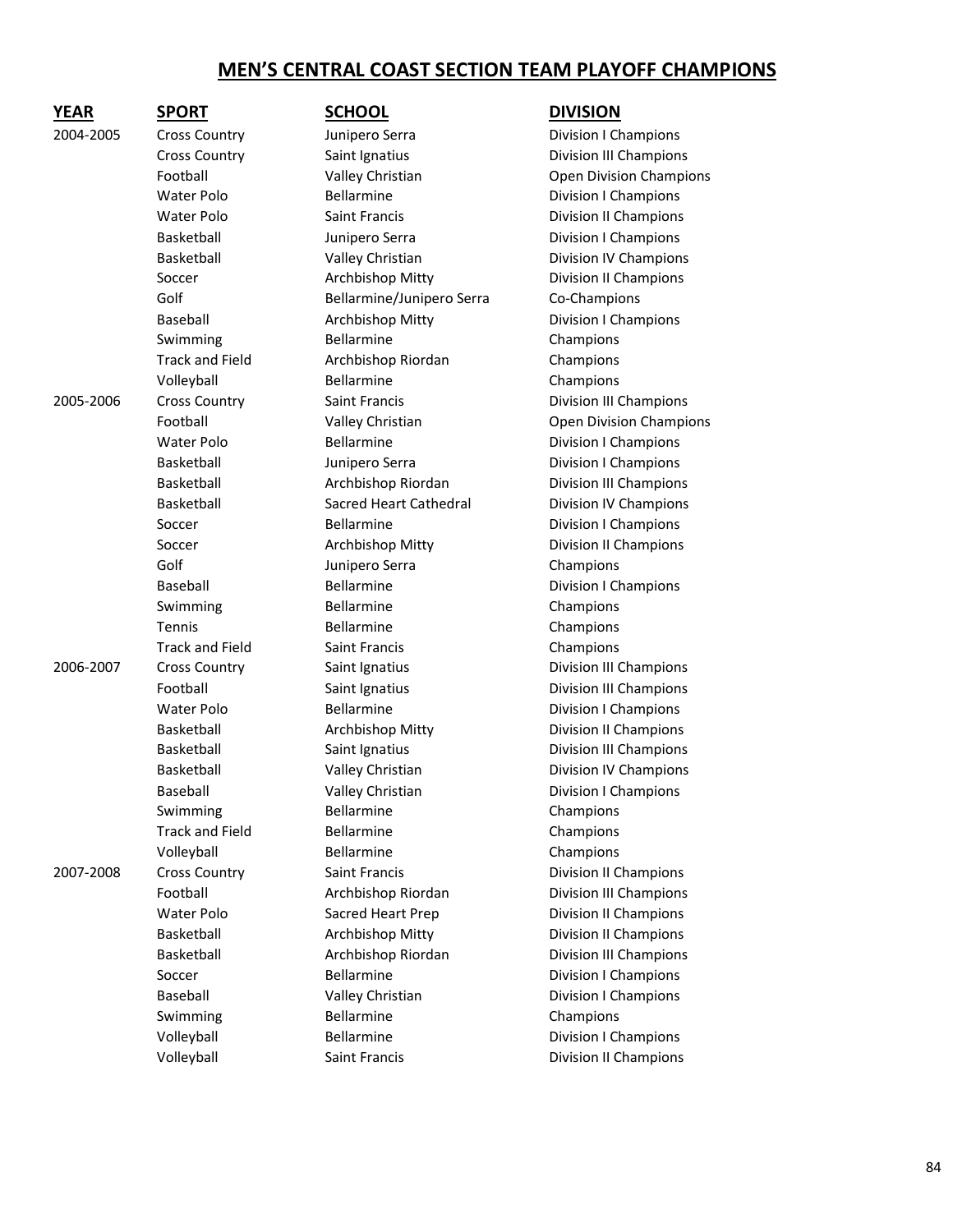# MEN'S CENTRAL COAST SECTION TEAM PLAYOFF CHAMPIONS

| YEAR | SPORT | SCHOOL | DIVISION |
|---|---|---|---|
| 2004-2005 | Cross Country | Junipero Serra | Division I Champions |
| | Cross Country | Saint Ignatius | Division III Champions |
| | Football | Valley Christian | Open Division Champions |
| | Water Polo | Bellarmine | Division I Champions |
| | Water Polo | Saint Francis | Division II Champions |
| | Basketball | Junipero Serra | Division I Champions |
| | Basketball | Valley Christian | Division IV Champions |
| | Soccer | Archbishop Mitty | Division II Champions |
| | Golf | Bellarmine/Junipero Serra | Co-Champions |
| | Baseball | Archbishop Mitty | Division I Champions |
| | Swimming | Bellarmine | Champions |
| | Track and Field | Archbishop Riordan | Champions |
| | Volleyball | Bellarmine | Champions |
| 2005-2006 | Cross Country | Saint Francis | Division III Champions |
| | Football | Valley Christian | Open Division Champions |
| | Water Polo | Bellarmine | Division I Champions |
| | Basketball | Junipero Serra | Division I Champions |
| | Basketball | Archbishop Riordan | Division III Champions |
| | Basketball | Sacred Heart Cathedral | Division IV Champions |
| | Soccer | Bellarmine | Division I Champions |
| | Soccer | Archbishop Mitty | Division II Champions |
| | Golf | Junipero Serra | Champions |
| | Baseball | Bellarmine | Division I Champions |
| | Swimming | Bellarmine | Champions |
| | Tennis | Bellarmine | Champions |
| | Track and Field | Saint Francis | Champions |
| 2006-2007 | Cross Country | Saint Ignatius | Division III Champions |
| | Football | Saint Ignatius | Division III Champions |
| | Water Polo | Bellarmine | Division I Champions |
| | Basketball | Archbishop Mitty | Division II Champions |
| | Basketball | Saint Ignatius | Division III Champions |
| | Basketball | Valley Christian | Division IV Champions |
| | Baseball | Valley Christian | Division I Champions |
| | Swimming | Bellarmine | Champions |
| | Track and Field | Bellarmine | Champions |
| | Volleyball | Bellarmine | Champions |
| 2007-2008 | Cross Country | Saint Francis | Division II Champions |
| | Football | Archbishop Riordan | Division III Champions |
| | Water Polo | Sacred Heart Prep | Division II Champions |
| | Basketball | Archbishop Mitty | Division II Champions |
| | Basketball | Archbishop Riordan | Division III Champions |
| | Soccer | Bellarmine | Division I Champions |
| | Baseball | Valley Christian | Division I Champions |
| | Swimming | Bellarmine | Champions |
| | Volleyball | Bellarmine | Division I Champions |
| | Volleyball | Saint Francis | Division II Champions |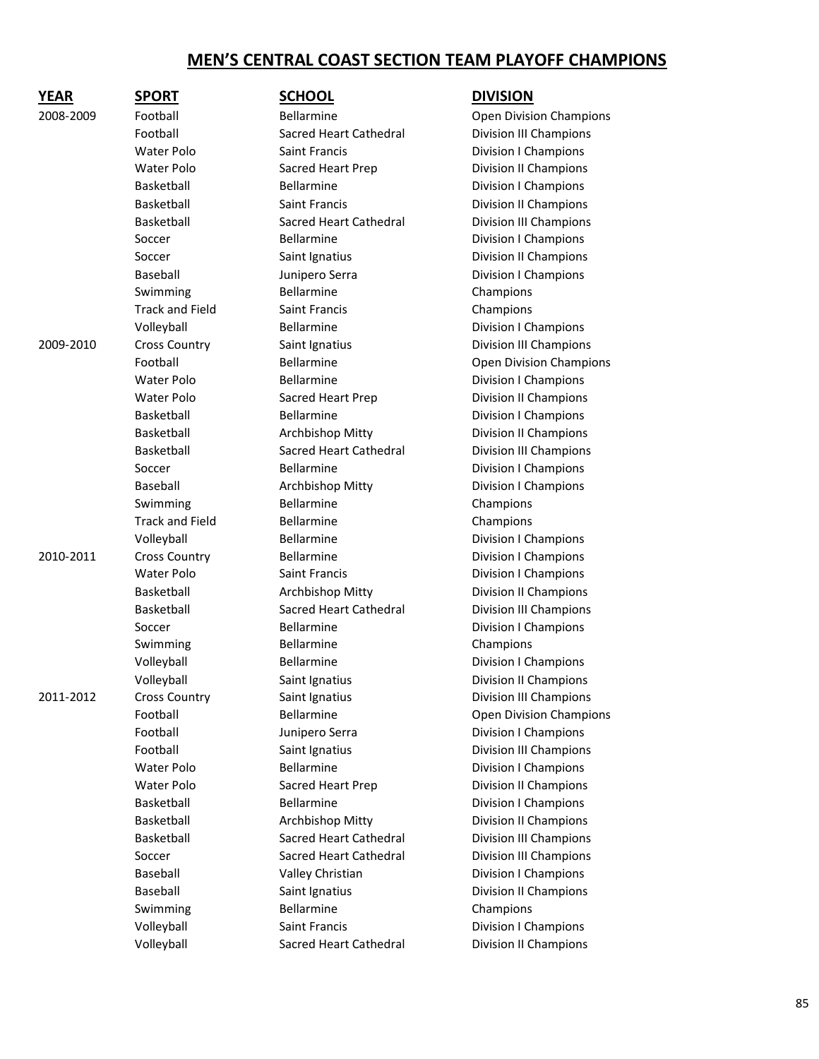# MEN'S CENTRAL COAST SECTION TEAM PLAYOFF CHAMPIONS

| YEAR | SPORT | SCHOOL | DIVISION |
|---|---|---|---|
| 2008-2009 | Football | Bellarmine | Open Division Champions |
| | Football | Sacred Heart Cathedral | Division III Champions |
| | Water Polo | Saint Francis | Division I Champions |
| | Water Polo | Sacred Heart Prep | Division II Champions |
| | Basketball | Bellarmine | Division I Champions |
| | Basketball | Saint Francis | Division II Champions |
| | Basketball | Sacred Heart Cathedral | Division III Champions |
| | Soccer | Bellarmine | Division I Champions |
| | Soccer | Saint Ignatius | Division II Champions |
| | Baseball | Junipero Serra | Division I Champions |
| | Swimming | Bellarmine | Champions |
| | Track and Field | Saint Francis | Champions |
| | Volleyball | Bellarmine | Division I Champions |
| 2009-2010 | Cross Country | Saint Ignatius | Division III Champions |
| | Football | Bellarmine | Open Division Champions |
| | Water Polo | Bellarmine | Division I Champions |
| | Water Polo | Sacred Heart Prep | Division II Champions |
| | Basketball | Bellarmine | Division I Champions |
| | Basketball | Archbishop Mitty | Division II Champions |
| | Basketball | Sacred Heart Cathedral | Division III Champions |
| | Soccer | Bellarmine | Division I Champions |
| | Baseball | Archbishop Mitty | Division I Champions |
| | Swimming | Bellarmine | Champions |
| | Track and Field | Bellarmine | Champions |
| | Volleyball | Bellarmine | Division I Champions |
| 2010-2011 | Cross Country | Bellarmine | Division I Champions |
| | Water Polo | Saint Francis | Division I Champions |
| | Basketball | Archbishop Mitty | Division II Champions |
| | Basketball | Sacred Heart Cathedral | Division III Champions |
| | Soccer | Bellarmine | Division I Champions |
| | Swimming | Bellarmine | Champions |
| | Volleyball | Bellarmine | Division I Champions |
| | Volleyball | Saint Ignatius | Division II Champions |
| 2011-2012 | Cross Country | Saint Ignatius | Division III Champions |
| | Football | Bellarmine | Open Division Champions |
| | Football | Junipero Serra | Division I Champions |
| | Football | Saint Ignatius | Division III Champions |
| | Water Polo | Bellarmine | Division I Champions |
| | Water Polo | Sacred Heart Prep | Division II Champions |
| | Basketball | Bellarmine | Division I Champions |
| | Basketball | Archbishop Mitty | Division II Champions |
| | Basketball | Sacred Heart Cathedral | Division III Champions |
| | Soccer | Sacred Heart Cathedral | Division III Champions |
| | Baseball | Valley Christian | Division I Champions |
| | Baseball | Saint Ignatius | Division II Champions |
| | Swimming | Bellarmine | Champions |
| | Volleyball | Saint Francis | Division I Champions |
| | Volleyball | Sacred Heart Cathedral | Division II Champions |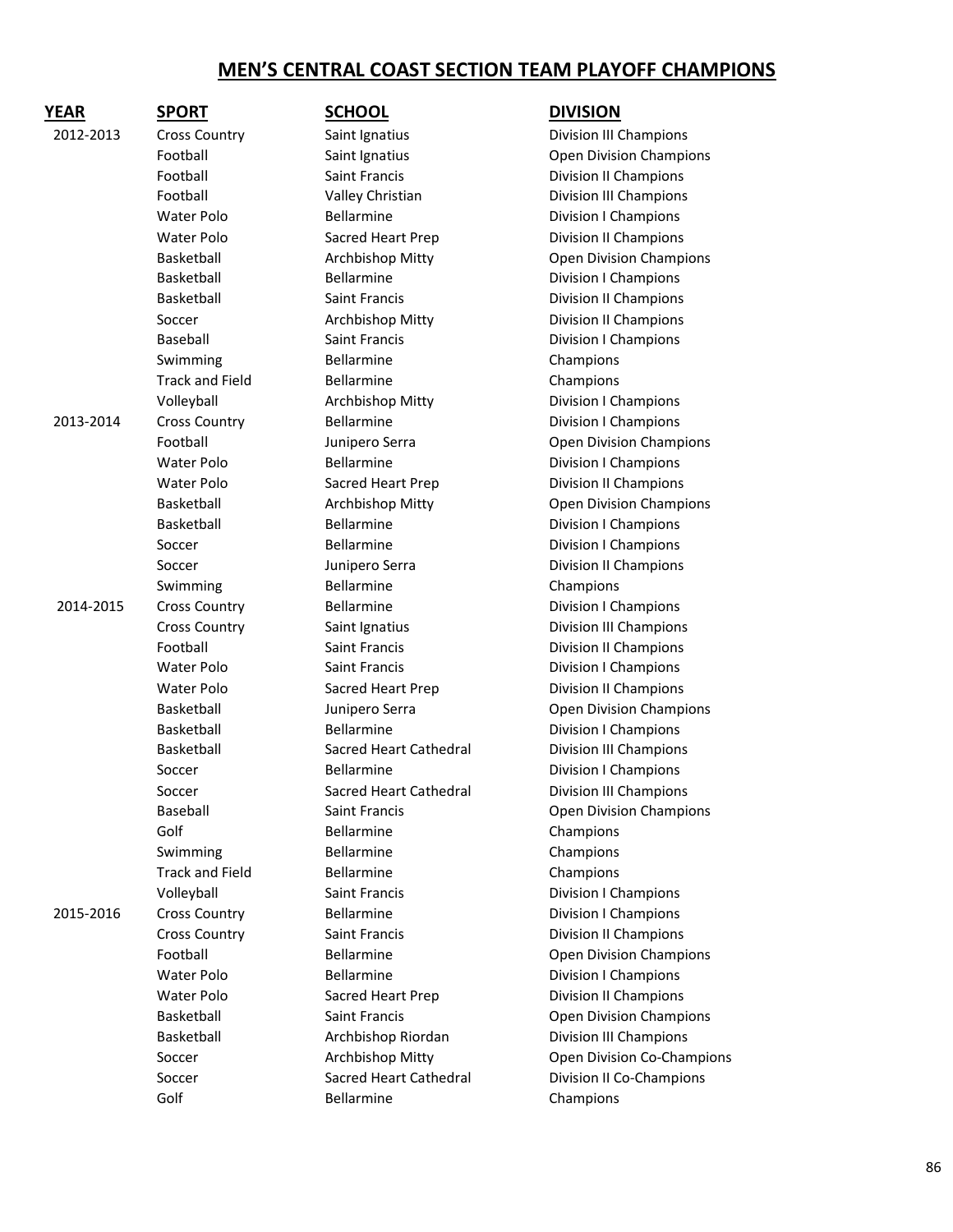## MEN'S CENTRAL COAST SECTION TEAM PLAYOFF CHAMPIONS

| YEAR | SPORT | SCHOOL | DIVISION |
|---|---|---|---|
| 2012-2013 | Cross Country | Saint Ignatius | Division III Champions |
| | Football | Saint Ignatius | Open Division Champions |
| | Football | Saint Francis | Division II Champions |
| | Football | Valley Christian | Division III Champions |
| | Water Polo | Bellarmine | Division I Champions |
| | Water Polo | Sacred Heart Prep | Division II Champions |
| | Basketball | Archbishop Mitty | Open Division Champions |
| | Basketball | Bellarmine | Division I Champions |
| | Basketball | Saint Francis | Division II Champions |
| | Soccer | Archbishop Mitty | Division II Champions |
| | Baseball | Saint Francis | Division I Champions |
| | Swimming | Bellarmine | Champions |
| | Track and Field | Bellarmine | Champions |
| | Volleyball | Archbishop Mitty | Division I Champions |
| 2013-2014 | Cross Country | Bellarmine | Division I Champions |
| | Football | Junipero Serra | Open Division Champions |
| | Water Polo | Bellarmine | Division I Champions |
| | Water Polo | Sacred Heart Prep | Division II Champions |
| | Basketball | Archbishop Mitty | Open Division Champions |
| | Basketball | Bellarmine | Division I Champions |
| | Soccer | Bellarmine | Division I Champions |
| | Soccer | Junipero Serra | Division II Champions |
| | Swimming | Bellarmine | Champions |
| 2014-2015 | Cross Country | Bellarmine | Division I Champions |
| | Cross Country | Saint Ignatius | Division III Champions |
| | Football | Saint Francis | Division II Champions |
| | Water Polo | Saint Francis | Division I Champions |
| | Water Polo | Sacred Heart Prep | Division II Champions |
| | Basketball | Junipero Serra | Open Division Champions |
| | Basketball | Bellarmine | Division I Champions |
| | Basketball | Sacred Heart Cathedral | Division III Champions |
| | Soccer | Bellarmine | Division I Champions |
| | Soccer | Sacred Heart Cathedral | Division III Champions |
| | Baseball | Saint Francis | Open Division Champions |
| | Golf | Bellarmine | Champions |
| | Swimming | Bellarmine | Champions |
| | Track and Field | Bellarmine | Champions |
| | Volleyball | Saint Francis | Division I Champions |
| 2015-2016 | Cross Country | Bellarmine | Division I Champions |
| | Cross Country | Saint Francis | Division II Champions |
| | Football | Bellarmine | Open Division Champions |
| | Water Polo | Bellarmine | Division I Champions |
| | Water Polo | Sacred Heart Prep | Division II Champions |
| | Basketball | Saint Francis | Open Division Champions |
| | Basketball | Archbishop Riordan | Division III Champions |
| | Soccer | Archbishop Mitty | Open Division Co-Champions |
| | Soccer | Sacred Heart Cathedral | Division II Co-Champions |
| | Golf | Bellarmine | Champions |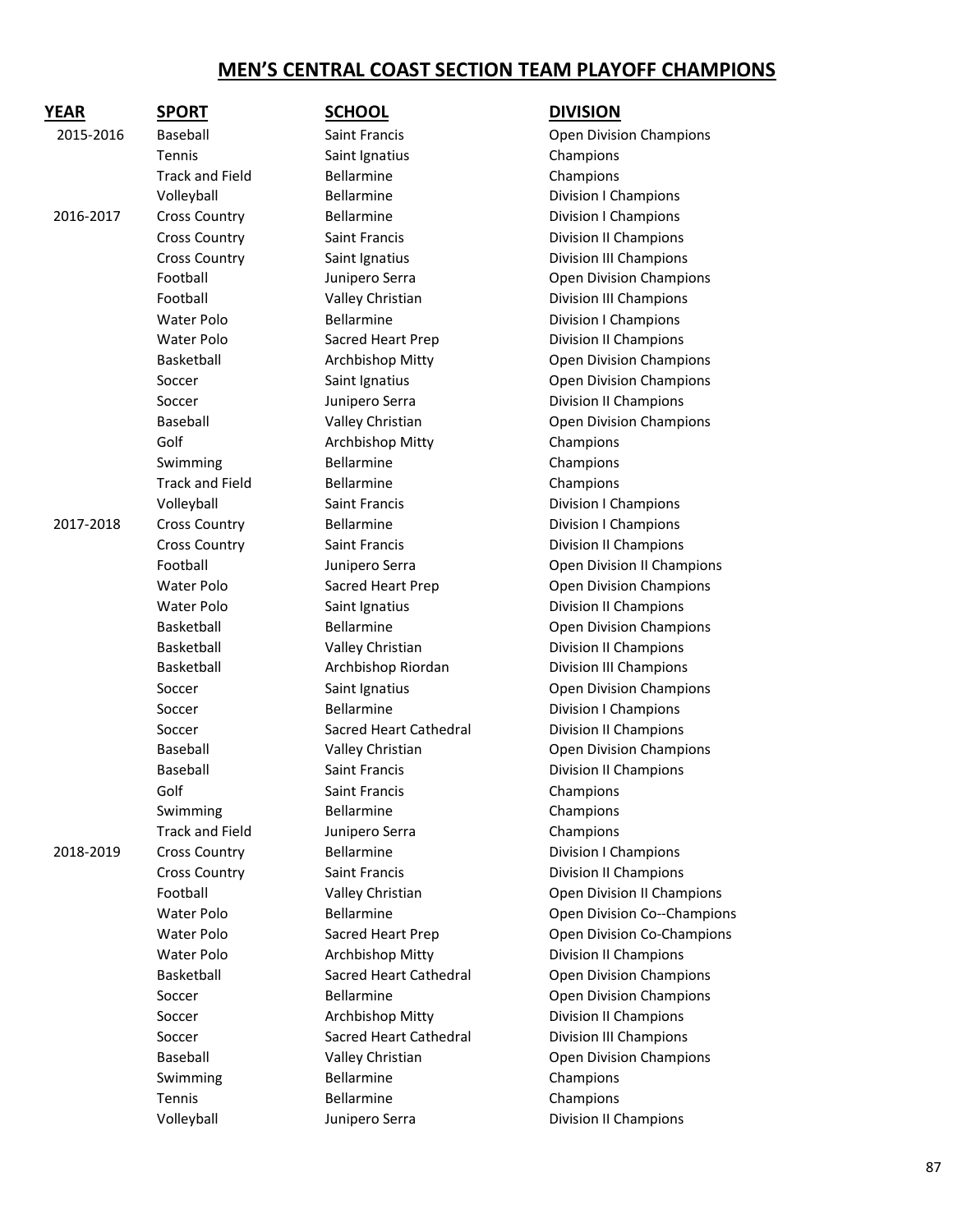# MEN'S CENTRAL COAST SECTION TEAM PLAYOFF CHAMPIONS

| YEAR | SPORT | SCHOOL | DIVISION |
|---|---|---|---|
| 2015-2016 | Baseball | Saint Francis | Open Division Champions |
| | Tennis | Saint Ignatius | Champions |
| | Track and Field | Bellarmine | Champions |
| | Volleyball | Bellarmine | Division I Champions |
| 2016-2017 | Cross Country | Bellarmine | Division I Champions |
| | Cross Country | Saint Francis | Division II Champions |
| | Cross Country | Saint Ignatius | Division III Champions |
| | Football | Junipero Serra | Open Division Champions |
| | Football | Valley Christian | Division III Champions |
| | Water Polo | Bellarmine | Division I Champions |
| | Water Polo | Sacred Heart Prep | Division II Champions |
| | Basketball | Archbishop Mitty | Open Division Champions |
| | Soccer | Saint Ignatius | Open Division Champions |
| | Soccer | Junipero Serra | Division II Champions |
| | Baseball | Valley Christian | Open Division Champions |
| | Golf | Archbishop Mitty | Champions |
| | Swimming | Bellarmine | Champions |
| | Track and Field | Bellarmine | Champions |
| | Volleyball | Saint Francis | Division I Champions |
| 2017-2018 | Cross Country | Bellarmine | Division I Champions |
| | Cross Country | Saint Francis | Division II Champions |
| | Football | Junipero Serra | Open Division II Champions |
| | Water Polo | Sacred Heart Prep | Open Division Champions |
| | Water Polo | Saint Ignatius | Division II Champions |
| | Basketball | Bellarmine | Open Division Champions |
| | Basketball | Valley Christian | Division II Champions |
| | Basketball | Archbishop Riordan | Division III Champions |
| | Soccer | Saint Ignatius | Open Division Champions |
| | Soccer | Bellarmine | Division I Champions |
| | Soccer | Sacred Heart Cathedral | Division II Champions |
| | Baseball | Valley Christian | Open Division Champions |
| | Baseball | Saint Francis | Division II Champions |
| | Golf | Saint Francis | Champions |
| | Swimming | Bellarmine | Champions |
| | Track and Field | Junipero Serra | Champions |
| 2018-2019 | Cross Country | Bellarmine | Division I Champions |
| | Cross Country | Saint Francis | Division II Champions |
| | Football | Valley Christian | Open Division II Champions |
| | Water Polo | Bellarmine | Open Division Co--Champions |
| | Water Polo | Sacred Heart Prep | Open Division Co-Champions |
| | Water Polo | Archbishop Mitty | Division II Champions |
| | Basketball | Sacred Heart Cathedral | Open Division Champions |
| | Soccer | Bellarmine | Open Division Champions |
| | Soccer | Archbishop Mitty | Division II Champions |
| | Soccer | Sacred Heart Cathedral | Division III Champions |
| | Baseball | Valley Christian | Open Division Champions |
| | Swimming | Bellarmine | Champions |
| | Tennis | Bellarmine | Champions |
| | Volleyball | Junipero Serra | Division II Champions |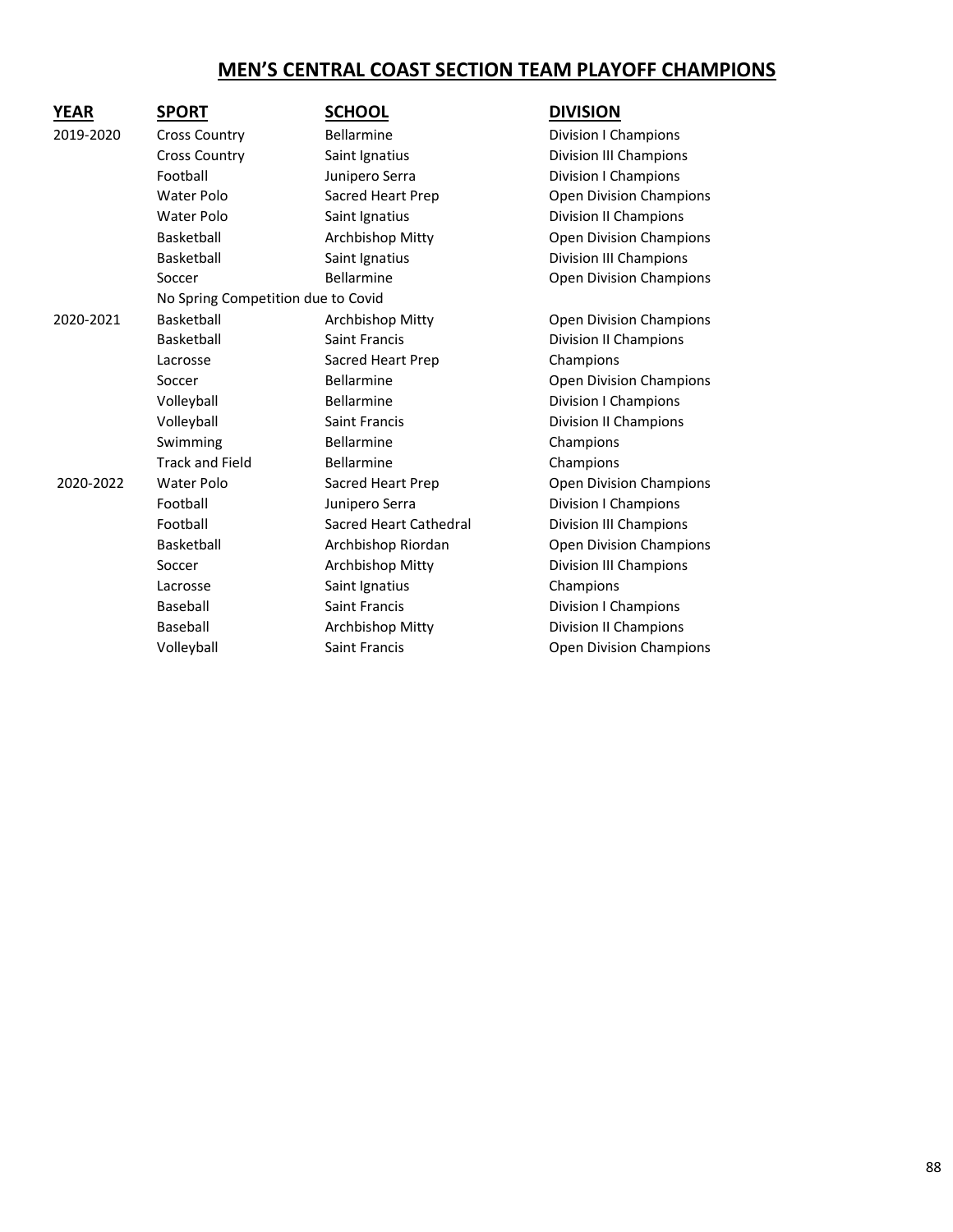## MEN'S CENTRAL COAST SECTION TEAM PLAYOFF CHAMPIONS

| YEAR | SPORT | SCHOOL | DIVISION |
|---|---|---|---|
| 2019-2020 | Cross Country | Bellarmine | Division I Champions |
| | Cross Country | Saint Ignatius | Division III Champions |
| | Football | Junipero Serra | Division I Champions |
| | Water Polo | Sacred Heart Prep | Open Division Champions |
| | Water Polo | Saint Ignatius | Division II Champions |
| | Basketball | Archbishop Mitty | Open Division Champions |
| | Basketball | Saint Ignatius | Division III Champions |
| | Soccer | Bellarmine | Open Division Champions |
| | No Spring Competition due to Covid | | |
| 2020-2021 | Basketball | Archbishop Mitty | Open Division Champions |
| | Basketball | Saint Francis | Division II Champions |
| | Lacrosse | Sacred Heart Prep | Champions |
| | Soccer | Bellarmine | Open Division Champions |
| | Volleyball | Bellarmine | Division I Champions |
| | Volleyball | Saint Francis | Division II Champions |
| | Swimming | Bellarmine | Champions |
| | Track and Field | Bellarmine | Champions |
| 2020-2022 | Water Polo | Sacred Heart Prep | Open Division Champions |
| | Football | Junipero Serra | Division I Champions |
| | Football | Sacred Heart Cathedral | Division III Champions |
| | Basketball | Archbishop Riordan | Open Division Champions |
| | Soccer | Archbishop Mitty | Division III Champions |
| | Lacrosse | Saint Ignatius | Champions |
| | Baseball | Saint Francis | Division I Champions |
| | Baseball | Archbishop Mitty | Division II Champions |
| | Volleyball | Saint Francis | Open Division Champions |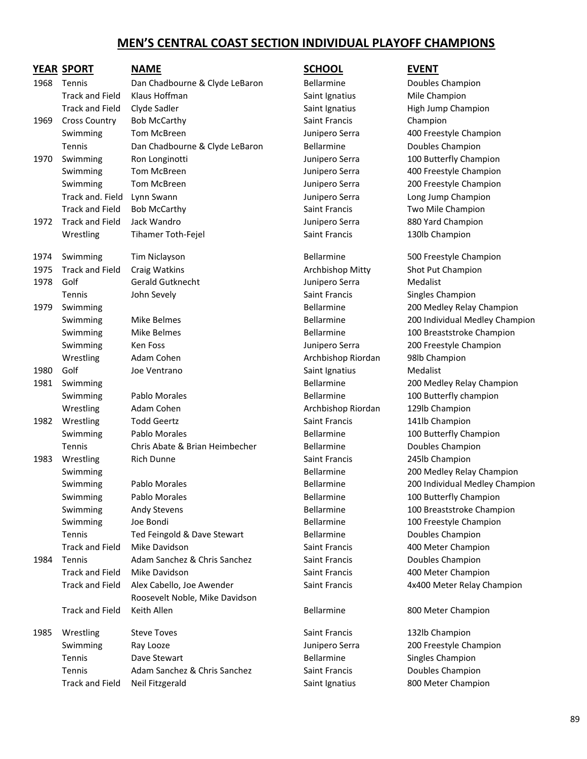# MEN'S CENTRAL COAST SECTION INDIVIDUAL PLAYOFF CHAMPIONS

| YEAR | SPORT | NAME | SCHOOL | EVENT |
|---|---|---|---|---|
| 1968 | Tennis | Dan Chadbourne & Clyde LeBaron | Bellarmine | Doubles Champion |
| | Track and Field | Klaus Hoffman | Saint Ignatius | Mile Champion |
| | Track and Field | Clyde Sadler | Saint Ignatius | High Jump Champion |
| 1969 | Cross Country | Bob McCarthy | Saint Francis | Champion |
| | Swimming | Tom McBreen | Junipero Serra | 400 Freestyle Champion |
| | Tennis | Dan Chadbourne & Clyde LeBaron | Bellarmine | Doubles Champion |
| 1970 | Swimming | Ron Longinotti | Junipero Serra | 100 Butterfly Champion |
| | Swimming | Tom McBreen | Junipero Serra | 400 Freestyle Champion |
| | Swimming | Tom McBreen | Junipero Serra | 200 Freestyle Champion |
| | Track and. Field | Lynn Swann | Junipero Serra | Long Jump Champion |
| | Track and Field | Bob McCarthy | Saint Francis | Two Mile Champion |
| 1972 | Track and Field | Jack Wandro | Junipero Serra | 880 Yard Champion |
| | Wrestling | Tihamer Toth-Fejel | Saint Francis | 130lb Champion |
| 1974 | Swimming | Tim Niclayson | Bellarmine | 500 Freestyle Champion |
| 1975 | Track and Field | Craig Watkins | Archbishop Mitty | Shot Put Champion |
| 1978 | Golf | Gerald Gutknecht | Junipero Serra | Medalist |
| | Tennis | John Sevely | Saint Francis | Singles Champion |
| 1979 | Swimming | | Bellarmine | 200 Medley Relay Champion |
| | Swimming | Mike Belmes | Bellarmine | 200 Individual Medley Champion |
| | Swimming | Mike Belmes | Bellarmine | 100 Breaststroke Champion |
| | Swimming | Ken Foss | Junipero Serra | 200 Freestyle Champion |
| | Wrestling | Adam Cohen | Archbishop Riordan | 98lb Champion |
| 1980 | Golf | Joe Ventrano | Saint Ignatius | Medalist |
| 1981 | Swimming | | Bellarmine | 200 Medley Relay Champion |
| | Swimming | Pablo Morales | Bellarmine | 100 Butterfly champion |
| | Wrestling | Adam Cohen | Archbishop Riordan | 129lb Champion |
| 1982 | Wrestling | Todd Geertz | Saint Francis | 141lb Champion |
| | Swimming | Pablo Morales | Bellarmine | 100 Butterfly Champion |
| | Tennis | Chris Abate & Brian Heimbecher | Bellarmine | Doubles Champion |
| 1983 | Wrestling | Rich Dunne | Saint Francis | 245lb Champion |
| | Swimming | | Bellarmine | 200 Medley Relay Champion |
| | Swimming | Pablo Morales | Bellarmine | 200 Individual Medley Champion |
| | Swimming | Pablo Morales | Bellarmine | 100 Butterfly Champion |
| | Swimming | Andy Stevens | Bellarmine | 100 Breaststroke Champion |
| | Swimming | Joe Bondi | Bellarmine | 100 Freestyle Champion |
| | Tennis | Ted Feingold & Dave Stewart | Bellarmine | Doubles Champion |
| | Track and Field | Mike Davidson | Saint Francis | 400 Meter Champion |
| 1984 | Tennis | Adam Sanchez & Chris Sanchez | Saint Francis | Doubles Champion |
| | Track and Field | Mike Davidson | Saint Francis | 400 Meter Champion |
| | Track and Field | Alex Cabello, Joe Awender Roosevelt Noble, Mike Davidson | Saint Francis | 4x400 Meter Relay Champion |
| | Track and Field | Keith Allen | Bellarmine | 800 Meter Champion |
| 1985 | Wrestling | Steve Toves | Saint Francis | 132lb Champion |
| | Swimming | Ray Looze | Junipero Serra | 200 Freestyle Champion |
| | Tennis | Dave Stewart | Bellarmine | Singles Champion |
| | Tennis | Adam Sanchez & Chris Sanchez | Saint Francis | Doubles Champion |
| | Track and Field | Neil Fitzgerald | Saint Ignatius | 800 Meter Champion |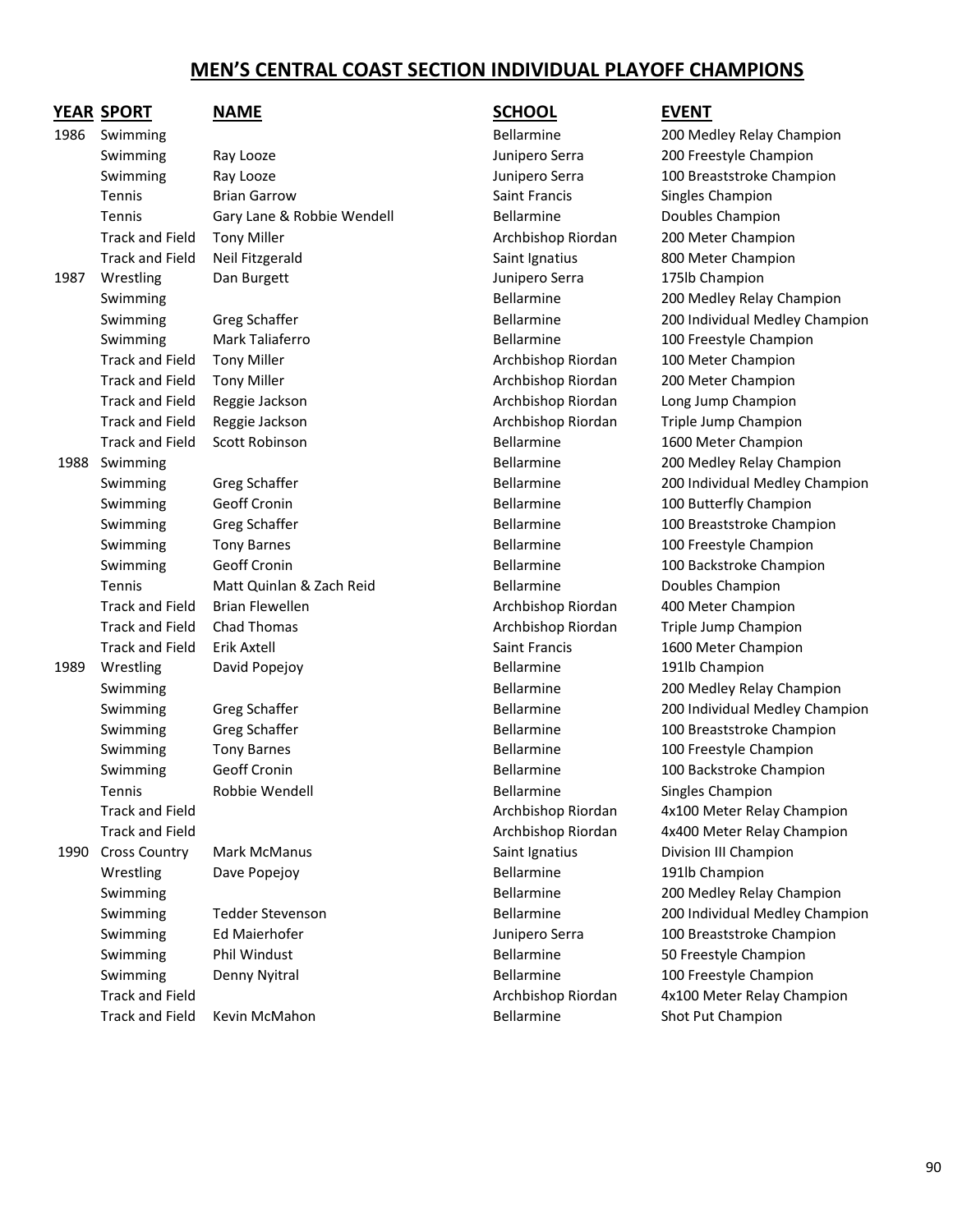## MEN'S CENTRAL COAST SECTION INDIVIDUAL PLAYOFF CHAMPIONS

| YEAR | SPORT | NAME | SCHOOL | EVENT |
|---|---|---|---|---|
| 1986 | Swimming | | Bellarmine | 200 Medley Relay Champion |
| | Swimming | Ray Looze | Junipero Serra | 200 Freestyle Champion |
| | Swimming | Ray Looze | Junipero Serra | 100 Breaststroke Champion |
| | Tennis | Brian Garrow | Saint Francis | Singles Champion |
| | Tennis | Gary Lane & Robbie Wendell | Bellarmine | Doubles Champion |
| | Track and Field | Tony Miller | Archbishop Riordan | 200 Meter Champion |
| | Track and Field | Neil Fitzgerald | Saint Ignatius | 800 Meter Champion |
| 1987 | Wrestling | Dan Burgett | Junipero Serra | 175lb Champion |
| | Swimming | | Bellarmine | 200 Medley Relay Champion |
| | Swimming | Greg Schaffer | Bellarmine | 200 Individual Medley Champion |
| | Swimming | Mark Taliaferro | Bellarmine | 100 Freestyle Champion |
| | Track and Field | Tony Miller | Archbishop Riordan | 100 Meter Champion |
| | Track and Field | Tony Miller | Archbishop Riordan | 200 Meter Champion |
| | Track and Field | Reggie Jackson | Archbishop Riordan | Long Jump Champion |
| | Track and Field | Reggie Jackson | Archbishop Riordan | Triple Jump Champion |
| | Track and Field | Scott Robinson | Bellarmine | 1600 Meter Champion |
| 1988 | Swimming | | Bellarmine | 200 Medley Relay Champion |
| | Swimming | Greg Schaffer | Bellarmine | 200 Individual Medley Champion |
| | Swimming | Geoff Cronin | Bellarmine | 100 Butterfly Champion |
| | Swimming | Greg Schaffer | Bellarmine | 100 Breaststroke Champion |
| | Swimming | Tony Barnes | Bellarmine | 100 Freestyle Champion |
| | Swimming | Geoff Cronin | Bellarmine | 100 Backstroke Champion |
| | Tennis | Matt Quinlan & Zach Reid | Bellarmine | Doubles Champion |
| | Track and Field | Brian Flewellen | Archbishop Riordan | 400 Meter Champion |
| | Track and Field | Chad Thomas | Archbishop Riordan | Triple Jump Champion |
| | Track and Field | Erik Axtell | Saint Francis | 1600 Meter Champion |
| 1989 | Wrestling | David Popejoy | Bellarmine | 191lb Champion |
| | Swimming | | Bellarmine | 200 Medley Relay Champion |
| | Swimming | Greg Schaffer | Bellarmine | 200 Individual Medley Champion |
| | Swimming | Greg Schaffer | Bellarmine | 100 Breaststroke Champion |
| | Swimming | Tony Barnes | Bellarmine | 100 Freestyle Champion |
| | Swimming | Geoff Cronin | Bellarmine | 100 Backstroke Champion |
| | Tennis | Robbie Wendell | Bellarmine | Singles Champion |
| | Track and Field | | Archbishop Riordan | 4x100 Meter Relay Champion |
| | Track and Field | | Archbishop Riordan | 4x400 Meter Relay Champion |
| 1990 | Cross Country | Mark McManus | Saint Ignatius | Division III Champion |
| | Wrestling | Dave Popejoy | Bellarmine | 191lb Champion |
| | Swimming | | Bellarmine | 200 Medley Relay Champion |
| | Swimming | Tedder Stevenson | Bellarmine | 200 Individual Medley Champion |
| | Swimming | Ed Maierhofer | Junipero Serra | 100 Breaststroke Champion |
| | Swimming | Phil Windust | Bellarmine | 50 Freestyle Champion |
| | Swimming | Denny Nyitral | Bellarmine | 100 Freestyle Champion |
| | Track and Field | | Archbishop Riordan | 4x100 Meter Relay Champion |
| | Track and Field | Kevin McMahon | Bellarmine | Shot Put Champion |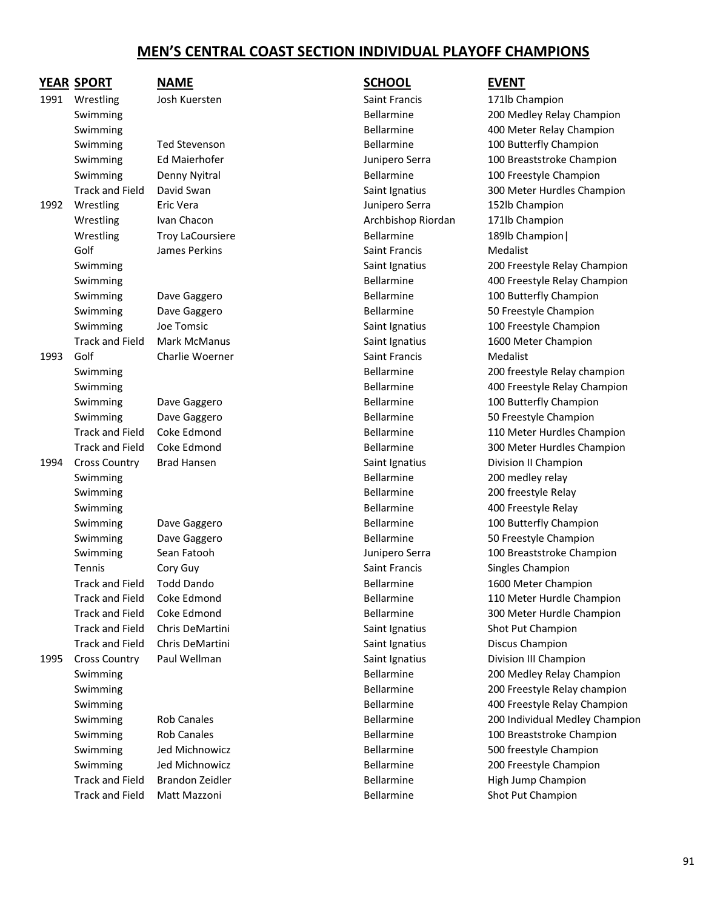# MEN'S CENTRAL COAST SECTION INDIVIDUAL PLAYOFF CHAMPIONS

| YEAR | SPORT | NAME | SCHOOL | EVENT |
|---|---|---|---|---|
| 1991 | Wrestling | Josh Kuersten | Saint Francis | 171lb Champion |
| | Swimming | | Bellarmine | 200 Medley Relay Champion |
| | Swimming | | Bellarmine | 400 Meter Relay Champion |
| | Swimming | Ted Stevenson | Bellarmine | 100 Butterfly Champion |
| | Swimming | Ed Maierhofer | Junipero Serra | 100 Breaststroke Champion |
| | Swimming | Denny Nyitral | Bellarmine | 100 Freestyle Champion |
| | Track and Field | David Swan | Saint Ignatius | 300 Meter Hurdles Champion |
| 1992 | Wrestling | Eric Vera | Junipero Serra | 152lb Champion |
| | Wrestling | Ivan Chacon | Archbishop Riordan | 171lb Champion |
| | Wrestling | Troy LaCoursiere | Bellarmine | 189lb Champion\| |
| | Golf | James Perkins | Saint Francis | Medalist |
| | Swimming | | Saint Ignatius | 200 Freestyle Relay Champion |
| | Swimming | | Bellarmine | 400 Freestyle Relay Champion |
| | Swimming | Dave Gaggero | Bellarmine | 100 Butterfly Champion |
| | Swimming | Dave Gaggero | Bellarmine | 50 Freestyle Champion |
| | Swimming | Joe Tomsic | Saint Ignatius | 100 Freestyle Champion |
| | Track and Field | Mark McManus | Saint Ignatius | 1600 Meter Champion |
| 1993 | Golf | Charlie Woerner | Saint Francis | Medalist |
| | Swimming | | Bellarmine | 200 freestyle Relay champion |
| | Swimming | | Bellarmine | 400 Freestyle Relay Champion |
| | Swimming | Dave Gaggero | Bellarmine | 100 Butterfly Champion |
| | Swimming | Dave Gaggero | Bellarmine | 50 Freestyle Champion |
| | Track and Field | Coke Edmond | Bellarmine | 110 Meter Hurdles Champion |
| | Track and Field | Coke Edmond | Bellarmine | 300 Meter Hurdles Champion |
| 1994 | Cross Country | Brad Hansen | Saint Ignatius | Division II Champion |
| | Swimming | | Bellarmine | 200 medley relay |
| | Swimming | | Bellarmine | 200 freestyle Relay |
| | Swimming | | Bellarmine | 400 Freestyle Relay |
| | Swimming | Dave Gaggero | Bellarmine | 100 Butterfly Champion |
| | Swimming | Dave Gaggero | Bellarmine | 50 Freestyle Champion |
| | Swimming | Sean Fatooh | Junipero Serra | 100 Breaststroke Champion |
| | Tennis | Cory Guy | Saint Francis | Singles Champion |
| | Track and Field | Todd Dando | Bellarmine | 1600 Meter Champion |
| | Track and Field | Coke Edmond | Bellarmine | 110 Meter Hurdle Champion |
| | Track and Field | Coke Edmond | Bellarmine | 300 Meter Hurdle Champion |
| | Track and Field | Chris DeMartini | Saint Ignatius | Shot Put Champion |
| | Track and Field | Chris DeMartini | Saint Ignatius | Discus Champion |
| 1995 | Cross Country | Paul Wellman | Saint Ignatius | Division III Champion |
| | Swimming | | Bellarmine | 200 Medley Relay Champion |
| | Swimming | | Bellarmine | 200 Freestyle Relay champion |
| | Swimming | | Bellarmine | 400 Freestyle Relay Champion |
| | Swimming | Rob Canales | Bellarmine | 200 Individual Medley Champion |
| | Swimming | Rob Canales | Bellarmine | 100 Breaststroke Champion |
| | Swimming | Jed Michnowicz | Bellarmine | 500 freestyle Champion |
| | Swimming | Jed Michnowicz | Bellarmine | 200 Freestyle Champion |
| | Track and Field | Brandon Zeidler | Bellarmine | High Jump Champion |
| | Track and Field | Matt Mazzoni | Bellarmine | Shot Put Champion |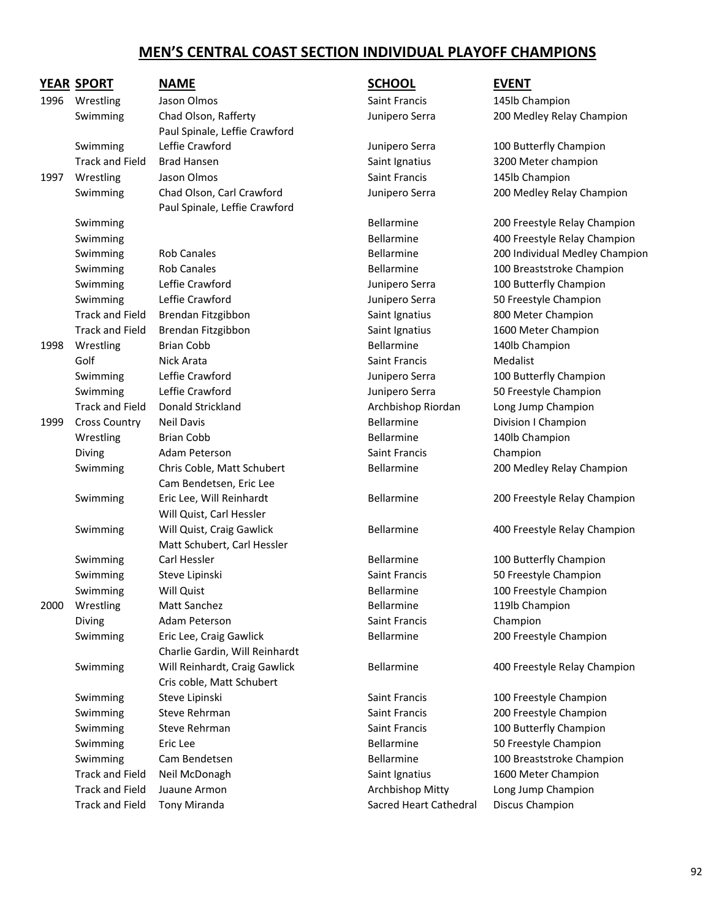# MEN'S CENTRAL COAST SECTION INDIVIDUAL PLAYOFF CHAMPIONS

| YEAR | SPORT | NAME | SCHOOL | EVENT |
|---|---|---|---|---|
| 1996 | Wrestling | Jason Olmos | Saint Francis | 145lb Champion |
| | Swimming | Chad Olson, Rafferty Paul Spinale, Leffie Crawford | Junipero Serra | 200 Medley Relay Champion |
| | Swimming | Leffie Crawford | Junipero Serra | 100 Butterfly Champion |
| | Track and Field | Brad Hansen | Saint Ignatius | 3200 Meter champion |
| 1997 | Wrestling | Jason Olmos | Saint Francis | 145lb Champion |
| | Swimming | Chad Olson, Carl Crawford Paul Spinale, Leffie Crawford | Junipero Serra | 200 Medley Relay Champion |
| | Swimming | | Bellarmine | 200 Freestyle Relay Champion |
| | Swimming | | Bellarmine | 400 Freestyle Relay Champion |
| | Swimming | Rob Canales | Bellarmine | 200 Individual Medley Champion |
| | Swimming | Rob Canales | Bellarmine | 100 Breaststroke Champion |
| | Swimming | Leffie Crawford | Junipero Serra | 100 Butterfly Champion |
| | Swimming | Leffie Crawford | Junipero Serra | 50 Freestyle Champion |
| | Track and Field | Brendan Fitzgibbon | Saint Ignatius | 800 Meter Champion |
| | Track and Field | Brendan Fitzgibbon | Saint Ignatius | 1600 Meter Champion |
| 1998 | Wrestling | Brian Cobb | Bellarmine | 140lb Champion |
| | Golf | Nick Arata | Saint Francis | Medalist |
| | Swimming | Leffie Crawford | Junipero Serra | 100 Butterfly Champion |
| | Swimming | Leffie Crawford | Junipero Serra | 50 Freestyle Champion |
| | Track and Field | Donald Strickland | Archbishop Riordan | Long Jump Champion |
| 1999 | Cross Country | Neil Davis | Bellarmine | Division I Champion |
| | Wrestling | Brian Cobb | Bellarmine | 140lb Champion |
| | Diving | Adam Peterson | Saint Francis | Champion |
| | Swimming | Chris Coble, Matt Schubert Cam Bendetsen, Eric Lee | Bellarmine | 200 Medley Relay Champion |
| | Swimming | Eric Lee, Will Reinhardt Will Quist, Carl Hessler | Bellarmine | 200 Freestyle Relay Champion |
| | Swimming | Will Quist, Craig Gawlick Matt Schubert, Carl Hessler | Bellarmine | 400 Freestyle Relay Champion |
| | Swimming | Carl Hessler | Bellarmine | 100 Butterfly Champion |
| | Swimming | Steve Lipinski | Saint Francis | 50 Freestyle Champion |
| | Swimming | Will Quist | Bellarmine | 100 Freestyle Champion |
| 2000 | Wrestling | Matt Sanchez | Bellarmine | 119lb Champion |
| | Diving | Adam Peterson | Saint Francis | Champion |
| | Swimming | Eric Lee, Craig Gawlick Charlie Gardin, Will Reinhardt | Bellarmine | 200 Freestyle Champion |
| | Swimming | Will Reinhardt, Craig Gawlick Cris coble, Matt Schubert | Bellarmine | 400 Freestyle Relay Champion |
| | Swimming | Steve Lipinski | Saint Francis | 100 Freestyle Champion |
| | Swimming | Steve Rehrman | Saint Francis | 200 Freestyle Champion |
| | Swimming | Steve Rehrman | Saint Francis | 100 Butterfly Champion |
| | Swimming | Eric Lee | Bellarmine | 50 Freestyle Champion |
| | Swimming | Cam Bendetsen | Bellarmine | 100 Breaststroke Champion |
| | Track and Field | Neil McDonagh | Saint Ignatius | 1600 Meter Champion |
| | Track and Field | Juaune Armon | Archbishop Mitty | Long Jump Champion |
| | Track and Field | Tony Miranda | Sacred Heart Cathedral | Discus Champion |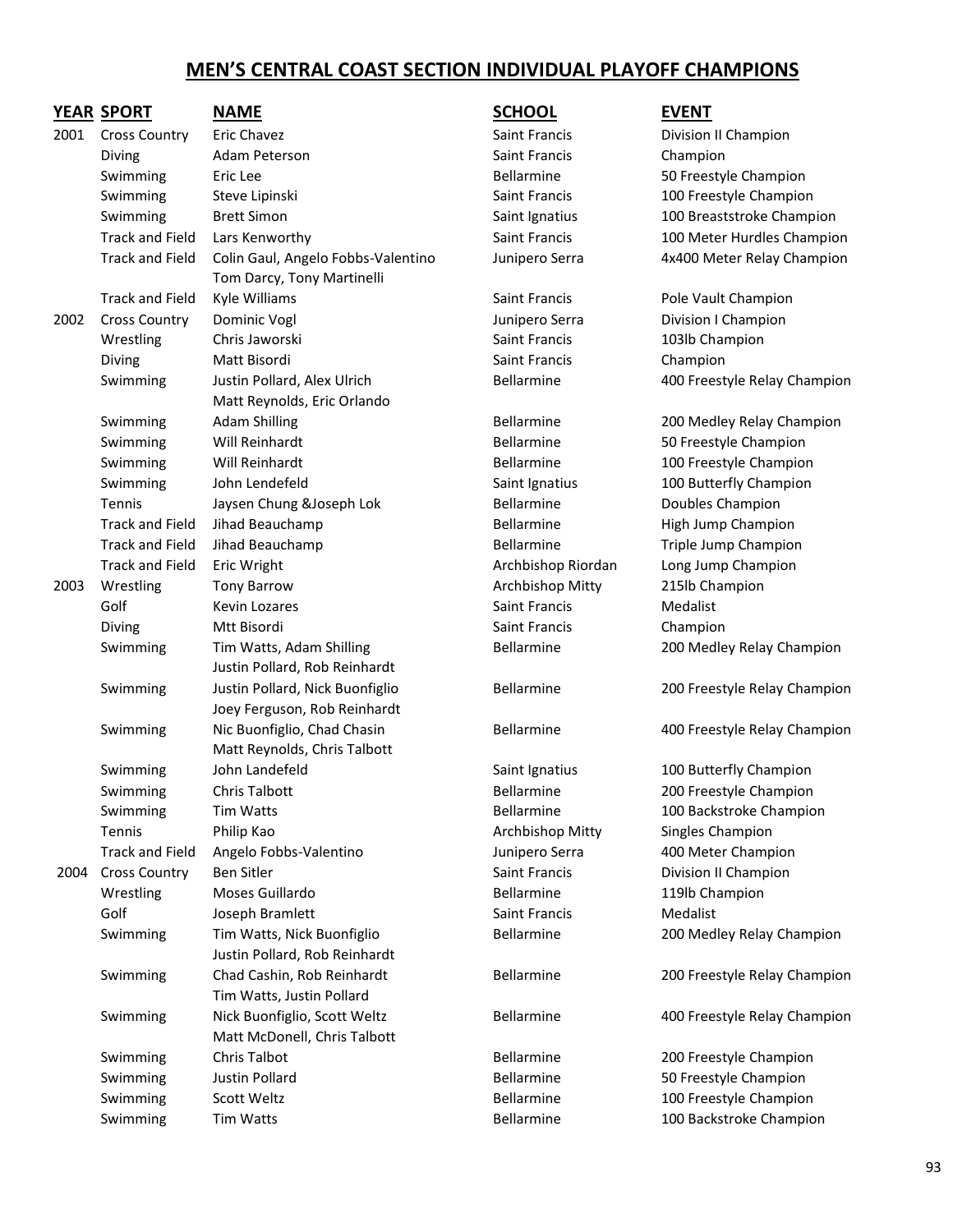# MEN'S CENTRAL COAST SECTION INDIVIDUAL PLAYOFF CHAMPIONS

| YEAR | SPORT | NAME | SCHOOL | EVENT |
|---|---|---|---|---|
| 2001 | Cross Country | Eric Chavez | Saint Francis | Division II Champion |
| | Diving | Adam Peterson | Saint Francis | Champion |
| | Swimming | Eric Lee | Bellarmine | 50 Freestyle Champion |
| | Swimming | Steve Lipinski | Saint Francis | 100 Freestyle Champion |
| | Swimming | Brett Simon | Saint Ignatius | 100 Breaststroke Champion |
| | Track and Field | Lars Kenworthy | Saint Francis | 100 Meter Hurdles Champion |
| | Track and Field | Colin Gaul, Angelo Fobbs-Valentino Tom Darcy, Tony Martinelli | Junipero Serra | 4x400 Meter Relay Champion |
| | Track and Field | Kyle Williams | Saint Francis | Pole Vault Champion |
| 2002 | Cross Country | Dominic Vogl | Junipero Serra | Division I Champion |
| | Wrestling | Chris Jaworski | Saint Francis | 103lb Champion |
| | Diving | Matt Bisordi | Saint Francis | Champion |
| | Swimming | Justin Pollard, Alex Ulrich Matt Reynolds, Eric Orlando | Bellarmine | 400 Freestyle Relay Champion |
| | Swimming | Adam Shilling | Bellarmine | 200 Medley Relay Champion |
| | Swimming | Will Reinhardt | Bellarmine | 50 Freestyle Champion |
| | Swimming | Will Reinhardt | Bellarmine | 100 Freestyle Champion |
| | Swimming | John Lendefeld | Saint Ignatius | 100 Butterfly Champion |
| | Tennis | Jaysen Chung &Joseph Lok | Bellarmine | Doubles Champion |
| | Track and Field | Jihad Beauchamp | Bellarmine | High Jump Champion |
| | Track and Field | Jihad Beauchamp | Bellarmine | Triple Jump Champion |
| | Track and Field | Eric Wright | Archbishop Riordan | Long Jump Champion |
| 2003 | Wrestling | Tony Barrow | Archbishop Mitty | 215lb Champion |
| | Golf | Kevin Lozares | Saint Francis | Medalist |
| | Diving | Mtt Bisordi | Saint Francis | Champion |
| | Swimming | Tim Watts, Adam Shilling Justin Pollard, Rob Reinhardt | Bellarmine | 200 Medley Relay Champion |
| | Swimming | Justin Pollard, Nick Buonfiglio Joey Ferguson, Rob Reinhardt | Bellarmine | 200 Freestyle Relay Champion |
| | Swimming | Nic Buonfiglio, Chad Chasin Matt Reynolds, Chris Talbott | Bellarmine | 400 Freestyle Relay Champion |
| | Swimming | John Landefeld | Saint Ignatius | 100 Butterfly Champion |
| | Swimming | Chris Talbott | Bellarmine | 200 Freestyle Champion |
| | Swimming | Tim Watts | Bellarmine | 100 Backstroke Champion |
| | Tennis | Philip Kao | Archbishop Mitty | Singles Champion |
| | Track and Field | Angelo Fobbs-Valentino | Junipero Serra | 400 Meter Champion |
| 2004 | Cross Country | Ben Sitler | Saint Francis | Division II Champion |
| | Wrestling | Moses Guillardo | Bellarmine | 119lb Champion |
| | Golf | Joseph Bramlett | Saint Francis | Medalist |
| | Swimming | Tim Watts, Nick Buonfiglio Justin Pollard, Rob Reinhardt | Bellarmine | 200 Medley Relay Champion |
| | Swimming | Chad Cashin, Rob Reinhardt Tim Watts, Justin Pollard | Bellarmine | 200 Freestyle Relay Champion |
| | Swimming | Nick Buonfiglio, Scott Weltz Matt McDonell, Chris Talbott | Bellarmine | 400 Freestyle Relay Champion |
| | Swimming | Chris Talbot | Bellarmine | 200 Freestyle Champion |
| | Swimming | Justin Pollard | Bellarmine | 50 Freestyle Champion |
| | Swimming | Scott Weltz | Bellarmine | 100 Freestyle Champion |
| | Swimming | Tim Watts | Bellarmine | 100 Backstroke Champion |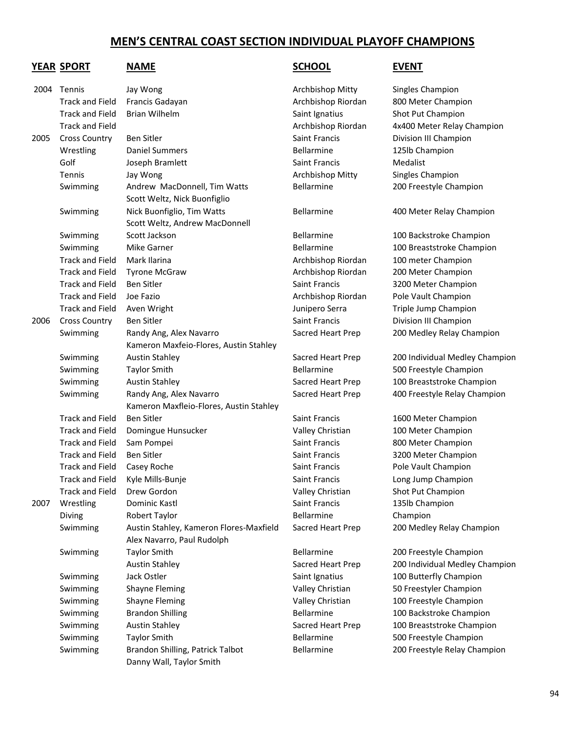# MEN'S CENTRAL COAST SECTION INDIVIDUAL PLAYOFF CHAMPIONS

| YEAR | SPORT | NAME | SCHOOL | EVENT |
|---|---|---|---|---|
| 2004 | Tennis | Jay Wong | Archbishop Mitty | Singles Champion |
| | Track and Field | Francis Gadayan | Archbishop Riordan | 800 Meter Champion |
| | Track and Field | Brian Wilhelm | Saint Ignatius | Shot Put Champion |
| | Track and Field | | Archbishop Riordan | 4x400 Meter Relay Champion |
| 2005 | Cross Country | Ben Sitler | Saint Francis | Division III Champion |
| | Wrestling | Daniel Summers | Bellarmine | 125lb Champion |
| | Golf | Joseph Bramlett | Saint Francis | Medalist |
| | Tennis | Jay Wong | Archbishop Mitty | Singles Champion |
| | Swimming | Andrew MacDonnell, Tim Watts Scott Weltz, Nick Buonfiglio | Bellarmine | 200 Freestyle Champion |
| | Swimming | Nick Buonfiglio, Tim Watts Scott Weltz, Andrew MacDonnell | Bellarmine | 400 Meter Relay Champion |
| | Swimming | Scott Jackson | Bellarmine | 100 Backstroke Champion |
| | Swimming | Mike Garner | Bellarmine | 100 Breaststroke Champion |
| | Track and Field | Mark Ilarina | Archbishop Riordan | 100 meter Champion |
| | Track and Field | Tyrone McGraw | Archbishop Riordan | 200 Meter Champion |
| | Track and Field | Ben Sitler | Saint Francis | 3200 Meter Champion |
| | Track and Field | Joe Fazio | Archbishop Riordan | Pole Vault Champion |
| | Track and Field | Aven Wright | Junipero Serra | Triple Jump Champion |
| 2006 | Cross Country | Ben Sitler | Saint Francis | Division III Champion |
| | Swimming | Randy Ang, Alex Navarro Kameron Maxfeio-Flores, Austin Stahley | Sacred Heart Prep | 200 Medley Relay Champion |
| | Swimming | Austin Stahley | Sacred Heart Prep | 200 Individual Medley Champion |
| | Swimming | Taylor Smith | Bellarmine | 500 Freestyle Champion |
| | Swimming | Austin Stahley | Sacred Heart Prep | 100 Breaststroke Champion |
| | Swimming | Randy Ang, Alex Navarro Kameron Maxfleio-Flores, Austin Stahley | Sacred Heart Prep | 400 Freestyle Relay Champion |
| | Track and Field | Ben Sitler | Saint Francis | 1600 Meter Champion |
| | Track and Field | Domingue Hunsucker | Valley Christian | 100 Meter Champion |
| | Track and Field | Sam Pompei | Saint Francis | 800 Meter Champion |
| | Track and Field | Ben Sitler | Saint Francis | 3200 Meter Champion |
| | Track and Field | Casey Roche | Saint Francis | Pole Vault Champion |
| | Track and Field | Kyle Mills-Bunje | Saint Francis | Long Jump Champion |
| | Track and Field | Drew Gordon | Valley Christian | Shot Put Champion |
| 2007 | Wrestling | Dominic Kastl | Saint Francis | 135lb Champion |
| | Diving | Robert Taylor | Bellarmine | Champion |
| | Swimming | Austin Stahley, Kameron Flores-Maxfield Alex Navarro, Paul Rudolph | Sacred Heart Prep | 200 Medley Relay Champion |
| | Swimming | Taylor Smith | Bellarmine | 200 Freestyle Champion |
| | | Austin Stahley | Sacred Heart Prep | 200 Individual Medley Champion |
| | Swimming | Jack Ostler | Saint Ignatius | 100 Butterfly Champion |
| | Swimming | Shayne Fleming | Valley Christian | 50 Freestyler Champion |
| | Swimming | Shayne Fleming | Valley Christian | 100 Freestyle Champion |
| | Swimming | Brandon Shilling | Bellarmine | 100 Backstroke Champion |
| | Swimming | Austin Stahley | Sacred Heart Prep | 100 Breaststroke Champion |
| | Swimming | Taylor Smith | Bellarmine | 500 Freestyle Champion |
| | Swimming | Brandon Shilling, Patrick Talbot Danny Wall, Taylor Smith | Bellarmine | 200 Freestyle Relay Champion |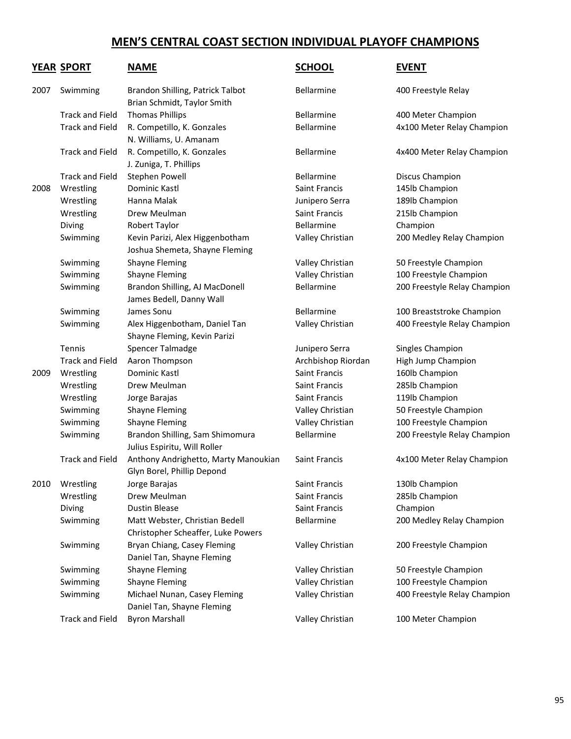# MEN'S CENTRAL COAST SECTION INDIVIDUAL PLAYOFF CHAMPIONS

| YEAR | SPORT | NAME | SCHOOL | EVENT |
|---|---|---|---|---|
| 2007 | Swimming | Brandon Shilling, Patrick Talbot Brian Schmidt, Taylor Smith | Bellarmine | 400 Freestyle Relay |
| | Track and Field | Thomas Phillips | Bellarmine | 400 Meter Champion |
| | Track and Field | R. Competillo, K. Gonzales N. Williams, U. Amanam | Bellarmine | 4x100 Meter Relay Champion |
| | Track and Field | R. Competillo, K. Gonzales J. Zuniga, T. Phillips | Bellarmine | 4x400 Meter Relay Champion |
| | Track and Field | Stephen Powell | Bellarmine | Discus Champion |
| 2008 | Wrestling | Dominic Kastl | Saint Francis | 145lb Champion |
| | Wrestling | Hanna Malak | Junipero Serra | 189lb Champion |
| | Wrestling | Drew Meulman | Saint Francis | 215lb Champion |
| | Diving | Robert Taylor | Bellarmine | Champion |
| | Swimming | Kevin Parizi, Alex Higgenbotham Joshua Shemeta, Shayne Fleming | Valley Christian | 200 Medley Relay Champion |
| | Swimming | Shayne Fleming | Valley Christian | 50 Freestyle Champion |
| | Swimming | Shayne Fleming | Valley Christian | 100 Freestyle Champion |
| | Swimming | Brandon Shilling, AJ MacDonell James Bedell, Danny Wall | Bellarmine | 200 Freestyle Relay Champion |
| | Swimming | James Sonu | Bellarmine | 100 Breaststroke Champion |
| | Swimming | Alex Higgenbotham, Daniel Tan Shayne Fleming, Kevin Parizi | Valley Christian | 400 Freestyle Relay Champion |
| | Tennis | Spencer Talmadge | Junipero Serra | Singles Champion |
| | Track and Field | Aaron Thompson | Archbishop Riordan | High Jump Champion |
| 2009 | Wrestling | Dominic Kastl | Saint Francis | 160lb Champion |
| | Wrestling | Drew Meulman | Saint Francis | 285lb Champion |
| | Wrestling | Jorge Barajas | Saint Francis | 119lb Champion |
| | Swimming | Shayne Fleming | Valley Christian | 50 Freestyle Champion |
| | Swimming | Shayne Fleming | Valley Christian | 100 Freestyle Champion |
| | Swimming | Brandon Shilling, Sam Shimomura Julius Espiritu, Will Roller | Bellarmine | 200 Freestyle Relay Champion |
| | Track and Field | Anthony Andrighetto, Marty Manoukian Glyn Borel, Phillip Depond | Saint Francis | 4x100 Meter Relay Champion |
| 2010 | Wrestling | Jorge Barajas | Saint Francis | 130lb Champion |
| | Wrestling | Drew Meulman | Saint Francis | 285lb Champion |
| | Diving | Dustin Blease | Saint Francis | Champion |
| | Swimming | Matt Webster, Christian Bedell Christopher Scheaffer, Luke Powers | Bellarmine | 200 Medley Relay Champion |
| | Swimming | Bryan Chiang, Casey Fleming Daniel Tan, Shayne Fleming | Valley Christian | 200 Freestyle Champion |
| | Swimming | Shayne Fleming | Valley Christian | 50 Freestyle Champion |
| | Swimming | Shayne Fleming | Valley Christian | 100 Freestyle Champion |
| | Swimming | Michael Nunan, Casey Fleming Daniel Tan, Shayne Fleming | Valley Christian | 400 Freestyle Relay Champion |
| | Track and Field | Byron Marshall | Valley Christian | 100 Meter Champion |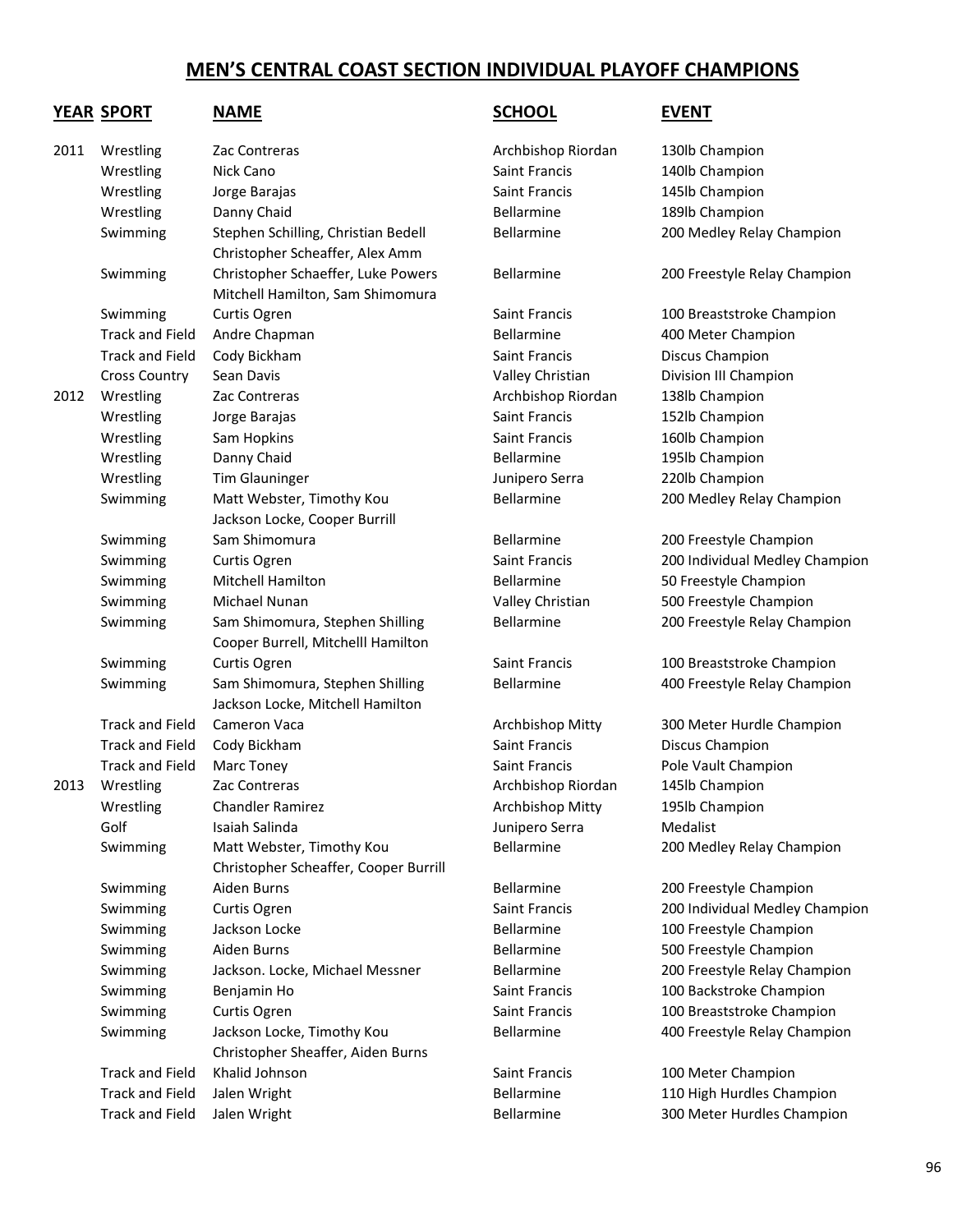# MEN'S CENTRAL COAST SECTION INDIVIDUAL PLAYOFF CHAMPIONS

| YEAR | SPORT | NAME | SCHOOL | EVENT |
|---|---|---|---|---|
| 2011 | Wrestling | Zac Contreras | Archbishop Riordan | 130lb Champion |
| | Wrestling | Nick Cano | Saint Francis | 140lb Champion |
| | Wrestling | Jorge Barajas | Saint Francis | 145lb Champion |
| | Wrestling | Danny Chaid | Bellarmine | 189lb Champion |
| | Swimming | Stephen Schilling, Christian Bedell Christopher Scheaffer, Alex Amm | Bellarmine | 200 Medley Relay Champion |
| | Swimming | Christopher Schaeffer, Luke Powers Mitchell Hamilton, Sam Shimomura | Bellarmine | 200 Freestyle Relay Champion |
| | Swimming | Curtis Ogren | Saint Francis | 100 Breaststroke Champion |
| | Track and Field | Andre Chapman | Bellarmine | 400 Meter Champion |
| | Track and Field | Cody Bickham | Saint Francis | Discus Champion |
| | Cross Country | Sean Davis | Valley Christian | Division III Champion |
| 2012 | Wrestling | Zac Contreras | Archbishop Riordan | 138lb Champion |
| | Wrestling | Jorge Barajas | Saint Francis | 152lb Champion |
| | Wrestling | Sam Hopkins | Saint Francis | 160lb Champion |
| | Wrestling | Danny Chaid | Bellarmine | 195lb Champion |
| | Wrestling | Tim Glauninger | Junipero Serra | 220lb Champion |
| | Swimming | Matt Webster, Timothy Kou Jackson Locke, Cooper Burrill | Bellarmine | 200 Medley Relay Champion |
| | Swimming | Sam Shimomura | Bellarmine | 200 Freestyle Champion |
| | Swimming | Curtis Ogren | Saint Francis | 200 Individual Medley Champion |
| | Swimming | Mitchell Hamilton | Bellarmine | 50 Freestyle Champion |
| | Swimming | Michael Nunan | Valley Christian | 500 Freestyle Champion |
| | Swimming | Sam Shimomura, Stephen Shilling Cooper Burrell, Mitchelll Hamilton | Bellarmine | 200 Freestyle Relay Champion |
| | Swimming | Curtis Ogren | Saint Francis | 100 Breaststroke Champion |
| | Swimming | Sam Shimomura, Stephen Shilling Jackson Locke, Mitchell Hamilton | Bellarmine | 400 Freestyle Relay Champion |
| | Track and Field | Cameron Vaca | Archbishop Mitty | 300 Meter Hurdle Champion |
| | Track and Field | Cody Bickham | Saint Francis | Discus Champion |
| | Track and Field | Marc Toney | Saint Francis | Pole Vault Champion |
| 2013 | Wrestling | Zac Contreras | Archbishop Riordan | 145lb Champion |
| | Wrestling | Chandler Ramirez | Archbishop Mitty | 195lb Champion |
| | Golf | Isaiah Salinda | Junipero Serra | Medalist |
| | Swimming | Matt Webster, Timothy Kou Christopher Scheaffer, Cooper Burrill | Bellarmine | 200 Medley Relay Champion |
| | Swimming | Aiden Burns | Bellarmine | 200 Freestyle Champion |
| | Swimming | Curtis Ogren | Saint Francis | 200 Individual Medley Champion |
| | Swimming | Jackson Locke | Bellarmine | 100 Freestyle Champion |
| | Swimming | Aiden Burns | Bellarmine | 500 Freestyle Champion |
| | Swimming | Jackson. Locke, Michael Messner | Bellarmine | 200 Freestyle Relay Champion |
| | Swimming | Benjamin Ho | Saint Francis | 100 Backstroke Champion |
| | Swimming | Curtis Ogren | Saint Francis | 100 Breaststroke Champion |
| | Swimming | Jackson Locke, Timothy Kou Christopher Sheaffer, Aiden Burns | Bellarmine | 400 Freestyle Relay Champion |
| | Track and Field | Khalid Johnson | Saint Francis | 100 Meter Champion |
| | Track and Field | Jalen Wright | Bellarmine | 110 High Hurdles Champion |
| | Track and Field | Jalen Wright | Bellarmine | 300 Meter Hurdles Champion |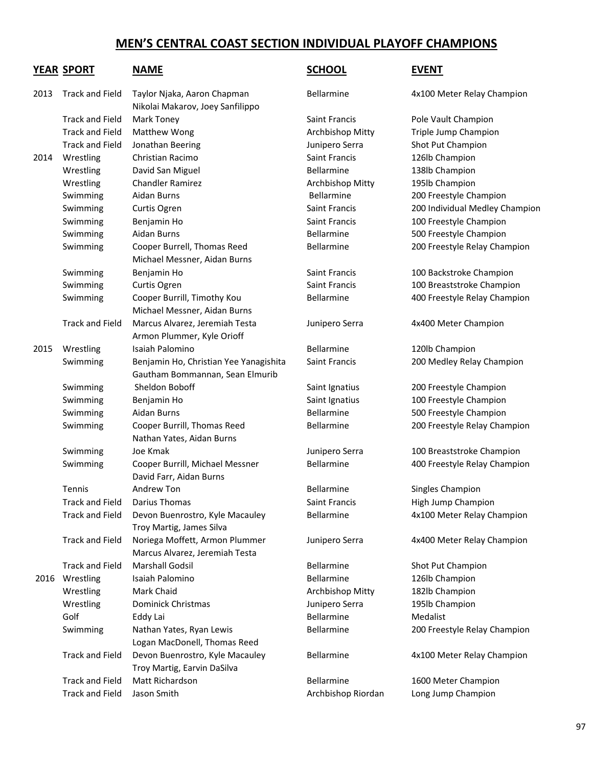# MEN'S CENTRAL COAST SECTION INDIVIDUAL PLAYOFF CHAMPIONS

| YEAR | SPORT | NAME | SCHOOL | EVENT |
|---|---|---|---|---|
| 2013 | Track and Field | Taylor Njaka, Aaron Chapman Nikolai Makarov, Joey Sanfilippo | Bellarmine | 4x100 Meter Relay Champion |
| | Track and Field | Mark Toney | Saint Francis | Pole Vault Champion |
| | Track and Field | Matthew Wong | Archbishop Mitty | Triple Jump Champion |
| | Track and Field | Jonathan Beering | Junipero Serra | Shot Put Champion |
| 2014 | Wrestling | Christian Racimo | Saint Francis | 126lb Champion |
| | Wrestling | David San Miguel | Bellarmine | 138lb Champion |
| | Wrestling | Chandler Ramirez | Archbishop Mitty | 195lb Champion |
| | Swimming | Aidan Burns | Bellarmine | 200 Freestyle Champion |
| | Swimming | Curtis Ogren | Saint Francis | 200 Individual Medley Champion |
| | Swimming | Benjamin Ho | Saint Francis | 100 Freestyle Champion |
| | Swimming | Aidan Burns | Bellarmine | 500 Freestyle Champion |
| | Swimming | Cooper Burrell, Thomas Reed Michael Messner, Aidan Burns | Bellarmine | 200 Freestyle Relay Champion |
| | Swimming | Benjamin Ho | Saint Francis | 100 Backstroke Champion |
| | Swimming | Curtis Ogren | Saint Francis | 100 Breaststroke Champion |
| | Swimming | Cooper Burill, Timothy Kou Michael Messner, Aidan Burns | Bellarmine | 400 Freestyle Relay Champion |
| | Track and Field | Marcus Alvarez, Jeremiah Testa Armon Plummer, Kyle Orioff | Junipero Serra | 4x400 Meter Champion |
| 2015 | Wrestling | Isaiah Palomino | Bellarmine | 120lb Champion |
| | Swimming | Benjamin Ho, Christian Yee Yanagishita Gautham Bommannan, Sean Elmurib | Saint Francis | 200 Medley Relay Champion |
| | Swimming | Sheldon Boboff | Saint Ignatius | 200 Freestyle Champion |
| | Swimming | Benjamin Ho | Saint Ignatius | 100 Freestyle Champion |
| | Swimming | Aidan Burns | Bellarmine | 500 Freestyle Champion |
| | Swimming | Cooper Burrill, Thomas Reed Nathan Yates, Aidan Burns | Bellarmine | 200 Freestyle Relay Champion |
| | Swimming | Joe Kmak | Junipero Serra | 100 Breaststroke Champion |
| | Swimming | Cooper Burrill, Michael Messner David Farr, Aidan Burns | Bellarmine | 400 Freestyle Relay Champion |
| | Tennis | Andrew Ton | Bellarmine | Singles Champion |
| | Track and Field | Darius Thomas | Saint Francis | High Jump Champion |
| | Track and Field | Devon Buenrostro, Kyle Macauley Troy Martig, James Silva | Bellarmine | 4x100 Meter Relay Champion |
| | Track and Field | Noriega Moffett, Armon Plummer Marcus Alvarez, Jeremiah Testa | Junipero Serra | 4x400 Meter Relay Champion |
| | Track and Field | Marshall Godsil | Bellarmine | Shot Put Champion |
| 2016 | Wrestling | Isaiah Palomino | Bellarmine | 126lb Champion |
| | Wrestling | Mark Chaid | Archbishop Mitty | 182lb Champion |
| | Wrestling | Dominick Christmas | Junipero Serra | 195lb Champion |
| | Golf | Eddy Lai | Bellarmine | Medalist |
| | Swimming | Nathan Yates, Ryan Lewis Logan MacDonell, Thomas Reed | Bellarmine | 200 Freestyle Relay Champion |
| | Track and Field | Devon Buenrostro, Kyle Macauley Troy Martig, Earvin DaSilva | Bellarmine | 4x100 Meter Relay Champion |
| | Track and Field | Matt Richardson | Bellarmine | 1600 Meter Champion |
| | Track and Field | Jason Smith | Archbishop Riordan | Long Jump Champion |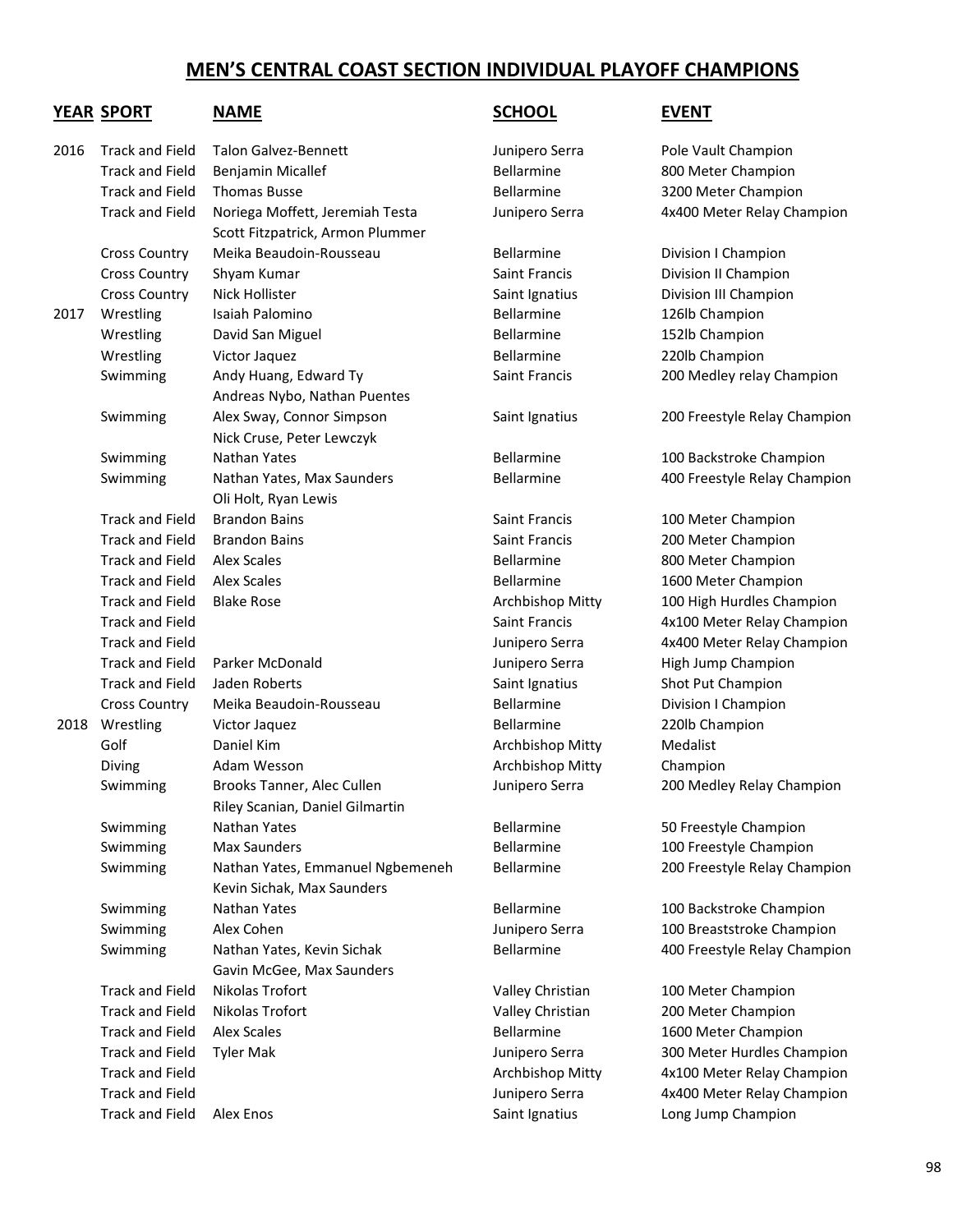# MEN'S CENTRAL COAST SECTION INDIVIDUAL PLAYOFF CHAMPIONS

| YEAR | SPORT | NAME | SCHOOL | EVENT |
|---|---|---|---|---|
| 2016 | Track and Field | Talon Galvez-Bennett | Junipero Serra | Pole Vault Champion |
| | Track and Field | Benjamin Micallef | Bellarmine | 800 Meter Champion |
| | Track and Field | Thomas Busse | Bellarmine | 3200 Meter Champion |
| | Track and Field | Noriega Moffett, Jeremiah Testa<br>Scott Fitzpatrick, Armon Plummer | Junipero Serra | 4x400 Meter Relay Champion |
| | Cross Country | Meika Beaudoin-Rousseau | Bellarmine | Division I Champion |
| | Cross Country | Shyam Kumar | Saint Francis | Division II Champion |
| | Cross Country | Nick Hollister | Saint Ignatius | Division III Champion |
| 2017 | Wrestling | Isaiah Palomino | Bellarmine | 126lb Champion |
| | Wrestling | David San Miguel | Bellarmine | 152lb Champion |
| | Wrestling | Victor Jaquez | Bellarmine | 220lb Champion |
| | Swimming | Andy Huang, Edward Ty<br>Andreas Nybo, Nathan Puentes | Saint Francis | 200 Medley relay Champion |
| | Swimming | Alex Sway, Connor Simpson<br>Nick Cruse, Peter Lewczyk | Saint Ignatius | 200 Freestyle Relay Champion |
| | Swimming | Nathan Yates | Bellarmine | 100 Backstroke Champion |
| | Swimming | Nathan Yates, Max Saunders<br>Oli Holt, Ryan Lewis | Bellarmine | 400 Freestyle Relay Champion |
| | Track and Field | Brandon Bains | Saint Francis | 100 Meter Champion |
| | Track and Field | Brandon Bains | Saint Francis | 200 Meter Champion |
| | Track and Field | Alex Scales | Bellarmine | 800 Meter Champion |
| | Track and Field | Alex Scales | Bellarmine | 1600 Meter Champion |
| | Track and Field | Blake Rose | Archbishop Mitty | 100 High Hurdles Champion |
| | Track and Field | | Saint Francis | 4x100 Meter Relay Champion |
| | Track and Field | | Junipero Serra | 4x400 Meter Relay Champion |
| | Track and Field | Parker McDonald | Junipero Serra | High Jump Champion |
| | Track and Field | Jaden Roberts | Saint Ignatius | Shot Put Champion |
| | Cross Country | Meika Beaudoin-Rousseau | Bellarmine | Division I Champion |
| 2018 | Wrestling | Victor Jaquez | Bellarmine | 220lb Champion |
| | Golf | Daniel Kim | Archbishop Mitty | Medalist |
| | Diving | Adam Wesson | Archbishop Mitty | Champion |
| | Swimming | Brooks Tanner, Alec Cullen<br>Riley Scanian, Daniel Gilmartin | Junipero Serra | 200 Medley Relay Champion |
| | Swimming | Nathan Yates | Bellarmine | 50 Freestyle Champion |
| | Swimming | Max Saunders | Bellarmine | 100 Freestyle Champion |
| | Swimming | Nathan Yates, Emmanuel Ngbemeneh<br>Kevin Sichak, Max Saunders | Bellarmine | 200 Freestyle Relay Champion |
| | Swimming | Nathan Yates | Bellarmine | 100 Backstroke Champion |
| | Swimming | Alex Cohen | Junipero Serra | 100 Breaststroke Champion |
| | Swimming | Nathan Yates, Kevin Sichak<br>Gavin McGee, Max Saunders | Bellarmine | 400 Freestyle Relay Champion |
| | Track and Field | Nikolas Trofort | Valley Christian | 100 Meter Champion |
| | Track and Field | Nikolas Trofort | Valley Christian | 200 Meter Champion |
| | Track and Field | Alex Scales | Bellarmine | 1600 Meter Champion |
| | Track and Field | Tyler Mak | Junipero Serra | 300 Meter Hurdles Champion |
| | Track and Field | | Archbishop Mitty | 4x100 Meter Relay Champion |
| | Track and Field | | Junipero Serra | 4x400 Meter Relay Champion |
| | Track and Field | Alex Enos | Saint Ignatius | Long Jump Champion |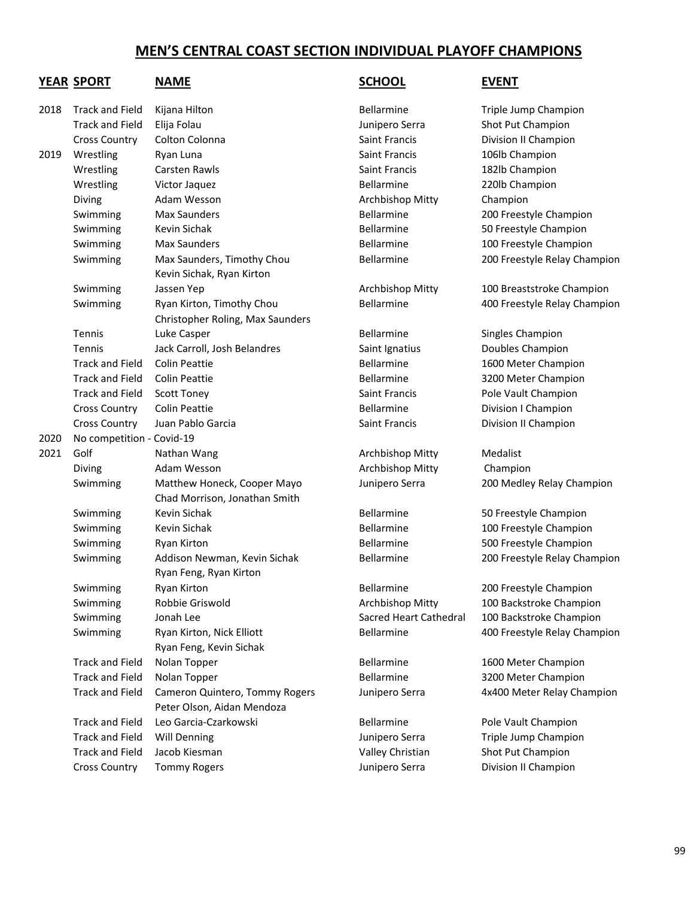# MEN'S CENTRAL COAST SECTION INDIVIDUAL PLAYOFF CHAMPIONS

| YEAR | SPORT | NAME | SCHOOL | EVENT |
|---|---|---|---|---|
| 2018 | Track and Field | Kijana Hilton | Bellarmine | Triple Jump Champion |
| | Track and Field | Elija Folau | Junipero Serra | Shot Put Champion |
| | Cross Country | Colton Colonna | Saint Francis | Division II Champion |
| 2019 | Wrestling | Ryan Luna | Saint Francis | 106lb Champion |
| | Wrestling | Carsten Rawls | Saint Francis | 182lb Champion |
| | Wrestling | Victor Jaquez | Bellarmine | 220lb Champion |
| | Diving | Adam Wesson | Archbishop Mitty | Champion |
| | Swimming | Max Saunders | Bellarmine | 200 Freestyle Champion |
| | Swimming | Kevin Sichak | Bellarmine | 50 Freestyle Champion |
| | Swimming | Max Saunders | Bellarmine | 100 Freestyle Champion |
| | Swimming | Max Saunders, Timothy Chou Kevin Sichak, Ryan Kirton | Bellarmine | 200 Freestyle Relay Champion |
| | Swimming | Jassen Yep | Archbishop Mitty | 100 Breaststroke Champion |
| | Swimming | Ryan Kirton, Timothy Chou Christopher Roling, Max Saunders | Bellarmine | 400 Freestyle Relay Champion |
| | Tennis | Luke Casper | Bellarmine | Singles Champion |
| | Tennis | Jack Carroll, Josh Belandres | Saint Ignatius | Doubles Champion |
| | Track and Field | Colin Peattie | Bellarmine | 1600 Meter Champion |
| | Track and Field | Colin Peattie | Bellarmine | 3200 Meter Champion |
| | Track and Field | Scott Toney | Saint Francis | Pole Vault Champion |
| | Cross Country | Colin Peattie | Bellarmine | Division I Champion |
| | Cross Country | Juan Pablo Garcia | Saint Francis | Division II Champion |
| 2020 | No competition - Covid-19 | | | |
| 2021 | Golf | Nathan Wang | Archbishop Mitty | Medalist |
| | Diving | Adam Wesson | Archbishop Mitty | Champion |
| | Swimming | Matthew Honeck, Cooper Mayo Chad Morrison, Jonathan Smith | Junipero Serra | 200 Medley Relay Champion |
| | Swimming | Kevin Sichak | Bellarmine | 50 Freestyle Champion |
| | Swimming | Kevin Sichak | Bellarmine | 100 Freestyle Champion |
| | Swimming | Ryan Kirton | Bellarmine | 500 Freestyle Champion |
| | Swimming | Addison Newman, Kevin Sichak Ryan Feng, Ryan Kirton | Bellarmine | 200 Freestyle Relay Champion |
| | Swimming | Ryan Kirton | Bellarmine | 200 Freestyle Champion |
| | Swimming | Robbie Griswold | Archbishop Mitty | 100 Backstroke Champion |
| | Swimming | Jonah Lee | Sacred Heart Cathedral | 100 Backstroke Champion |
| | Swimming | Ryan Kirton, Nick Elliott Ryan Feng, Kevin Sichak | Bellarmine | 400 Freestyle Relay Champion |
| | Track and Field | Nolan Topper | Bellarmine | 1600 Meter Champion |
| | Track and Field | Nolan Topper | Bellarmine | 3200 Meter Champion |
| | Track and Field | Cameron Quintero, Tommy Rogers Peter Olson, Aidan Mendoza | Junipero Serra | 4x400 Meter Relay Champion |
| | Track and Field | Leo Garcia-Czarkowski | Bellarmine | Pole Vault Champion |
| | Track and Field | Will Denning | Junipero Serra | Triple Jump Champion |
| | Track and Field | Jacob Kiesman | Valley Christian | Shot Put Champion |
| | Cross Country | Tommy Rogers | Junipero Serra | Division II Champion |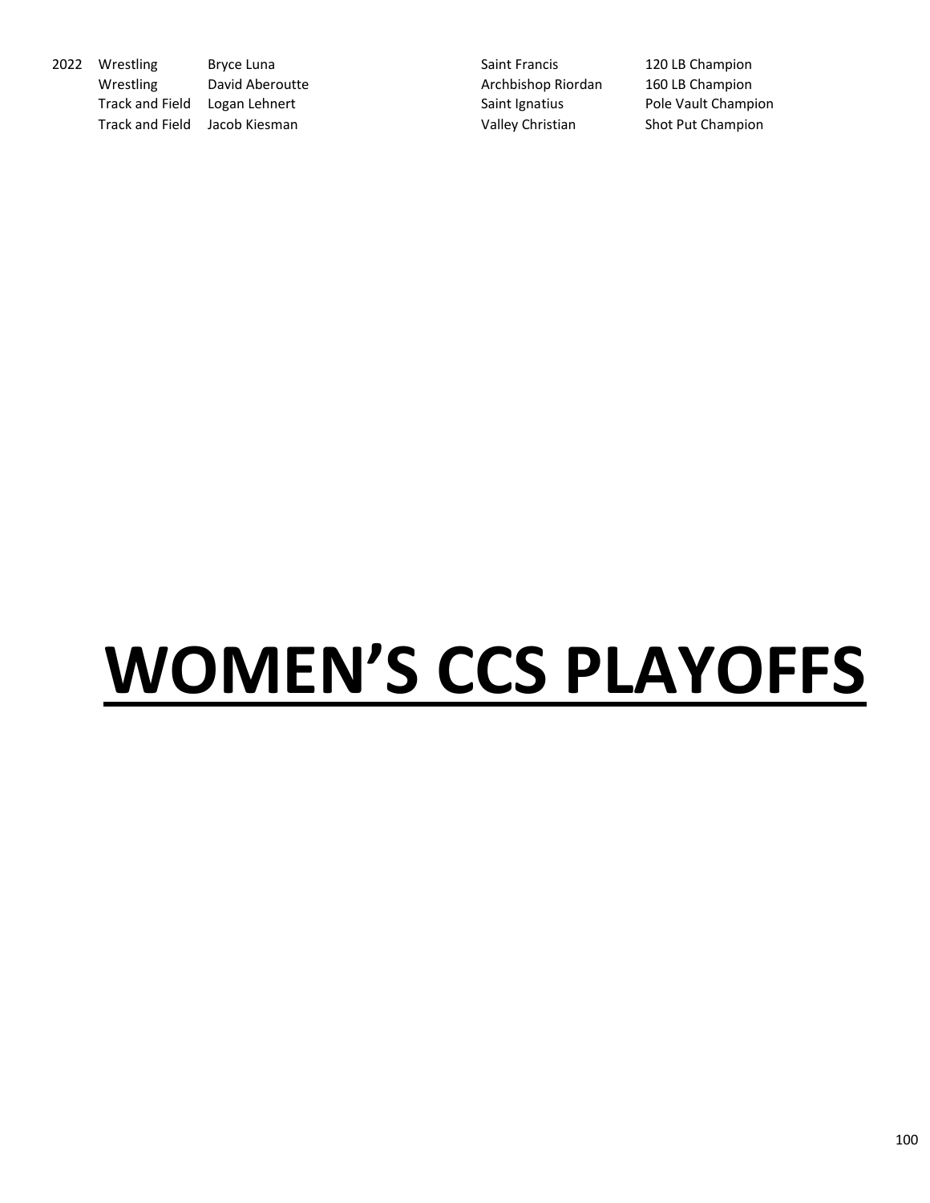| | | | | |
|---|---|---|---|---|
| 2022 | Wrestling | Bryce Luna | Saint Francis | 120 LB Champion |
| | Wrestling | David Aberoutte | Archbishop Riordan | 160 LB Champion |
| | Track and Field | Logan Lehnert | Saint Ignatius | Pole Vault Champion |
| | Track and Field | Jacob Kiesman | Valley Christian | Shot Put Champion |

# WOMEN’S CCS PLAYOFFS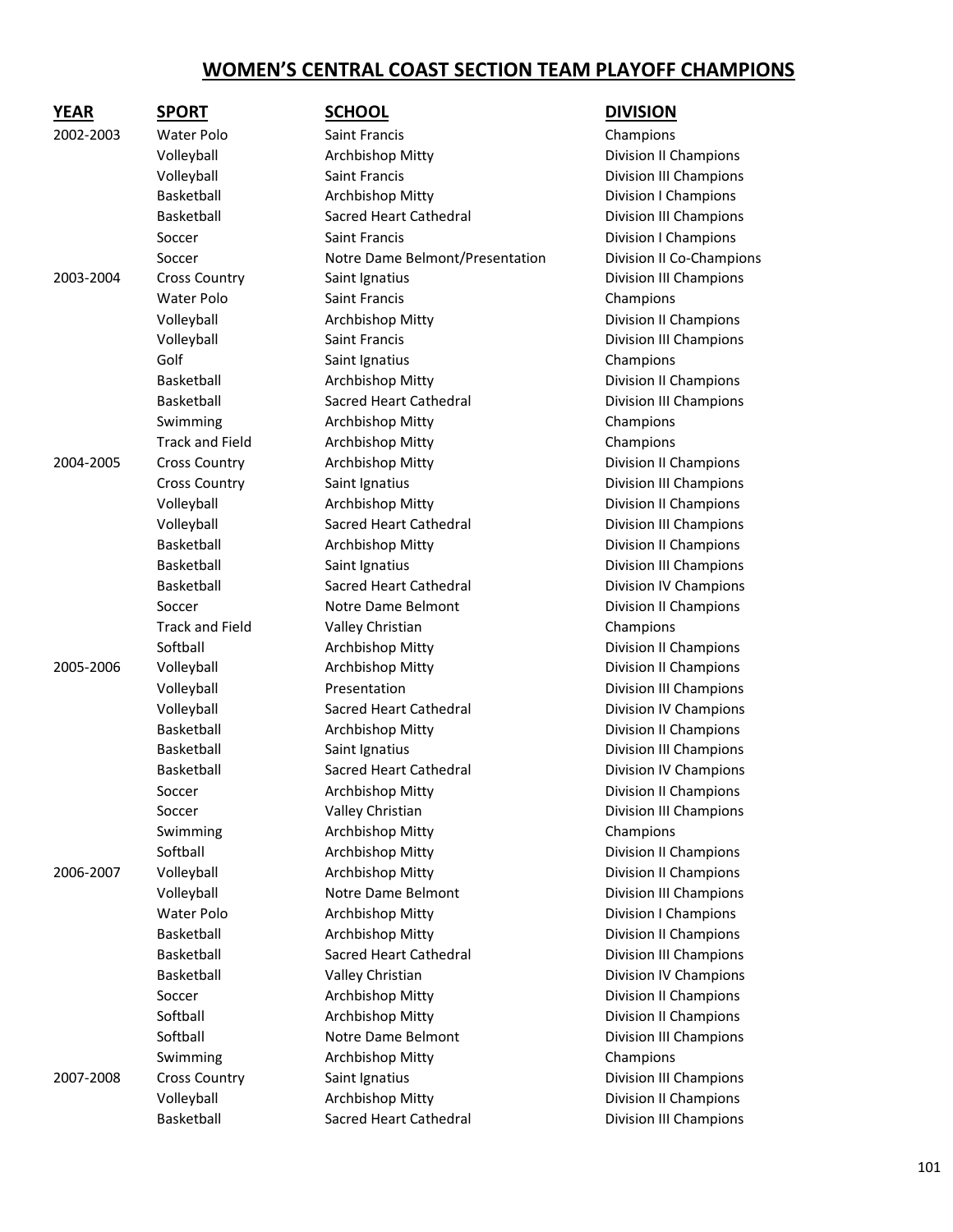## WOMEN'S CENTRAL COAST SECTION TEAM PLAYOFF CHAMPIONS

| YEAR | SPORT | SCHOOL | DIVISION |
|---|---|---|---|
| 2002-2003 | Water Polo | Saint Francis | Champions |
| | Volleyball | Archbishop Mitty | Division II Champions |
| | Volleyball | Saint Francis | Division III Champions |
| | Basketball | Archbishop Mitty | Division I Champions |
| | Basketball | Sacred Heart Cathedral | Division III Champions |
| | Soccer | Saint Francis | Division I Champions |
| | Soccer | Notre Dame Belmont/Presentation | Division II Co-Champions |
| 2003-2004 | Cross Country | Saint Ignatius | Division III Champions |
| | Water Polo | Saint Francis | Champions |
| | Volleyball | Archbishop Mitty | Division II Champions |
| | Volleyball | Saint Francis | Division III Champions |
| | Golf | Saint Ignatius | Champions |
| | Basketball | Archbishop Mitty | Division II Champions |
| | Basketball | Sacred Heart Cathedral | Division III Champions |
| | Swimming | Archbishop Mitty | Champions |
| | Track and Field | Archbishop Mitty | Champions |
| 2004-2005 | Cross Country | Archbishop Mitty | Division II Champions |
| | Cross Country | Saint Ignatius | Division III Champions |
| | Volleyball | Archbishop Mitty | Division II Champions |
| | Volleyball | Sacred Heart Cathedral | Division III Champions |
| | Basketball | Archbishop Mitty | Division II Champions |
| | Basketball | Saint Ignatius | Division III Champions |
| | Basketball | Sacred Heart Cathedral | Division IV Champions |
| | Soccer | Notre Dame Belmont | Division II Champions |
| | Track and Field | Valley Christian | Champions |
| | Softball | Archbishop Mitty | Division II Champions |
| 2005-2006 | Volleyball | Archbishop Mitty | Division II Champions |
| | Volleyball | Presentation | Division III Champions |
| | Volleyball | Sacred Heart Cathedral | Division IV Champions |
| | Basketball | Archbishop Mitty | Division II Champions |
| | Basketball | Saint Ignatius | Division III Champions |
| | Basketball | Sacred Heart Cathedral | Division IV Champions |
| | Soccer | Archbishop Mitty | Division II Champions |
| | Soccer | Valley Christian | Division III Champions |
| | Swimming | Archbishop Mitty | Champions |
| | Softball | Archbishop Mitty | Division II Champions |
| 2006-2007 | Volleyball | Archbishop Mitty | Division II Champions |
| | Volleyball | Notre Dame Belmont | Division III Champions |
| | Water Polo | Archbishop Mitty | Division I Champions |
| | Basketball | Archbishop Mitty | Division II Champions |
| | Basketball | Sacred Heart Cathedral | Division III Champions |
| | Basketball | Valley Christian | Division IV Champions |
| | Soccer | Archbishop Mitty | Division II Champions |
| | Softball | Archbishop Mitty | Division II Champions |
| | Softball | Notre Dame Belmont | Division III Champions |
| | Swimming | Archbishop Mitty | Champions |
| 2007-2008 | Cross Country | Saint Ignatius | Division III Champions |
| | Volleyball | Archbishop Mitty | Division II Champions |
| | Basketball | Sacred Heart Cathedral | Division III Champions |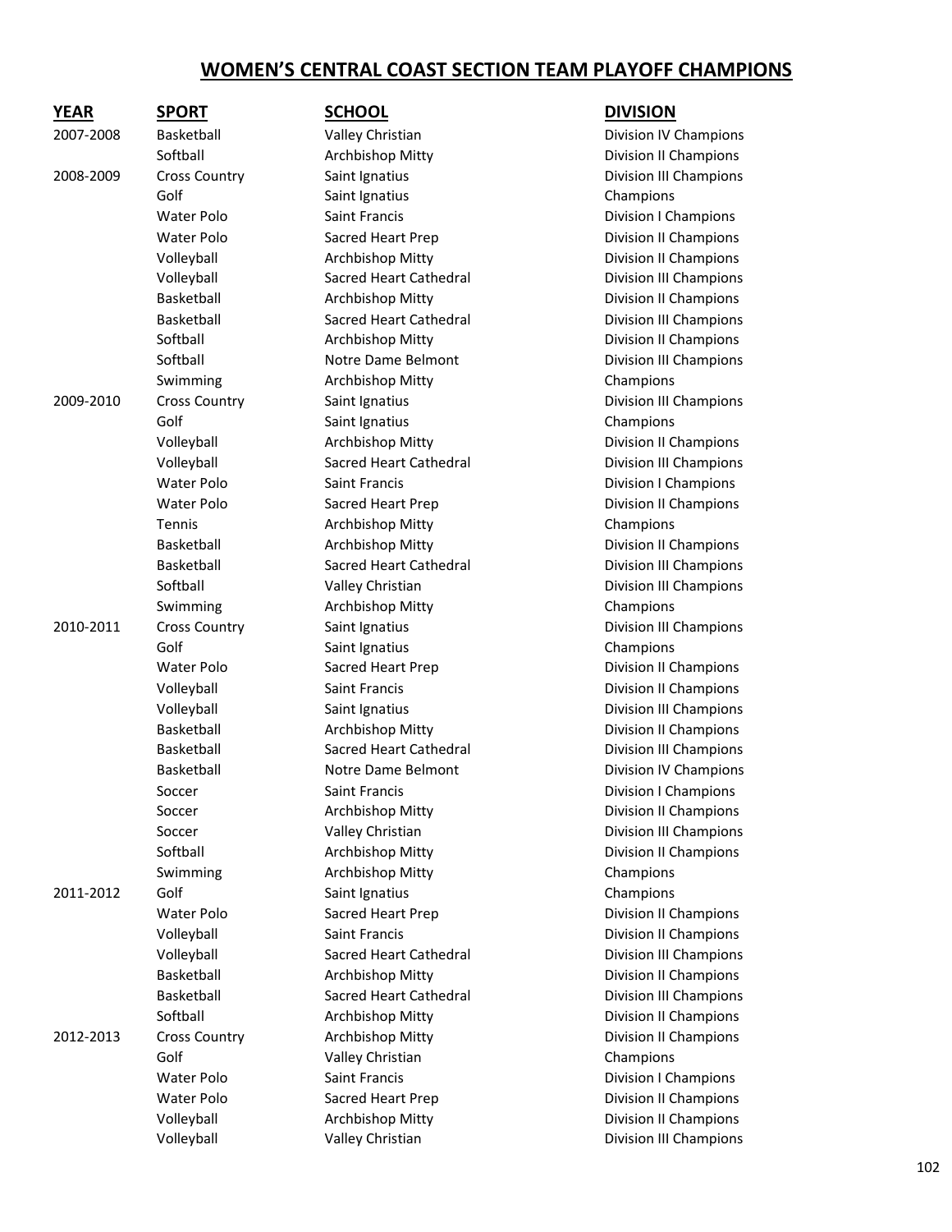## WOMEN'S CENTRAL COAST SECTION TEAM PLAYOFF CHAMPIONS

| YEAR | SPORT | SCHOOL | DIVISION |
|---|---|---|---|
| 2007-2008 | Basketball | Valley Christian | Division IV Champions |
| | Softball | Archbishop Mitty | Division II Champions |
| 2008-2009 | Cross Country | Saint Ignatius | Division III Champions |
| | Golf | Saint Ignatius | Champions |
| | Water Polo | Saint Francis | Division I Champions |
| | Water Polo | Sacred Heart Prep | Division II Champions |
| | Volleyball | Archbishop Mitty | Division II Champions |
| | Volleyball | Sacred Heart Cathedral | Division III Champions |
| | Basketball | Archbishop Mitty | Division II Champions |
| | Basketball | Sacred Heart Cathedral | Division III Champions |
| | Softball | Archbishop Mitty | Division II Champions |
| | Softball | Notre Dame Belmont | Division III Champions |
| | Swimming | Archbishop Mitty | Champions |
| 2009-2010 | Cross Country | Saint Ignatius | Division III Champions |
| | Golf | Saint Ignatius | Champions |
| | Volleyball | Archbishop Mitty | Division II Champions |
| | Volleyball | Sacred Heart Cathedral | Division III Champions |
| | Water Polo | Saint Francis | Division I Champions |
| | Water Polo | Sacred Heart Prep | Division II Champions |
| | Tennis | Archbishop Mitty | Champions |
| | Basketball | Archbishop Mitty | Division II Champions |
| | Basketball | Sacred Heart Cathedral | Division III Champions |
| | Softball | Valley Christian | Division III Champions |
| | Swimming | Archbishop Mitty | Champions |
| 2010-2011 | Cross Country | Saint Ignatius | Division III Champions |
| | Golf | Saint Ignatius | Champions |
| | Water Polo | Sacred Heart Prep | Division II Champions |
| | Volleyball | Saint Francis | Division II Champions |
| | Volleyball | Saint Ignatius | Division III Champions |
| | Basketball | Archbishop Mitty | Division II Champions |
| | Basketball | Sacred Heart Cathedral | Division III Champions |
| | Basketball | Notre Dame Belmont | Division IV Champions |
| | Soccer | Saint Francis | Division I Champions |
| | Soccer | Archbishop Mitty | Division II Champions |
| | Soccer | Valley Christian | Division III Champions |
| | Softball | Archbishop Mitty | Division II Champions |
| | Swimming | Archbishop Mitty | Champions |
| 2011-2012 | Golf | Saint Ignatius | Champions |
| | Water Polo | Sacred Heart Prep | Division II Champions |
| | Volleyball | Saint Francis | Division II Champions |
| | Volleyball | Sacred Heart Cathedral | Division III Champions |
| | Basketball | Archbishop Mitty | Division II Champions |
| | Basketball | Sacred Heart Cathedral | Division III Champions |
| | Softball | Archbishop Mitty | Division II Champions |
| 2012-2013 | Cross Country | Archbishop Mitty | Division II Champions |
| | Golf | Valley Christian | Champions |
| | Water Polo | Saint Francis | Division I Champions |
| | Water Polo | Sacred Heart Prep | Division II Champions |
| | Volleyball | Archbishop Mitty | Division II Champions |
| | Volleyball | Valley Christian | Division III Champions |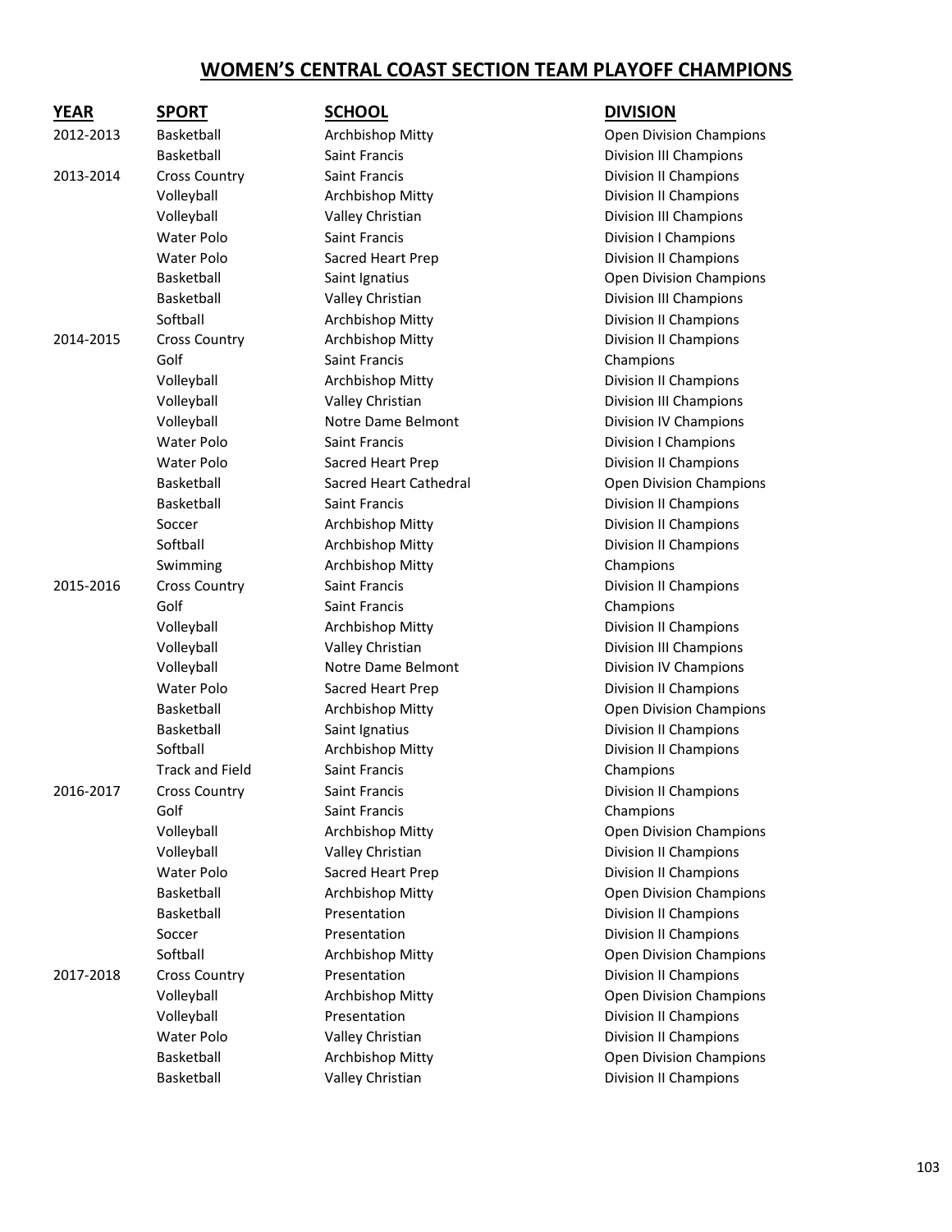# WOMEN'S CENTRAL COAST SECTION TEAM PLAYOFF CHAMPIONS

| YEAR | SPORT | SCHOOL | DIVISION |
|---|---|---|---|
| 2012-2013 | Basketball | Archbishop Mitty | Open Division Champions |
| | Basketball | Saint Francis | Division III Champions |
| 2013-2014 | Cross Country | Saint Francis | Division II Champions |
| | Volleyball | Archbishop Mitty | Division II Champions |
| | Volleyball | Valley Christian | Division III Champions |
| | Water Polo | Saint Francis | Division I Champions |
| | Water Polo | Sacred Heart Prep | Division II Champions |
| | Basketball | Saint Ignatius | Open Division Champions |
| | Basketball | Valley Christian | Division III Champions |
| | Softball | Archbishop Mitty | Division II Champions |
| 2014-2015 | Cross Country | Archbishop Mitty | Division II Champions |
| | Golf | Saint Francis | Champions |
| | Volleyball | Archbishop Mitty | Division II Champions |
| | Volleyball | Valley Christian | Division III Champions |
| | Volleyball | Notre Dame Belmont | Division IV Champions |
| | Water Polo | Saint Francis | Division I Champions |
| | Water Polo | Sacred Heart Prep | Division II Champions |
| | Basketball | Sacred Heart Cathedral | Open Division Champions |
| | Basketball | Saint Francis | Division II Champions |
| | Soccer | Archbishop Mitty | Division II Champions |
| | Softball | Archbishop Mitty | Division II Champions |
| | Swimming | Archbishop Mitty | Champions |
| 2015-2016 | Cross Country | Saint Francis | Division II Champions |
| | Golf | Saint Francis | Champions |
| | Volleyball | Archbishop Mitty | Division II Champions |
| | Volleyball | Valley Christian | Division III Champions |
| | Volleyball | Notre Dame Belmont | Division IV Champions |
| | Water Polo | Sacred Heart Prep | Division II Champions |
| | Basketball | Archbishop Mitty | Open Division Champions |
| | Basketball | Saint Ignatius | Division II Champions |
| | Softball | Archbishop Mitty | Division II Champions |
| | Track and Field | Saint Francis | Champions |
| 2016-2017 | Cross Country | Saint Francis | Division II Champions |
| | Golf | Saint Francis | Champions |
| | Volleyball | Archbishop Mitty | Open Division Champions |
| | Volleyball | Valley Christian | Division II Champions |
| | Water Polo | Sacred Heart Prep | Division II Champions |
| | Basketball | Archbishop Mitty | Open Division Champions |
| | Basketball | Presentation | Division II Champions |
| | Soccer | Presentation | Division II Champions |
| | Softball | Archbishop Mitty | Open Division Champions |
| 2017-2018 | Cross Country | Presentation | Division II Champions |
| | Volleyball | Archbishop Mitty | Open Division Champions |
| | Volleyball | Presentation | Division II Champions |
| | Water Polo | Valley Christian | Division II Champions |
| | Basketball | Archbishop Mitty | Open Division Champions |
| | Basketball | Valley Christian | Division II Champions |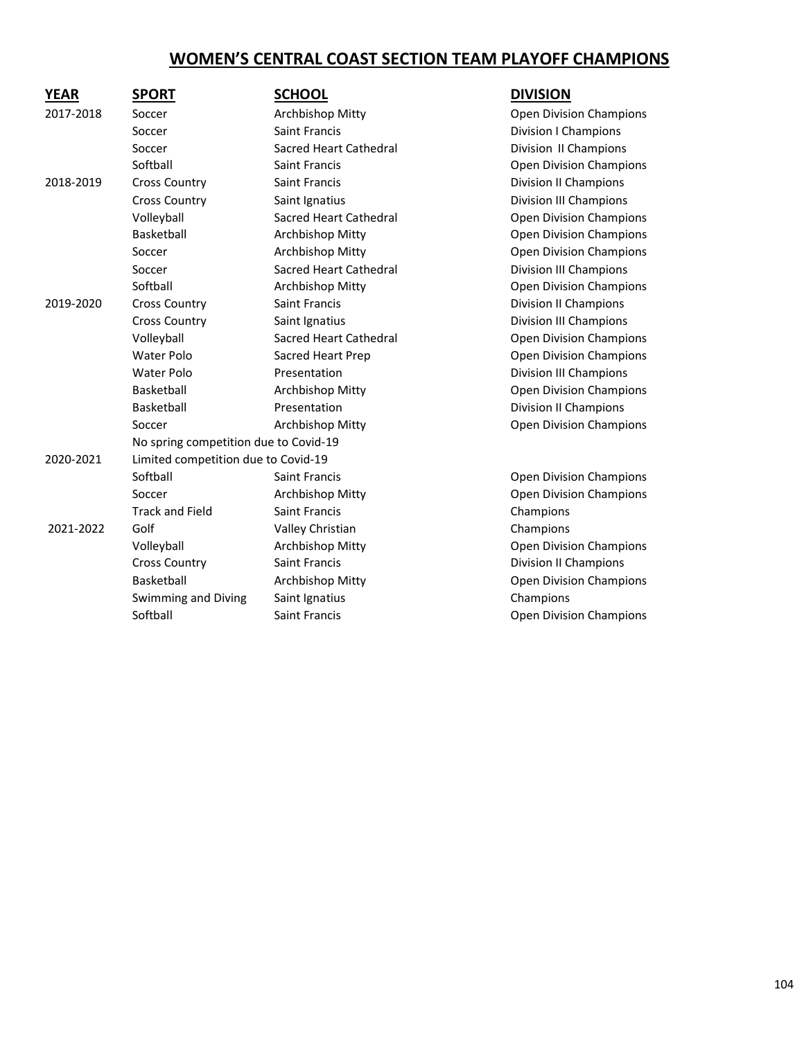# WOMEN'S CENTRAL COAST SECTION TEAM PLAYOFF CHAMPIONS

| YEAR | SPORT | SCHOOL | DIVISION |
|---|---|---|---|
| 2017-2018 | Soccer | Archbishop Mitty | Open Division Champions |
| | Soccer | Saint Francis | Division I Champions |
| | Soccer | Sacred Heart Cathedral | Division II Champions |
| | Softball | Saint Francis | Open Division Champions |
| 2018-2019 | Cross Country | Saint Francis | Division II Champions |
| | Cross Country | Saint Ignatius | Division III Champions |
| | Volleyball | Sacred Heart Cathedral | Open Division Champions |
| | Basketball | Archbishop Mitty | Open Division Champions |
| | Soccer | Archbishop Mitty | Open Division Champions |
| | Soccer | Sacred Heart Cathedral | Division III Champions |
| | Softball | Archbishop Mitty | Open Division Champions |
| 2019-2020 | Cross Country | Saint Francis | Division II Champions |
| | Cross Country | Saint Ignatius | Division III Champions |
| | Volleyball | Sacred Heart Cathedral | Open Division Champions |
| | Water Polo | Sacred Heart Prep | Open Division Champions |
| | Water Polo | Presentation | Division III Champions |
| | Basketball | Archbishop Mitty | Open Division Champions |
| | Basketball | Presentation | Division II Champions |
| | Soccer | Archbishop Mitty | Open Division Champions |
| | No spring competition due to Covid-19 | | |
| 2020-2021 | Limited competition due to Covid-19 | | |
| | Softball | Saint Francis | Open Division Champions |
| | Soccer | Archbishop Mitty | Open Division Champions |
| | Track and Field | Saint Francis | Champions |
| 2021-2022 | Golf | Valley Christian | Champions |
| | Volleyball | Archbishop Mitty | Open Division Champions |
| | Cross Country | Saint Francis | Division II Champions |
| | Basketball | Archbishop Mitty | Open Division Champions |
| | Swimming and Diving | Saint Ignatius | Champions |
| | Softball | Saint Francis | Open Division Champions |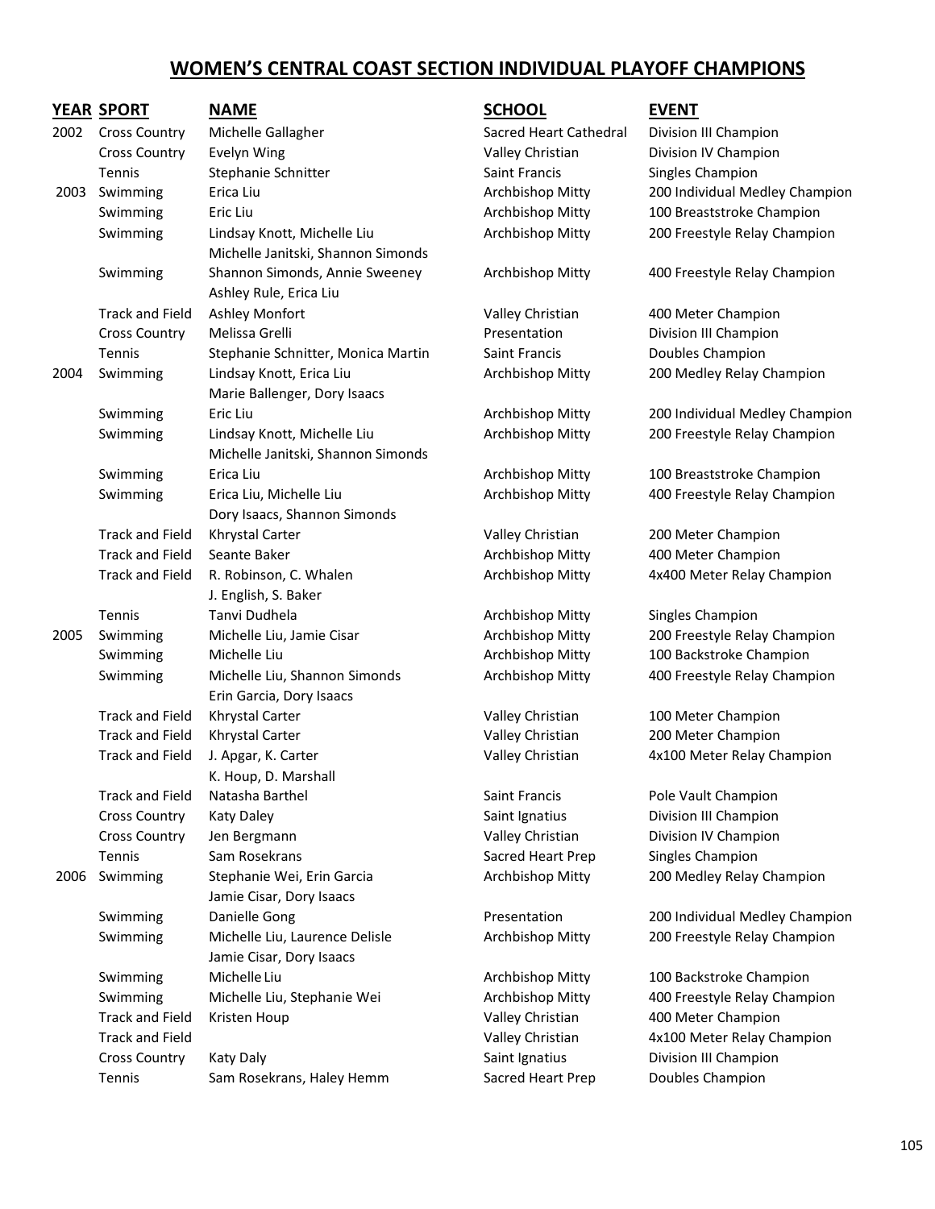# WOMEN'S CENTRAL COAST SECTION INDIVIDUAL PLAYOFF CHAMPIONS

| YEAR | SPORT | NAME | SCHOOL | EVENT |
|---|---|---|---|---|
| 2002 | Cross Country | Michelle Gallagher | Sacred Heart Cathedral | Division III Champion |
| | Cross Country | Evelyn Wing | Valley Christian | Division IV Champion |
| | Tennis | Stephanie Schnitter | Saint Francis | Singles Champion |
| 2003 | Swimming | Erica Liu | Archbishop Mitty | 200 Individual Medley Champion |
| | Swimming | Eric Liu | Archbishop Mitty | 100 Breaststroke Champion |
| | Swimming | Lindsay Knott, Michelle Liu<br>Michelle Janitski, Shannon Simonds | Archbishop Mitty | 200 Freestyle Relay Champion |
| | Swimming | Shannon Simonds, Annie Sweeney<br>Ashley Rule, Erica Liu | Archbishop Mitty | 400 Freestyle Relay Champion |
| | Track and Field | Ashley Monfort | Valley Christian | 400 Meter Champion |
| | Cross Country | Melissa Grelli | Presentation | Division III Champion |
| | Tennis | Stephanie Schnitter, Monica Martin | Saint Francis | Doubles Champion |
| 2004 | Swimming | Lindsay Knott, Erica Liu<br>Marie Ballenger, Dory Isaacs | Archbishop Mitty | 200 Medley Relay Champion |
| | Swimming | Eric Liu | Archbishop Mitty | 200 Individual Medley Champion |
| | Swimming | Lindsay Knott, Michelle Liu<br>Michelle Janitski, Shannon Simonds | Archbishop Mitty | 200 Freestyle Relay Champion |
| | Swimming | Erica Liu | Archbishop Mitty | 100 Breaststroke Champion |
| | Swimming | Erica Liu, Michelle Liu<br>Dory Isaacs, Shannon Simonds | Archbishop Mitty | 400 Freestyle Relay Champion |
| | Track and Field | Khrystal Carter | Valley Christian | 200 Meter Champion |
| | Track and Field | Seante Baker | Archbishop Mitty | 400 Meter Champion |
| | Track and Field | R. Robinson, C. Whalen<br>J. English, S. Baker | Archbishop Mitty | 4x400 Meter Relay Champion |
| | Tennis | Tanvi Dudhela | Archbishop Mitty | Singles Champion |
| 2005 | Swimming | Michelle Liu, Jamie Cisar | Archbishop Mitty | 200 Freestyle Relay Champion |
| | Swimming | Michelle Liu | Archbishop Mitty | 100 Backstroke Champion |
| | Swimming | Michelle Liu, Shannon Simonds<br>Erin Garcia, Dory Isaacs | Archbishop Mitty | 400 Freestyle Relay Champion |
| | Track and Field | Khrystal Carter | Valley Christian | 100 Meter Champion |
| | Track and Field | Khrystal Carter | Valley Christian | 200 Meter Champion |
| | Track and Field | J. Apgar, K. Carter<br>K. Houp, D. Marshall | Valley Christian | 4x100 Meter Relay Champion |
| | Track and Field | Natasha Barthel | Saint Francis | Pole Vault Champion |
| | Cross Country | Katy Daley | Saint Ignatius | Division III Champion |
| | Cross Country | Jen Bergmann | Valley Christian | Division IV Champion |
| | Tennis | Sam Rosekrans | Sacred Heart Prep | Singles Champion |
| 2006 | Swimming | Stephanie Wei, Erin Garcia<br>Jamie Cisar, Dory Isaacs | Archbishop Mitty | 200 Medley Relay Champion |
| | Swimming | Danielle Gong | Presentation | 200 Individual Medley Champion |
| | Swimming | Michelle Liu, Laurence Delisle<br>Jamie Cisar, Dory Isaacs | Archbishop Mitty | 200 Freestyle Relay Champion |
| | Swimming | Michelle Liu | Archbishop Mitty | 100 Backstroke Champion |
| | Swimming | Michelle Liu, Stephanie Wei | Archbishop Mitty | 400 Freestyle Relay Champion |
| | Track and Field | Kristen Houp | Valley Christian | 400 Meter Champion |
| | Track and Field | | Valley Christian | 4x100 Meter Relay Champion |
| | Cross Country | Katy Daly | Saint Ignatius | Division III Champion |
| | Tennis | Sam Rosekrans, Haley Hemm | Sacred Heart Prep | Doubles Champion |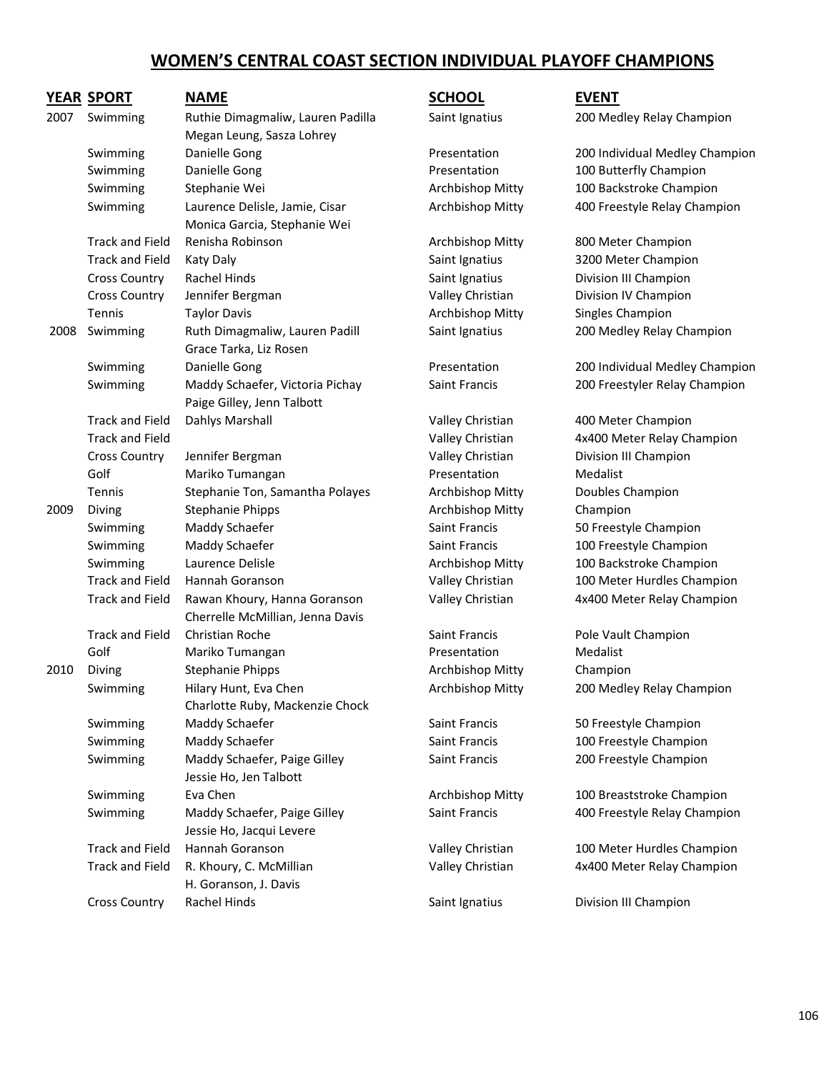# WOMEN'S CENTRAL COAST SECTION INDIVIDUAL PLAYOFF CHAMPIONS

| YEAR | SPORT | NAME | SCHOOL | EVENT |
|---|---|---|---|---|
| 2007 | Swimming | Ruthie Dimagmaliw, Lauren Padilla<br>Megan Leung, Sasza Lohrey | Saint Ignatius | 200 Medley Relay Champion |
| | Swimming | Danielle Gong | Presentation | 200 Individual Medley Champion |
| | Swimming | Danielle Gong | Presentation | 100 Butterfly Champion |
| | Swimming | Stephanie Wei | Archbishop Mitty | 100 Backstroke Champion |
| | Swimming | Laurence Delisle, Jamie, Cisar<br>Monica Garcia, Stephanie Wei | Archbishop Mitty | 400 Freestyle Relay Champion |
| | Track and Field | Renisha Robinson | Archbishop Mitty | 800 Meter Champion |
| | Track and Field | Katy Daly | Saint Ignatius | 3200 Meter Champion |
| | Cross Country | Rachel Hinds | Saint Ignatius | Division III Champion |
| | Cross Country | Jennifer Bergman | Valley Christian | Division IV Champion |
| | Tennis | Taylor Davis | Archbishop Mitty | Singles Champion |
| 2008 | Swimming | Ruth Dimagmaliw, Lauren Padill<br>Grace Tarka, Liz Rosen | Saint Ignatius | 200 Medley Relay Champion |
| | Swimming | Danielle Gong | Presentation | 200 Individual Medley Champion |
| | Swimming | Maddy Schaefer, Victoria Pichay<br>Paige Gilley, Jenn Talbott | Saint Francis | 200 Freestyler Relay Champion |
| | Track and Field | Dahlys Marshall | Valley Christian | 400 Meter Champion |
| | Track and Field | | Valley Christian | 4x400 Meter Relay Champion |
| | Cross Country | Jennifer Bergman | Valley Christian | Division III Champion |
| | Golf | Mariko Tumangan | Presentation | Medalist |
| | Tennis | Stephanie Ton, Samantha Polayes | Archbishop Mitty | Doubles Champion |
| 2009 | Diving | Stephanie Phipps | Archbishop Mitty | Champion |
| | Swimming | Maddy Schaefer | Saint Francis | 50 Freestyle Champion |
| | Swimming | Maddy Schaefer | Saint Francis | 100 Freestyle Champion |
| | Swimming | Laurence Delisle | Archbishop Mitty | 100 Backstroke Champion |
| | Track and Field | Hannah Goranson | Valley Christian | 100 Meter Hurdles Champion |
| | Track and Field | Rawan Khoury, Hanna Goranson<br>Cherrelle McMillian, Jenna Davis | Valley Christian | 4x400 Meter Relay Champion |
| | Track and Field | Christian Roche | Saint Francis | Pole Vault Champion |
| | Golf | Mariko Tumangan | Presentation | Medalist |
| 2010 | Diving | Stephanie Phipps | Archbishop Mitty | Champion |
| | Swimming | Hilary Hunt, Eva Chen<br>Charlotte Ruby, Mackenzie Chock | Archbishop Mitty | 200 Medley Relay Champion |
| | Swimming | Maddy Schaefer | Saint Francis | 50 Freestyle Champion |
| | Swimming | Maddy Schaefer | Saint Francis | 100 Freestyle Champion |
| | Swimming | Maddy Schaefer, Paige Gilley<br>Jessie Ho, Jen Talbott | Saint Francis | 200 Freestyle Champion |
| | Swimming | Eva Chen | Archbishop Mitty | 100 Breaststroke Champion |
| | Swimming | Maddy Schaefer, Paige Gilley<br>Jessie Ho, Jacqui Levere | Saint Francis | 400 Freestyle Relay Champion |
| | Track and Field | Hannah Goranson | Valley Christian | 100 Meter Hurdles Champion |
| | Track and Field | R. Khoury, C. McMillian<br>H. Goranson, J. Davis | Valley Christian | 4x400 Meter Relay Champion |
| | Cross Country | Rachel Hinds | Saint Ignatius | Division III Champion |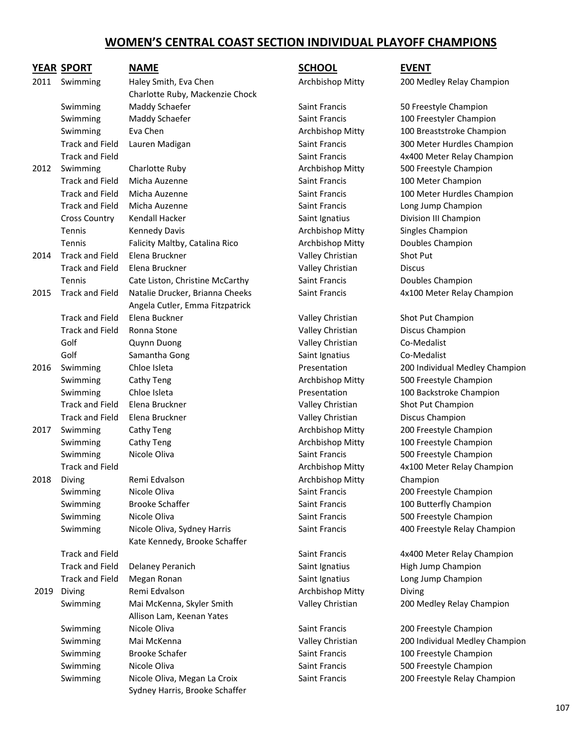# WOMEN'S CENTRAL COAST SECTION INDIVIDUAL PLAYOFF CHAMPIONS

| YEAR | SPORT | NAME | SCHOOL | EVENT |
|---|---|---|---|---|
| 2011 | Swimming | Haley Smith, Eva Chen<br>Charlotte Ruby, Mackenzie Chock | Archbishop Mitty | 200 Medley Relay Champion |
| | Swimming | Maddy Schaefer | Saint Francis | 50 Freestyle Champion |
| | Swimming | Maddy Schaefer | Saint Francis | 100 Freestyler Champion |
| | Swimming | Eva Chen | Archbishop Mitty | 100 Breaststroke Champion |
| | Track and Field | Lauren Madigan | Saint Francis | 300 Meter Hurdles Champion |
| | Track and Field | | Saint Francis | 4x400 Meter Relay Champion |
| 2012 | Swimming | Charlotte Ruby | Archbishop Mitty | 500 Freestyle Champion |
| | Track and Field | Micha Auzenne | Saint Francis | 100 Meter Champion |
| | Track and Field | Micha Auzenne | Saint Francis | 100 Meter Hurdles Champion |
| | Track and Field | Micha Auzenne | Saint Francis | Long Jump Champion |
| | Cross Country | Kendall Hacker | Saint Ignatius | Division III Champion |
| | Tennis | Kennedy Davis | Archbishop Mitty | Singles Champion |
| | Tennis | Falicity Maltby, Catalina Rico | Archbishop Mitty | Doubles Champion |
| 2014 | Track and Field | Elena Bruckner | Valley Christian | Shot Put |
| | Track and Field | Elena Bruckner | Valley Christian | Discus |
| | Tennis | Cate Liston, Christine McCarthy | Saint Francis | Doubles Champion |
| 2015 | Track and Field | Natalie Drucker, Brianna Cheeks<br>Angela Cutler, Emma Fitzpatrick | Saint Francis | 4x100 Meter Relay Champion |
| | Track and Field | Elena Buckner | Valley Christian | Shot Put Champion |
| | Track and Field | Ronna Stone | Valley Christian | Discus Champion |
| | Golf | Quynn Duong | Valley Christian | Co-Medalist |
| | Golf | Samantha Gong | Saint Ignatius | Co-Medalist |
| 2016 | Swimming | Chloe Isleta | Presentation | 200 Individual Medley Champion |
| | Swimming | Cathy Teng | Archbishop Mitty | 500 Freestyle Champion |
| | Swimming | Chloe Isleta | Presentation | 100 Backstroke Champion |
| | Track and Field | Elena Bruckner | Valley Christian | Shot Put Champion |
| | Track and Field | Elena Bruckner | Valley Christian | Discus Champion |
| 2017 | Swimming | Cathy Teng | Archbishop Mitty | 200 Freestyle Champion |
| | Swimming | Cathy Teng | Archbishop Mitty | 100 Freestyle Champion |
| | Swimming | Nicole Oliva | Saint Francis | 500 Freestyle Champion |
| | Track and Field | | Archbishop Mitty | 4x100 Meter Relay Champion |
| 2018 | Diving | Remi Edvalson | Archbishop Mitty | Champion |
| | Swimming | Nicole Oliva | Saint Francis | 200 Freestyle Champion |
| | Swimming | Brooke Schaffer | Saint Francis | 100 Butterfly Champion |
| | Swimming | Nicole Oliva | Saint Francis | 500 Freestyle Champion |
| | Swimming | Nicole Oliva, Sydney Harris<br>Kate Kennedy, Brooke Schaffer | Saint Francis | 400 Freestyle Relay Champion |
| | Track and Field | | Saint Francis | 4x400 Meter Relay Champion |
| | Track and Field | Delaney Peranich | Saint Ignatius | High Jump Champion |
| | Track and Field | Megan Ronan | Saint Ignatius | Long Jump Champion |
| 2019 | Diving | Remi Edvalson | Archbishop Mitty | Diving |
| | Swimming | Mai McKenna, Skyler Smith<br>Allison Lam, Keenan Yates | Valley Christian | 200 Medley Relay Champion |
| | Swimming | Nicole Oliva | Saint Francis | 200 Freestyle Champion |
| | Swimming | Mai McKenna | Valley Christian | 200 Individual Medley Champion |
| | Swimming | Brooke Schafer | Saint Francis | 100 Freestyle Champion |
| | Swimming | Nicole Oliva | Saint Francis | 500 Freestyle Champion |
| | Swimming | Nicole Oliva, Megan La Croix<br>Sydney Harris, Brooke Schaffer | Saint Francis | 200 Freestyle Relay Champion |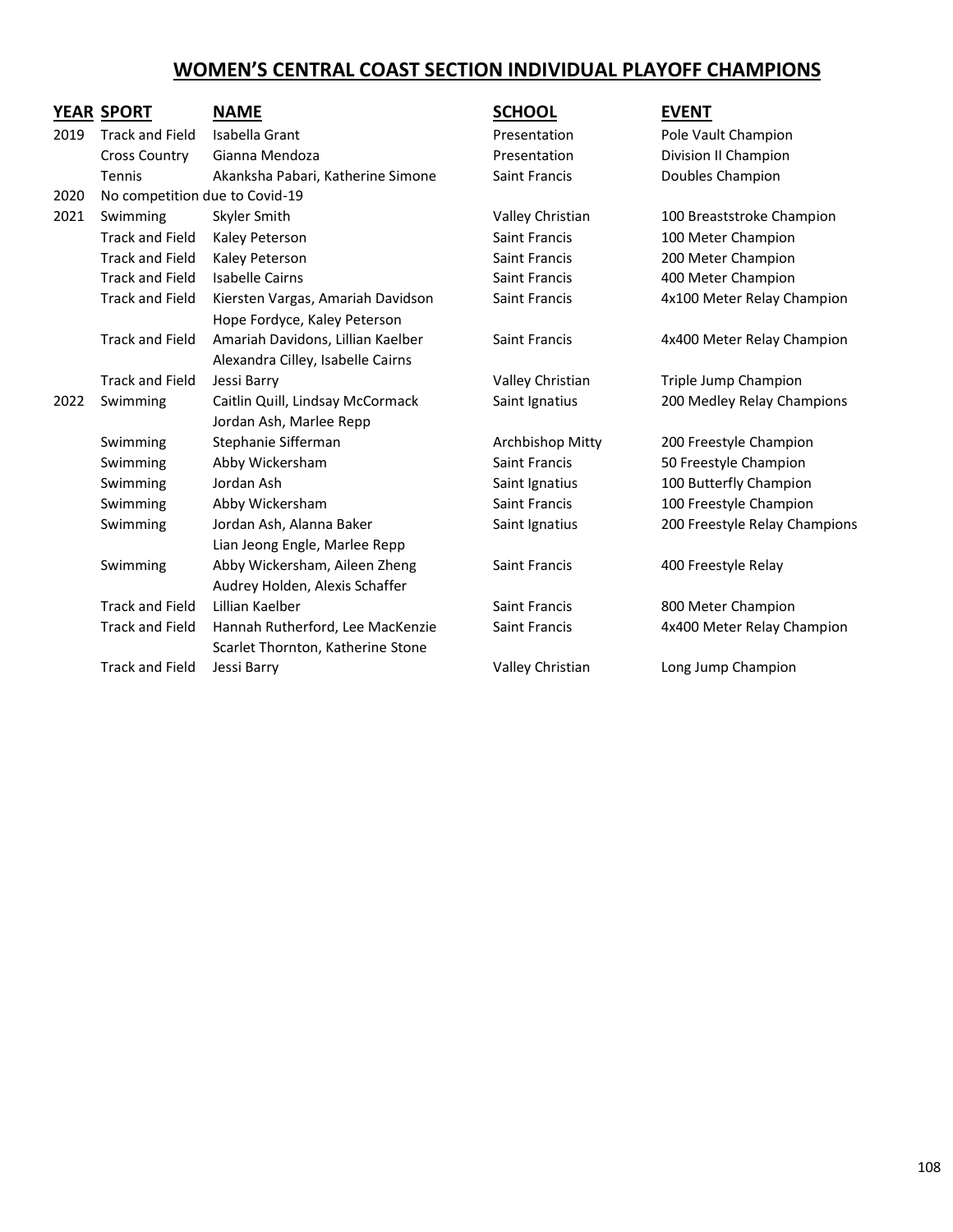## WOMEN'S CENTRAL COAST SECTION INDIVIDUAL PLAYOFF CHAMPIONS

| YEAR | SPORT | NAME | SCHOOL | EVENT |
|---|---|---|---|---|
| 2019 | Track and Field | Isabella Grant | Presentation | Pole Vault Champion |
| | Cross Country | Gianna Mendoza | Presentation | Division II Champion |
| | Tennis | Akanksha Pabari, Katherine Simone | Saint Francis | Doubles Champion |
| 2020 | No competition due to Covid-19 | | | |
| 2021 | Swimming | Skyler Smith | Valley Christian | 100 Breaststroke Champion |
| | Track and Field | Kaley Peterson | Saint Francis | 100 Meter Champion |
| | Track and Field | Kaley Peterson | Saint Francis | 200 Meter Champion |
| | Track and Field | Isabelle Cairns | Saint Francis | 400 Meter Champion |
| | Track and Field | Kiersten Vargas, Amariah Davidson Hope Fordyce, Kaley Peterson | Saint Francis | 4x100 Meter Relay Champion |
| | Track and Field | Amariah Davidons, Lillian Kaelber Alexandra Cilley, Isabelle Cairns | Saint Francis | 4x400 Meter Relay Champion |
| | Track and Field | Jessi Barry | Valley Christian | Triple Jump Champion |
| 2022 | Swimming | Caitlin Quill, Lindsay McCormack Jordan Ash, Marlee Repp | Saint Ignatius | 200 Medley Relay Champions |
| | Swimming | Stephanie Sifferman | Archbishop Mitty | 200 Freestyle Champion |
| | Swimming | Abby Wickersham | Saint Francis | 50 Freestyle Champion |
| | Swimming | Jordan Ash | Saint Ignatius | 100 Butterfly Champion |
| | Swimming | Abby Wickersham | Saint Francis | 100 Freestyle Champion |
| | Swimming | Jordan Ash, Alanna Baker Lian Jeong Engle, Marlee Repp | Saint Ignatius | 200 Freestyle Relay Champions |
| | Swimming | Abby Wickersham, Aileen Zheng Audrey Holden, Alexis Schaffer | Saint Francis | 400 Freestyle Relay |
| | Track and Field | Lillian Kaelber | Saint Francis | 800 Meter Champion |
| | Track and Field | Hannah Rutherford, Lee MacKenzie Scarlet Thornton, Katherine Stone | Saint Francis | 4x400 Meter Relay Champion |
| | Track and Field | Jessi Barry | Valley Christian | Long Jump Champion |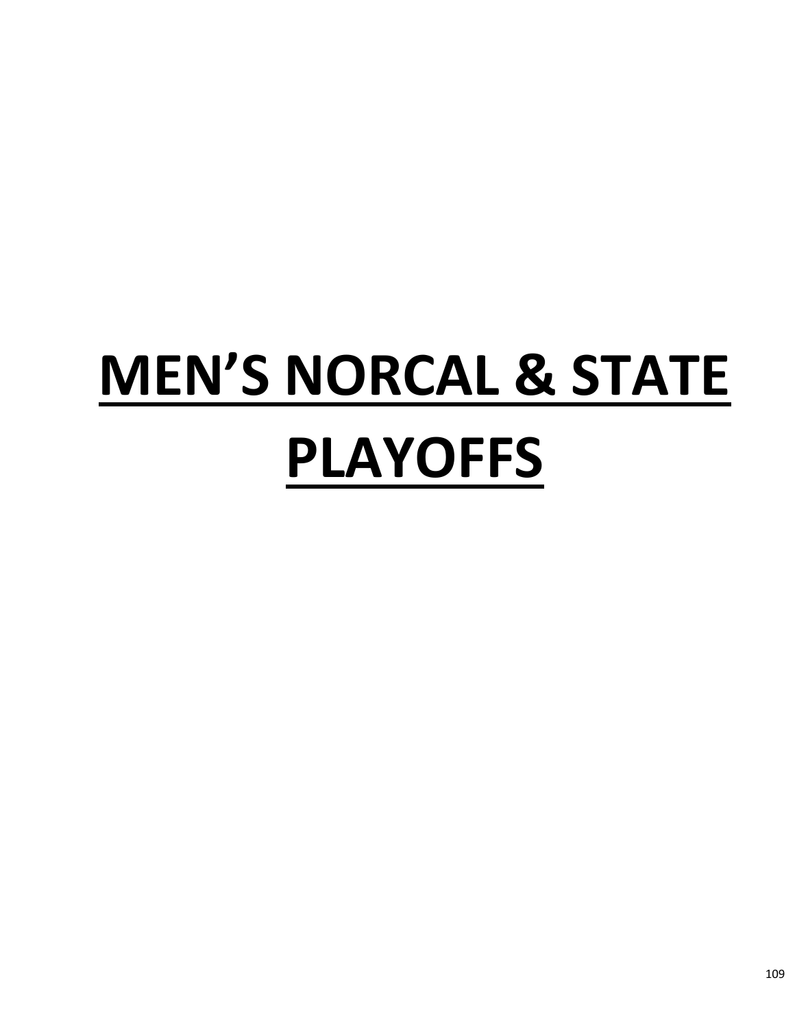# MEN’S NORCAL & STATE PLAYOFFS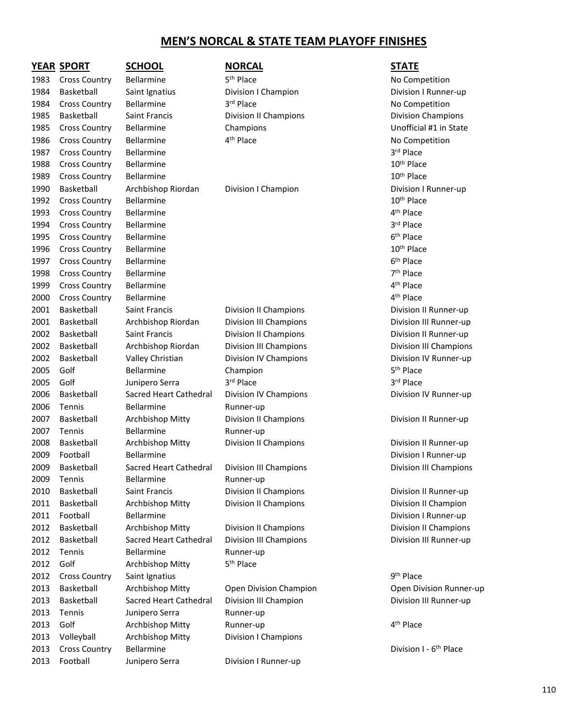## MEN'S NORCAL & STATE TEAM PLAYOFF FINISHES

| YEAR | SPORT | SCHOOL | NORCAL | STATE |
|---|---|---|---|---|
| 1983 | Cross Country | Bellarmine | 5th Place | No Competition |
| 1984 | Basketball | Saint Ignatius | Division I Champion | Division I Runner-up |
| 1984 | Cross Country | Bellarmine | 3rd Place | No Competition |
| 1985 | Basketball | Saint Francis | Division II Champions | Division Champions |
| 1985 | Cross Country | Bellarmine | Champions | Unofficial #1 in State |
| 1986 | Cross Country | Bellarmine | 4th Place | No Competition |
| 1987 | Cross Country | Bellarmine | | 3rd Place |
| 1988 | Cross Country | Bellarmine | | 10th Place |
| 1989 | Cross Country | Bellarmine | | 10th Place |
| 1990 | Basketball | Archbishop Riordan | Division I Champion | Division I Runner-up |
| 1992 | Cross Country | Bellarmine | | 10th Place |
| 1993 | Cross Country | Bellarmine | | 4th Place |
| 1994 | Cross Country | Bellarmine | | 3rd Place |
| 1995 | Cross Country | Bellarmine | | 6th Place |
| 1996 | Cross Country | Bellarmine | | 10th Place |
| 1997 | Cross Country | Bellarmine | | 6th Place |
| 1998 | Cross Country | Bellarmine | | 7th Place |
| 1999 | Cross Country | Bellarmine | | 4th Place |
| 2000 | Cross Country | Bellarmine | | 4th Place |
| 2001 | Basketball | Saint Francis | Division II Champions | Division II Runner-up |
| 2001 | Basketball | Archbishop Riordan | Division III Champions | Division III Runner-up |
| 2002 | Basketball | Saint Francis | Division II Champions | Division II Runner-up |
| 2002 | Basketball | Archbishop Riordan | Division III Champions | Division III Champions |
| 2002 | Basketball | Valley Christian | Division IV Champions | Division IV Runner-up |
| 2005 | Golf | Bellarmine | Champion | 5th Place |
| 2005 | Golf | Junipero Serra | 3rd Place | 3rd Place |
| 2006 | Basketball | Sacred Heart Cathedral | Division IV Champions | Division IV Runner-up |
| 2006 | Tennis | Bellarmine | Runner-up | |
| 2007 | Basketball | Archbishop Mitty | Division II Champions | Division II Runner-up |
| 2007 | Tennis | Bellarmine | Runner-up | |
| 2008 | Basketball | Archbishop Mitty | Division II Champions | Division II Runner-up |
| 2009 | Football | Bellarmine | | Division I Runner-up |
| 2009 | Basketball | Sacred Heart Cathedral | Division III Champions | Division III Champions |
| 2009 | Tennis | Bellarmine | Runner-up | |
| 2010 | Basketball | Saint Francis | Division II Champions | Division II Runner-up |
| 2011 | Basketball | Archbishop Mitty | Division II Champions | Division II Champion |
| 2011 | Football | Bellarmine | | Division I Runner-up |
| 2012 | Basketball | Archbishop Mitty | Division II Champions | Division II Champions |
| 2012 | Basketball | Sacred Heart Cathedral | Division III Champions | Division III Runner-up |
| 2012 | Tennis | Bellarmine | Runner-up | |
| 2012 | Golf | Archbishop Mitty | 5th Place | |
| 2012 | Cross Country | Saint Ignatius | | 9th Place |
| 2013 | Basketball | Archbishop Mitty | Open Division Champion | Open Division Runner-up |
| 2013 | Basketball | Sacred Heart Cathedral | Division III Champion | Division III Runner-up |
| 2013 | Tennis | Junipero Serra | Runner-up | |
| 2013 | Golf | Archbishop Mitty | Runner-up | 4th Place |
| 2013 | Volleyball | Archbishop Mitty | Division I Champions | |
| 2013 | Cross Country | Bellarmine | | Division I - 6th Place |
| 2013 | Football | Junipero Serra | Division I Runner-up | |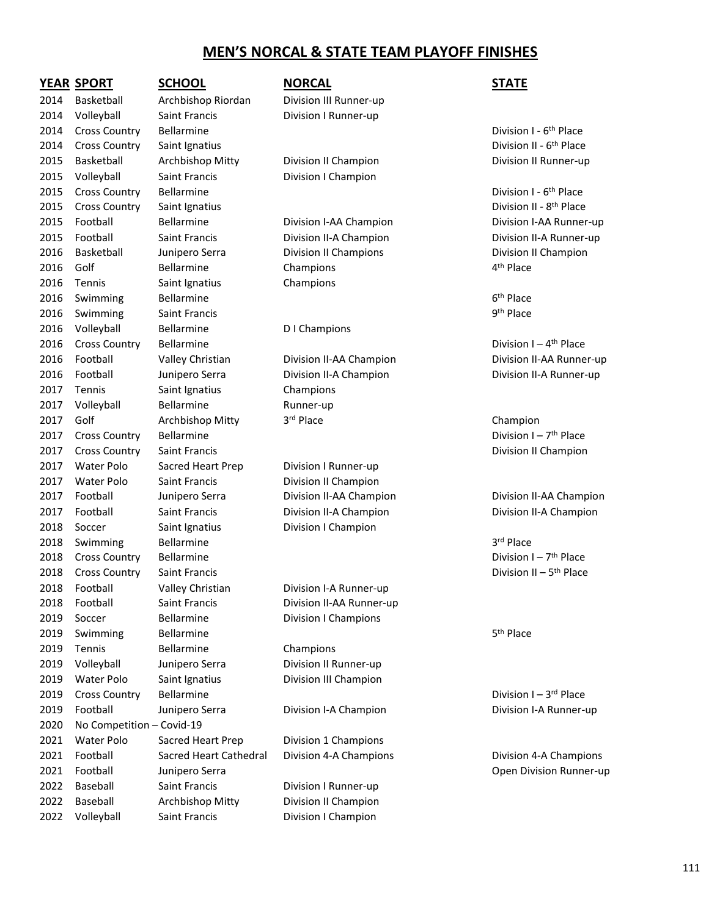## MEN'S NORCAL & STATE TEAM PLAYOFF FINISHES

| YEAR | SPORT | SCHOOL | NORCAL | STATE |
|---|---|---|---|---|
| 2014 | Basketball | Archbishop Riordan | Division III Runner-up | |
| 2014 | Volleyball | Saint Francis | Division I Runner-up | |
| 2014 | Cross Country | Bellarmine | | Division I - 6th Place |
| 2014 | Cross Country | Saint Ignatius | | Division II - 6th Place |
| 2015 | Basketball | Archbishop Mitty | Division II Champion | Division II Runner-up |
| 2015 | Volleyball | Saint Francis | Division I Champion | |
| 2015 | Cross Country | Bellarmine | | Division I - 6th Place |
| 2015 | Cross Country | Saint Ignatius | | Division II - 8th Place |
| 2015 | Football | Bellarmine | Division I-AA Champion | Division I-AA Runner-up |
| 2015 | Football | Saint Francis | Division II-A Champion | Division II-A Runner-up |
| 2016 | Basketball | Junipero Serra | Division II Champions | Division II Champion |
| 2016 | Golf | Bellarmine | Champions | 4th Place |
| 2016 | Tennis | Saint Ignatius | Champions | |
| 2016 | Swimming | Bellarmine | | 6th Place |
| 2016 | Swimming | Saint Francis | | 9th Place |
| 2016 | Volleyball | Bellarmine | D I Champions | |
| 2016 | Cross Country | Bellarmine | | Division I – 4th Place |
| 2016 | Football | Valley Christian | Division II-AA Champion | Division II-AA Runner-up |
| 2016 | Football | Junipero Serra | Division II-A Champion | Division II-A Runner-up |
| 2017 | Tennis | Saint Ignatius | Champions | |
| 2017 | Volleyball | Bellarmine | Runner-up | |
| 2017 | Golf | Archbishop Mitty | 3rd Place | Champion |
| 2017 | Cross Country | Bellarmine | | Division I – 7th Place |
| 2017 | Cross Country | Saint Francis | | Division II Champion |
| 2017 | Water Polo | Sacred Heart Prep | Division I Runner-up | |
| 2017 | Water Polo | Saint Francis | Division II Champion | |
| 2017 | Football | Junipero Serra | Division II-AA Champion | Division II-AA Champion |
| 2017 | Football | Saint Francis | Division II-A Champion | Division II-A Champion |
| 2018 | Soccer | Saint Ignatius | Division I Champion | |
| 2018 | Swimming | Bellarmine | | 3rd Place |
| 2018 | Cross Country | Bellarmine | | Division I – 7th Place |
| 2018 | Cross Country | Saint Francis | | Division II – 5th Place |
| 2018 | Football | Valley Christian | Division I-A Runner-up | |
| 2018 | Football | Saint Francis | Division II-AA Runner-up | |
| 2019 | Soccer | Bellarmine | Division I Champions | |
| 2019 | Swimming | Bellarmine | | 5th Place |
| 2019 | Tennis | Bellarmine | Champions | |
| 2019 | Volleyball | Junipero Serra | Division II Runner-up | |
| 2019 | Water Polo | Saint Ignatius | Division III Champion | |
| 2019 | Cross Country | Bellarmine | | Division I – 3rd Place |
| 2019 | Football | Junipero Serra | Division I-A Champion | Division I-A Runner-up |
| 2020 | No Competition – Covid-19 | | | |
| 2021 | Water Polo | Sacred Heart Prep | Division 1 Champions | |
| 2021 | Football | Sacred Heart Cathedral | Division 4-A Champions | Division 4-A Champions |
| 2021 | Football | Junipero Serra | | Open Division Runner-up |
| 2022 | Baseball | Saint Francis | Division I Runner-up | |
| 2022 | Baseball | Archbishop Mitty | Division II Champion | |
| 2022 | Volleyball | Saint Francis | Division I Champion | |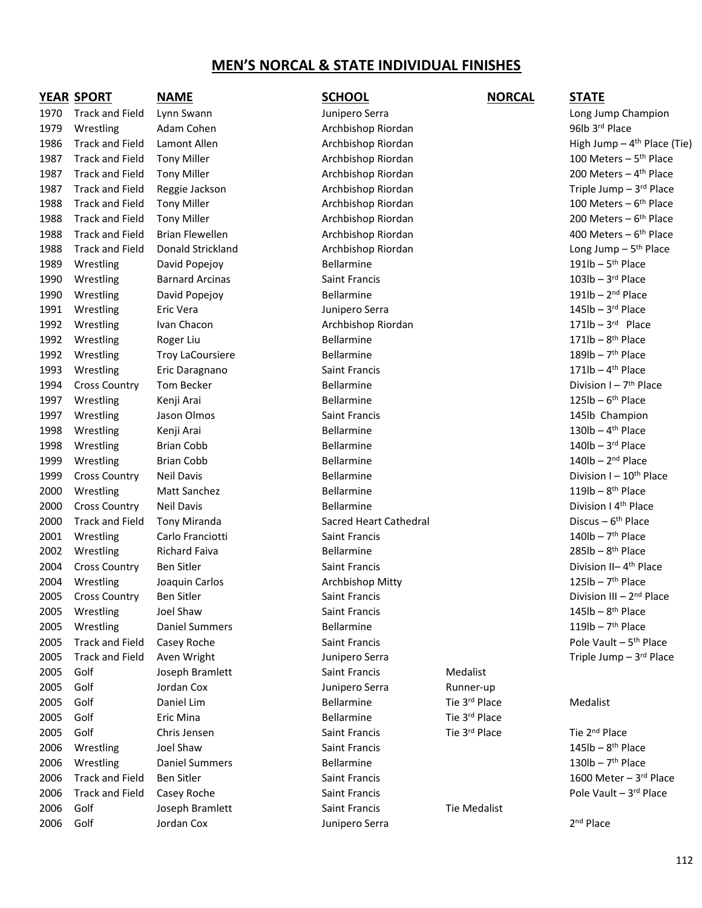## MEN'S NORCAL & STATE INDIVIDUAL FINISHES

| YEAR | SPORT | NAME | SCHOOL | NORCAL | STATE |
|---|---|---|---|---|---|
| 1970 | Track and Field | Lynn Swann | Junipero Serra | | Long Jump Champion |
| 1979 | Wrestling | Adam Cohen | Archbishop Riordan | | 96lb 3rd Place |
| 1986 | Track and Field | Lamont Allen | Archbishop Riordan | | High Jump – 4th Place (Tie) |
| 1987 | Track and Field | Tony Miller | Archbishop Riordan | | 100 Meters – 5th Place |
| 1987 | Track and Field | Tony Miller | Archbishop Riordan | | 200 Meters – 4th Place |
| 1987 | Track and Field | Reggie Jackson | Archbishop Riordan | | Triple Jump – 3rd Place |
| 1988 | Track and Field | Tony Miller | Archbishop Riordan | | 100 Meters – 6th Place |
| 1988 | Track and Field | Tony Miller | Archbishop Riordan | | 200 Meters – 6th Place |
| 1988 | Track and Field | Brian Flewellen | Archbishop Riordan | | 400 Meters – 6th Place |
| 1988 | Track and Field | Donald Strickland | Archbishop Riordan | | Long Jump – 5th Place |
| 1989 | Wrestling | David Popejoy | Bellarmine | | 191lb – 5th Place |
| 1990 | Wrestling | Barnard Arcinas | Saint Francis | | 103lb – 3rd Place |
| 1990 | Wrestling | David Popejoy | Bellarmine | | 191lb – 2nd Place |
| 1991 | Wrestling | Eric Vera | Junipero Serra | | 145lb – 3rd Place |
| 1992 | Wrestling | Ivan Chacon | Archbishop Riordan | | 171lb – 3rd Place |
| 1992 | Wrestling | Roger Liu | Bellarmine | | 171lb – 8th Place |
| 1992 | Wrestling | Troy LaCoursiere | Bellarmine | | 189lb – 7th Place |
| 1993 | Wrestling | Eric Daragnano | Saint Francis | | 171lb – 4th Place |
| 1994 | Cross Country | Tom Becker | Bellarmine | | Division I – 7th Place |
| 1997 | Wrestling | Kenji Arai | Bellarmine | | 125lb – 6th Place |
| 1997 | Wrestling | Jason Olmos | Saint Francis | | 145lb Champion |
| 1998 | Wrestling | Kenji Arai | Bellarmine | | 130lb – 4th Place |
| 1998 | Wrestling | Brian Cobb | Bellarmine | | 140lb – 3rd Place |
| 1999 | Wrestling | Brian Cobb | Bellarmine | | 140lb – 2nd Place |
| 1999 | Cross Country | Neil Davis | Bellarmine | | Division I – 10th Place |
| 2000 | Wrestling | Matt Sanchez | Bellarmine | | 119lb – 8th Place |
| 2000 | Cross Country | Neil Davis | Bellarmine | | Division I 4th Place |
| 2000 | Track and Field | Tony Miranda | Sacred Heart Cathedral | | Discus – 6th Place |
| 2001 | Wrestling | Carlo Franciotti | Saint Francis | | 140lb – 7th Place |
| 2002 | Wrestling | Richard Faiva | Bellarmine | | 285lb – 8th Place |
| 2004 | Cross Country | Ben Sitler | Saint Francis | | Division II– 4th Place |
| 2004 | Wrestling | Joaquin Carlos | Archbishop Mitty | | 125lb – 7th Place |
| 2005 | Cross Country | Ben Sitler | Saint Francis | | Division III – 2nd Place |
| 2005 | Wrestling | Joel Shaw | Saint Francis | | 145lb – 8th Place |
| 2005 | Wrestling | Daniel Summers | Bellarmine | | 119lb – 7th Place |
| 2005 | Track and Field | Casey Roche | Saint Francis | | Pole Vault – 5th Place |
| 2005 | Track and Field | Aven Wright | Junipero Serra | | Triple Jump – 3rd Place |
| 2005 | Golf | Joseph Bramlett | Saint Francis | Medalist | |
| 2005 | Golf | Jordan Cox | Junipero Serra | Runner-up | |
| 2005 | Golf | Daniel Lim | Bellarmine | Tie 3rd Place | Medalist |
| 2005 | Golf | Eric Mina | Bellarmine | Tie 3rd Place | |
| 2005 | Golf | Chris Jensen | Saint Francis | Tie 3rd Place | Tie 2nd Place |
| 2006 | Wrestling | Joel Shaw | Saint Francis | | 145lb – 8th Place |
| 2006 | Wrestling | Daniel Summers | Bellarmine | | 130lb – 7th Place |
| 2006 | Track and Field | Ben Sitler | Saint Francis | | 1600 Meter – 3rd Place |
| 2006 | Track and Field | Casey Roche | Saint Francis | | Pole Vault – 3rd Place |
| 2006 | Golf | Joseph Bramlett | Saint Francis | Tie Medalist | |
| 2006 | Golf | Jordan Cox | Junipero Serra | | 2nd Place |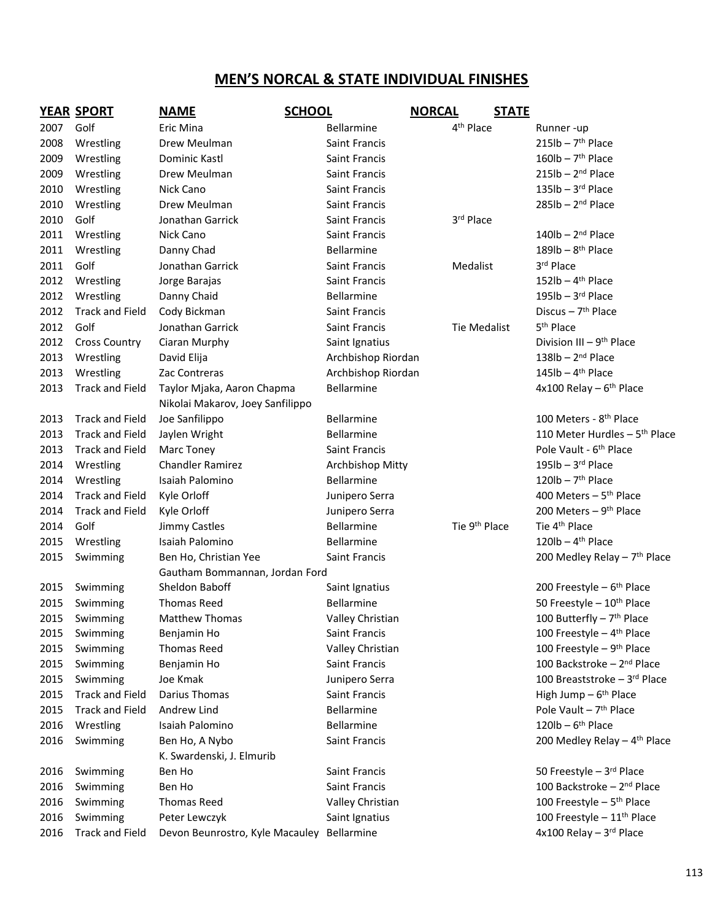## MEN'S NORCAL & STATE INDIVIDUAL FINISHES

| YEAR | SPORT | NAME | SCHOOL | NORCAL | STATE |
|---|---|---|---|---|---|
| 2007 | Golf | Eric Mina | Bellarmine | 4th Place | Runner -up |
| 2008 | Wrestling | Drew Meulman | Saint Francis | | 215lb – 7th Place |
| 2009 | Wrestling | Dominic Kastl | Saint Francis | | 160lb – 7th Place |
| 2009 | Wrestling | Drew Meulman | Saint Francis | | 215lb – 2nd Place |
| 2010 | Wrestling | Nick Cano | Saint Francis | | 135lb – 3rd Place |
| 2010 | Wrestling | Drew Meulman | Saint Francis | | 285lb – 2nd Place |
| 2010 | Golf | Jonathan Garrick | Saint Francis | 3rd Place | |
| 2011 | Wrestling | Nick Cano | Saint Francis | | 140lb – 2nd Place |
| 2011 | Wrestling | Danny Chad | Bellarmine | | 189lb – 8th Place |
| 2011 | Golf | Jonathan Garrick | Saint Francis | Medalist | 3rd Place |
| 2012 | Wrestling | Jorge Barajas | Saint Francis | | 152lb – 4th Place |
| 2012 | Wrestling | Danny Chaid | Bellarmine | | 195lb – 3rd Place |
| 2012 | Track and Field | Cody Bickman | Saint Francis | | Discus – 7th Place |
| 2012 | Golf | Jonathan Garrick | Saint Francis | Tie Medalist | 5th Place |
| 2012 | Cross Country | Ciaran Murphy | Saint Ignatius | | Division III – 9th Place |
| 2013 | Wrestling | David Elija | Archbishop Riordan | | 138lb – 2nd Place |
| 2013 | Wrestling | Zac Contreras | Archbishop Riordan | | 145lb – 4th Place |
| 2013 | Track and Field | Taylor Mjaka, Aaron Chapma<br>Nikolai Makarov, Joey Sanfilippo | Bellarmine | | 4x100 Relay – 6th Place |
| 2013 | Track and Field | Joe Sanfilippo | Bellarmine | | 100 Meters - 8th Place |
| 2013 | Track and Field | Jaylen Wright | Bellarmine | | 110 Meter Hurdles – 5th Place |
| 2013 | Track and Field | Marc Toney | Saint Francis | | Pole Vault - 6th Place |
| 2014 | Wrestling | Chandler Ramirez | Archbishop Mitty | | 195lb – 3rd Place |
| 2014 | Wrestling | Isaiah Palomino | Bellarmine | | 120lb – 7th Place |
| 2014 | Track and Field | Kyle Orloff | Junipero Serra | | 400 Meters – 5th Place |
| 2014 | Track and Field | Kyle Orloff | Junipero Serra | | 200 Meters – 9th Place |
| 2014 | Golf | Jimmy Castles | Bellarmine | Tie 9th Place | Tie 4th Place |
| 2015 | Wrestling | Isaiah Palomino | Bellarmine | | 120lb – 4th Place |
| 2015 | Swimming | Ben Ho, Christian Yee<br>Gautham Bommannan, Jordan Ford | Saint Francis | | 200 Medley Relay – 7th Place |
| 2015 | Swimming | Sheldon Baboff | Saint Ignatius | | 200 Freestyle – 6th Place |
| 2015 | Swimming | Thomas Reed | Bellarmine | | 50 Freestyle – 10th Place |
| 2015 | Swimming | Matthew Thomas | Valley Christian | | 100 Butterfly – 7th Place |
| 2015 | Swimming | Benjamin Ho | Saint Francis | | 100 Freestyle – 4th Place |
| 2015 | Swimming | Thomas Reed | Valley Christian | | 100 Freestyle – 9th Place |
| 2015 | Swimming | Benjamin Ho | Saint Francis | | 100 Backstroke – 2nd Place |
| 2015 | Swimming | Joe Kmak | Junipero Serra | | 100 Breaststroke – 3rd Place |
| 2015 | Track and Field | Darius Thomas | Saint Francis | | High Jump – 6th Place |
| 2015 | Track and Field | Andrew Lind | Bellarmine | | Pole Vault – 7th Place |
| 2016 | Wrestling | Isaiah Palomino | Bellarmine | | 120lb – 6th Place |
| 2016 | Swimming | Ben Ho, A Nybo<br>K. Swardenski, J. Elmurib | Saint Francis | | 200 Medley Relay – 4th Place |
| 2016 | Swimming | Ben Ho | Saint Francis | | 50 Freestyle – 3rd Place |
| 2016 | Swimming | Ben Ho | Saint Francis | | 100 Backstroke – 2nd Place |
| 2016 | Swimming | Thomas Reed | Valley Christian | | 100 Freestyle – 5th Place |
| 2016 | Swimming | Peter Lewczyk | Saint Ignatius | | 100 Freestyle – 11th Place |
| 2016 | Track and Field | Devon Beunrostro, Kyle Macauley | Bellarmine | | 4x100 Relay – 3rd Place |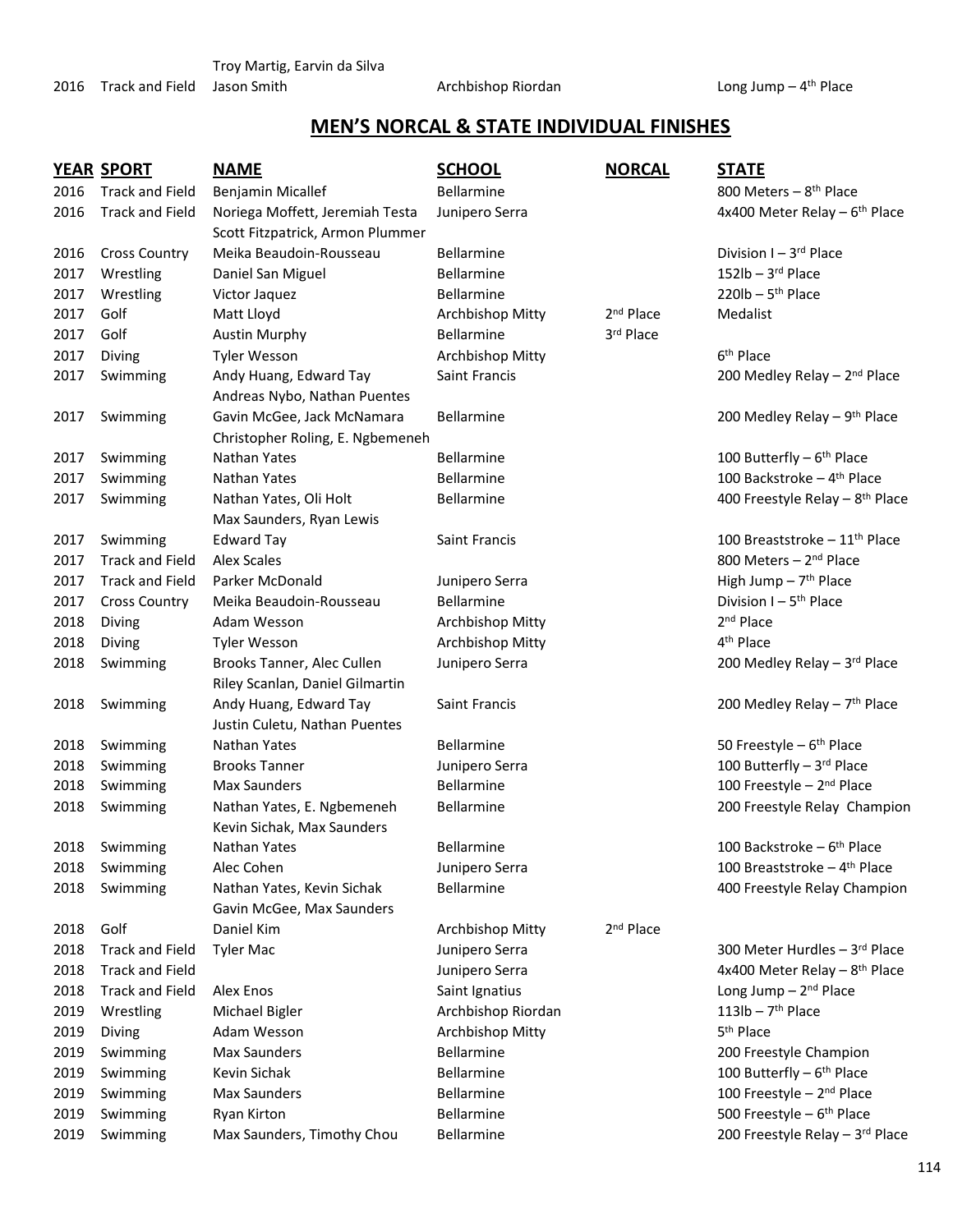| | | Troy Martig, Earvin da Silva | | | |
|---|---|---|---|---|---|
| 2016 | Track and Field | Jason Smith | Archbishop Riordan | | Long Jump – 4th Place |

## MEN'S NORCAL & STATE INDIVIDUAL FINISHES

| YEAR | SPORT | NAME | SCHOOL | NORCAL | STATE |
|---|---|---|---|---|---|
| 2016 | Track and Field | Benjamin Micallef | Bellarmine | | 800 Meters – 8th Place |
| 2016 | Track and Field | Noriega Moffett, Jeremiah Testa Scott Fitzpatrick, Armon Plummer | Junipero Serra | | 4x400 Meter Relay – 6th Place |
| 2016 | Cross Country | Meika Beaudoin-Rousseau | Bellarmine | | Division I – 3rd Place |
| 2017 | Wrestling | Daniel San Miguel | Bellarmine | | 152lb – 3rd Place |
| 2017 | Wrestling | Victor Jaquez | Bellarmine | | 220lb – 5th Place |
| 2017 | Golf | Matt Lloyd | Archbishop Mitty | 2nd Place | Medalist |
| 2017 | Golf | Austin Murphy | Bellarmine | 3rd Place | |
| 2017 | Diving | Tyler Wesson | Archbishop Mitty | | 6th Place |
| 2017 | Swimming | Andy Huang, Edward Tay Andreas Nybo, Nathan Puentes | Saint Francis | | 200 Medley Relay – 2nd Place |
| 2017 | Swimming | Gavin McGee, Jack McNamara Christopher Roling, E. Ngbemeneh | Bellarmine | | 200 Medley Relay – 9th Place |
| 2017 | Swimming | Nathan Yates | Bellarmine | | 100 Butterfly – 6th Place |
| 2017 | Swimming | Nathan Yates | Bellarmine | | 100 Backstroke – 4th Place |
| 2017 | Swimming | Nathan Yates, Oli Holt Max Saunders, Ryan Lewis | Bellarmine | | 400 Freestyle Relay – 8th Place |
| 2017 | Swimming | Edward Tay | Saint Francis | | 100 Breaststroke – 11th Place |
| 2017 | Track and Field | Alex Scales | | | 800 Meters – 2nd Place |
| 2017 | Track and Field | Parker McDonald | Junipero Serra | | High Jump – 7th Place |
| 2017 | Cross Country | Meika Beaudoin-Rousseau | Bellarmine | | Division I – 5th Place |
| 2018 | Diving | Adam Wesson | Archbishop Mitty | | 2nd Place |
| 2018 | Diving | Tyler Wesson | Archbishop Mitty | | 4th Place |
| 2018 | Swimming | Brooks Tanner, Alec Cullen Riley Scanlan, Daniel Gilmartin | Junipero Serra | | 200 Medley Relay – 3rd Place |
| 2018 | Swimming | Andy Huang, Edward Tay Justin Culetu, Nathan Puentes | Saint Francis | | 200 Medley Relay – 7th Place |
| 2018 | Swimming | Nathan Yates | Bellarmine | | 50 Freestyle – 6th Place |
| 2018 | Swimming | Brooks Tanner | Junipero Serra | | 100 Butterfly – 3rd Place |
| 2018 | Swimming | Max Saunders | Bellarmine | | 100 Freestyle – 2nd Place |
| 2018 | Swimming | Nathan Yates, E. Ngbemeneh Kevin Sichak, Max Saunders | Bellarmine | | 200 Freestyle Relay Champion |
| 2018 | Swimming | Nathan Yates | Bellarmine | | 100 Backstroke – 6th Place |
| 2018 | Swimming | Alec Cohen | Junipero Serra | | 100 Breaststroke – 4th Place |
| 2018 | Swimming | Nathan Yates, Kevin Sichak Gavin McGee, Max Saunders | Bellarmine | | 400 Freestyle Relay Champion |
| 2018 | Golf | Daniel Kim | Archbishop Mitty | 2nd Place | |
| 2018 | Track and Field | Tyler Mac | Junipero Serra | | 300 Meter Hurdles – 3rd Place |
| 2018 | Track and Field | | Junipero Serra | | 4x400 Meter Relay – 8th Place |
| 2018 | Track and Field | Alex Enos | Saint Ignatius | | Long Jump – 2nd Place |
| 2019 | Wrestling | Michael Bigler | Archbishop Riordan | | 113lb – 7th Place |
| 2019 | Diving | Adam Wesson | Archbishop Mitty | | 5th Place |
| 2019 | Swimming | Max Saunders | Bellarmine | | 200 Freestyle Champion |
| 2019 | Swimming | Kevin Sichak | Bellarmine | | 100 Butterfly – 6th Place |
| 2019 | Swimming | Max Saunders | Bellarmine | | 100 Freestyle – 2nd Place |
| 2019 | Swimming | Ryan Kirton | Bellarmine | | 500 Freestyle – 6th Place |
| 2019 | Swimming | Max Saunders, Timothy Chou | Bellarmine | | 200 Freestyle Relay – 3rd Place |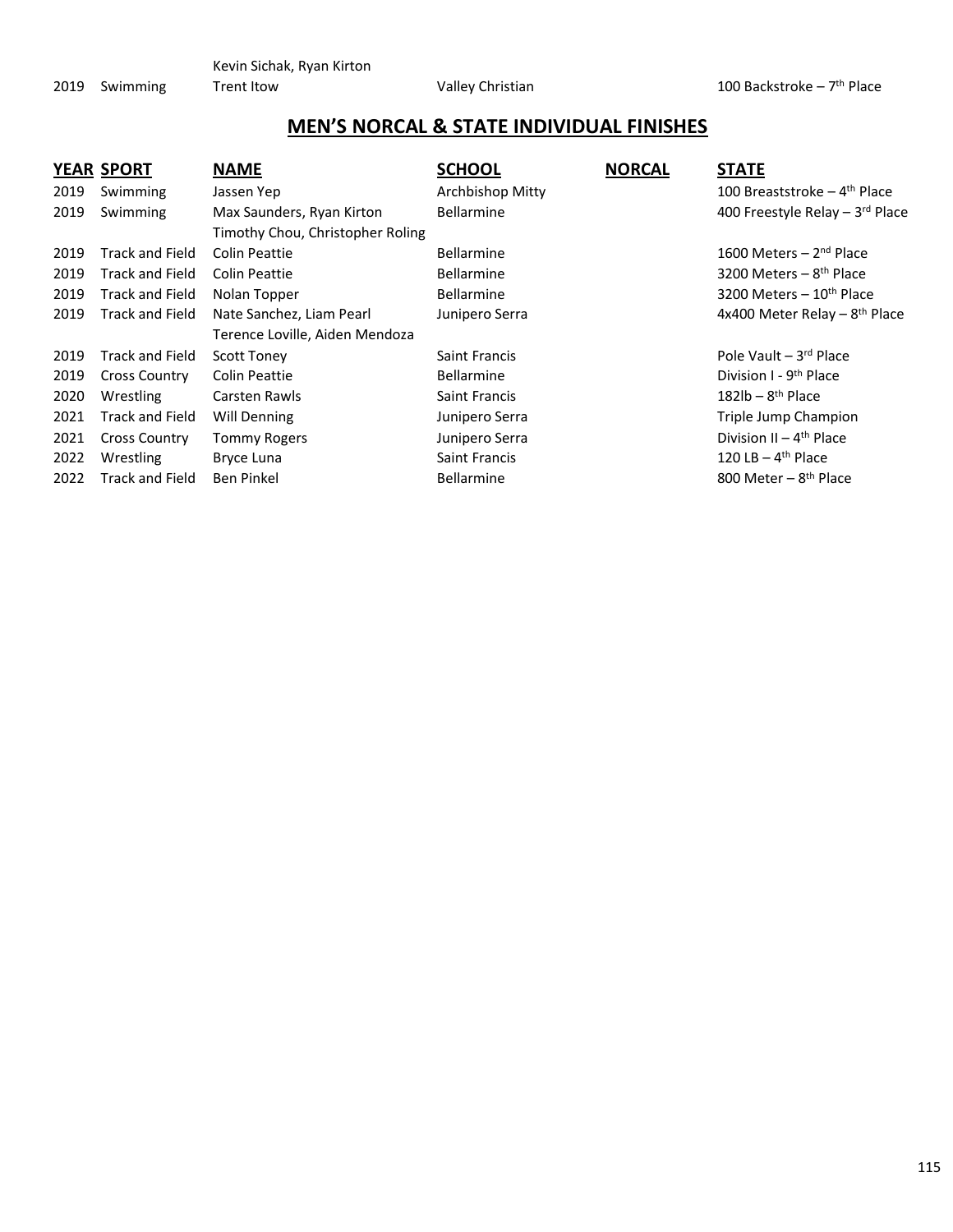| | | | | | |
|---|---|---|---|---|---|
| | | Kevin Sichak, Ryan Kirton | | | |
| 2019 | Swimming | Trent Itow | Valley Christian | | 100 Backstroke – 7th Place |

## MEN'S NORCAL & STATE INDIVIDUAL FINISHES

| YEAR | SPORT | NAME | SCHOOL | NORCAL | STATE |
|---|---|---|---|---|---|
| 2019 | Swimming | Jassen Yep | Archbishop Mitty | | 100 Breaststroke – 4th Place |
| 2019 | Swimming | Max Saunders, Ryan Kirton | Bellarmine | | 400 Freestyle Relay – 3rd Place |
| | | Timothy Chou, Christopher Roling | | | |
| 2019 | Track and Field | Colin Peattie | Bellarmine | | 1600 Meters – 2nd Place |
| 2019 | Track and Field | Colin Peattie | Bellarmine | | 3200 Meters – 8th Place |
| 2019 | Track and Field | Nolan Topper | Bellarmine | | 3200 Meters – 10th Place |
| 2019 | Track and Field | Nate Sanchez, Liam Pearl | Junipero Serra | | 4x400 Meter Relay – 8th Place |
| | | Terence Loville, Aiden Mendoza | | | |
| 2019 | Track and Field | Scott Toney | Saint Francis | | Pole Vault – 3rd Place |
| 2019 | Cross Country | Colin Peattie | Bellarmine | | Division I - 9th Place |
| 2020 | Wrestling | Carsten Rawls | Saint Francis | | 182lb – 8th Place |
| 2021 | Track and Field | Will Denning | Junipero Serra | | Triple Jump Champion |
| 2021 | Cross Country | Tommy Rogers | Junipero Serra | | Division II – 4th Place |
| 2022 | Wrestling | Bryce Luna | Saint Francis | | 120 LB – 4th Place |
| 2022 | Track and Field | Ben Pinkel | Bellarmine | | 800 Meter – 8th Place |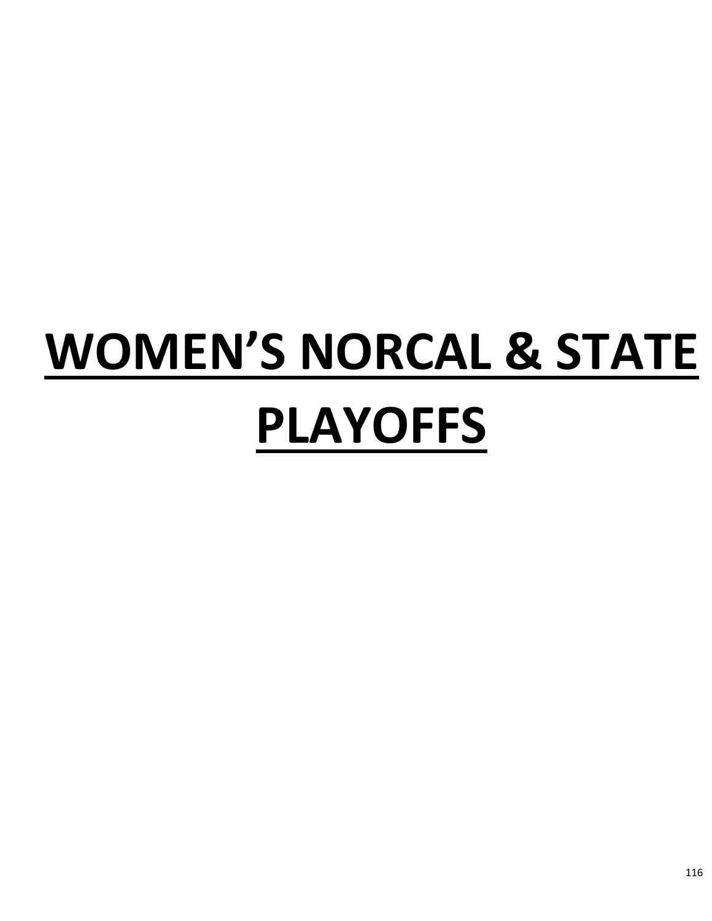# WOMEN’S NORCAL & STATE PLAYOFFS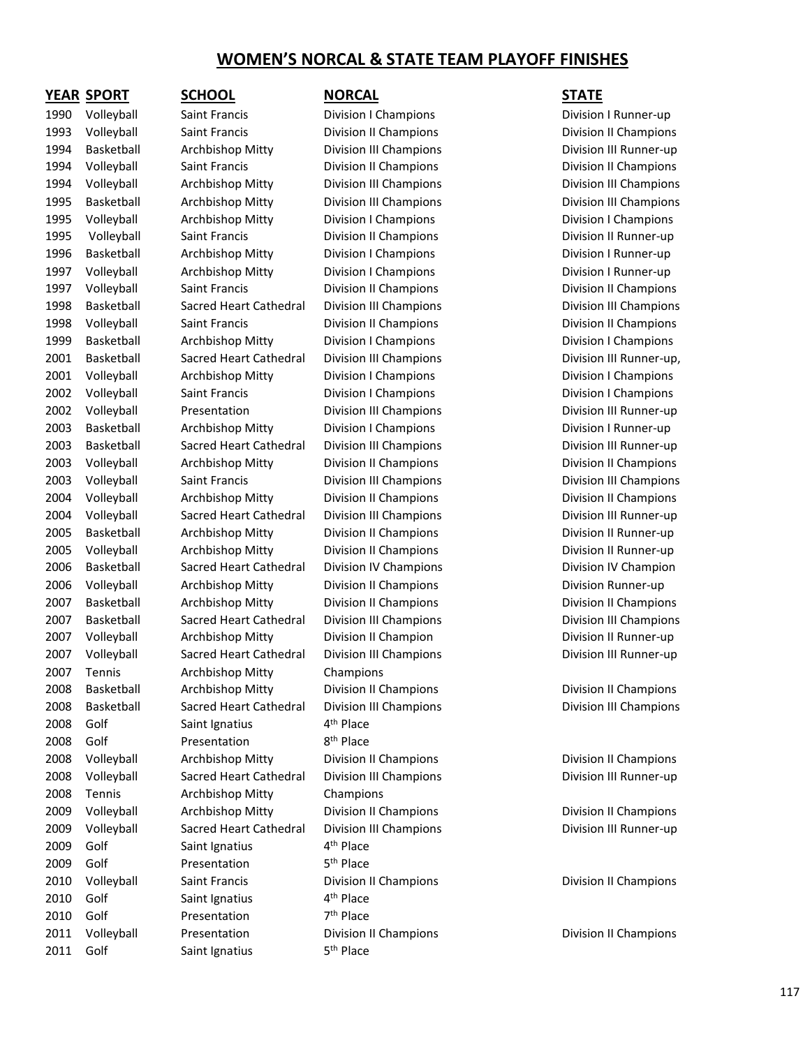# WOMEN'S NORCAL & STATE TEAM PLAYOFF FINISHES

| YEAR | SPORT | SCHOOL | NORCAL | STATE |
|---|---|---|---|---|
| 1990 | Volleyball | Saint Francis | Division I Champions | Division I Runner-up |
| 1993 | Volleyball | Saint Francis | Division II Champions | Division II Champions |
| 1994 | Basketball | Archbishop Mitty | Division III Champions | Division III Runner-up |
| 1994 | Volleyball | Saint Francis | Division II Champions | Division II Champions |
| 1994 | Volleyball | Archbishop Mitty | Division III Champions | Division III Champions |
| 1995 | Basketball | Archbishop Mitty | Division III Champions | Division III Champions |
| 1995 | Volleyball | Archbishop Mitty | Division I Champions | Division I Champions |
| 1995 | Volleyball | Saint Francis | Division II Champions | Division II Runner-up |
| 1996 | Basketball | Archbishop Mitty | Division I Champions | Division I Runner-up |
| 1997 | Volleyball | Archbishop Mitty | Division I Champions | Division I Runner-up |
| 1997 | Volleyball | Saint Francis | Division II Champions | Division II Champions |
| 1998 | Basketball | Sacred Heart Cathedral | Division III Champions | Division III Champions |
| 1998 | Volleyball | Saint Francis | Division II Champions | Division II Champions |
| 1999 | Basketball | Archbishop Mitty | Division I Champions | Division I Champions |
| 2001 | Basketball | Sacred Heart Cathedral | Division III Champions | Division III Runner-up, |
| 2001 | Volleyball | Archbishop Mitty | Division I Champions | Division I Champions |
| 2002 | Volleyball | Saint Francis | Division I Champions | Division I Champions |
| 2002 | Volleyball | Presentation | Division III Champions | Division III Runner-up |
| 2003 | Basketball | Archbishop Mitty | Division I Champions | Division I Runner-up |
| 2003 | Basketball | Sacred Heart Cathedral | Division III Champions | Division III Runner-up |
| 2003 | Volleyball | Archbishop Mitty | Division II Champions | Division II Champions |
| 2003 | Volleyball | Saint Francis | Division III Champions | Division III Champions |
| 2004 | Volleyball | Archbishop Mitty | Division II Champions | Division II Champions |
| 2004 | Volleyball | Sacred Heart Cathedral | Division III Champions | Division III Runner-up |
| 2005 | Basketball | Archbishop Mitty | Division II Champions | Division II Runner-up |
| 2005 | Volleyball | Archbishop Mitty | Division II Champions | Division II Runner-up |
| 2006 | Basketball | Sacred Heart Cathedral | Division IV Champions | Division IV Champion |
| 2006 | Volleyball | Archbishop Mitty | Division II Champions | Division Runner-up |
| 2007 | Basketball | Archbishop Mitty | Division II Champions | Division II Champions |
| 2007 | Basketball | Sacred Heart Cathedral | Division III Champions | Division III Champions |
| 2007 | Volleyball | Archbishop Mitty | Division II Champion | Division II Runner-up |
| 2007 | Volleyball | Sacred Heart Cathedral | Division III Champions | Division III Runner-up |
| 2007 | Tennis | Archbishop Mitty | Champions | |
| 2008 | Basketball | Archbishop Mitty | Division II Champions | Division II Champions |
| 2008 | Basketball | Sacred Heart Cathedral | Division III Champions | Division III Champions |
| 2008 | Golf | Saint Ignatius | 4th Place | |
| 2008 | Golf | Presentation | 8th Place | |
| 2008 | Volleyball | Archbishop Mitty | Division II Champions | Division II Champions |
| 2008 | Volleyball | Sacred Heart Cathedral | Division III Champions | Division III Runner-up |
| 2008 | Tennis | Archbishop Mitty | Champions | |
| 2009 | Volleyball | Archbishop Mitty | Division II Champions | Division II Champions |
| 2009 | Volleyball | Sacred Heart Cathedral | Division III Champions | Division III Runner-up |
| 2009 | Golf | Saint Ignatius | 4th Place | |
| 2009 | Golf | Presentation | 5th Place | |
| 2010 | Volleyball | Saint Francis | Division II Champions | Division II Champions |
| 2010 | Golf | Saint Ignatius | 4th Place | |
| 2010 | Golf | Presentation | 7th Place | |
| 2011 | Volleyball | Presentation | Division II Champions | Division II Champions |
| 2011 | Golf | Saint Ignatius | 5th Place | |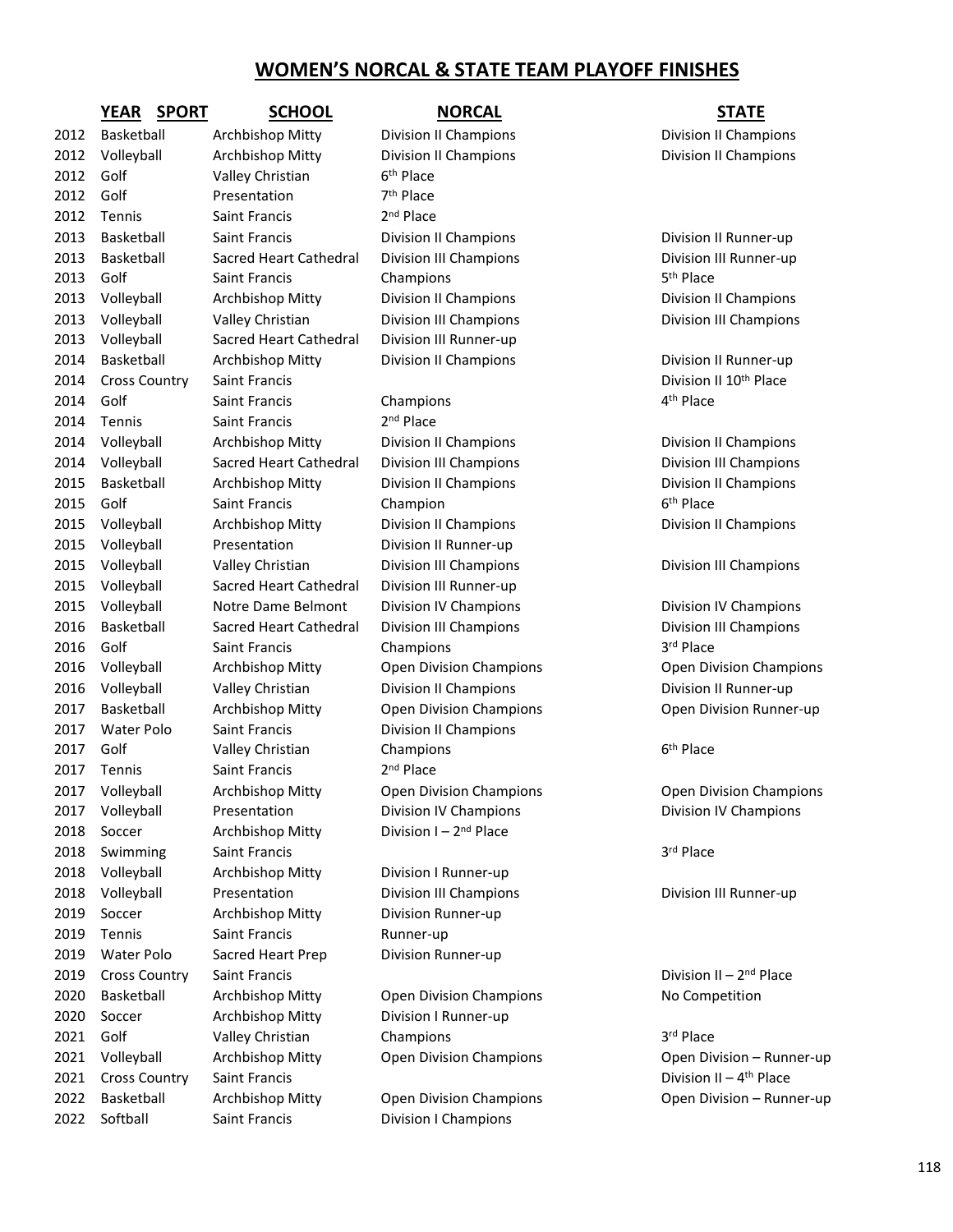# WOMEN'S NORCAL & STATE TEAM PLAYOFF FINISHES

| YEAR | SPORT | SCHOOL | NORCAL | STATE |
|---|---|---|---|---|
| 2012 | Basketball | Archbishop Mitty | Division II Champions | Division II Champions |
| 2012 | Volleyball | Archbishop Mitty | Division II Champions | Division II Champions |
| 2012 | Golf | Valley Christian | 6th Place | |
| 2012 | Golf | Presentation | 7th Place | |
| 2012 | Tennis | Saint Francis | 2nd Place | |
| 2013 | Basketball | Saint Francis | Division II Champions | Division II Runner-up |
| 2013 | Basketball | Sacred Heart Cathedral | Division III Champions | Division III Runner-up |
| 2013 | Golf | Saint Francis | Champions | 5th Place |
| 2013 | Volleyball | Archbishop Mitty | Division II Champions | Division II Champions |
| 2013 | Volleyball | Valley Christian | Division III Champions | Division III Champions |
| 2013 | Volleyball | Sacred Heart Cathedral | Division III Runner-up | |
| 2014 | Basketball | Archbishop Mitty | Division II Champions | Division II Runner-up |
| 2014 | Cross Country | Saint Francis | | Division II 10th Place |
| 2014 | Golf | Saint Francis | Champions | 4th Place |
| 2014 | Tennis | Saint Francis | 2nd Place | |
| 2014 | Volleyball | Archbishop Mitty | Division II Champions | Division II Champions |
| 2014 | Volleyball | Sacred Heart Cathedral | Division III Champions | Division III Champions |
| 2015 | Basketball | Archbishop Mitty | Division II Champions | Division II Champions |
| 2015 | Golf | Saint Francis | Champion | 6th Place |
| 2015 | Volleyball | Archbishop Mitty | Division II Champions | Division II Champions |
| 2015 | Volleyball | Presentation | Division II Runner-up | |
| 2015 | Volleyball | Valley Christian | Division III Champions | Division III Champions |
| 2015 | Volleyball | Sacred Heart Cathedral | Division III Runner-up | |
| 2015 | Volleyball | Notre Dame Belmont | Division IV Champions | Division IV Champions |
| 2016 | Basketball | Sacred Heart Cathedral | Division III Champions | Division III Champions |
| 2016 | Golf | Saint Francis | Champions | 3rd Place |
| 2016 | Volleyball | Archbishop Mitty | Open Division Champions | Open Division Champions |
| 2016 | Volleyball | Valley Christian | Division II Champions | Division II Runner-up |
| 2017 | Basketball | Archbishop Mitty | Open Division Champions | Open Division Runner-up |
| 2017 | Water Polo | Saint Francis | Division II Champions | |
| 2017 | Golf | Valley Christian | Champions | 6th Place |
| 2017 | Tennis | Saint Francis | 2nd Place | |
| 2017 | Volleyball | Archbishop Mitty | Open Division Champions | Open Division Champions |
| 2017 | Volleyball | Presentation | Division IV Champions | Division IV Champions |
| 2018 | Soccer | Archbishop Mitty | Division I – 2nd Place | |
| 2018 | Swimming | Saint Francis | | 3rd Place |
| 2018 | Volleyball | Archbishop Mitty | Division I Runner-up | |
| 2018 | Volleyball | Presentation | Division III Champions | Division III Runner-up |
| 2019 | Soccer | Archbishop Mitty | Division Runner-up | |
| 2019 | Tennis | Saint Francis | Runner-up | |
| 2019 | Water Polo | Sacred Heart Prep | Division Runner-up | |
| 2019 | Cross Country | Saint Francis | | Division II – 2nd Place |
| 2020 | Basketball | Archbishop Mitty | Open Division Champions | No Competition |
| 2020 | Soccer | Archbishop Mitty | Division I Runner-up | |
| 2021 | Golf | Valley Christian | Champions | 3rd Place |
| 2021 | Volleyball | Archbishop Mitty | Open Division Champions | Open Division – Runner-up |
| 2021 | Cross Country | Saint Francis | | Division II – 4th Place |
| 2022 | Basketball | Archbishop Mitty | Open Division Champions | Open Division – Runner-up |
| 2022 | Softball | Saint Francis | Division I Champions | |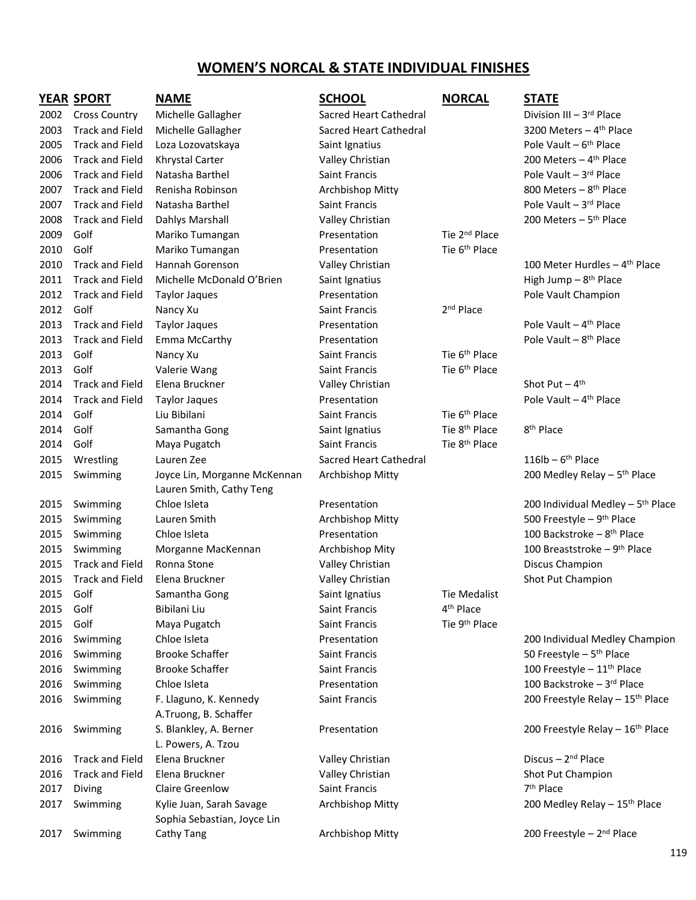## WOMEN'S NORCAL & STATE INDIVIDUAL FINISHES

| YEAR | SPORT | NAME | SCHOOL | NORCAL | STATE |
|---|---|---|---|---|---|
| 2002 | Cross Country | Michelle Gallagher | Sacred Heart Cathedral | | Division III – 3rd Place |
| 2003 | Track and Field | Michelle Gallagher | Sacred Heart Cathedral | | 3200 Meters – 4th Place |
| 2005 | Track and Field | Loza Lozovatskaya | Saint Ignatius | | Pole Vault – 6th Place |
| 2006 | Track and Field | Khrystal Carter | Valley Christian | | 200 Meters – 4th Place |
| 2006 | Track and Field | Natasha Barthel | Saint Francis | | Pole Vault – 3rd Place |
| 2007 | Track and Field | Renisha Robinson | Archbishop Mitty | | 800 Meters – 8th Place |
| 2007 | Track and Field | Natasha Barthel | Saint Francis | | Pole Vault – 3rd Place |
| 2008 | Track and Field | Dahlys Marshall | Valley Christian | | 200 Meters – 5th Place |
| 2009 | Golf | Mariko Tumangan | Presentation | Tie 2nd Place | |
| 2010 | Golf | Mariko Tumangan | Presentation | Tie 6th Place | |
| 2010 | Track and Field | Hannah Gorenson | Valley Christian | | 100 Meter Hurdles – 4th Place |
| 2011 | Track and Field | Michelle McDonald O'Brien | Saint Ignatius | | High Jump – 8th Place |
| 2012 | Track and Field | Taylor Jaques | Presentation | | Pole Vault Champion |
| 2012 | Golf | Nancy Xu | Saint Francis | 2nd Place | |
| 2013 | Track and Field | Taylor Jaques | Presentation | | Pole Vault – 4th Place |
| 2013 | Track and Field | Emma McCarthy | Presentation | | Pole Vault – 8th Place |
| 2013 | Golf | Nancy Xu | Saint Francis | Tie 6th Place | |
| 2013 | Golf | Valerie Wang | Saint Francis | Tie 6th Place | |
| 2014 | Track and Field | Elena Bruckner | Valley Christian | | Shot Put – 4th |
| 2014 | Track and Field | Taylor Jaques | Presentation | | Pole Vault – 4th Place |
| 2014 | Golf | Liu Bibilani | Saint Francis | Tie 6th Place | |
| 2014 | Golf | Samantha Gong | Saint Ignatius | Tie 8th Place | 8th Place |
| 2014 | Golf | Maya Pugatch | Saint Francis | Tie 8th Place | |
| 2015 | Wrestling | Lauren Zee | Sacred Heart Cathedral | | 116lb – 6th Place |
| 2015 | Swimming | Joyce Lin, Morganne McKennan Lauren Smith, Cathy Teng | Archbishop Mitty | | 200 Medley Relay – 5th Place |
| 2015 | Swimming | Chloe Isleta | Presentation | | 200 Individual Medley – 5th Place |
| 2015 | Swimming | Lauren Smith | Archbishop Mitty | | 500 Freestyle – 9th Place |
| 2015 | Swimming | Chloe Isleta | Presentation | | 100 Backstroke – 8th Place |
| 2015 | Swimming | Morganne MacKennan | Archbishop Mity | | 100 Breaststroke – 9th Place |
| 2015 | Track and Field | Ronna Stone | Valley Christian | | Discus Champion |
| 2015 | Track and Field | Elena Bruckner | Valley Christian | | Shot Put Champion |
| 2015 | Golf | Samantha Gong | Saint Ignatius | Tie Medalist | |
| 2015 | Golf | Bibilani Liu | Saint Francis | 4th Place | |
| 2015 | Golf | Maya Pugatch | Saint Francis | Tie 9th Place | |
| 2016 | Swimming | Chloe Isleta | Presentation | | 200 Individual Medley Champion |
| 2016 | Swimming | Brooke Schaffer | Saint Francis | | 50 Freestyle – 5th Place |
| 2016 | Swimming | Brooke Schaffer | Saint Francis | | 100 Freestyle – 11th Place |
| 2016 | Swimming | Chloe Isleta | Presentation | | 100 Backstroke – 3rd Place |
| 2016 | Swimming | F. Llaguno, K. Kennedy A.Truong, B. Schaffer | Saint Francis | | 200 Freestyle Relay – 15th Place |
| 2016 | Swimming | S. Blankley, A. Berner L. Powers, A. Tzou | Presentation | | 200 Freestyle Relay – 16th Place |
| 2016 | Track and Field | Elena Bruckner | Valley Christian | | Discus – 2nd Place |
| 2016 | Track and Field | Elena Bruckner | Valley Christian | | Shot Put Champion |
| 2017 | Diving | Claire Greenlow | Saint Francis | | 7th Place |
| 2017 | Swimming | Kylie Juan, Sarah Savage Sophia Sebastian, Joyce Lin | Archbishop Mitty | | 200 Medley Relay – 15th Place |
| 2017 | Swimming | Cathy Tang | Archbishop Mitty | | 200 Freestyle – 2nd Place |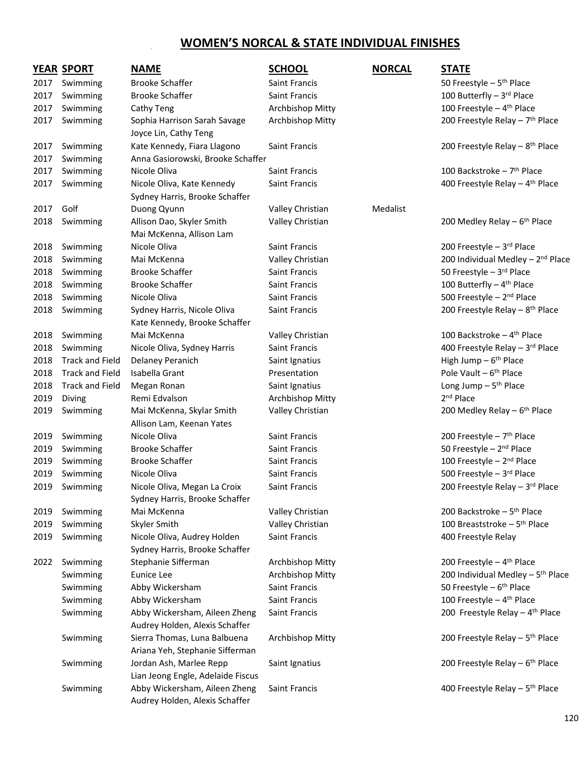# WOMEN'S NORCAL & STATE INDIVIDUAL FINISHES

| YEAR | SPORT | NAME | SCHOOL | NORCAL | STATE |
|---|---|---|---|---|---|
| 2017 | Swimming | Brooke Schaffer | Saint Francis | | 50 Freestyle – 5th Place |
| 2017 | Swimming | Brooke Schaffer | Saint Francis | | 100 Butterfly – 3rd Place |
| 2017 | Swimming | Cathy Teng | Archbishop Mitty | | 100 Freestyle – 4th Place |
| 2017 | Swimming | Sophia Harrison Sarah Savage Joyce Lin, Cathy Teng | Archbishop Mitty | | 200 Freestyle Relay – 7th Place |
| 2017 | Swimming | Kate Kennedy, Fiara Llagono | Saint Francis | | 200 Freestyle Relay – 8th Place |
| 2017 | Swimming | Anna Gasiorowski, Brooke Schaffer | | | |
| 2017 | Swimming | Nicole Oliva | Saint Francis | | 100 Backstroke – 7th Place |
| 2017 | Swimming | Nicole Oliva, Kate Kennedy Sydney Harris, Brooke Schaffer | Saint Francis | | 400 Freestyle Relay – 4th Place |
| 2017 | Golf | Duong Qyunn | Valley Christian | Medalist | |
| 2018 | Swimming | Allison Dao, Skyler Smith Mai McKenna, Allison Lam | Valley Christian | | 200 Medley Relay – 6th Place |
| 2018 | Swimming | Nicole Oliva | Saint Francis | | 200 Freestyle – 3rd Place |
| 2018 | Swimming | Mai McKenna | Valley Christian | | 200 Individual Medley – 2nd Place |
| 2018 | Swimming | Brooke Schaffer | Saint Francis | | 50 Freestyle – 3rd Place |
| 2018 | Swimming | Brooke Schaffer | Saint Francis | | 100 Butterfly – 4th Place |
| 2018 | Swimming | Nicole Oliva | Saint Francis | | 500 Freestyle – 2nd Place |
| 2018 | Swimming | Sydney Harris, Nicole Oliva Kate Kennedy, Brooke Schaffer | Saint Francis | | 200 Freestyle Relay – 8th Place |
| 2018 | Swimming | Mai McKenna | Valley Christian | | 100 Backstroke – 4th Place |
| 2018 | Swimming | Nicole Oliva, Sydney Harris | Saint Francis | | 400 Freestyle Relay – 3rd Place |
| 2018 | Track and Field | Delaney Peranich | Saint Ignatius | | High Jump – 6th Place |
| 2018 | Track and Field | Isabella Grant | Presentation | | Pole Vault – 6th Place |
| 2018 | Track and Field | Megan Ronan | Saint Ignatius | | Long Jump – 5th Place |
| 2019 | Diving | Remi Edvalson | Archbishop Mitty | | 2nd Place |
| 2019 | Swimming | Mai McKenna, Skylar Smith Allison Lam, Keenan Yates | Valley Christian | | 200 Medley Relay – 6th Place |
| 2019 | Swimming | Nicole Oliva | Saint Francis | | 200 Freestyle – 7th Place |
| 2019 | Swimming | Brooke Schaffer | Saint Francis | | 50 Freestyle – 2nd Place |
| 2019 | Swimming | Brooke Schaffer | Saint Francis | | 100 Freestyle – 2nd Place |
| 2019 | Swimming | Nicole Oliva | Saint Francis | | 500 Freestyle – 3rd Place |
| 2019 | Swimming | Nicole Oliva, Megan La Croix Sydney Harris, Brooke Schaffer | Saint Francis | | 200 Freestyle Relay – 3rd Place |
| 2019 | Swimming | Mai McKenna | Valley Christian | | 200 Backstroke – 5th Place |
| 2019 | Swimming | Skyler Smith | Valley Christian | | 100 Breaststroke – 5th Place |
| 2019 | Swimming | Nicole Oliva, Audrey Holden Sydney Harris, Brooke Schaffer | Saint Francis | | 400 Freestyle Relay |
| 2022 | Swimming | Stephanie Sifferman | Archbishop Mitty | | 200 Freestyle – 4th Place |
| | Swimming | Eunice Lee | Archbishop Mitty | | 200 Individual Medley – 5th Place |
| | Swimming | Abby Wickersham | Saint Francis | | 50 Freestyle – 6th Place |
| | Swimming | Abby Wickersham | Saint Francis | | 100 Freestyle – 4th Place |
| | Swimming | Abby Wickersham, Aileen Zheng Audrey Holden, Alexis Schaffer | Saint Francis | | 200 Freestyle Relay – 4th Place |
| | Swimming | Sierra Thomas, Luna Balbuena Ariana Yeh, Stephanie Sifferman | Archbishop Mitty | | 200 Freestyle Relay – 5th Place |
| | Swimming | Jordan Ash, Marlee Repp Lian Jeong Engle, Adelaide Fiscus | Saint Ignatius | | 200 Freestyle Relay – 6th Place |
| | Swimming | Abby Wickersham, Aileen Zheng Audrey Holden, Alexis Schaffer | Saint Francis | | 400 Freestyle Relay – 5th Place |